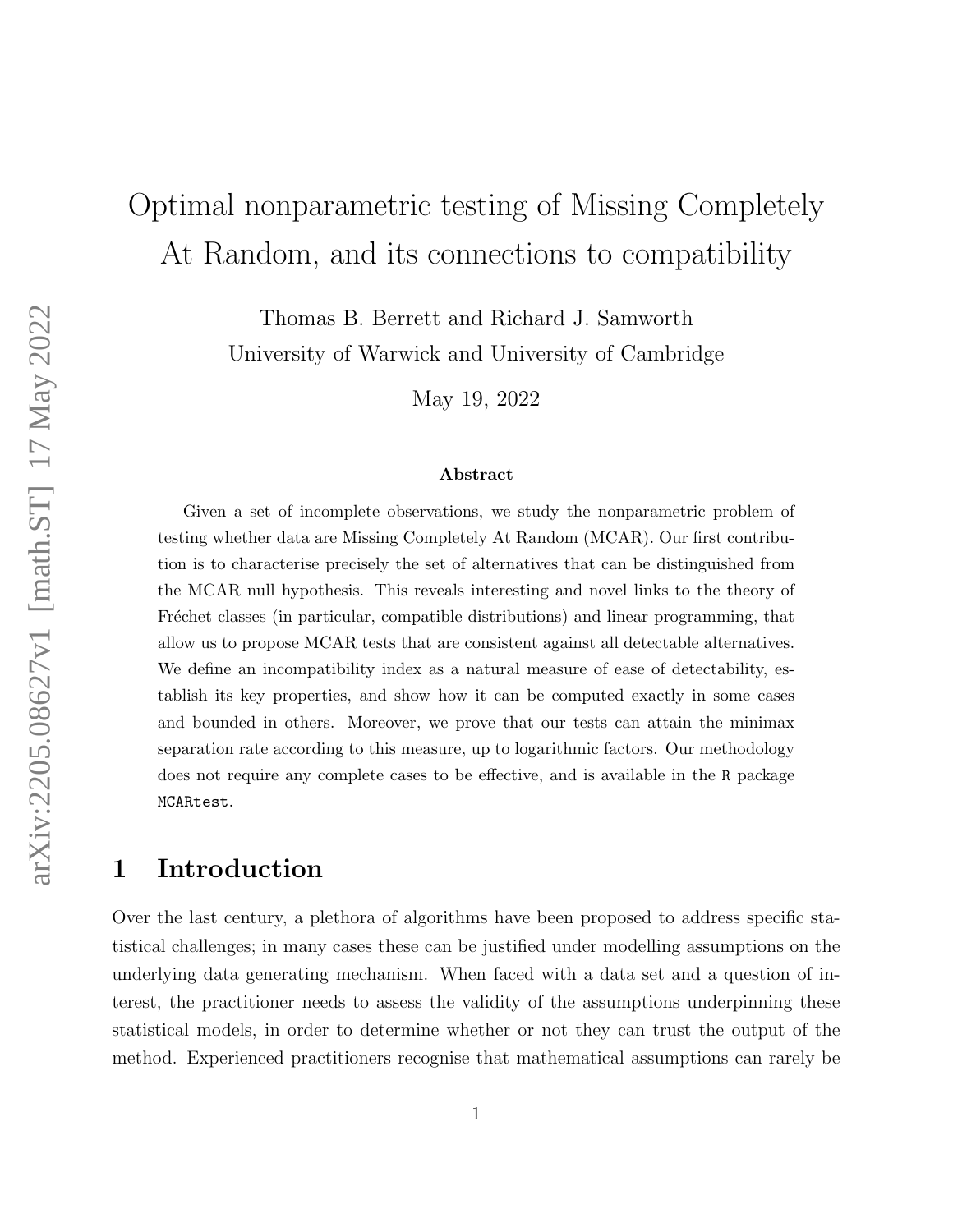# Optimal nonparametric testing of Missing Completely At Random, and its connections to compatibility

Thomas B. Berrett and Richard J. Samworth
University of Warwick and University of Cambridge

May 19, 2022

### Abstract

Given a set of incomplete observations, we study the nonparametric problem of testing whether data are Missing Completely At Random (MCAR). Our first contribution is to characterise precisely the set of alternatives that can be distinguished from the MCAR null hypothesis. This reveals interesting and novel links to the theory of Fréchet classes (in particular, compatible distributions) and linear programming, that allow us to propose MCAR tests that are consistent against all detectable alternatives. We define an incompatibility index as a natural measure of ease of detectability, establish its key properties, and show how it can be computed exactly in some cases and bounded in others. Moreover, we prove that our tests can attain the minimax separation rate according to this measure, up to logarithmic factors. Our methodology does not require any complete cases to be effective, and is available in the R package MCARtest.

## 1 Introduction

Over the last century, a plethora of algorithms have been proposed to address specific statistical challenges; in many cases these can be justified under modelling assumptions on the underlying data generating mechanism. When faced with a data set and a question of interest, the practitioner needs to assess the validity of the assumptions underpinning these statistical models, in order to determine whether or not they can trust the output of the method. Experienced practitioners recognise that mathematical assumptions can rarely be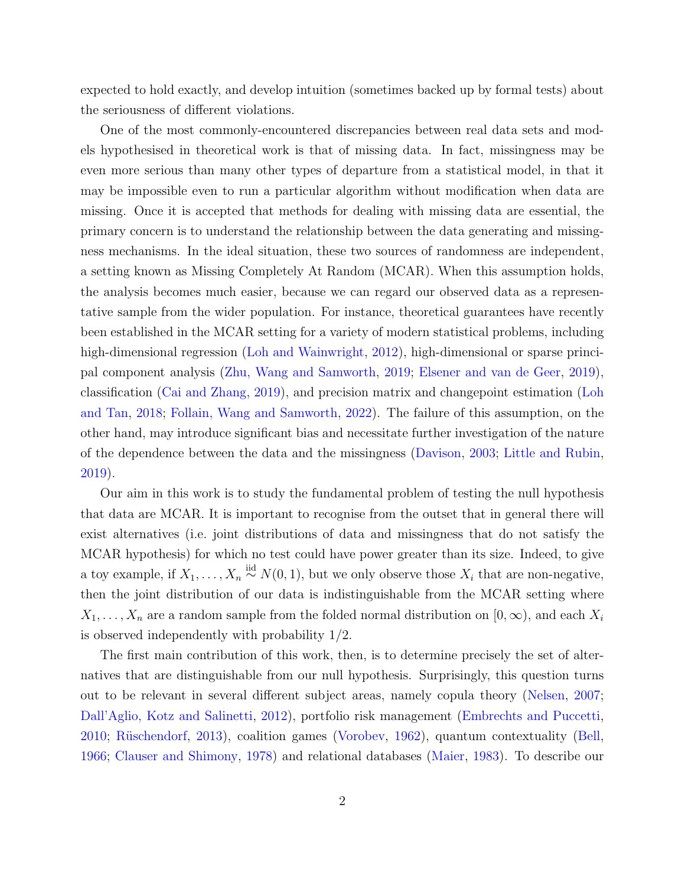expected to hold exactly, and develop intuition (sometimes backed up by formal tests) about the seriousness of different violations.

One of the most commonly-encountered discrepancies between real data sets and models hypothesised in theoretical work is that of missing data. In fact, missingness may be even more serious than many other types of departure from a statistical model, in that it may be impossible even to run a particular algorithm without modification when data are missing. Once it is accepted that methods for dealing with missing data are essential, the primary concern is to understand the relationship between the data generating and missingness mechanisms. In the ideal situation, these two sources of randomness are independent, a setting known as Missing Completely At Random (MCAR). When this assumption holds, the analysis becomes much easier, because we can regard our observed data as a representative sample from the wider population. For instance, theoretical guarantees have recently been established in the MCAR setting for a variety of modern statistical problems, including high-dimensional regression (Loh and Wainwright, 2012), high-dimensional or sparse principal component analysis (Zhu, Wang and Samworth, 2019; Elsener and van de Geer, 2019), classification (Cai and Zhang, 2019), and precision matrix and changepoint estimation (Loh and Tan, 2018; Follain, Wang and Samworth, 2022). The failure of this assumption, on the other hand, may introduce significant bias and necessitate further investigation of the nature of the dependence between the data and the missingness (Davison, 2003; Little and Rubin, 2019).

Our aim in this work is to study the fundamental problem of testing the null hypothesis that data are MCAR. It is important to recognise from the outset that in general there will exist alternatives (i.e. joint distributions of data and missingness that do not satisfy the MCAR hypothesis) for which no test could have power greater than its size. Indeed, to give a toy example, if $X_1, \ldots, X_n \overset{\mathrm{iid}}{\sim} N(0, 1)$, but we only observe those $X_i$ that are non-negative, then the joint distribution of our data is indistinguishable from the MCAR setting where $X_1, \ldots, X_n$ are a random sample from the folded normal distribution on $[0, \infty)$, and each $X_i$ is observed independently with probability $1/2$.

The first main contribution of this work, then, is to determine precisely the set of alternatives that are distinguishable from our null hypothesis. Surprisingly, this question turns out to be relevant in several different subject areas, namely copula theory (Nelsen, 2007; Dall'Aglio, Kotz and Salinetti, 2012), portfolio risk management (Embrechts and Puccetti, 2010; Rüschendorf, 2013), coalition games (Vorobev, 1962), quantum contextuality (Bell, 1966; Clauser and Shimony, 1978) and relational databases (Maier, 1983). To describe our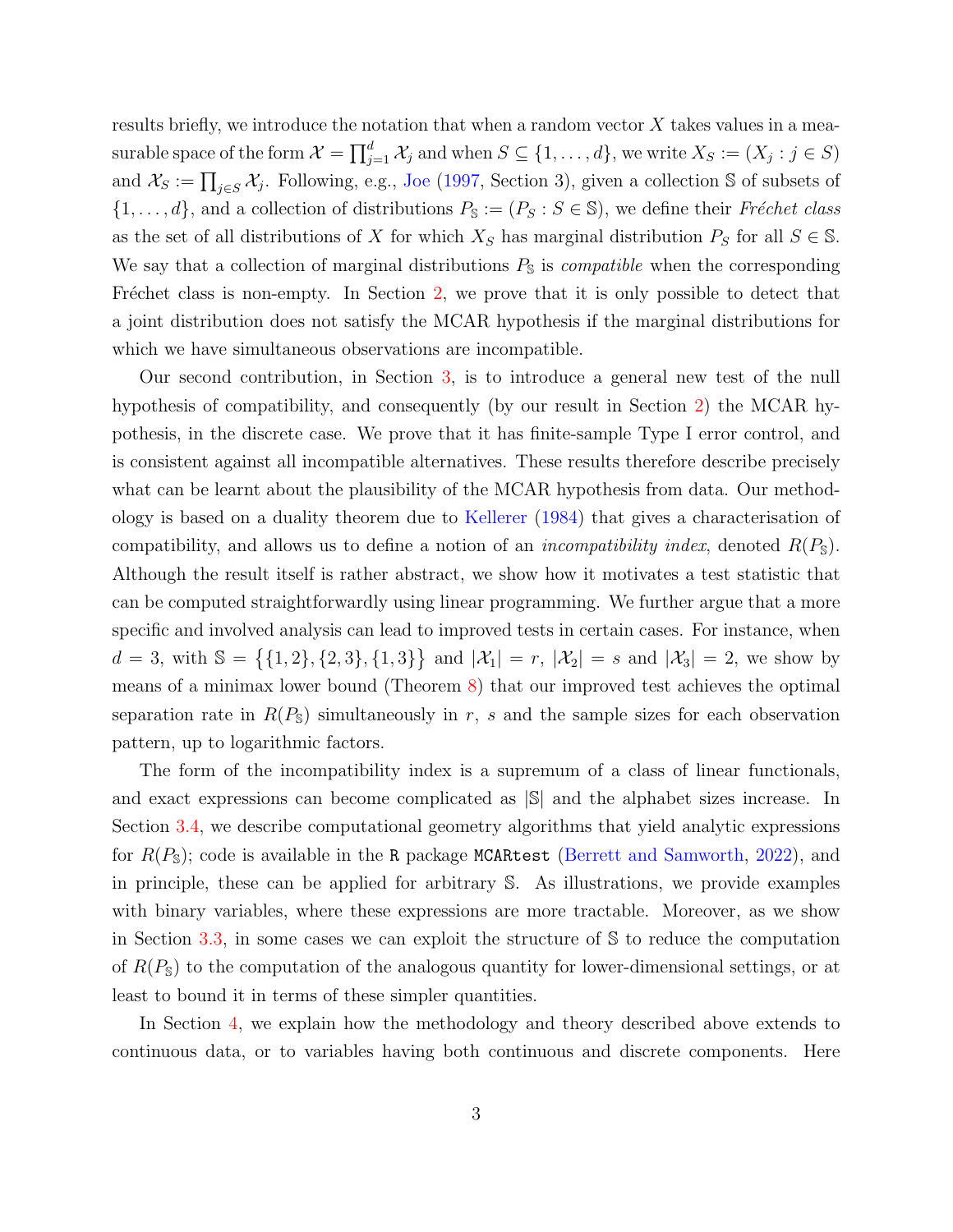results briefly, we introduce the notation that when a random vector $X$ takes values in a measurable space of the form $\mathcal{X} = \prod_{j=1}^{d} \mathcal{X}_j$ and when $S \subseteq \{1, \ldots, d\}$, we write $X_S := (X_j : j \in S)$ and $\mathcal{X}_S := \prod_{j \in S} \mathcal{X}_j$. Following, e.g., Joe (1997, Section 3), given a collection $\mathbb{S}$ of subsets of $\{1, \ldots, d\}$, and a collection of distributions $P_{\mathbb{S}} := (P_S : S \in \mathbb{S})$, we define their *Fréchet class* as the set of all distributions of $X$ for which $X_S$ has marginal distribution $P_S$ for all $S \in \mathbb{S}$. We say that a collection of marginal distributions $P_{\mathbb{S}}$ is *compatible* when the corresponding Fréchet class is non-empty. In Section 2, we prove that it is only possible to detect that a joint distribution does not satisfy the MCAR hypothesis if the marginal distributions for which we have simultaneous observations are incompatible.

Our second contribution, in Section 3, is to introduce a general new test of the null hypothesis of compatibility, and consequently (by our result in Section 2) the MCAR hypothesis, in the discrete case. We prove that it has finite-sample Type I error control, and is consistent against all incompatible alternatives. These results therefore describe precisely what can be learnt about the plausibility of the MCAR hypothesis from data. Our methodology is based on a duality theorem due to Kellerer (1984) that gives a characterisation of compatibility, and allows us to define a notion of an *incompatibility index*, denoted $R(P_{\mathbb{S}})$. Although the result itself is rather abstract, we show how it motivates a test statistic that can be computed straightforwardly using linear programming. We further argue that a more specific and involved analysis can lead to improved tests in certain cases. For instance, when $d = 3$, with $\mathbb{S} = \big\{\{1, 2\}, \{2, 3\}, \{1, 3\}\big\}$ and $|\mathcal{X}_1| = r$, $|\mathcal{X}_2| = s$ and $|\mathcal{X}_3| = 2$, we show by means of a minimax lower bound (Theorem 8) that our improved test achieves the optimal separation rate in $R(P_{\mathbb{S}})$ simultaneously in $r$, $s$ and the sample sizes for each observation pattern, up to logarithmic factors.

The form of the incompatibility index is a supremum of a class of linear functionals, and exact expressions can become complicated as $|\mathbb{S}|$ and the alphabet sizes increase. In Section 3.4, we describe computational geometry algorithms that yield analytic expressions for $R(P_{\mathbb{S}})$; code is available in the R package MCARtest (Berrett and Samworth, 2022), and in principle, these can be applied for arbitrary $\mathbb{S}$. As illustrations, we provide examples with binary variables, where these expressions are more tractable. Moreover, as we show in Section 3.3, in some cases we can exploit the structure of $\mathbb{S}$ to reduce the computation of $R(P_{\mathbb{S}})$ to the computation of the analogous quantity for lower-dimensional settings, or at least to bound it in terms of these simpler quantities.

In Section 4, we explain how the methodology and theory described above extends to continuous data, or to variables having both continuous and discrete components. Here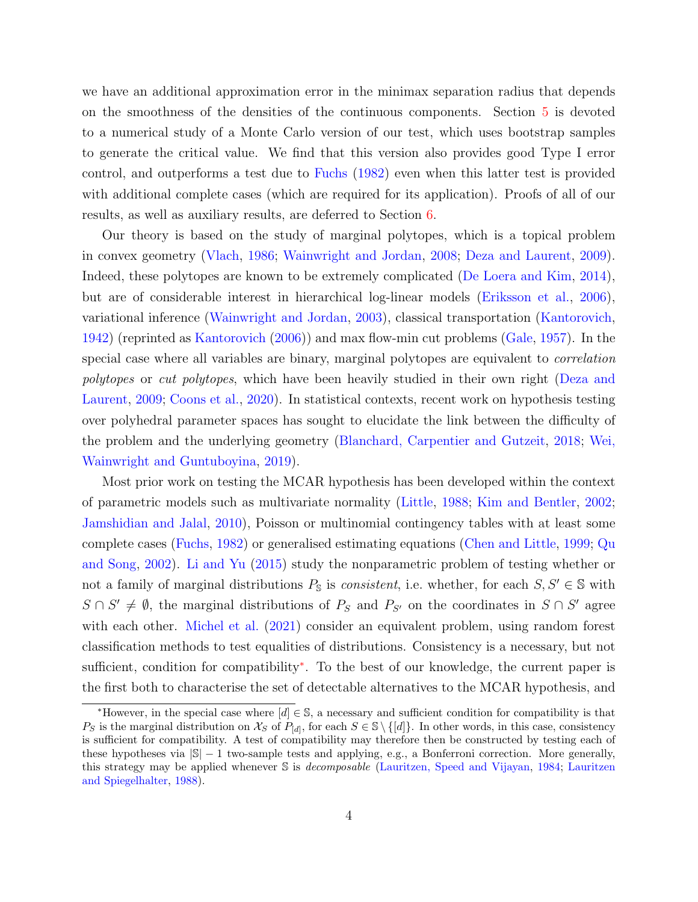we have an additional approximation error in the minimax separation radius that depends on the smoothness of the densities of the continuous components. Section 5 is devoted to a numerical study of a Monte Carlo version of our test, which uses bootstrap samples to generate the critical value. We find that this version also provides good Type I error control, and outperforms a test due to Fuchs (1982) even when this latter test is provided with additional complete cases (which are required for its application). Proofs of all of our results, as well as auxiliary results, are deferred to Section 6.

Our theory is based on the study of marginal polytopes, which is a topical problem in convex geometry (Vlach, 1986; Wainwright and Jordan, 2008; Deza and Laurent, 2009). Indeed, these polytopes are known to be extremely complicated (De Loera and Kim, 2014), but are of considerable interest in hierarchical log-linear models (Eriksson et al., 2006), variational inference (Wainwright and Jordan, 2003), classical transportation (Kantorovich, 1942) (reprinted as Kantorovich (2006)) and max flow-min cut problems (Gale, 1957). In the special case where all variables are binary, marginal polytopes are equivalent to *correlation polytopes* or *cut polytopes*, which have been heavily studied in their own right (Deza and Laurent, 2009; Coons et al., 2020). In statistical contexts, recent work on hypothesis testing over polyhedral parameter spaces has sought to elucidate the link between the difficulty of the problem and the underlying geometry (Blanchard, Carpentier and Gutzeit, 2018; Wei, Wainwright and Guntuboyina, 2019).

Most prior work on testing the MCAR hypothesis has been developed within the context of parametric models such as multivariate normality (Little, 1988; Kim and Bentler, 2002; Jamshidian and Jalal, 2010), Poisson or multinomial contingency tables with at least some complete cases (Fuchs, 1982) or generalised estimating equations (Chen and Little, 1999; Qu and Song, 2002). Li and Yu (2015) study the nonparametric problem of testing whether or not a family of marginal distributions $P_{\mathbb{S}}$ is *consistent*, i.e. whether, for each $S, S' \in \mathbb{S}$ with $S \cap S' \neq \emptyset$, the marginal distributions of $P_S$ and $P_{S'}$ on the coordinates in $S \cap S'$ agree with each other. Michel et al. (2021) consider an equivalent problem, using random forest classification methods to test equalities of distributions. Consistency is a necessary, but not sufficient, condition for compatibility*. To the best of our knowledge, the current paper is the first both to characterise the set of detectable alternatives to the MCAR hypothesis, and

*However, in the special case where $[d] \in \mathbb{S}$, a necessary and sufficient condition for compatibility is that $P_S$ is the marginal distribution on $\mathcal{X}_S$ of $P_{[d]}$, for each $S \in \mathbb{S} \setminus \{[d]\}$. In other words, in this case, consistency is sufficient for compatibility. A test of compatibility may therefore then be constructed by testing each of these hypotheses via $|\mathbb{S}| - 1$ two-sample tests and applying, e.g., a Bonferroni correction. More generally, this strategy may be applied whenever $\mathbb{S}$ is *decomposable* (Lauritzen, Speed and Vijayan, 1984; Lauritzen and Spiegelhalter, 1988).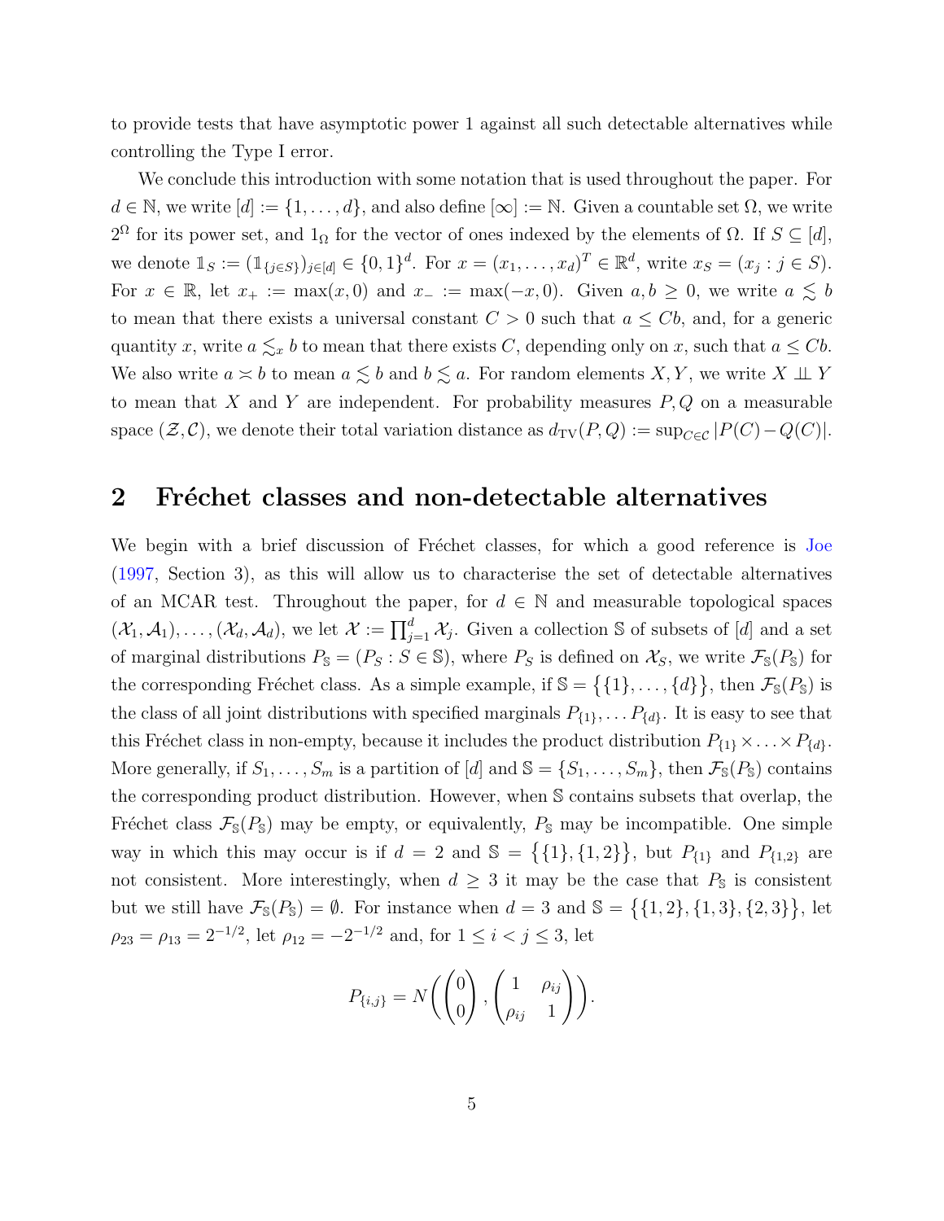to provide tests that have asymptotic power 1 against all such detectable alternatives while controlling the Type I error.

We conclude this introduction with some notation that is used throughout the paper. For $d \in \mathbb{N}$, we write $[d] := \{1, \ldots, d\}$, and also define $[\infty] := \mathbb{N}$. Given a countable set $\Omega$, we write $2^\Omega$ for its power set, and $1_\Omega$ for the vector of ones indexed by the elements of $\Omega$. If $S \subseteq [d]$, we denote $\mathbb{1}_S := (\mathbb{1}_{\{j \in S\}})_{j \in [d]} \in \{0,1\}^d$. For $x = (x_1, \ldots, x_d)^T \in \mathbb{R}^d$, write $x_S = (x_j : j \in S)$. For $x \in \mathbb{R}$, let $x_+ := \max(x, 0)$ and $x_- := \max(-x, 0)$. Given $a, b \geq 0$, we write $a \lesssim b$ to mean that there exists a universal constant $C > 0$ such that $a \leq Cb$, and, for a generic quantity $x$, write $a \lesssim_x b$ to mean that there exists $C$, depending only on $x$, such that $a \leq Cb$. We also write $a \asymp b$ to mean $a \lesssim b$ and $b \lesssim a$. For random elements $X, Y$, we write $X \perp\!\!\!\perp Y$ to mean that $X$ and $Y$ are independent. For probability measures $P, Q$ on a measurable space $(\mathcal{Z}, \mathcal{C})$, we denote their total variation distance as $d_{\mathrm{TV}}(P, Q) := \sup_{C \in \mathcal{C}} |P(C) - Q(C)|$.

## 2 Fréchet classes and non-detectable alternatives

We begin with a brief discussion of Fréchet classes, for which a good reference is Joe (1997, Section 3), as this will allow us to characterise the set of detectable alternatives of an MCAR test. Throughout the paper, for $d \in \mathbb{N}$ and measurable topological spaces $(\mathcal{X}_1, \mathcal{A}_1), \ldots, (\mathcal{X}_d, \mathcal{A}_d)$, we let $\mathcal{X} := \prod_{j=1}^d \mathcal{X}_j$. Given a collection $\mathbb{S}$ of subsets of $[d]$ and a set of marginal distributions $P_\mathbb{S} = (P_S : S \in \mathbb{S})$, where $P_S$ is defined on $\mathcal{X}_S$, we write $\mathcal{F}_\mathbb{S}(P_\mathbb{S})$ for the corresponding Fréchet class. As a simple example, if $\mathbb{S} = \{\{1\}, \ldots, \{d\}\}$, then $\mathcal{F}_\mathbb{S}(P_\mathbb{S})$ is the class of all joint distributions with specified marginals $P_{\{1\}}, \ldots P_{\{d\}}$. It is easy to see that this Fréchet class in non-empty, because it includes the product distribution $P_{\{1\}} \times \ldots \times P_{\{d\}}$. More generally, if $S_1, \ldots, S_m$ is a partition of $[d]$ and $\mathbb{S} = \{S_1, \ldots, S_m\}$, then $\mathcal{F}_\mathbb{S}(P_\mathbb{S})$ contains the corresponding product distribution. However, when $\mathbb{S}$ contains subsets that overlap, the Fréchet class $\mathcal{F}_\mathbb{S}(P_\mathbb{S})$ may be empty, or equivalently, $P_\mathbb{S}$ may be incompatible. One simple way in which this may occur is if $d = 2$ and $\mathbb{S} = \{\{1\}, \{1, 2\}\}$, but $P_{\{1\}}$ and $P_{\{1,2\}}$ are not consistent. More interestingly, when $d \geq 3$ it may be the case that $P_\mathbb{S}$ is consistent but we still have $\mathcal{F}_\mathbb{S}(P_\mathbb{S}) = \emptyset$. For instance when $d = 3$ and $\mathbb{S} = \{\{1, 2\}, \{1, 3\}, \{2, 3\}\}$, let $\rho_{23} = \rho_{13} = 2^{-1/2}$, let $\rho_{12} = -2^{-1/2}$ and, for $1 \leq i < j \leq 3$, let

$$
P_{\{i,j\}} = N\left( \begin{pmatrix} 0 \\ 0 \end{pmatrix}, \begin{pmatrix} 1 & \rho_{ij} \\ \rho_{ij} & 1 \end{pmatrix} \right).
$$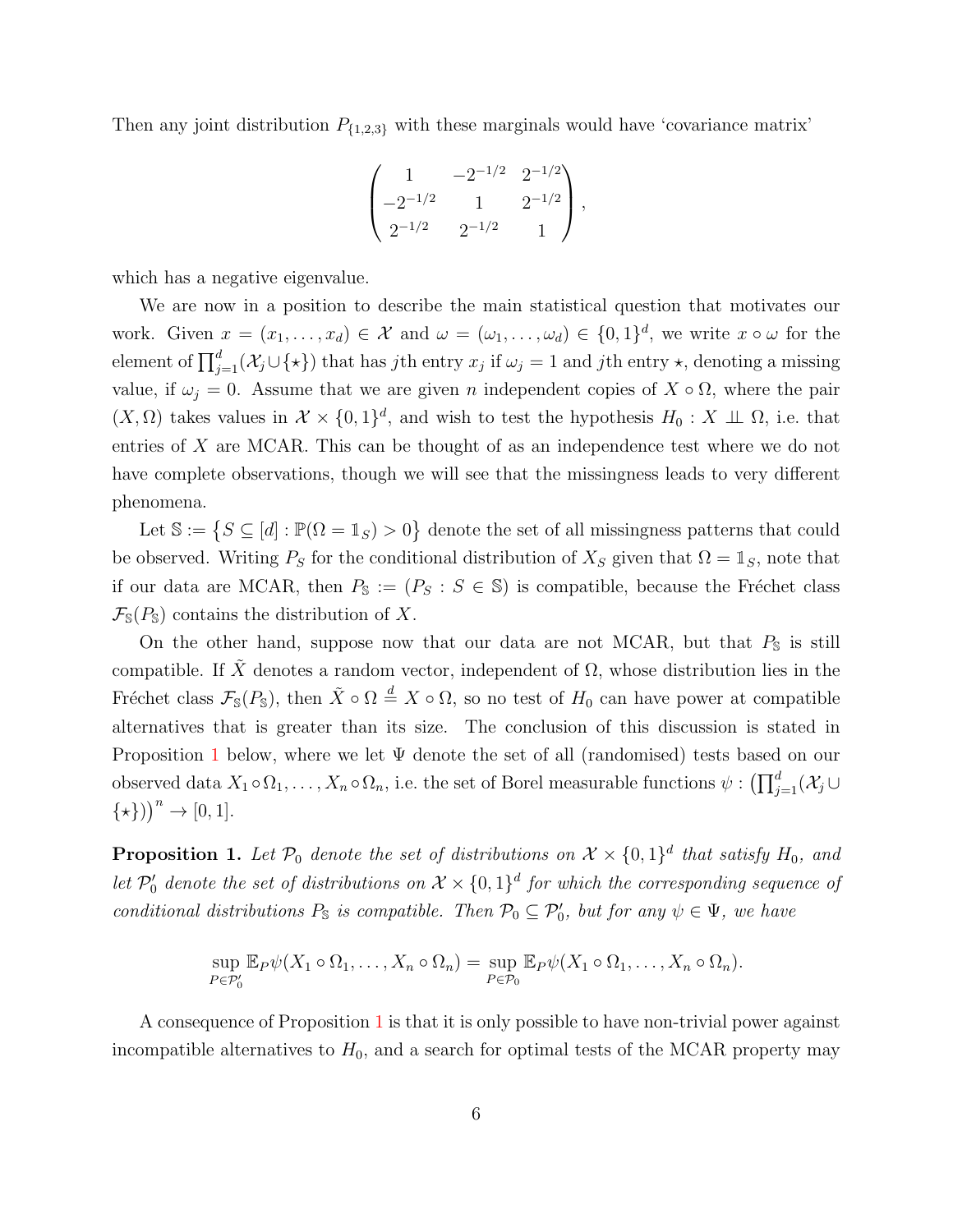Then any joint distribution $P_{\{1,2,3\}}$ with these marginals would have 'covariance matrix'

$$\begin{pmatrix} 1 & -2^{-1/2} & 2^{-1/2} \\ -2^{-1/2} & 1 & 2^{-1/2} \\ 2^{-1/2} & 2^{-1/2} & 1 \end{pmatrix},$$

which has a negative eigenvalue.

We are now in a position to describe the main statistical question that motivates our work. Given $x = (x_1, \ldots, x_d) \in \mathcal{X}$ and $\omega = (\omega_1, \ldots, \omega_d) \in \{0,1\}^d$, we write $x \circ \omega$ for the element of $\prod_{j=1}^d (\mathcal{X}_j \cup \{\star\})$ that has $j$th entry $x_j$ if $\omega_j = 1$ and $j$th entry $\star$, denoting a missing value, if $\omega_j = 0$. Assume that we are given $n$ independent copies of $X \circ \Omega$, where the pair $(X, \Omega)$ takes values in $\mathcal{X} \times \{0,1\}^d$, and wish to test the hypothesis $H_0 : X \perp\!\!\!\perp \Omega$, i.e. that entries of $X$ are MCAR. This can be thought of as an independence test where we do not have complete observations, though we will see that the missingness leads to very different phenomena.

Let $\mathbb{S} := \{S \subseteq [d] : \mathbb{P}(\Omega = \mathbb{1}_S) > 0\}$ denote the set of all missingness patterns that could be observed. Writing $P_S$ for the conditional distribution of $X_S$ given that $\Omega = \mathbb{1}_S$, note that if our data are MCAR, then $P_{\mathbb{S}} := (P_S : S \in \mathbb{S})$ is compatible, because the Fréchet class $\mathcal{F}_{\mathbb{S}}(P_{\mathbb{S}})$ contains the distribution of $X$.

On the other hand, suppose now that our data are not MCAR, but that $P_{\mathbb{S}}$ is still compatible. If $\tilde{X}$ denotes a random vector, independent of $\Omega$, whose distribution lies in the Fréchet class $\mathcal{F}_{\mathbb{S}}(P_{\mathbb{S}})$, then $\tilde{X} \circ \Omega \overset{d}{=} X \circ \Omega$, so no test of $H_0$ can have power at compatible alternatives that is greater than its size. The conclusion of this discussion is stated in Proposition 1 below, where we let $\Psi$ denote the set of all (randomised) tests based on our observed data $X_1 \circ \Omega_1, \ldots, X_n \circ \Omega_n$, i.e. the set of Borel measurable functions $\psi : \big(\prod_{j=1}^d (\mathcal{X}_j \cup \{\star\})\big)^n \to [0,1]$.

**Proposition 1.** *Let $\mathcal{P}_0$ denote the set of distributions on $\mathcal{X} \times \{0,1\}^d$ that satisfy $H_0$, and let $\mathcal{P}_0'$ denote the set of distributions on $\mathcal{X} \times \{0,1\}^d$ for which the corresponding sequence of conditional distributions $P_{\mathbb{S}}$ is compatible. Then $\mathcal{P}_0 \subseteq \mathcal{P}_0'$, but for any $\psi \in \Psi$, we have*

$$\sup_{P \in \mathcal{P}_0'} \mathbb{E}_P \psi(X_1 \circ \Omega_1, \ldots, X_n \circ \Omega_n) = \sup_{P \in \mathcal{P}_0} \mathbb{E}_P \psi(X_1 \circ \Omega_1, \ldots, X_n \circ \Omega_n).$$

A consequence of Proposition 1 is that it is only possible to have non-trivial power against incompatible alternatives to $H_0$, and a search for optimal tests of the MCAR property may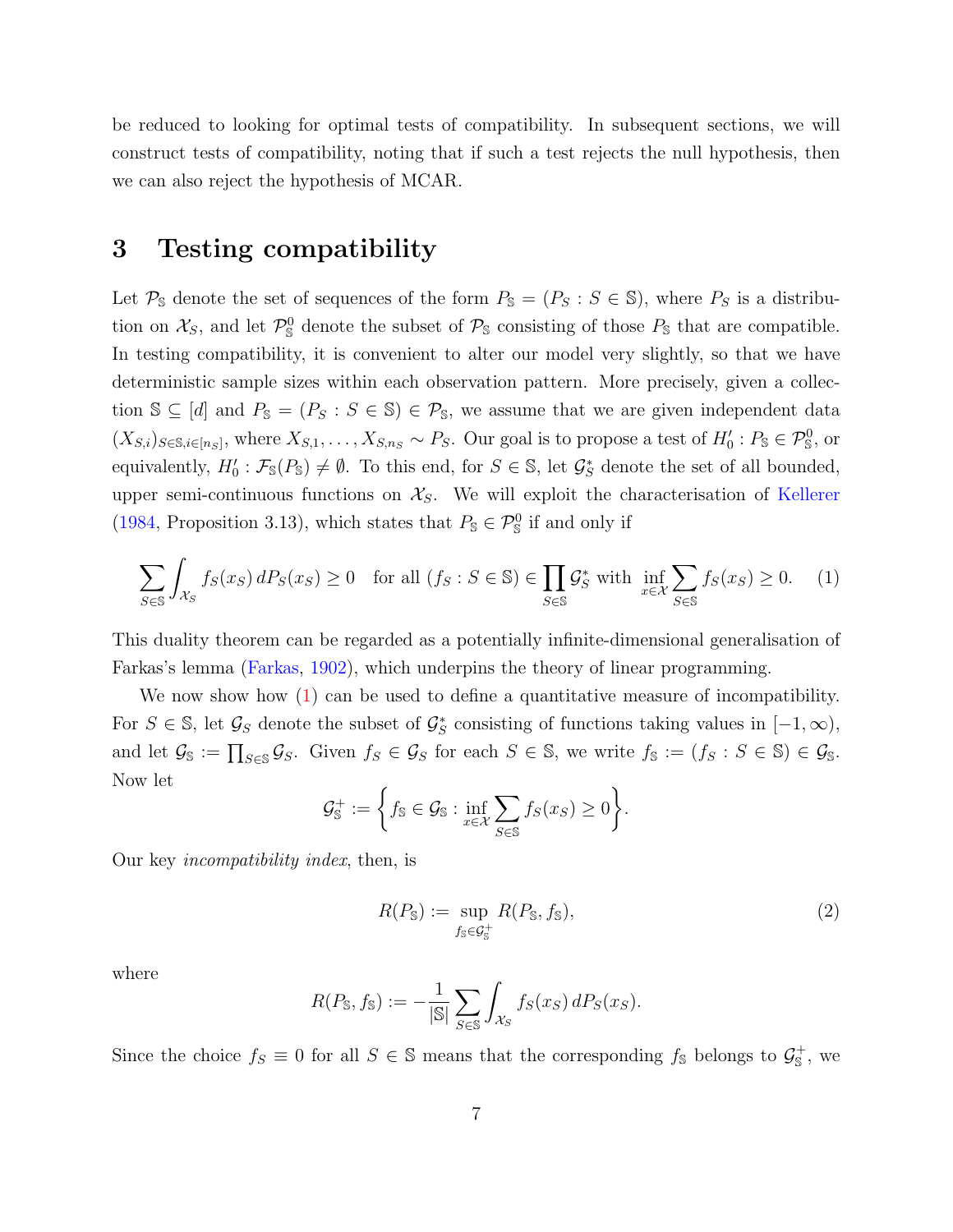be reduced to looking for optimal tests of compatibility. In subsequent sections, we will construct tests of compatibility, noting that if such a test rejects the null hypothesis, then we can also reject the hypothesis of MCAR.

# 3 Testing compatibility

Let $\mathcal{P}_{\mathbb{S}}$ denote the set of sequences of the form $P_{\mathbb{S}} = (P_S : S \in \mathbb{S})$, where $P_S$ is a distribution on $\mathcal{X}_S$, and let $\mathcal{P}_{\mathbb{S}}^0$ denote the subset of $\mathcal{P}_{\mathbb{S}}$ consisting of those $P_{\mathbb{S}}$ that are compatible. In testing compatibility, it is convenient to alter our model very slightly, so that we have deterministic sample sizes within each observation pattern. More precisely, given a collection $\mathbb{S} \subseteq [d]$ and $P_{\mathbb{S}} = (P_S : S \in \mathbb{S}) \in \mathcal{P}_{\mathbb{S}}$, we assume that we are given independent data $(X_{S,i})_{S \in \mathbb{S}, i \in [n_S]}$, where $X_{S,1}, \ldots, X_{S,n_S} \sim P_S$. Our goal is to propose a test of $H_0' : P_{\mathbb{S}} \in \mathcal{P}_{\mathbb{S}}^0$, or equivalently, $H_0' : \mathcal{F}_{\mathbb{S}}(P_{\mathbb{S}}) \neq \emptyset$. To this end, for $S \in \mathbb{S}$, let $\mathcal{G}_S^*$ denote the set of all bounded, upper semi-continuous functions on $\mathcal{X}_S$. We will exploit the characterisation of Kellerer (1984, Proposition 3.13), which states that $P_{\mathbb{S}} \in \mathcal{P}_{\mathbb{S}}^0$ if and only if

$$\sum_{S \in \mathbb{S}} \int_{\mathcal{X}_S} f_S(x_S) \, dP_S(x_S) \geq 0 \quad \text{for all } (f_S : S \in \mathbb{S}) \in \prod_{S \in \mathbb{S}} \mathcal{G}_S^* \text{ with } \inf_{x \in \mathcal{X}} \sum_{S \in \mathbb{S}} f_S(x_S) \geq 0. \tag{1}$$

This duality theorem can be regarded as a potentially infinite-dimensional generalisation of Farkas's lemma (Farkas, 1902), which underpins the theory of linear programming.

We now show how (1) can be used to define a quantitative measure of incompatibility. For $S \in \mathbb{S}$, let $\mathcal{G}_S$ denote the subset of $\mathcal{G}_S^*$ consisting of functions taking values in $[-1, \infty)$, and let $\mathcal{G}_{\mathbb{S}} := \prod_{S \in \mathbb{S}} \mathcal{G}_S$. Given $f_S \in \mathcal{G}_S$ for each $S \in \mathbb{S}$, we write $f_{\mathbb{S}} := (f_S : S \in \mathbb{S}) \in \mathcal{G}_{\mathbb{S}}$. Now let

$$\mathcal{G}_{\mathbb{S}}^+ := \left\{ f_{\mathbb{S}} \in \mathcal{G}_{\mathbb{S}} : \inf_{x \in \mathcal{X}} \sum_{S \in \mathbb{S}} f_S(x_S) \geq 0 \right\}.$$

Our key *incompatibility index*, then, is

$$R(P_{\mathbb{S}}) := \sup_{f_{\mathbb{S}} \in \mathcal{G}_{\mathbb{S}}^+} R(P_{\mathbb{S}}, f_{\mathbb{S}}), \tag{2}$$

where

$$R(P_{\mathbb{S}}, f_{\mathbb{S}}) := -\frac{1}{|\mathbb{S}|} \sum_{S \in \mathbb{S}} \int_{\mathcal{X}_S} f_S(x_S) \, dP_S(x_S).$$

Since the choice $f_S \equiv 0$ for all $S \in \mathbb{S}$ means that the corresponding $f_{\mathbb{S}}$ belongs to $\mathcal{G}_{\mathbb{S}}^+$, we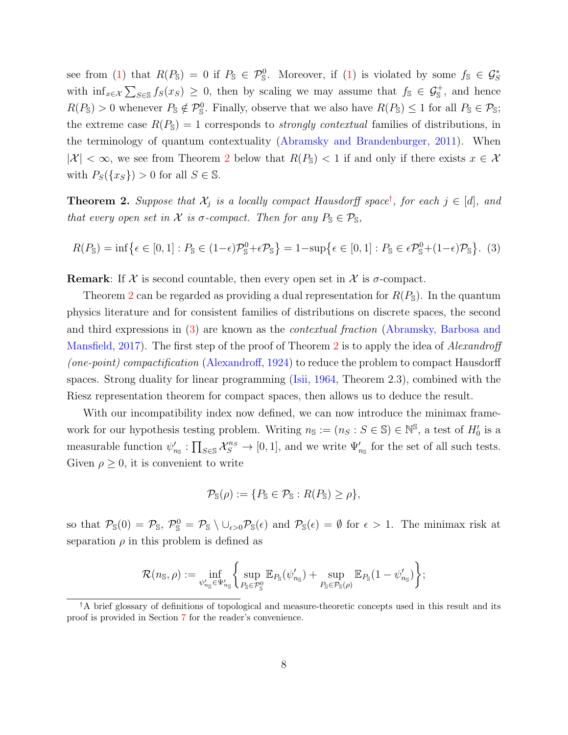see from (1) that $R(P_{\mathbb{S}}) = 0$ if $P_{\mathbb{S}} \in \mathcal{P}_{\mathbb{S}}^0$. Moreover, if (1) is violated by some $f_{\mathbb{S}} \in \mathcal{G}_S^*$ with $\inf_{x\in\mathcal{X}} \sum_{S\in\mathbb{S}} f_S(x_S) \geq 0$, then by scaling we may assume that $f_{\mathbb{S}} \in \mathcal{G}_{\mathbb{S}}^+$, and hence $R(P_{\mathbb{S}}) > 0$ whenever $P_{\mathbb{S}} \notin \mathcal{P}_{\mathbb{S}}^0$. Finally, observe that we also have $R(P_{\mathbb{S}}) \leq 1$ for all $P_{\mathbb{S}} \in \mathcal{P}_{\mathbb{S}}$; the extreme case $R(P_{\mathbb{S}}) = 1$ corresponds to *strongly contextual* families of distributions, in the terminology of quantum contextuality (Abramsky and Brandenburger, 2011). When $|\mathcal{X}| < \infty$, we see from Theorem 2 below that $R(P_{\mathbb{S}}) < 1$ if and only if there exists $x \in \mathcal{X}$ with $P_S(\{x_S\}) > 0$ for all $S \in \mathbb{S}$.

**Theorem 2.** *Suppose that $\mathcal{X}_j$ is a locally compact Hausdorff space*[†]*, for each $j \in [d]$, and that every open set in $\mathcal{X}$ is σ-compact. Then for any $P_{\mathbb{S}} \in \mathcal{P}_{\mathbb{S}}$,*

$$R(P_{\mathbb{S}}) = \inf\{\epsilon \in [0,1] : P_{\mathbb{S}} \in (1-\epsilon)\mathcal{P}_{\mathbb{S}}^0 + \epsilon\mathcal{P}_{\mathbb{S}}\} = 1 - \sup\{\epsilon \in [0,1] : P_{\mathbb{S}} \in \epsilon\mathcal{P}_{\mathbb{S}}^0 + (1-\epsilon)\mathcal{P}_{\mathbb{S}}\}. \quad (3)$$

**Remark**: If $\mathcal{X}$ is second countable, then every open set in $\mathcal{X}$ is σ-compact.

Theorem 2 can be regarded as providing a dual representation for $R(P_{\mathbb{S}})$. In the quantum physics literature and for consistent families of distributions on discrete spaces, the second and third expressions in (3) are known as the *contextual fraction* (Abramsky, Barbosa and Mansfield, 2017). The first step of the proof of Theorem 2 is to apply the idea of *Alexandroff (one-point) compactification* (Alexandroff, 1924) to reduce the problem to compact Hausdorff spaces. Strong duality for linear programming (Isii, 1964, Theorem 2.3), combined with the Riesz representation theorem for compact spaces, then allows us to deduce the result.

With our incompatibility index now defined, we can now introduce the minimax framework for our hypothesis testing problem. Writing $n_{\mathbb{S}} := (n_S : S \in \mathbb{S}) \in \mathbb{N}^{\mathbb{S}}$, a test of $H_0'$ is a measurable function $\psi_{n_{\mathbb{S}}}' : \prod_{S\in\mathbb{S}} \mathcal{X}_S^{n_S} \to [0,1]$, and we write $\Psi_{n_{\mathbb{S}}}'$ for the set of all such tests. Given $\rho \geq 0$, it is convenient to write

$$\mathcal{P}_{\mathbb{S}}(\rho) := \{P_{\mathbb{S}} \in \mathcal{P}_{\mathbb{S}} : R(P_{\mathbb{S}}) \geq \rho\},$$

so that $\mathcal{P}_{\mathbb{S}}(0) = \mathcal{P}_{\mathbb{S}}$, $\mathcal{P}_{\mathbb{S}}^0 = \mathcal{P}_{\mathbb{S}} \setminus \cup_{\epsilon>0}\mathcal{P}_{\mathbb{S}}(\epsilon)$ and $\mathcal{P}_{\mathbb{S}}(\epsilon) = \emptyset$ for $\epsilon > 1$. The minimax risk at separation $\rho$ in this problem is defined as

$$\mathcal{R}(n_{\mathbb{S}}, \rho) := \inf_{\psi_{n_{\mathbb{S}}}' \in \Psi_{n_{\mathbb{S}}}'} \left\{ \sup_{P_{\mathbb{S}} \in \mathcal{P}_{\mathbb{S}}^0} \mathbb{E}_{P_{\mathbb{S}}}(\psi_{n_{\mathbb{S}}}') + \sup_{P_{\mathbb{S}} \in \mathcal{P}_{\mathbb{S}}(\rho)} \mathbb{E}_{P_{\mathbb{S}}}(1 - \psi_{n_{\mathbb{S}}}') \right\};$$

[†]A brief glossary of definitions of topological and measure-theoretic concepts used in this result and its proof is provided in Section 7 for the reader's convenience.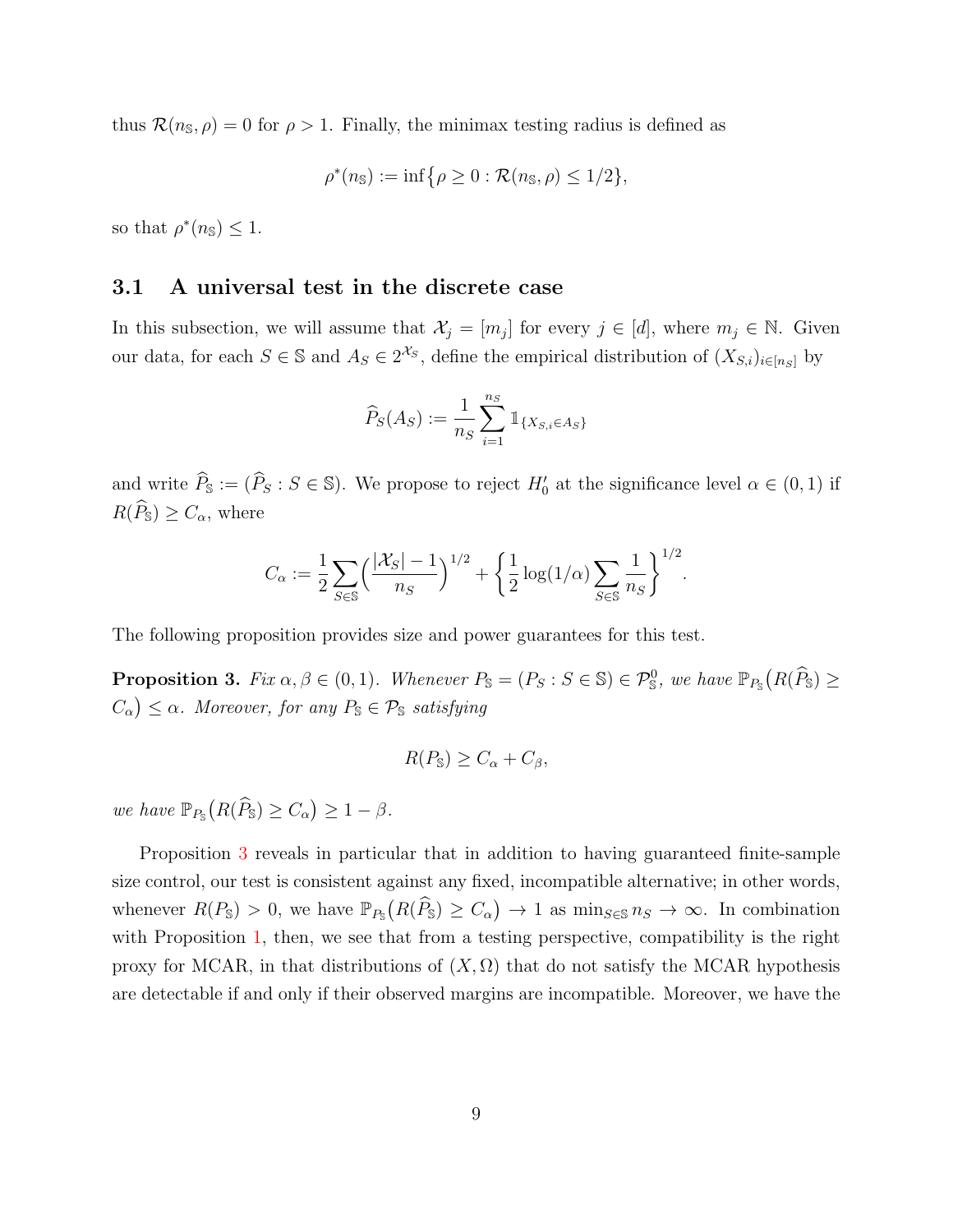thus $\mathcal{R}(n_{\mathbb{S}}, \rho) = 0$ for $\rho > 1$. Finally, the minimax testing radius is defined as

$$\rho^*(n_{\mathbb{S}}) := \inf\{\rho \geq 0 : \mathcal{R}(n_{\mathbb{S}}, \rho) \leq 1/2\},$$

so that $\rho^*(n_{\mathbb{S}}) \leq 1$.

### 3.1 A universal test in the discrete case

In this subsection, we will assume that $\mathcal{X}_j = [m_j]$ for every $j \in [d]$, where $m_j \in \mathbb{N}$. Given our data, for each $S \in \mathbb{S}$ and $A_S \in 2^{\mathcal{X}_S}$, define the empirical distribution of $(X_{S,i})_{i \in [n_S]}$ by

$$\widehat{P}_S(A_S) := \frac{1}{n_S} \sum_{i=1}^{n_S} \mathbb{1}_{\{X_{S,i} \in A_S\}}$$

and write $\widehat{P}_{\mathbb{S}} := (\widehat{P}_S : S \in \mathbb{S})$. We propose to reject $H_0'$ at the significance level $\alpha \in (0,1)$ if $R(\widehat{P}_{\mathbb{S}}) \geq C_\alpha$, where

$$C_\alpha := \frac{1}{2} \sum_{S \in \mathbb{S}} \Big( \frac{|\mathcal{X}_S| - 1}{n_S} \Big)^{1/2} + \Big\{ \frac{1}{2} \log(1/\alpha) \sum_{S \in \mathbb{S}} \frac{1}{n_S} \Big\}^{1/2}.$$

The following proposition provides size and power guarantees for this test.

**Proposition 3.** *Fix $\alpha, \beta \in (0,1)$. Whenever $P_{\mathbb{S}} = (P_S : S \in \mathbb{S}) \in \mathcal{P}_{\mathbb{S}}^0$, we have $\mathbb{P}_{P_{\mathbb{S}}}\big(R(\widehat{P}_{\mathbb{S}}) \geq C_\alpha\big) \leq \alpha$. Moreover, for any $P_{\mathbb{S}} \in \mathcal{P}_{\mathbb{S}}$ satisfying*

$$R(P_{\mathbb{S}}) \geq C_\alpha + C_\beta,$$

*we have $\mathbb{P}_{P_{\mathbb{S}}}\big(R(\widehat{P}_{\mathbb{S}}) \geq C_\alpha\big) \geq 1 - \beta$.*

Proposition 3 reveals in particular that in addition to having guaranteed finite-sample size control, our test is consistent against any fixed, incompatible alternative; in other words, whenever $R(P_{\mathbb{S}}) > 0$, we have $\mathbb{P}_{P_{\mathbb{S}}}\big(R(\widehat{P}_{\mathbb{S}}) \geq C_\alpha\big) \to 1$ as $\min_{S \in \mathbb{S}} n_S \to \infty$. In combination with Proposition 1, then, we see that from a testing perspective, compatibility is the right proxy for MCAR, in that distributions of $(X, \Omega)$ that do not satisfy the MCAR hypothesis are detectable if and only if their observed margins are incompatible. Moreover, we have the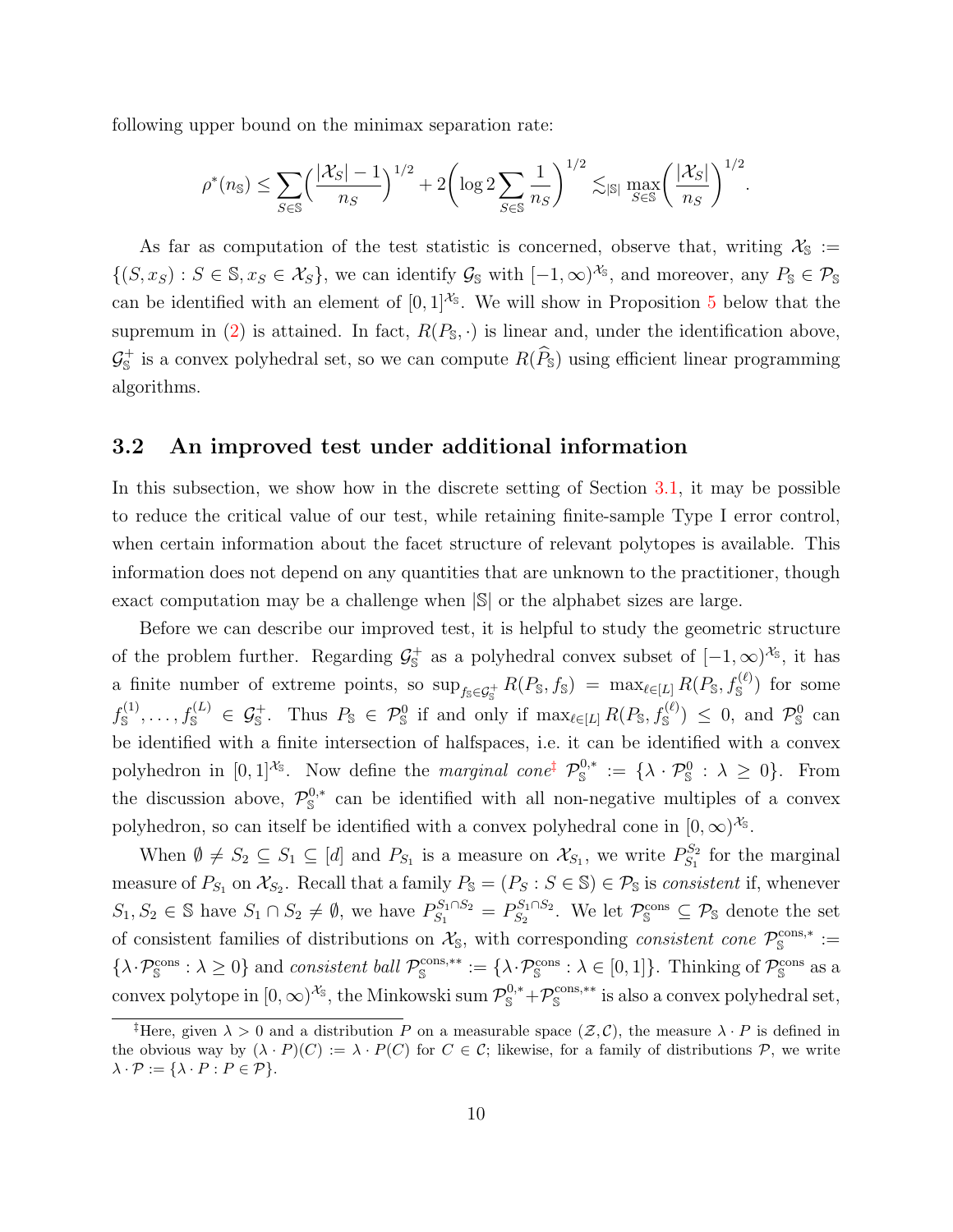following upper bound on the minimax separation rate:

$$\rho^*(n_{\mathbb{S}}) \leq \sum_{S \in \mathbb{S}} \biggl( \frac{|\mathcal{X}_S| - 1}{n_S} \biggr)^{1/2} + 2 \biggl( \log 2 \sum_{S \in \mathbb{S}} \frac{1}{n_S} \biggr)^{1/2} \lesssim_{|\mathbb{S}|} \max_{S \in \mathbb{S}} \biggl( \frac{|\mathcal{X}_S|}{n_S} \biggr)^{1/2}.$$

As far as computation of the test statistic is concerned, observe that, writing $\mathcal{X}_{\mathbb{S}} := \{(S, x_S) : S \in \mathbb{S}, x_S \in \mathcal{X}_S\}$, we can identify $\mathcal{G}_{\mathbb{S}}$ with $[-1, \infty)^{\mathcal{X}_{\mathbb{S}}}$, and moreover, any $P_{\mathbb{S}} \in \mathcal{P}_{\mathbb{S}}$ can be identified with an element of $[0,1]^{\mathcal{X}_{\mathbb{S}}}$. We will show in Proposition 5 below that the supremum in (2) is attained. In fact, $R(P_{\mathbb{S}}, \cdot)$ is linear and, under the identification above, $\mathcal{G}_{\mathbb{S}}^+$ is a convex polyhedral set, so we can compute $R(\widehat{P}_{\mathbb{S}})$ using efficient linear programming algorithms.

## 3.2 An improved test under additional information

In this subsection, we show how in the discrete setting of Section 3.1, it may be possible to reduce the critical value of our test, while retaining finite-sample Type I error control, when certain information about the facet structure of relevant polytopes is available. This information does not depend on any quantities that are unknown to the practitioner, though exact computation may be a challenge when $|\mathbb{S}|$ or the alphabet sizes are large.

Before we can describe our improved test, it is helpful to study the geometric structure of the problem further. Regarding $\mathcal{G}_{\mathbb{S}}^+$ as a polyhedral convex subset of $[-1, \infty)^{\mathcal{X}_{\mathbb{S}}}$, it has a finite number of extreme points, so $\sup_{f_{\mathbb{S}} \in \mathcal{G}_{\mathbb{S}}^+} R(P_{\mathbb{S}}, f_{\mathbb{S}}) = \max_{\ell \in [L]} R(P_{\mathbb{S}}, f_{\mathbb{S}}^{(\ell)})$ for some $f_{\mathbb{S}}^{(1)}, \ldots, f_{\mathbb{S}}^{(L)} \in \mathcal{G}_{\mathbb{S}}^+$. Thus $P_{\mathbb{S}} \in \mathcal{P}_{\mathbb{S}}^0$ if and only if $\max_{\ell \in [L]} R(P_{\mathbb{S}}, f_{\mathbb{S}}^{(\ell)}) \leq 0$, and $\mathcal{P}_{\mathbb{S}}^0$ can be identified with a finite intersection of halfspaces, i.e. it can be identified with a convex polyhedron in $[0,1]^{\mathcal{X}_{\mathbb{S}}}$. Now define the *marginal cone*[‡] $\mathcal{P}_{\mathbb{S}}^{0,*} := \{\lambda \cdot \mathcal{P}_{\mathbb{S}}^0 : \lambda \geq 0\}$. From the discussion above, $\mathcal{P}_{\mathbb{S}}^{0,*}$ can be identified with all non-negative multiples of a convex polyhedron, so can itself be identified with a convex polyhedral cone in $[0, \infty)^{\mathcal{X}_{\mathbb{S}}}$.

When $\emptyset \neq S_2 \subseteq S_1 \subseteq [d]$ and $P_{S_1}$ is a measure on $\mathcal{X}_{S_1}$, we write $P_{S_1}^{S_2}$ for the marginal measure of $P_{S_1}$ on $\mathcal{X}_{S_2}$. Recall that a family $P_{\mathbb{S}} = (P_S : S \in \mathbb{S}) \in \mathcal{P}_{\mathbb{S}}$ is *consistent* if, whenever $S_1, S_2 \in \mathbb{S}$ have $S_1 \cap S_2 \neq \emptyset$, we have $P_{S_1}^{S_1 \cap S_2} = P_{S_2}^{S_1 \cap S_2}$. We let $\mathcal{P}_{\mathbb{S}}^{\mathrm{cons}} \subseteq \mathcal{P}_{\mathbb{S}}$ denote the set of consistent families of distributions on $\mathcal{X}_{\mathbb{S}}$, with corresponding *consistent cone* $\mathcal{P}_{\mathbb{S}}^{\mathrm{cons},*} := \{\lambda \cdot \mathcal{P}_{\mathbb{S}}^{\mathrm{cons}} : \lambda \geq 0\}$ and *consistent ball* $\mathcal{P}_{\mathbb{S}}^{\mathrm{cons},**} := \{\lambda \cdot \mathcal{P}_{\mathbb{S}}^{\mathrm{cons}} : \lambda \in [0,1]\}$. Thinking of $\mathcal{P}_{\mathbb{S}}^{\mathrm{cons}}$ as a convex polytope in $[0, \infty)^{\mathcal{X}_{\mathbb{S}}}$, the Minkowski sum $\mathcal{P}_{\mathbb{S}}^{0,*} + \mathcal{P}_{\mathbb{S}}^{\mathrm{cons},**}$ is also a convex polyhedral set,

[‡]Here, given $\lambda > 0$ and a distribution $P$ on a measurable space $(\mathcal{Z}, \mathcal{C})$, the measure $\lambda \cdot P$ is defined in the obvious way by $(\lambda \cdot P)(C) := \lambda \cdot P(C)$ for $C \in \mathcal{C}$; likewise, for a family of distributions $\mathcal{P}$, we write $\lambda \cdot \mathcal{P} := \{\lambda \cdot P : P \in \mathcal{P}\}$.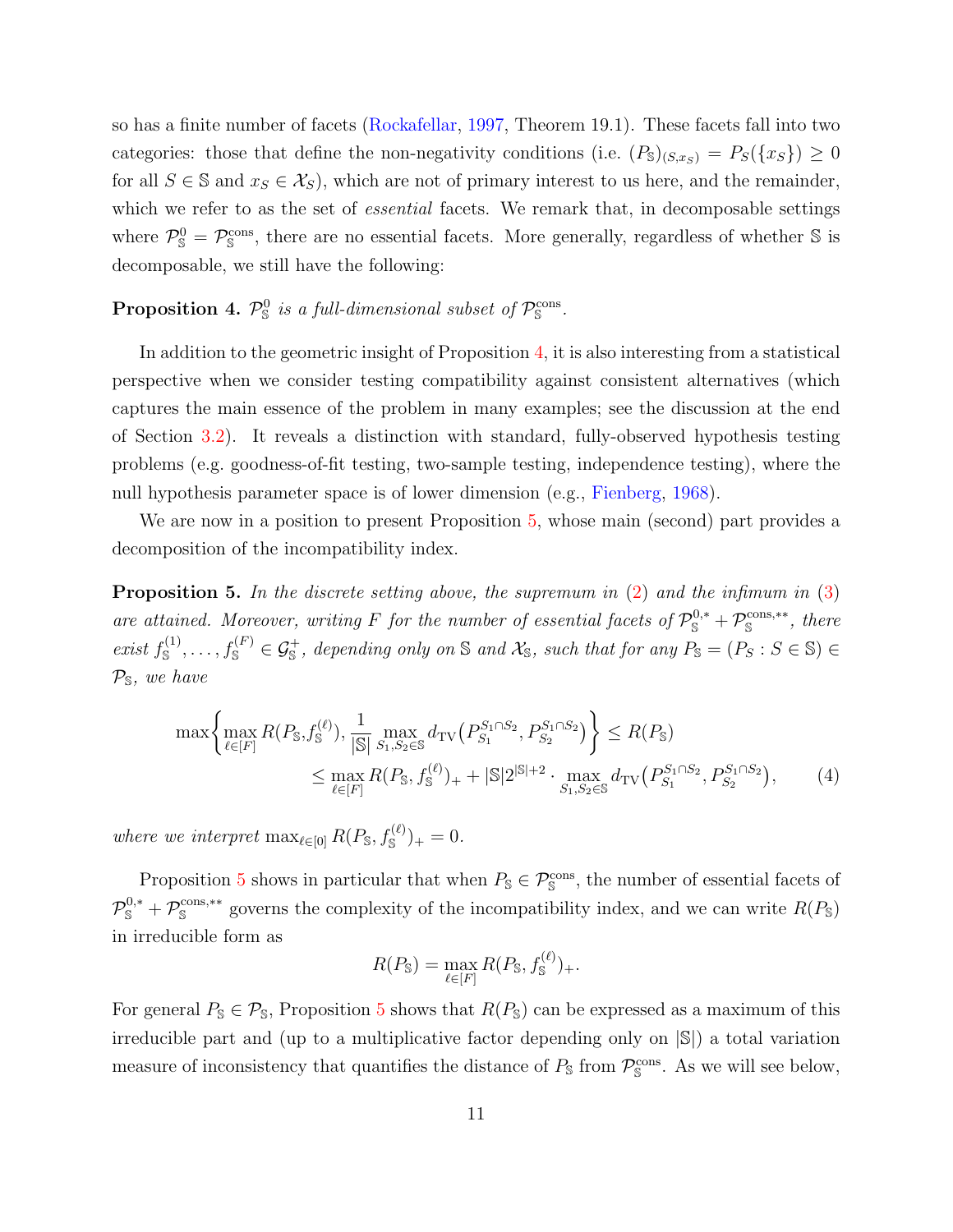so has a finite number of facets (Rockafellar, 1997, Theorem 19.1). These facets fall into two categories: those that define the non-negativity conditions (i.e. $(P_{\mathbb{S}})_{(S,x_S)} = P_S(\{x_S\}) \geq 0$ for all $S \in \mathbb{S}$ and $x_S \in \mathcal{X}_S$), which are not of primary interest to us here, and the remainder, which we refer to as the set of *essential* facets. We remark that, in decomposable settings where $\mathcal{P}_{\mathbb{S}}^0 = \mathcal{P}_{\mathbb{S}}^{\mathrm{cons}}$, there are no essential facets. More generally, regardless of whether $\mathbb{S}$ is decomposable, we still have the following:

**Proposition 4.** *$\mathcal{P}_{\mathbb{S}}^0$ is a full-dimensional subset of $\mathcal{P}_{\mathbb{S}}^{\mathrm{cons}}$.*

In addition to the geometric insight of Proposition 4, it is also interesting from a statistical perspective when we consider testing compatibility against consistent alternatives (which captures the main essence of the problem in many examples; see the discussion at the end of Section 3.2). It reveals a distinction with standard, fully-observed hypothesis testing problems (e.g. goodness-of-fit testing, two-sample testing, independence testing), where the null hypothesis parameter space is of lower dimension (e.g., Fienberg, 1968).

We are now in a position to present Proposition 5, whose main (second) part provides a decomposition of the incompatibility index.

**Proposition 5.** *In the discrete setting above, the supremum in (2) and the infimum in (3) are attained. Moreover, writing $F$ for the number of essential facets of $\mathcal{P}_{\mathbb{S}}^{0,*} + \mathcal{P}_{\mathbb{S}}^{\mathrm{cons},**}$, there exist $f_{\mathbb{S}}^{(1)}, \ldots, f_{\mathbb{S}}^{(F)} \in \mathcal{G}_{\mathbb{S}}^+$, depending only on $\mathbb{S}$ and $\mathcal{X}_{\mathbb{S}}$, such that for any $P_{\mathbb{S}} = (P_S : S \in \mathbb{S}) \in \mathcal{P}_{\mathbb{S}}$, we have*

$$
\begin{aligned}
\max\biggl\{\max_{\ell \in [F]} R(P_{\mathbb{S}}, f_{\mathbb{S}}^{(\ell)}), \frac{1}{|\mathbb{S}|} \max_{S_1, S_2 \in \mathbb{S}} d_{\mathrm{TV}}\bigl(P_{S_1}^{S_1 \cap S_2}, P_{S_2}^{S_1 \cap S_2}\bigr)\biggr\} &\leq R(P_{\mathbb{S}}) \\
\leq \max_{\ell \in [F]} R(P_{\mathbb{S}}, f_{\mathbb{S}}^{(\ell)})_+ + |\mathbb{S}| 2^{|\mathbb{S}|+2} \cdot \max_{S_1, S_2 \in \mathbb{S}} d_{\mathrm{TV}}\bigl(P_{S_1}^{S_1 \cap S_2}, P_{S_2}^{S_1 \cap S_2}\bigr)&, \qquad (4)
\end{aligned}
$$

*where we interpret $\max_{\ell \in [0]} R(P_{\mathbb{S}}, f_{\mathbb{S}}^{(\ell)})_+ = 0$.*

Proposition 5 shows in particular that when $P_{\mathbb{S}} \in \mathcal{P}_{\mathbb{S}}^{\mathrm{cons}}$, the number of essential facets of $\mathcal{P}_{\mathbb{S}}^{0,*} + \mathcal{P}_{\mathbb{S}}^{\mathrm{cons},**}$ governs the complexity of the incompatibility index, and we can write $R(P_{\mathbb{S}})$ in irreducible form as

$$
R(P_{\mathbb{S}}) = \max_{\ell \in [F]} R(P_{\mathbb{S}}, f_{\mathbb{S}}^{(\ell)})_+.
$$

For general $P_{\mathbb{S}} \in \mathcal{P}_{\mathbb{S}}$, Proposition 5 shows that $R(P_{\mathbb{S}})$ can be expressed as a maximum of this irreducible part and (up to a multiplicative factor depending only on $|\mathbb{S}|$) a total variation measure of inconsistency that quantifies the distance of $P_{\mathbb{S}}$ from $\mathcal{P}_{\mathbb{S}}^{\mathrm{cons}}$. As we will see below,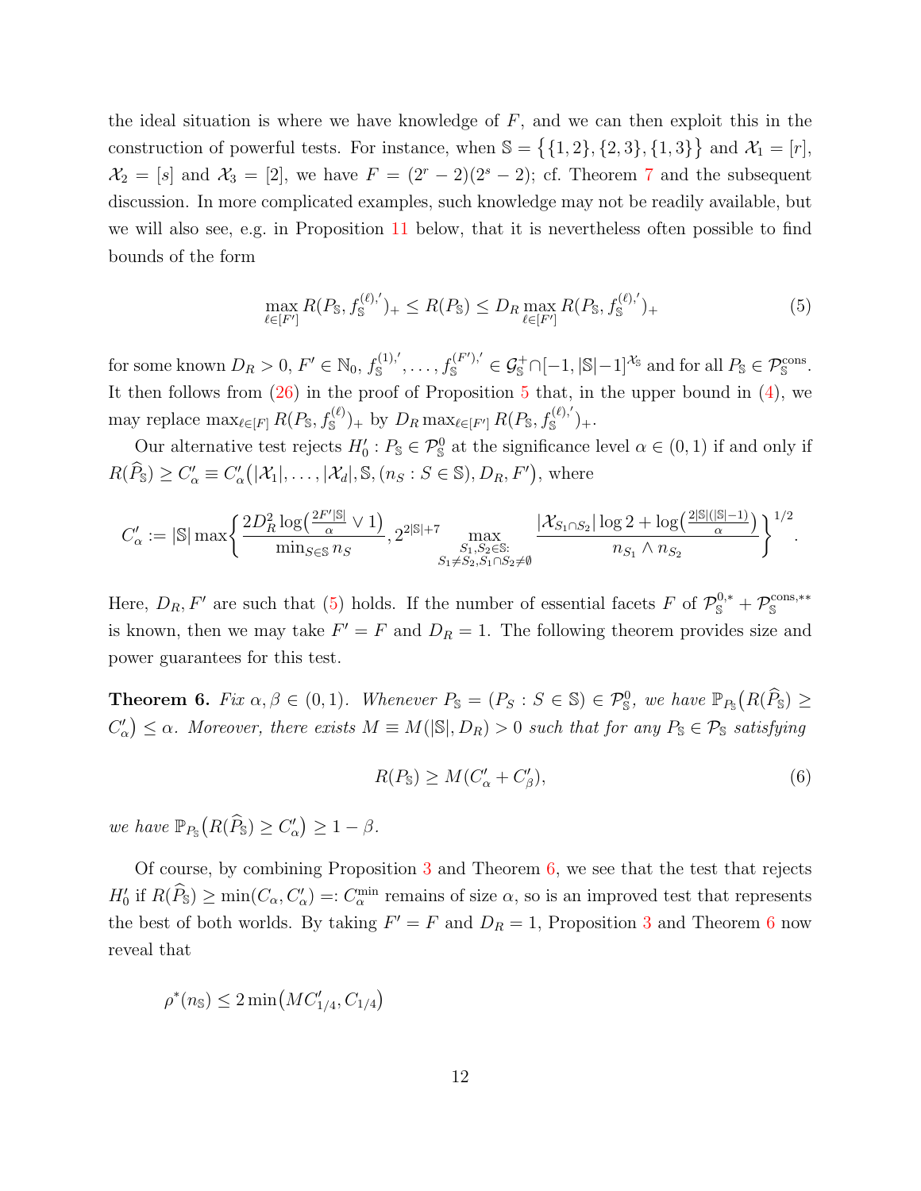the ideal situation is where we have knowledge of $F$, and we can then exploit this in the construction of powerful tests. For instance, when $\mathbb{S} = \big\{\{1,2\},\{2,3\},\{1,3\}\big\}$ and $\mathcal{X}_1 = [r]$, $\mathcal{X}_2 = [s]$ and $\mathcal{X}_3 = [2]$, we have $F = (2^r - 2)(2^s - 2)$; cf. Theorem 7 and the subsequent discussion. In more complicated examples, such knowledge may not be readily available, but we will also see, e.g. in Proposition 11 below, that it is nevertheless often possible to find bounds of the form

$$\max_{\ell \in [F']} R(P_{\mathbb{S}}, f_{\mathbb{S}}^{(\ell),'})_+ \leq R(P_{\mathbb{S}}) \leq D_R \max_{\ell \in [F']} R(P_{\mathbb{S}}, f_{\mathbb{S}}^{(\ell),'})_+ \tag{5}$$

for some known $D_R > 0$, $F' \in \mathbb{N}_0$, $f_{\mathbb{S}}^{(1),'}, \ldots, f_{\mathbb{S}}^{(F'),'} \in \mathcal{G}_{\mathbb{S}}^+ \cap [-1, |\mathbb{S}|-1]^{\mathcal{X}_{\mathbb{S}}}$ and for all $P_{\mathbb{S}} \in \mathcal{P}_{\mathbb{S}}^{\mathrm{cons}}$. It then follows from (26) in the proof of Proposition 5 that, in the upper bound in (4), we may replace $\max_{\ell \in [F]} R(P_{\mathbb{S}}, f_{\mathbb{S}}^{(\ell)})_+$ by $D_R \max_{\ell \in [F']} R(P_{\mathbb{S}}, f_{\mathbb{S}}^{(\ell),'})_+$.

Our alternative test rejects $H_0' : P_{\mathbb{S}} \in \mathcal{P}_{\mathbb{S}}^0$ at the significance level $\alpha \in (0,1)$ if and only if $R(\widehat{P}_{\mathbb{S}}) \geq C_\alpha' \equiv C_\alpha'\big(|\mathcal{X}_1|, \ldots, |\mathcal{X}_d|, \mathbb{S}, (n_S : S \in \mathbb{S}), D_R, F'\big)$, where

$$C_\alpha' := |\mathbb{S}| \max\biggl\{ \frac{2D_R^2 \log\big(\frac{2F'|\mathbb{S}|}{\alpha} \vee 1\big)}{\min_{S \in \mathbb{S}} n_S}, 2^{2|\mathbb{S}|+7} \max_{\substack{S_1, S_2 \in \mathbb{S}: \\ S_1 \neq S_2, S_1 \cap S_2 \neq \emptyset}} \frac{|\mathcal{X}_{S_1 \cap S_2}| \log 2 + \log\big(\frac{2|\mathbb{S}|(|\mathbb{S}|-1)}{\alpha}\big)}{n_{S_1} \wedge n_{S_2}} \biggr\}^{1/2}.$$

Here, $D_R, F'$ are such that (5) holds. If the number of essential facets $F$ of $\mathcal{P}_{\mathbb{S}}^{0,*} + \mathcal{P}_{\mathbb{S}}^{\mathrm{cons},**}$ is known, then we may take $F' = F$ and $D_R = 1$. The following theorem provides size and power guarantees for this test.

**Theorem 6.** *Fix $\alpha, \beta \in (0,1)$. Whenever $P_{\mathbb{S}} = (P_S : S \in \mathbb{S}) \in \mathcal{P}_{\mathbb{S}}^0$, we have $\mathbb{P}_{P_{\mathbb{S}}}\big(R(\widehat{P}_{\mathbb{S}}) \geq C_\alpha'\big) \leq \alpha$. Moreover, there exists $M \equiv M(|\mathbb{S}|, D_R) > 0$ such that for any $P_{\mathbb{S}} \in \mathcal{P}_{\mathbb{S}}$ satisfying*

$$R(P_{\mathbb{S}}) \geq M(C_\alpha' + C_\beta'), \tag{6}$$

*we have $\mathbb{P}_{P_{\mathbb{S}}}\big(R(\widehat{P}_{\mathbb{S}}) \geq C_\alpha'\big) \geq 1 - \beta$.*

Of course, by combining Proposition 3 and Theorem 6, we see that the test that rejects $H_0'$ if $R(\widehat{P}_{\mathbb{S}}) \geq \min(C_\alpha, C_\alpha') =: C_\alpha^{\min}$ remains of size $\alpha$, so is an improved test that represents the best of both worlds. By taking $F' = F$ and $D_R = 1$, Proposition 3 and Theorem 6 now reveal that

$$\rho^*(n_{\mathbb{S}}) \leq 2\min\big(MC_{1/4}', C_{1/4}\big)$$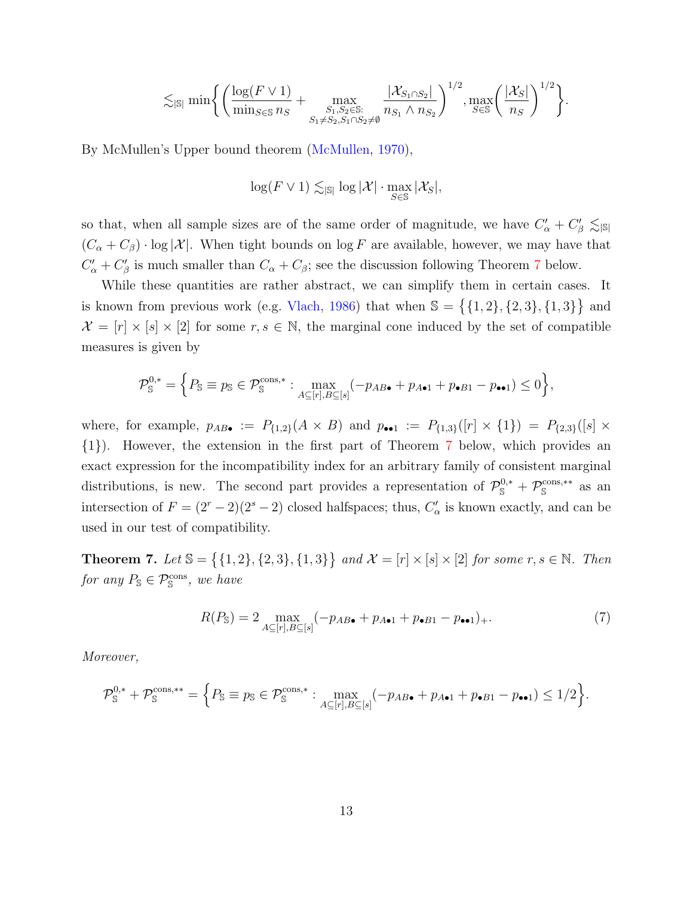$$\lesssim_{|\mathbb{S}|} \min\biggl\{ \biggl( \frac{\log(F \vee 1)}{\min_{S \in \mathbb{S}} n_S} + \max_{\substack{S_1, S_2 \in \mathbb{S}: \\ S_1 \neq S_2, S_1 \cap S_2 \neq \emptyset}} \frac{|\mathcal{X}_{S_1 \cap S_2}|}{n_{S_1} \wedge n_{S_2}} \biggr)^{1/2}, \max_{S \in \mathbb{S}} \biggl( \frac{|\mathcal{X}_S|}{n_S} \biggr)^{1/2} \biggr\}.$$

By McMullen's Upper bound theorem (McMullen, 1970),

$$\log(F \vee 1) \lesssim_{|\mathbb{S}|} \log |\mathcal{X}| \cdot \max_{S \in \mathbb{S}} |\mathcal{X}_S|,$$

so that, when all sample sizes are of the same order of magnitude, we have $C'_\alpha + C'_\beta \lesssim_{|\mathbb{S}|} (C_\alpha + C_\beta) \cdot \log |\mathcal{X}|$. When tight bounds on $\log F$ are available, however, we may have that $C'_\alpha + C'_\beta$ is much smaller than $C_\alpha + C_\beta$; see the discussion following Theorem 7 below.

While these quantities are rather abstract, we can simplify them in certain cases. It is known from previous work (e.g. Vlach, 1986) that when $\mathbb{S} = \bigl\{\{1,2\},\{2,3\},\{1,3\}\bigr\}$ and $\mathcal{X} = [r] \times [s] \times [2]$ for some $r, s \in \mathbb{N}$, the marginal cone induced by the set of compatible measures is given by

$$\mathcal{P}_{\mathbb{S}}^{0,*} = \Bigl\{ P_{\mathbb{S}} \equiv p_{\mathbb{S}} \in \mathcal{P}_{\mathbb{S}}^{\mathrm{cons},*} : \max_{A \subseteq [r], B \subseteq [s]} (-p_{AB\bullet} + p_{A\bullet 1} + p_{\bullet B1} - p_{\bullet\bullet 1}) \leq 0 \Bigr\},$$

where, for example, $p_{AB\bullet} := P_{\{1,2\}}(A \times B)$ and $p_{\bullet\bullet 1} := P_{\{1,3\}}([r] \times \{1\}) = P_{\{2,3\}}([s] \times \{1\})$. However, the extension in the first part of Theorem 7 below, which provides an exact expression for the incompatibility index for an arbitrary family of consistent marginal distributions, is new. The second part provides a representation of $\mathcal{P}_{\mathbb{S}}^{0,*} + \mathcal{P}_{\mathbb{S}}^{\mathrm{cons},**}$ as an intersection of $F = (2^r - 2)(2^s - 2)$ closed halfspaces; thus, $C'_\alpha$ is known exactly, and can be used in our test of compatibility.

**Theorem 7.** *Let $\mathbb{S} = \bigl\{\{1,2\},\{2,3\},\{1,3\}\bigr\}$ and $\mathcal{X} = [r] \times [s] \times [2]$ for some $r, s \in \mathbb{N}$. Then for any $P_{\mathbb{S}} \in \mathcal{P}_{\mathbb{S}}^{\mathrm{cons}}$, we have*

$$R(P_{\mathbb{S}}) = 2 \max_{A \subseteq [r], B \subseteq [s]} (-p_{AB\bullet} + p_{A\bullet 1} + p_{\bullet B1} - p_{\bullet\bullet 1})_+. \tag{7}$$

*Moreover,*

$$\mathcal{P}_{\mathbb{S}}^{0,*} + \mathcal{P}_{\mathbb{S}}^{\mathrm{cons},**} = \Bigl\{ P_{\mathbb{S}} \equiv p_{\mathbb{S}} \in \mathcal{P}_{\mathbb{S}}^{\mathrm{cons},*} : \max_{A \subseteq [r], B \subseteq [s]} (-p_{AB\bullet} + p_{A\bullet 1} + p_{\bullet B1} - p_{\bullet\bullet 1}) \leq 1/2 \Bigr\}.$$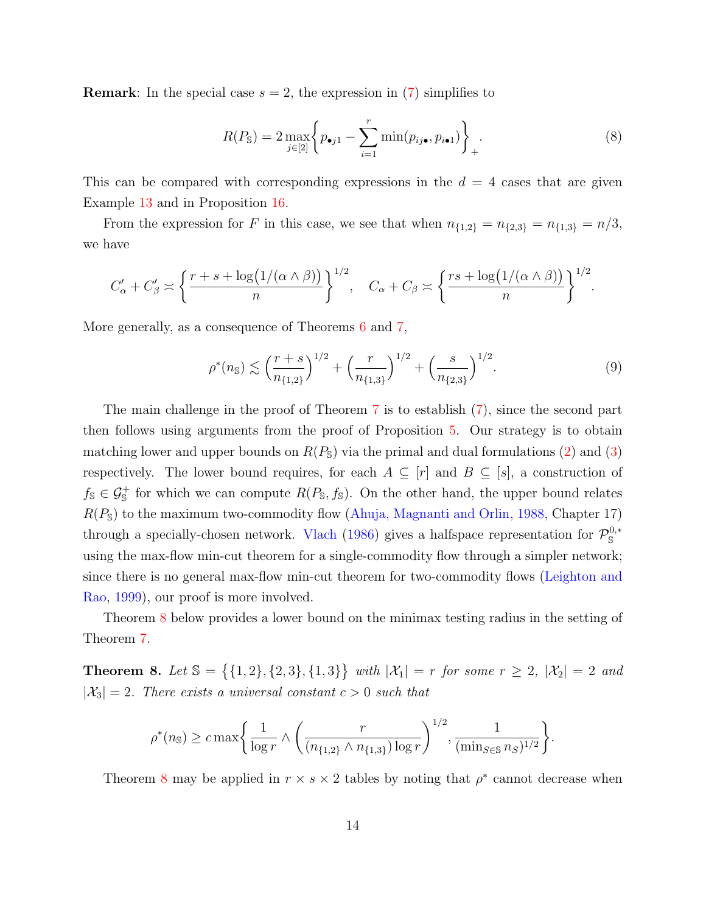**Remark**: In the special case $s = 2$, the expression in (7) simplifies to

$$R(P_{\mathbb{S}}) = 2 \max_{j \in [2]} \biggl\{ p_{\bullet j 1} - \sum_{i=1}^{r} \min(p_{ij\bullet}, p_{i\bullet 1}) \biggr\}_{+}. \tag{8}$$

This can be compared with corresponding expressions in the $d = 4$ cases that are given Example 13 and in Proposition 16.

From the expression for $F$ in this case, we see that when $n_{\{1,2\}} = n_{\{2,3\}} = n_{\{1,3\}} = n/3$, we have

$$C'_\alpha + C'_\beta \asymp \biggl\{ \frac{r + s + \log\bigl(1/(\alpha \wedge \beta)\bigr)}{n} \biggr\}^{1/2}, \quad C_\alpha + C_\beta \asymp \biggl\{ \frac{rs + \log\bigl(1/(\alpha \wedge \beta)\bigr)}{n} \biggr\}^{1/2}.$$

More generally, as a consequence of Theorems 6 and 7,

$$\rho^*(n_{\mathbb{S}}) \lesssim \Bigl( \frac{r+s}{n_{\{1,2\}}} \Bigr)^{1/2} + \Bigl( \frac{r}{n_{\{1,3\}}} \Bigr)^{1/2} + \Bigl( \frac{s}{n_{\{2,3\}}} \Bigr)^{1/2}. \tag{9}$$

The main challenge in the proof of Theorem 7 is to establish (7), since the second part then follows using arguments from the proof of Proposition 5. Our strategy is to obtain matching lower and upper bounds on $R(P_{\mathbb{S}})$ via the primal and dual formulations (2) and (3) respectively. The lower bound requires, for each $A \subseteq [r]$ and $B \subseteq [s]$, a construction of $f_{\mathbb{S}} \in \mathcal{G}_{\mathbb{S}}^{+}$ for which we can compute $R(P_{\mathbb{S}}, f_{\mathbb{S}})$. On the other hand, the upper bound relates $R(P_{\mathbb{S}})$ to the maximum two-commodity flow (Ahuja, Magnanti and Orlin, 1988, Chapter 17) through a specially-chosen network. Vlach (1986) gives a halfspace representation for $\mathcal{P}_{\mathbb{S}}^{0,*}$ using the max-flow min-cut theorem for a single-commodity flow through a simpler network; since there is no general max-flow min-cut theorem for two-commodity flows (Leighton and Rao, 1999), our proof is more involved.

Theorem 8 below provides a lower bound on the minimax testing radius in the setting of Theorem 7.

**Theorem 8.** *Let $\mathbb{S} = \bigl\{\{1,2\},\{2,3\},\{1,3\}\bigr\}$ with $|\mathcal{X}_1| = r$ for some $r \geq 2$, $|\mathcal{X}_2| = 2$ and $|\mathcal{X}_3| = 2$. There exists a universal constant $c > 0$ such that*

$$\rho^*(n_{\mathbb{S}}) \geq c \max\biggl\{ \frac{1}{\log r} \wedge \biggl( \frac{r}{(n_{\{1,2\}} \wedge n_{\{1,3\}}) \log r} \biggr)^{1/2}, \frac{1}{(\min_{S \in \mathbb{S}} n_S)^{1/2}} \biggr\}.$$

Theorem 8 may be applied in $r \times s \times 2$ tables by noting that $\rho^*$ cannot decrease when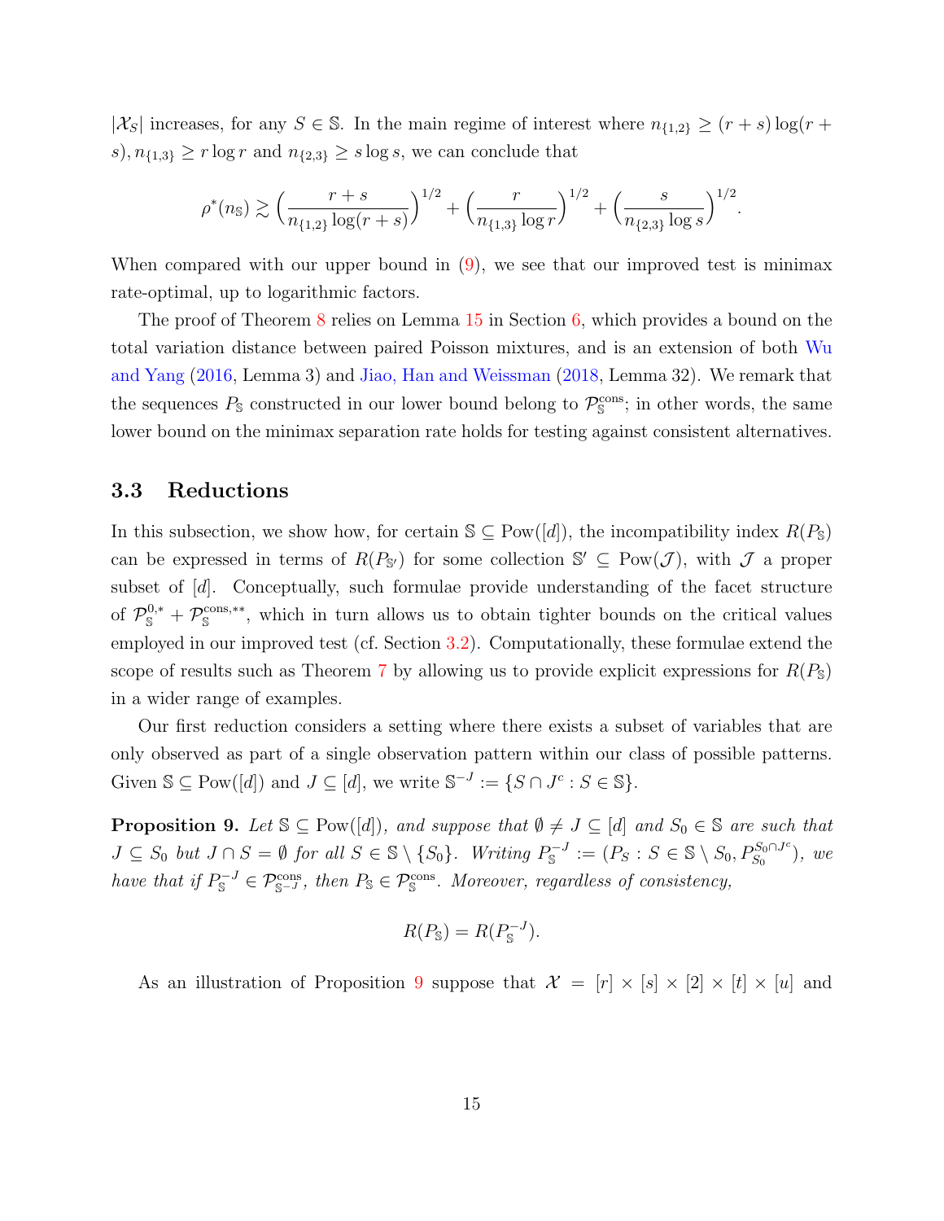$|\mathcal{X}_S|$ increases, for any $S \in \mathbb{S}$. In the main regime of interest where $n_{\{1,2\}} \geq (r+s)\log(r+s), n_{\{1,3\}} \geq r \log r$ and $n_{\{2,3\}} \geq s \log s$, we can conclude that

$$\rho^*(n_{\mathbb{S}}) \gtrsim \Big(\frac{r+s}{n_{\{1,2\}} \log(r+s)}\Big)^{1/2} + \Big(\frac{r}{n_{\{1,3\}} \log r}\Big)^{1/2} + \Big(\frac{s}{n_{\{2,3\}} \log s}\Big)^{1/2}.$$

When compared with our upper bound in (9), we see that our improved test is minimax rate-optimal, up to logarithmic factors.

The proof of Theorem 8 relies on Lemma 15 in Section 6, which provides a bound on the total variation distance between paired Poisson mixtures, and is an extension of both Wu and Yang (2016, Lemma 3) and Jiao, Han and Weissman (2018, Lemma 32). We remark that the sequences $P_{\mathbb{S}}$ constructed in our lower bound belong to $\mathcal{P}_{\mathbb{S}}^{\mathrm{cons}}$; in other words, the same lower bound on the minimax separation rate holds for testing against consistent alternatives.

### 3.3 Reductions

In this subsection, we show how, for certain $\mathbb{S} \subseteq \mathrm{Pow}([d])$, the incompatibility index $R(P_{\mathbb{S}})$ can be expressed in terms of $R(P_{\mathbb{S}'})$ for some collection $\mathbb{S}' \subseteq \mathrm{Pow}(\mathcal{J})$, with $\mathcal{J}$ a proper subset of $[d]$. Conceptually, such formulae provide understanding of the facet structure of $\mathcal{P}_{\mathbb{S}}^{0,*} + \mathcal{P}_{\mathbb{S}}^{\mathrm{cons},**}$, which in turn allows us to obtain tighter bounds on the critical values employed in our improved test (cf. Section 3.2). Computationally, these formulae extend the scope of results such as Theorem 7 by allowing us to provide explicit expressions for $R(P_{\mathbb{S}})$ in a wider range of examples.

Our first reduction considers a setting where there exists a subset of variables that are only observed as part of a single observation pattern within our class of possible patterns. Given $\mathbb{S} \subseteq \mathrm{Pow}([d])$ and $J \subseteq [d]$, we write $\mathbb{S}^{-J} := \{S \cap J^c : S \in \mathbb{S}\}$.

**Proposition 9.** *Let $\mathbb{S} \subseteq \mathrm{Pow}([d])$, and suppose that $\emptyset \neq J \subseteq [d]$ and $S_0 \in \mathbb{S}$ are such that $J \subseteq S_0$ but $J \cap S = \emptyset$ for all $S \in \mathbb{S} \setminus \{S_0\}$. Writing $P_{\mathbb{S}}^{-J} := (P_S : S \in \mathbb{S} \setminus S_0, P_{S_0}^{S_0 \cap J^c})$, we have that if $P_{\mathbb{S}}^{-J} \in \mathcal{P}_{\mathbb{S}^{-J}}^{\mathrm{cons}}$, then $P_{\mathbb{S}} \in \mathcal{P}_{\mathbb{S}}^{\mathrm{cons}}$. Moreover, regardless of consistency,*

$$R(P_{\mathbb{S}}) = R(P_{\mathbb{S}}^{-J}).$$

As an illustration of Proposition 9 suppose that $\mathcal{X} = [r] \times [s] \times [2] \times [t] \times [u]$ and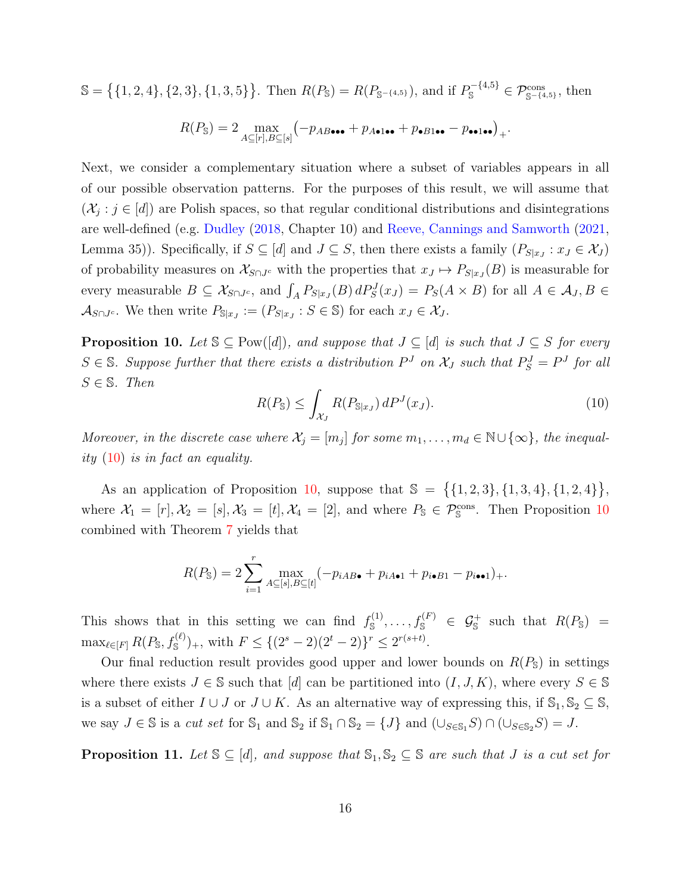$\mathbb{S} = \big\{\{1,2,4\},\{2,3\},\{1,3,5\}\big\}$. Then $R(P_{\mathbb{S}}) = R(P_{\mathbb{S}^{-\{4,5\}}})$, and if $P_{\mathbb{S}}^{-\{4,5\}} \in \mathcal{P}^{\mathrm{cons}}_{\mathbb{S}^{-\{4,5\}}}$, then

$$R(P_{\mathbb{S}}) = 2 \max_{A\subseteq[r],B\subseteq[s]} \big(-p_{AB\bullet\bullet\bullet} + p_{A\bullet 1\bullet\bullet} + p_{\bullet B1\bullet\bullet} - p_{\bullet\bullet 1\bullet\bullet}\big)_+.$$

Next, we consider a complementary situation where a subset of variables appears in all of our possible observation patterns. For the purposes of this result, we will assume that $(\mathcal{X}_j : j \in [d])$ are Polish spaces, so that regular conditional distributions and disintegrations are well-defined (e.g. Dudley (2018, Chapter 10) and Reeve, Cannings and Samworth (2021, Lemma 35)). Specifically, if $S \subseteq [d]$ and $J \subseteq S$, then there exists a family $(P_{S|x_J} : x_J \in \mathcal{X}_J)$ of probability measures on $\mathcal{X}_{S\cap J^c}$ with the properties that $x_J \mapsto P_{S|x_J}(B)$ is measurable for every measurable $B \subseteq \mathcal{X}_{S\cap J^c}$, and $\int_A P_{S|x_J}(B)\, dP_S^J(x_J) = P_S(A \times B)$ for all $A \in \mathcal{A}_J, B \in \mathcal{A}_{S\cap J^c}$. We then write $P_{\mathbb{S}|x_J} := (P_{S|x_J} : S \in \mathbb{S})$ for each $x_J \in \mathcal{X}_J$.

**Proposition 10.** *Let $\mathbb{S} \subseteq \mathrm{Pow}([d])$, and suppose that $J \subseteq [d]$ is such that $J \subseteq S$ for every $S \in \mathbb{S}$. Suppose further that there exists a distribution $P^J$ on $\mathcal{X}_J$ such that $P_S^J = P^J$ for all $S \in \mathbb{S}$. Then*

$$R(P_{\mathbb{S}}) \le \int_{\mathcal{X}_J} R(P_{\mathbb{S}|x_J})\, dP^J(x_J). \tag{10}$$

*Moreover, in the discrete case where $\mathcal{X}_j = [m_j]$ for some $m_1, \ldots, m_d \in \mathbb{N} \cup \{\infty\}$, the inequality (10) is in fact an equality.*

As an application of Proposition 10, suppose that $\mathbb{S} = \big\{\{1,2,3\},\{1,3,4\},\{1,2,4\}\big\}$, where $\mathcal{X}_1 = [r], \mathcal{X}_2 = [s], \mathcal{X}_3 = [t], \mathcal{X}_4 = [2]$, and where $P_{\mathbb{S}} \in \mathcal{P}^{\mathrm{cons}}_{\mathbb{S}}$. Then Proposition 10 combined with Theorem 7 yields that

$$R(P_{\mathbb{S}}) = 2\sum_{i=1}^r \max_{A\subseteq[s],B\subseteq[t]} (-p_{iAB\bullet} + p_{iA\bullet 1} + p_{i\bullet B1} - p_{i\bullet\bullet 1})_+.$$

This shows that in this setting we can find $f_{\mathbb{S}}^{(1)}, \ldots, f_{\mathbb{S}}^{(F)} \in \mathcal{G}^+_{\mathbb{S}}$ such that $R(P_{\mathbb{S}}) = \max_{\ell\in[F]} R(P_{\mathbb{S}}, f_{\mathbb{S}}^{(\ell)})_+$, with $F \le \{(2^s-2)(2^t-2)\}^r \le 2^{r(s+t)}$.

Our final reduction result provides good upper and lower bounds on $R(P_{\mathbb{S}})$ in settings where there exists $J \in \mathbb{S}$ such that $[d]$ can be partitioned into $(I, J, K)$, where every $S \in \mathbb{S}$ is a subset of either $I \cup J$ or $J \cup K$. As an alternative way of expressing this, if $\mathbb{S}_1, \mathbb{S}_2 \subseteq \mathbb{S}$, we say $J \in \mathbb{S}$ is a *cut set* for $\mathbb{S}_1$ and $\mathbb{S}_2$ if $\mathbb{S}_1 \cap \mathbb{S}_2 = \{J\}$ and $(\cup_{S\in\mathbb{S}_1} S) \cap (\cup_{S\in\mathbb{S}_2} S) = J$.

**Proposition 11.** *Let $\mathbb{S} \subseteq [d]$, and suppose that $\mathbb{S}_1, \mathbb{S}_2 \subseteq \mathbb{S}$ are such that $J$ is a cut set for*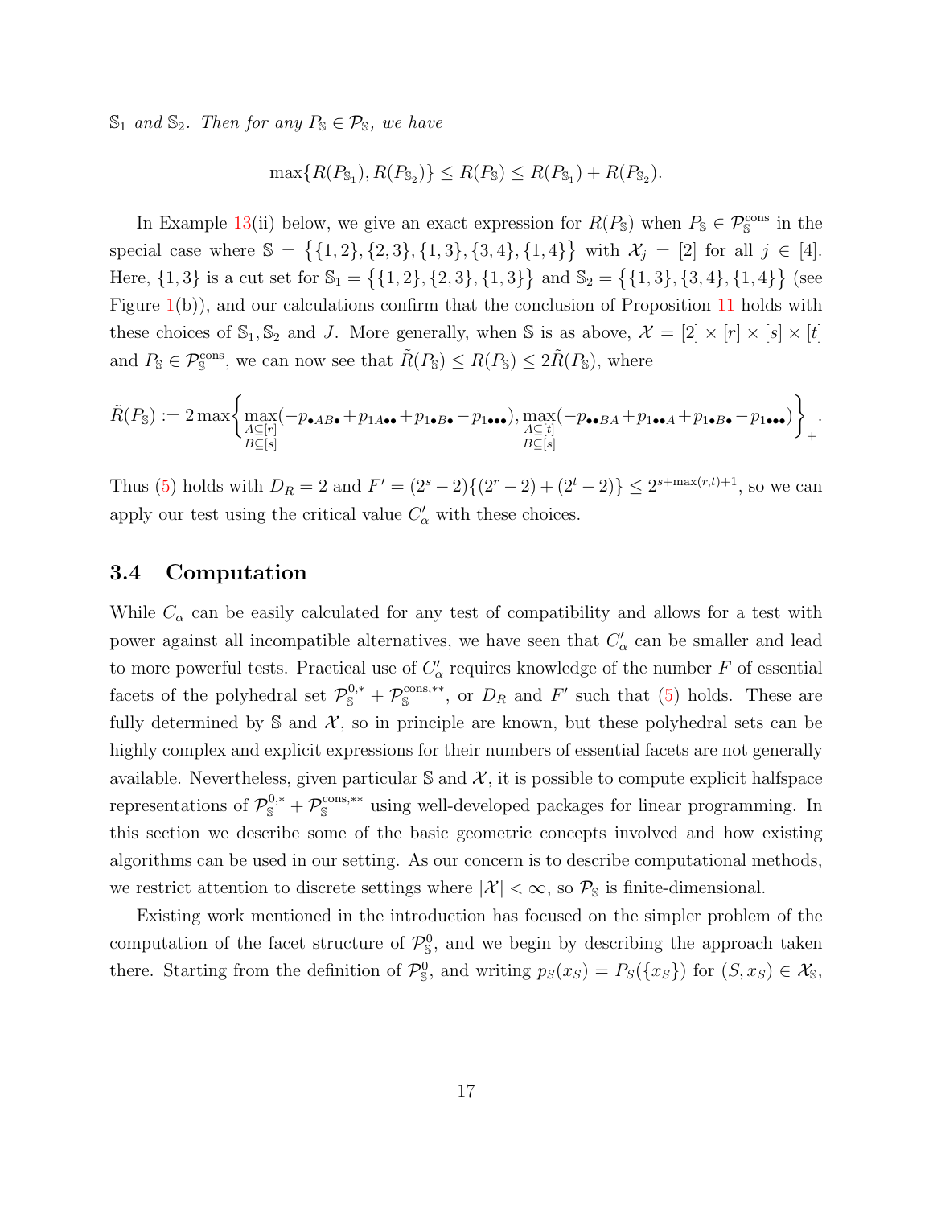$\mathbb{S}_1$ *and* $\mathbb{S}_2$. *Then for any* $P_{\mathbb{S}} \in \mathcal{P}_{\mathbb{S}}$, *we have*

$$\max\{R(P_{\mathbb{S}_1}), R(P_{\mathbb{S}_2})\} \leq R(P_{\mathbb{S}}) \leq R(P_{\mathbb{S}_1}) + R(P_{\mathbb{S}_2}).$$

In Example 13(ii) below, we give an exact expression for $R(P_{\mathbb{S}})$ when $P_{\mathbb{S}} \in \mathcal{P}_{\mathbb{S}}^{\mathrm{cons}}$ in the special case where $\mathbb{S} = \{\{1,2\},\{2,3\},\{1,3\},\{3,4\},\{1,4\}\}$ with $\mathcal{X}_j = [2]$ for all $j \in [4]$. Here, $\{1,3\}$ is a cut set for $\mathbb{S}_1 = \{\{1,2\},\{2,3\},\{1,3\}\}$ and $\mathbb{S}_2 = \{\{1,3\},\{3,4\},\{1,4\}\}$ (see Figure 1(b)), and our calculations confirm that the conclusion of Proposition 11 holds with these choices of $\mathbb{S}_1, \mathbb{S}_2$ and $J$. More generally, when $\mathbb{S}$ is as above, $\mathcal{X} = [2] \times [r] \times [s] \times [t]$ and $P_{\mathbb{S}} \in \mathcal{P}_{\mathbb{S}}^{\mathrm{cons}}$, we can now see that $\tilde{R}(P_{\mathbb{S}}) \leq R(P_{\mathbb{S}}) \leq 2\tilde{R}(P_{\mathbb{S}})$, where

$$\tilde{R}(P_{\mathbb{S}}) := 2\max\biggl\{\max_{\substack{A\subseteq[r]\\B\subseteq[s]}}(-p_{\bullet AB\bullet}+p_{1A\bullet\bullet}+p_{1\bullet B\bullet}-p_{1\bullet\bullet\bullet}), \max_{\substack{A\subseteq[t]\\B\subseteq[s]}}(-p_{\bullet\bullet BA}+p_{1\bullet\bullet A}+p_{1\bullet B\bullet}-p_{1\bullet\bullet\bullet})\biggr\}_+.$$

Thus (5) holds with $D_R = 2$ and $F' = (2^s - 2)\{(2^r - 2) + (2^t - 2)\} \leq 2^{s+\max(r,t)+1}$, so we can apply our test using the critical value $C'_\alpha$ with these choices.

### 3.4 Computation

While $C_\alpha$ can be easily calculated for any test of compatibility and allows for a test with power against all incompatible alternatives, we have seen that $C'_\alpha$ can be smaller and lead to more powerful tests. Practical use of $C'_\alpha$ requires knowledge of the number $F$ of essential facets of the polyhedral set $\mathcal{P}_{\mathbb{S}}^{0,*} + \mathcal{P}_{\mathbb{S}}^{\mathrm{cons},**}$, or $D_R$ and $F'$ such that (5) holds. These are fully determined by $\mathbb{S}$ and $\mathcal{X}$, so in principle are known, but these polyhedral sets can be highly complex and explicit expressions for their numbers of essential facets are not generally available. Nevertheless, given particular $\mathbb{S}$ and $\mathcal{X}$, it is possible to compute explicit halfspace representations of $\mathcal{P}_{\mathbb{S}}^{0,*} + \mathcal{P}_{\mathbb{S}}^{\mathrm{cons},**}$ using well-developed packages for linear programming. In this section we describe some of the basic geometric concepts involved and how existing algorithms can be used in our setting. As our concern is to describe computational methods, we restrict attention to discrete settings where $|\mathcal{X}| < \infty$, so $\mathcal{P}_{\mathbb{S}}$ is finite-dimensional.

Existing work mentioned in the introduction has focused on the simpler problem of the computation of the facet structure of $\mathcal{P}_{\mathbb{S}}^0$, and we begin by describing the approach taken there. Starting from the definition of $\mathcal{P}_{\mathbb{S}}^0$, and writing $p_S(x_S) = P_S(\{x_S\})$ for $(S, x_S) \in \mathcal{X}_{\mathbb{S}}$,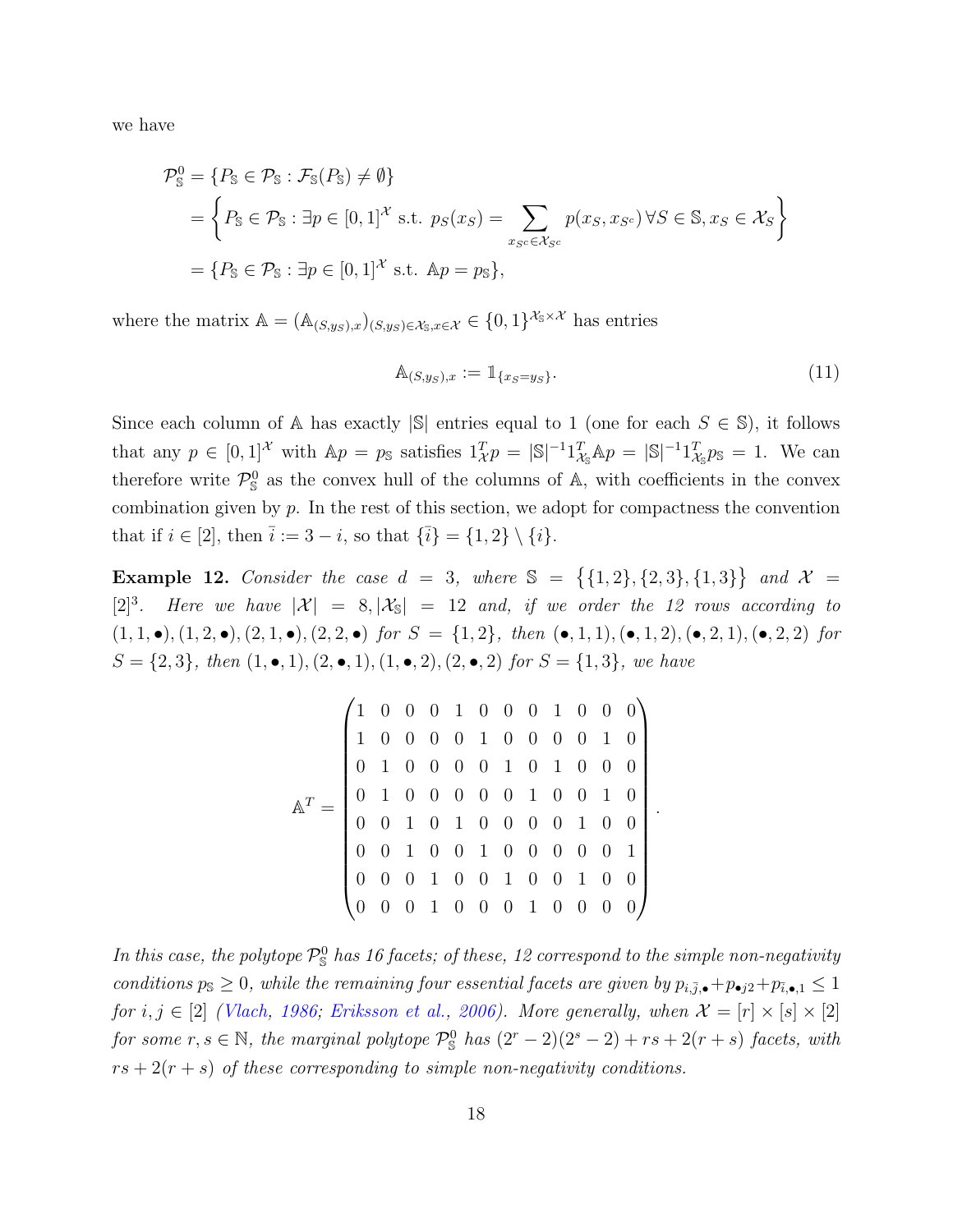we have

$$
\begin{aligned}
\mathcal{P}_{\mathbb{S}}^0 &= \{P_{\mathbb{S}} \in \mathcal{P}_{\mathbb{S}} : \mathcal{F}_{\mathbb{S}}(P_{\mathbb{S}}) \neq \emptyset\} \\
&= \left\{ P_{\mathbb{S}} \in \mathcal{P}_{\mathbb{S}} : \exists p \in [0,1]^{\mathcal{X}} \text{ s.t. } p_S(x_S) = \sum_{x_{S^c} \in \mathcal{X}_{S^c}} p(x_S, x_{S^c}) \, \forall S \in \mathbb{S}, x_S \in \mathcal{X}_S \right\} \\
&= \{P_{\mathbb{S}} \in \mathcal{P}_{\mathbb{S}} : \exists p \in [0,1]^{\mathcal{X}} \text{ s.t. } \mathbb{A}p = p_{\mathbb{S}}\},
\end{aligned}
$$

where the matrix $\mathbb{A} = (\mathbb{A}_{(S,y_S),x})_{(S,y_S) \in \mathcal{X}_{\mathbb{S}}, x \in \mathcal{X}} \in \{0,1\}^{\mathcal{X}_{\mathbb{S}} \times \mathcal{X}}$ has entries

$$
\mathbb{A}_{(S,y_S),x} := \mathbb{1}_{\{x_S = y_S\}}. \tag{11}
$$

Since each column of $\mathbb{A}$ has exactly $|\mathbb{S}|$ entries equal to 1 (one for each $S \in \mathbb{S}$), it follows that any $p \in [0,1]^{\mathcal{X}}$ with $\mathbb{A}p = p_{\mathbb{S}}$ satisfies $1_{\mathcal{X}}^T p = |\mathbb{S}|^{-1} 1_{\mathcal{X}_{\mathbb{S}}}^T \mathbb{A} p = |\mathbb{S}|^{-1} 1_{\mathcal{X}_{\mathbb{S}}}^T p_{\mathbb{S}} = 1$. We can therefore write $\mathcal{P}_{\mathbb{S}}^0$ as the convex hull of the columns of $\mathbb{A}$, with coefficients in the convex combination given by $p$. In the rest of this section, we adopt for compactness the convention that if $i \in [2]$, then $\bar{i} := 3 - i$, so that $\{\bar{i}\} = \{1,2\} \setminus \{i\}$.

**Example 12.** *Consider the case $d = 3$, where $\mathbb{S} = \big\{\{1,2\},\{2,3\},\{1,3\}\big\}$ and $\mathcal{X} = [2]^3$. Here we have $|\mathcal{X}| = 8, |\mathcal{X}_{\mathbb{S}}| = 12$ and, if we order the 12 rows according to $(1,1,\bullet),(1,2,\bullet),(2,1,\bullet),(2,2,\bullet)$ for $S = \{1,2\}$, then $(\bullet,1,1),(\bullet,1,2),(\bullet,2,1),(\bullet,2,2)$ for $S = \{2,3\}$, then $(1,\bullet,1),(2,\bullet,1),(1,\bullet,2),(2,\bullet,2)$ for $S = \{1,3\}$, we have*

$$
\mathbb{A}^T = \begin{pmatrix}
1 & 0 & 0 & 0 & 1 & 0 & 0 & 0 & 1 & 0 & 0 & 0 \\
1 & 0 & 0 & 0 & 0 & 1 & 0 & 0 & 0 & 0 & 1 & 0 \\
0 & 1 & 0 & 0 & 0 & 0 & 1 & 0 & 1 & 0 & 0 & 0 \\
0 & 1 & 0 & 0 & 0 & 0 & 0 & 1 & 0 & 0 & 1 & 0 \\
0 & 0 & 1 & 0 & 1 & 0 & 0 & 0 & 0 & 1 & 0 & 0 \\
0 & 0 & 1 & 0 & 0 & 1 & 0 & 0 & 0 & 0 & 0 & 1 \\
0 & 0 & 0 & 1 & 0 & 0 & 1 & 0 & 0 & 1 & 0 & 0 \\
0 & 0 & 0 & 1 & 0 & 0 & 0 & 1 & 0 & 0 & 0 & 0
\end{pmatrix}.
$$

*In this case, the polytope $\mathcal{P}_{\mathbb{S}}^0$ has 16 facets; of these, 12 correspond to the simple non-negativity conditions $p_{\mathbb{S}} \geq 0$, while the remaining four essential facets are given by $p_{i,\bar{j},\bullet} + p_{\bullet j 2} + p_{\bar{i},\bullet,1} \leq 1$ for $i,j \in [2]$ (Vlach, 1986; Eriksson et al., 2006). More generally, when $\mathcal{X} = [r] \times [s] \times [2]$ for some $r,s \in \mathbb{N}$, the marginal polytope $\mathcal{P}_{\mathbb{S}}^0$ has $(2^r - 2)(2^s - 2) + rs + 2(r+s)$ facets, with $rs + 2(r+s)$ of these corresponding to simple non-negativity conditions.*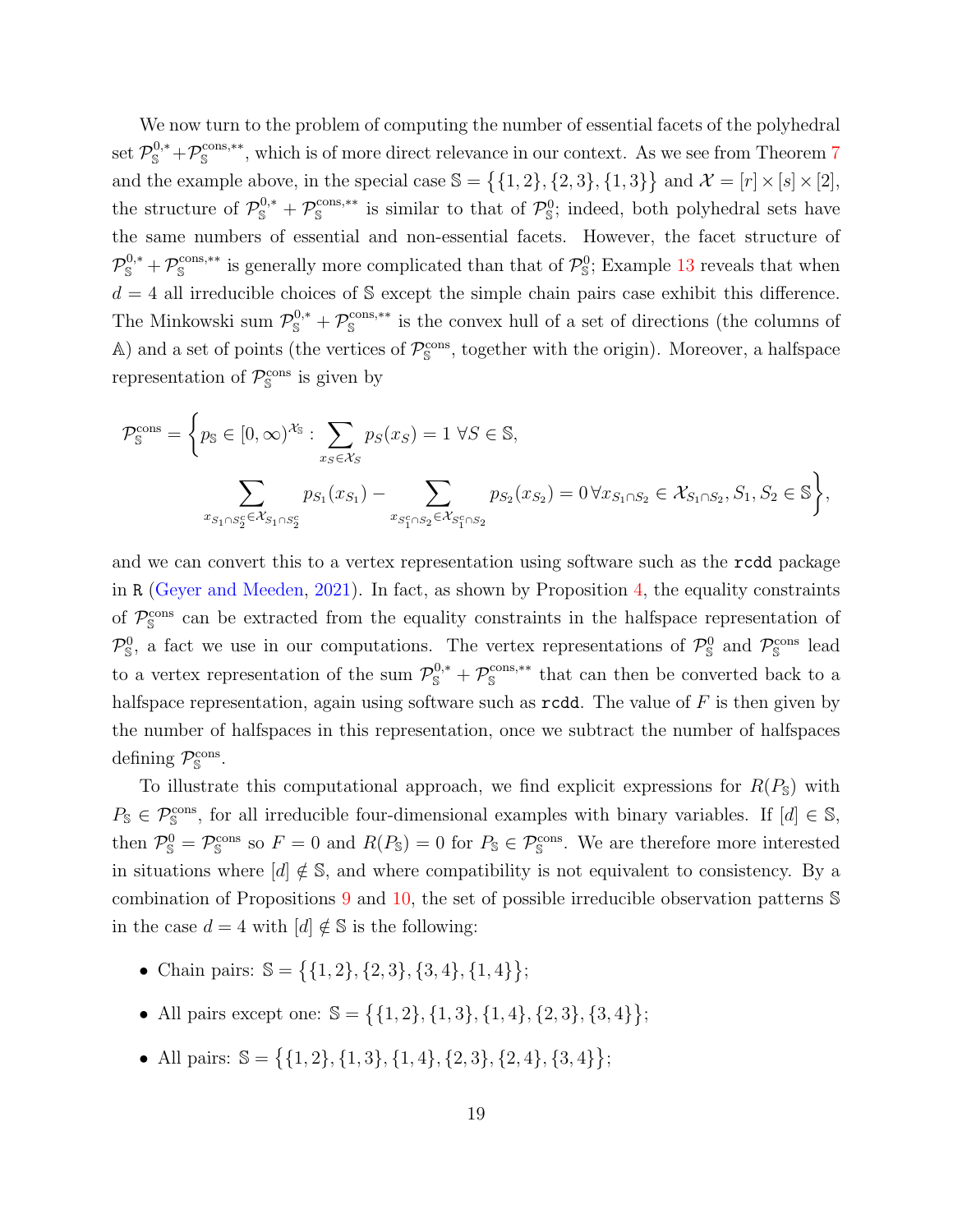We now turn to the problem of computing the number of essential facets of the polyhedral set $\mathcal{P}_{\mathbb{S}}^{0,*}+\mathcal{P}_{\mathbb{S}}^{\text{cons},**}$, which is of more direct relevance in our context. As we see from Theorem 7 and the example above, in the special case $\mathbb{S} = \big\{\{1,2\},\{2,3\},\{1,3\}\big\}$ and $\mathcal{X} = [r] \times [s] \times [2]$, the structure of $\mathcal{P}_{\mathbb{S}}^{0,*} + \mathcal{P}_{\mathbb{S}}^{\text{cons},**}$ is similar to that of $\mathcal{P}_{\mathbb{S}}^{0}$; indeed, both polyhedral sets have the same numbers of essential and non-essential facets. However, the facet structure of $\mathcal{P}_{\mathbb{S}}^{0,*} + \mathcal{P}_{\mathbb{S}}^{\text{cons},**}$ is generally more complicated than that of $\mathcal{P}_{\mathbb{S}}^{0}$; Example 13 reveals that when $d = 4$ all irreducible choices of $\mathbb{S}$ except the simple chain pairs case exhibit this difference. The Minkowski sum $\mathcal{P}_{\mathbb{S}}^{0,*} + \mathcal{P}_{\mathbb{S}}^{\text{cons},**}$ is the convex hull of a set of directions (the columns of $\mathbb{A}$) and a set of points (the vertices of $\mathcal{P}_{\mathbb{S}}^{\text{cons}}$, together with the origin). Moreover, a halfspace representation of $\mathcal{P}_{\mathbb{S}}^{\text{cons}}$ is given by

$$\mathcal{P}_{\mathbb{S}}^{\text{cons}} = \Bigg\{ p_{\mathbb{S}} \in [0,\infty)^{\mathcal{X}_{\mathbb{S}}} : \sum_{x_S \in \mathcal{X}_S} p_S(x_S) = 1 \; \forall S \in \mathbb{S}, \\ \sum_{x_{S_1 \cap S_2^c} \in \mathcal{X}_{S_1 \cap S_2^c}} p_{S_1}(x_{S_1}) - \sum_{x_{S_1^c \cap S_2} \in \mathcal{X}_{S_1^c \cap S_2}} p_{S_2}(x_{S_2}) = 0 \, \forall x_{S_1 \cap S_2} \in \mathcal{X}_{S_1 \cap S_2}, S_1, S_2 \in \mathbb{S} \Bigg\},$$

and we can convert this to a vertex representation using software such as the `rcdd` package in `R` (Geyer and Meeden, 2021). In fact, as shown by Proposition 4, the equality constraints of $\mathcal{P}_{\mathbb{S}}^{\text{cons}}$ can be extracted from the equality constraints in the halfspace representation of $\mathcal{P}_{\mathbb{S}}^{0}$, a fact we use in our computations. The vertex representations of $\mathcal{P}_{\mathbb{S}}^{0}$ and $\mathcal{P}_{\mathbb{S}}^{\text{cons}}$ lead to a vertex representation of the sum $\mathcal{P}_{\mathbb{S}}^{0,*} + \mathcal{P}_{\mathbb{S}}^{\text{cons},**}$ that can then be converted back to a halfspace representation, again using software such as `rcdd`. The value of $F$ is then given by the number of halfspaces in this representation, once we subtract the number of halfspaces defining $\mathcal{P}_{\mathbb{S}}^{\text{cons}}$.

To illustrate this computational approach, we find explicit expressions for $R(P_{\mathbb{S}})$ with $P_{\mathbb{S}} \in \mathcal{P}_{\mathbb{S}}^{\text{cons}}$, for all irreducible four-dimensional examples with binary variables. If $[d] \in \mathbb{S}$, then $\mathcal{P}_{\mathbb{S}}^{0} = \mathcal{P}_{\mathbb{S}}^{\text{cons}}$ so $F = 0$ and $R(P_{\mathbb{S}}) = 0$ for $P_{\mathbb{S}} \in \mathcal{P}_{\mathbb{S}}^{\text{cons}}$. We are therefore more interested in situations where $[d] \notin \mathbb{S}$, and where compatibility is not equivalent to consistency. By a combination of Propositions 9 and 10, the set of possible irreducible observation patterns $\mathbb{S}$ in the case $d = 4$ with $[d] \notin \mathbb{S}$ is the following:

- Chain pairs: $\mathbb{S} = \big\{\{1,2\},\{2,3\},\{3,4\},\{1,4\}\big\}$;
- All pairs except one: $\mathbb{S} = \big\{\{1,2\},\{1,3\},\{1,4\},\{2,3\},\{3,4\}\big\}$;
- All pairs: $\mathbb{S} = \big\{\{1,2\},\{1,3\},\{1,4\},\{2,3\},\{2,4\},\{3,4\}\big\}$;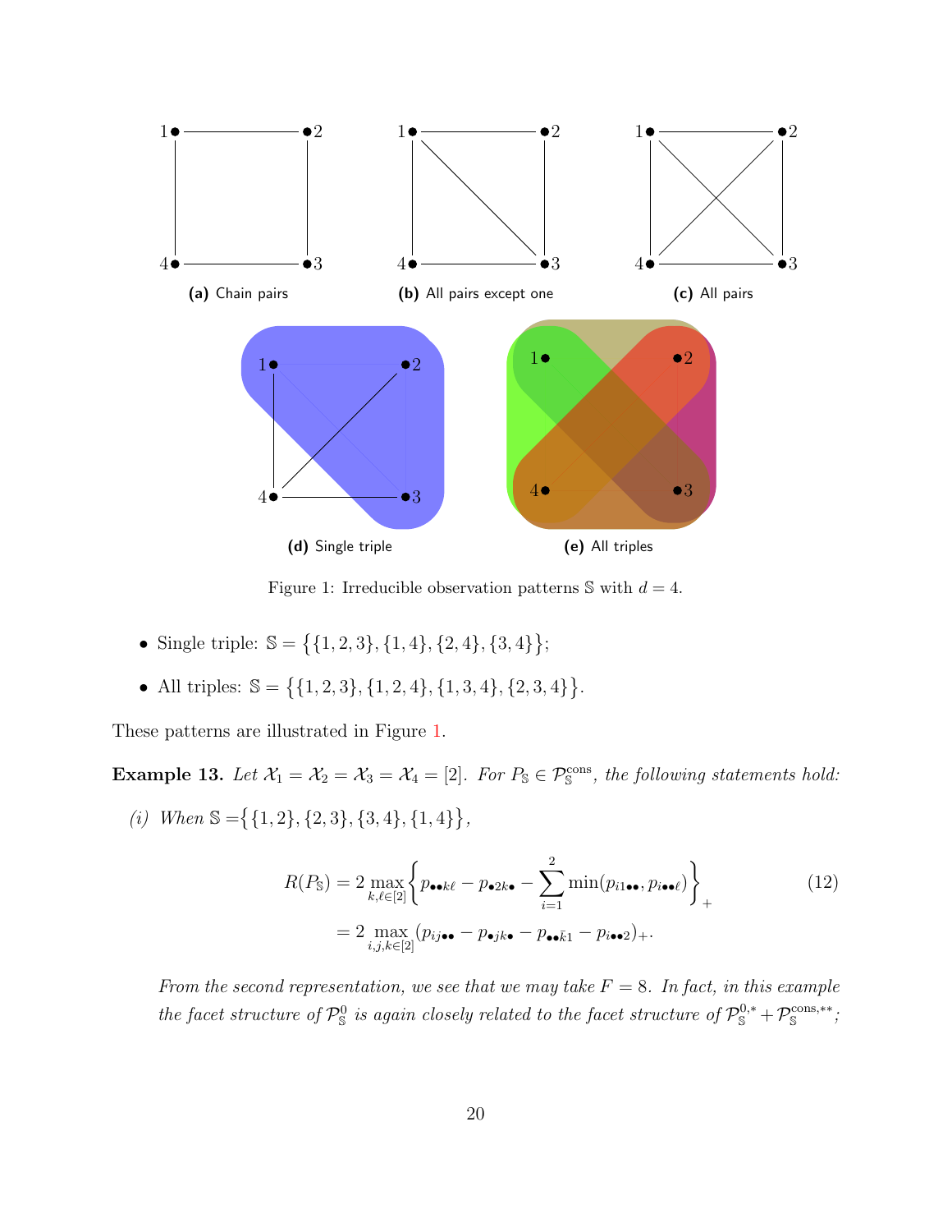1 2 4 3

**(a)** Chain pairs

1 2 4 3

**(b)** All pairs except one

1 2 4 3

**(c)** All pairs

1 2 4 3

**(d)** Single triple

1 2 4 3

**(e)** All triples

Figure 1: Irreducible observation patterns $\mathbb{S}$ with $d = 4$.

- Single triple: $\mathbb{S} = \big\{\{1,2,3\},\{1,4\},\{2,4\},\{3,4\}\big\}$;
- All triples: $\mathbb{S} = \big\{\{1,2,3\},\{1,2,4\},\{1,3,4\},\{2,3,4\}\big\}$.

These patterns are illustrated in Figure 1.

**Example 13.** *Let $\mathcal{X}_1 = \mathcal{X}_2 = \mathcal{X}_3 = \mathcal{X}_4 = [2]$. For $P_{\mathbb{S}} \in \mathcal{P}_{\mathbb{S}}^{\mathrm{cons}}$, the following statements hold:*

*(i) When $\mathbb{S} = \big\{\{1,2\},\{2,3\},\{3,4\},\{1,4\}\big\}$,*

$$
\begin{aligned}
R(P_{\mathbb{S}}) &= 2 \max_{k,\ell \in [2]} \biggl\{ p_{\bullet\bullet k \ell} - p_{\bullet 2 k \bullet} - \sum_{i=1}^{2} \min(p_{i1\bullet\bullet}, p_{i\bullet\bullet\ell}) \biggr\}_{+} \\
&= 2 \max_{i,j,k \in [2]} (p_{ij\bullet\bullet} - p_{\bullet jk\bullet} - p_{\bullet\bullet \bar{k} 1} - p_{i\bullet\bullet 2})_{+}.
\end{aligned}
\tag{12}
$$

*From the second representation, we see that we may take $F = 8$. In fact, in this example the facet structure of $\mathcal{P}_{\mathbb{S}}^{0}$ is again closely related to the facet structure of $\mathcal{P}_{\mathbb{S}}^{0,*} + \mathcal{P}_{\mathbb{S}}^{\mathrm{cons},**}$;*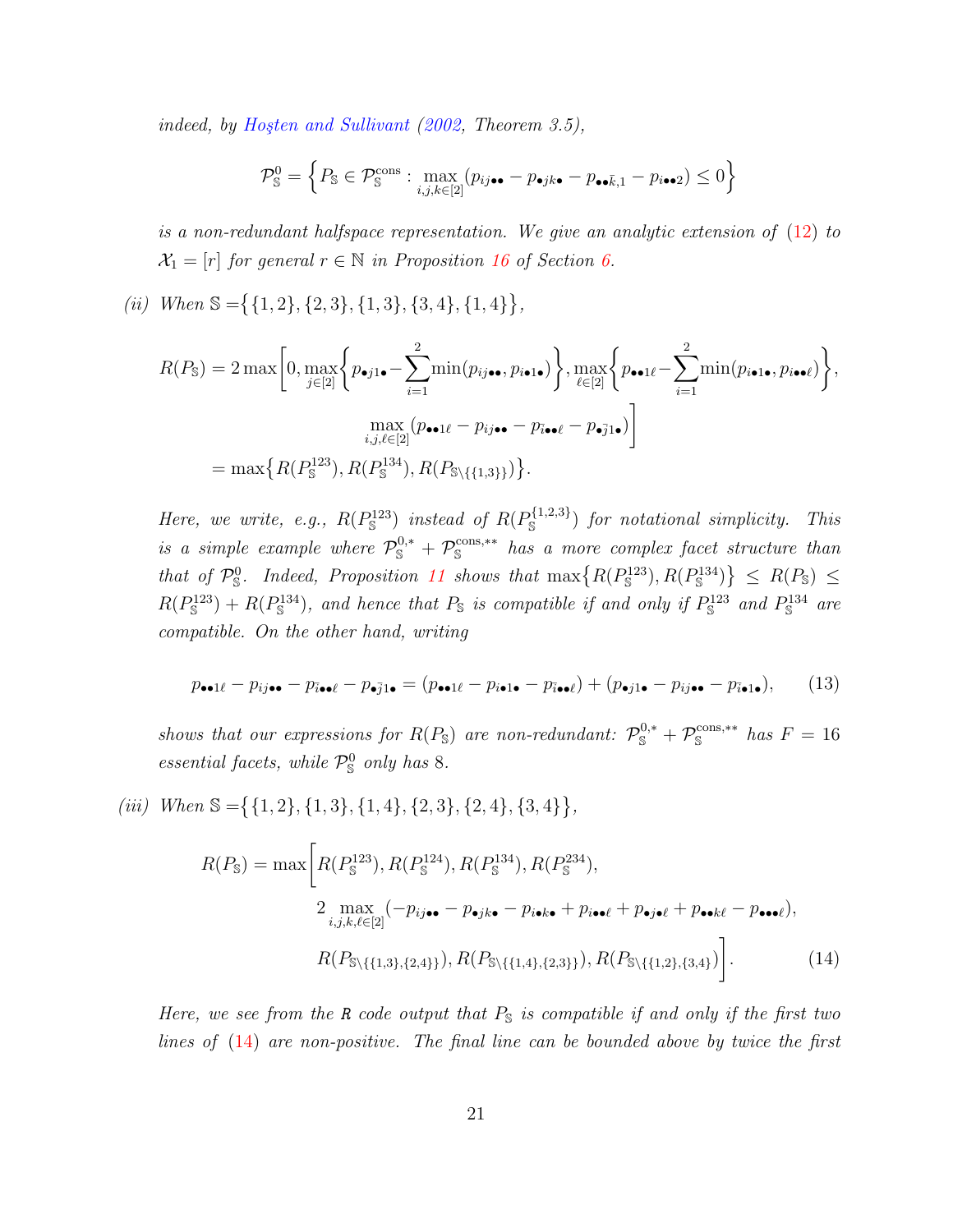*indeed, by Hoşten and Sullivant (2002, Theorem 3.5),*

$$\mathcal{P}_{\mathbb{S}}^{0} = \Big\{ P_{\mathbb{S}} \in \mathcal{P}_{\mathbb{S}}^{\mathrm{cons}} : \max_{i,j,k\in[2]} (p_{ij\bullet\bullet} - p_{\bullet jk\bullet} - p_{\bullet\bullet\bar{k},1} - p_{i\bullet\bullet 2}) \leq 0 \Big\}$$

*is a non-redundant halfspace representation. We give an analytic extension of (12) to $\mathcal{X}_1 = [r]$ for general $r \in \mathbb{N}$ in Proposition 16 of Section 6.*

*(ii) When $\mathbb{S} = \big\{\{1,2\},\{2,3\},\{1,3\},\{3,4\},\{1,4\}\big\}$,*

$$\begin{aligned}
R(P_{\mathbb{S}}) = 2\max\Bigg[0, \max_{j\in[2]}\Big\{ p_{\bullet j1\bullet} - \sum_{i=1}^{2}\min(p_{ij\bullet\bullet}, p_{i\bullet 1\bullet})\Big\}, \max_{\ell\in[2]}\Big\{ p_{\bullet\bullet 1\ell} - \sum_{i=1}^{2}\min(p_{i\bullet 1\bullet}, p_{i\bullet\bullet\ell})\Big\},& \\
\max_{i,j,\ell\in[2]}(p_{\bullet\bullet 1\ell} - p_{ij\bullet\bullet} - p_{\bar{i}\bullet\bullet\ell} - p_{\bullet\bar{j}1\bullet})\Bigg]& \\
= \max\big\{R(P_{\mathbb{S}}^{123}), R(P_{\mathbb{S}}^{134}), R(P_{\mathbb{S}\setminus\{\{1,3\}\}})\big\}.&
\end{aligned}$$

*Here, we write, e.g., $R(P_{\mathbb{S}}^{123})$ instead of $R(P_{\mathbb{S}}^{\{1,2,3\}})$ for notational simplicity. This is a simple example where $\mathcal{P}_{\mathbb{S}}^{0,*} + \mathcal{P}_{\mathbb{S}}^{\mathrm{cons},**}$ has a more complex facet structure than that of $\mathcal{P}_{\mathbb{S}}^{0}$. Indeed, Proposition 11 shows that $\max\big\{R(P_{\mathbb{S}}^{123}), R(P_{\mathbb{S}}^{134})\big\} \leq R(P_{\mathbb{S}}) \leq R(P_{\mathbb{S}}^{123}) + R(P_{\mathbb{S}}^{134})$, and hence that $P_{\mathbb{S}}$ is compatible if and only if $P_{\mathbb{S}}^{123}$ and $P_{\mathbb{S}}^{134}$ are compatible. On the other hand, writing*

$$p_{\bullet\bullet 1\ell} - p_{ij\bullet\bullet} - p_{\bar{i}\bullet\bullet\ell} - p_{\bullet\bar{j}1\bullet} = (p_{\bullet\bullet 1\ell} - p_{i\bullet 1\bullet} - p_{\bar{i}\bullet\bullet\ell}) + (p_{\bullet j1\bullet} - p_{ij\bullet\bullet} - p_{\bar{i}\bullet 1\bullet}), \tag{13}$$

*shows that our expressions for $R(P_{\mathbb{S}})$ are non-redundant: $\mathcal{P}_{\mathbb{S}}^{0,*} + \mathcal{P}_{\mathbb{S}}^{\mathrm{cons},**}$ has $F = 16$ essential facets, while $\mathcal{P}_{\mathbb{S}}^{0}$ only has 8.*

*(iii) When $\mathbb{S} = \big\{\{1,2\},\{1,3\},\{1,4\},\{2,3\},\{2,4\},\{3,4\}\big\}$,*

$$\begin{aligned}
R(P_{\mathbb{S}}) = \max\Bigg[&R(P_{\mathbb{S}}^{123}), R(P_{\mathbb{S}}^{124}), R(P_{\mathbb{S}}^{134}), R(P_{\mathbb{S}}^{234}), \\
&2\max_{i,j,k,\ell\in[2]}(-p_{ij\bullet\bullet} - p_{\bullet jk\bullet} - p_{i\bullet k\bullet} + p_{i\bullet\bullet\ell} + p_{\bullet j\bullet\ell} + p_{\bullet\bullet k\ell} - p_{\bullet\bullet\bullet\ell}), \\
&R(P_{\mathbb{S}\setminus\{\{1,3\},\{2,4\}\}}), R(P_{\mathbb{S}\setminus\{\{1,4\},\{2,3\}\}}), R(P_{\mathbb{S}\setminus\{\{1,2\},\{3,4\}\}})\Bigg].
\end{aligned} \tag{14}$$

*Here, we see from the `R` code output that $P_{\mathbb{S}}$ is compatible if and only if the first two lines of (14) are non-positive. The final line can be bounded above by twice the first*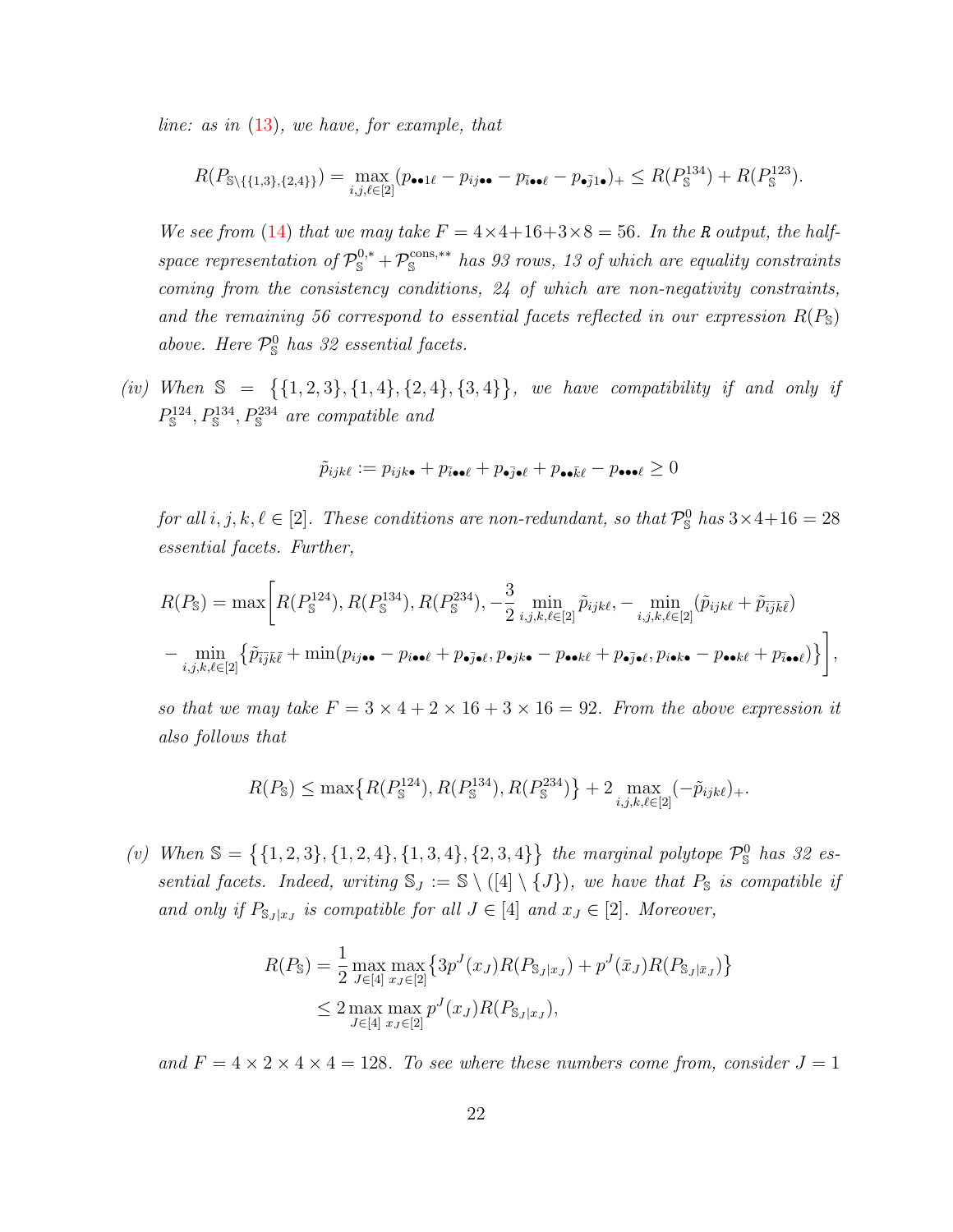*line: as in (13), we have, for example, that*

$$R(P_{\mathbb{S}\setminus\{\{1,3\},\{2,4\}\}}) = \max_{i,j,\ell\in[2]}(p_{\bullet\bullet 1\ell} - p_{ij\bullet\bullet} - p_{\bar{i}\bullet\bullet\ell} - p_{\bullet\bar{j}1\bullet})_+ \leq R(P_{\mathbb{S}}^{134}) + R(P_{\mathbb{S}}^{123}).$$

*We see from (14) that we may take $F = 4\times 4+16+3\times 8 = 56$. In the* `R` *output, the half-space representation of $\mathcal{P}_{\mathbb{S}}^{0,*} + \mathcal{P}_{\mathbb{S}}^{\mathrm{cons},**}$ has 93 rows, 13 of which are equality constraints coming from the consistency conditions, 24 of which are non-negativity constraints, and the remaining 56 correspond to essential facets reflected in our expression $R(P_{\mathbb{S}})$ above. Here $\mathcal{P}_{\mathbb{S}}^0$ has 32 essential facets.*

(iv) *When $\mathbb{S} = \{\{1,2,3\},\{1,4\},\{2,4\},\{3,4\}\}$, we have compatibility if and only if $P_{\mathbb{S}}^{124}, P_{\mathbb{S}}^{134}, P_{\mathbb{S}}^{234}$ are compatible and*

$$\tilde{p}_{ijk\ell} := p_{ijk\bullet} + p_{\bar{i}\bullet\bullet\ell} + p_{\bullet\bar{j}\bullet\ell} + p_{\bullet\bullet\bar{k}\ell} - p_{\bullet\bullet\bullet\ell} \geq 0$$

*for all $i,j,k,\ell \in [2]$. These conditions are non-redundant, so that $\mathcal{P}_{\mathbb{S}}^0$ has $3\times 4+16 = 28$ essential facets. Further,*

$$\begin{aligned} R(P_{\mathbb{S}}) = \max\biggl[&R(P_{\mathbb{S}}^{124}), R(P_{\mathbb{S}}^{134}), R(P_{\mathbb{S}}^{234}), -\frac{3}{2}\min_{i,j,k,\ell\in[2]}\tilde{p}_{ijk\ell}, -\min_{i,j,k,\ell\in[2]}(\tilde{p}_{ijk\ell} + \tilde{p}_{\bar{i}\bar{j}\bar{k}\bar{\ell}}) \\ &- \min_{i,j,k,\ell\in[2]}\bigl\{\tilde{p}_{\bar{i}\bar{j}\bar{k}\bar{\ell}} + \min(p_{ij\bullet\bullet} - p_{i\bullet\bullet\ell} + p_{\bullet\bar{j}\bullet\ell}, p_{\bullet jk\bullet} - p_{\bullet\bullet k\ell} + p_{\bullet\bar{j}\bullet\ell}, p_{i\bullet k\bullet} - p_{\bullet\bullet k\ell} + p_{\bar{i}\bullet\bullet\ell})\bigr\}\biggr], \end{aligned}$$

*so that we may take $F = 3\times 4 + 2\times 16 + 3\times 16 = 92$. From the above expression it also follows that*

$$R(P_{\mathbb{S}}) \leq \max\bigl\{R(P_{\mathbb{S}}^{124}), R(P_{\mathbb{S}}^{134}), R(P_{\mathbb{S}}^{234})\bigr\} + 2\max_{i,j,k,\ell\in[2]}(-\tilde{p}_{ijk\ell})_+.$$

(v) *When $\mathbb{S} = \{\{1,2,3\},\{1,2,4\},\{1,3,4\},\{2,3,4\}\}$ the marginal polytope $\mathcal{P}_{\mathbb{S}}^0$ has 32 essential facets. Indeed, writing $\mathbb{S}_J := \mathbb{S}\setminus([4]\setminus\{J\})$, we have that $P_{\mathbb{S}}$ is compatible if and only if $P_{\mathbb{S}_J|x_J}$ is compatible for all $J\in[4]$ and $x_J\in[2]$. Moreover,*

$$\begin{aligned} R(P_{\mathbb{S}}) &= \frac{1}{2}\max_{J\in[4]}\max_{x_J\in[2]}\bigl\{3p^J(x_J)R(P_{\mathbb{S}_J|x_J}) + p^J(\bar{x}_J)R(P_{\mathbb{S}_J|\bar{x}_J})\bigr\} \\ &\leq 2\max_{J\in[4]}\max_{x_J\in[2]} p^J(x_J)R(P_{\mathbb{S}_J|x_J}), \end{aligned}$$

*and $F = 4\times 2\times 4\times 4 = 128$. To see where these numbers come from, consider $J = 1$*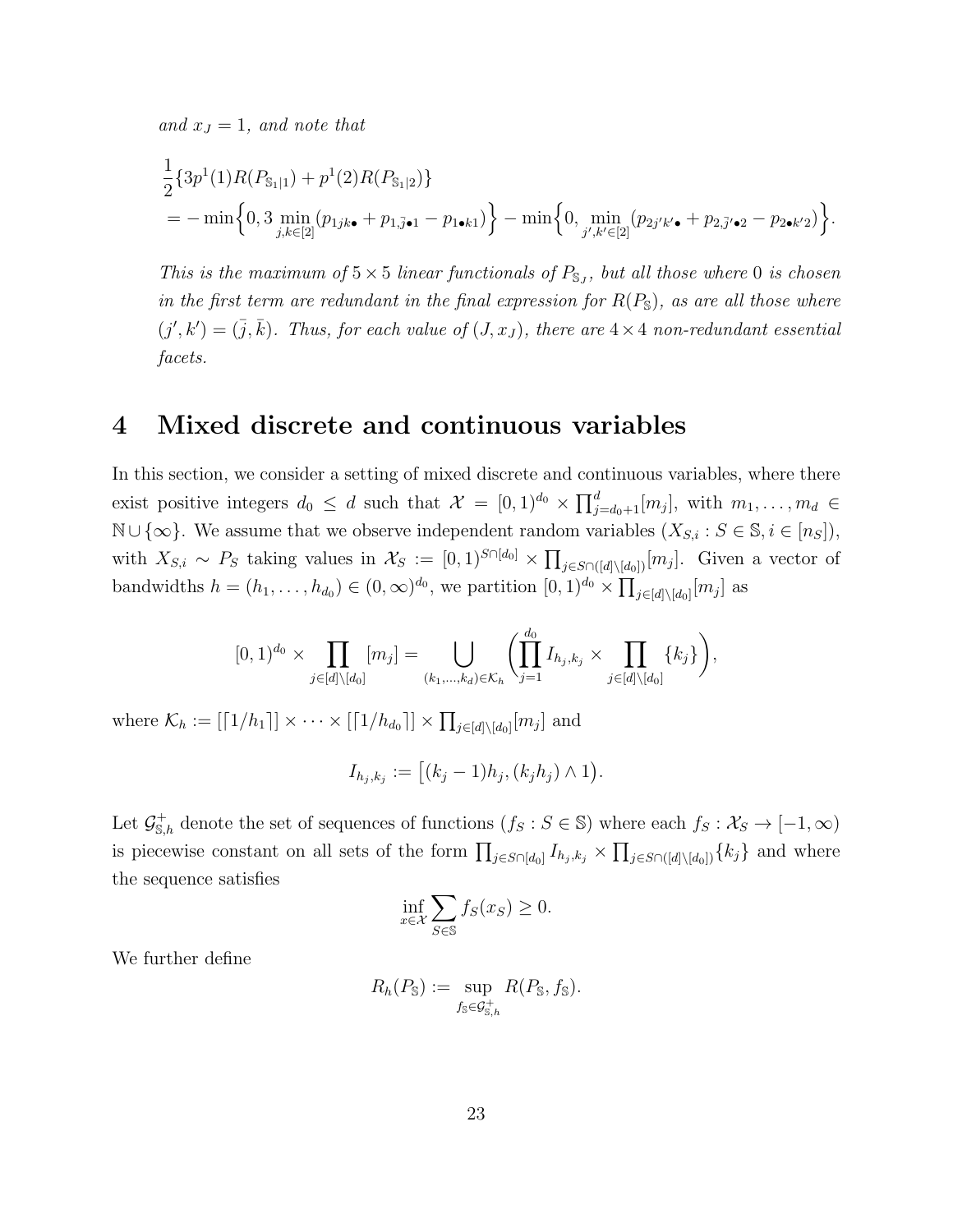*and $x_J = 1$, and note that*

$$\frac{1}{2}\{3p^1(1)R(P_{\mathbb{S}_1|1}) + p^1(2)R(P_{\mathbb{S}_1|2})\}$$
$$= -\min\Big\{0, 3\min_{j,k\in[2]}(p_{1jk\bullet} + p_{1,\bar{j}\bullet 1} - p_{1\bullet k1})\Big\} - \min\Big\{0, \min_{j',k'\in[2]}(p_{2j'k'\bullet} + p_{2,\bar{j}'\bullet 2} - p_{2\bullet k'2})\Big\}.$$

*This is the maximum of $5\times 5$ linear functionals of $P_{\mathbb{S}_J}$, but all those where $0$ is chosen in the first term are redundant in the final expression for $R(P_{\mathbb{S}})$, as are all those where $(j',k') = (\bar{j},\bar{k})$. Thus, for each value of $(J, x_J)$, there are $4\times 4$ non-redundant essential facets.*

# 4 Mixed discrete and continuous variables

In this section, we consider a setting of mixed discrete and continuous variables, where there exist positive integers $d_0 \le d$ such that $\mathcal{X} = [0,1)^{d_0} \times \prod_{j=d_0+1}^{d}[m_j]$, with $m_1,\ldots,m_d \in \mathbb{N}\cup\{\infty\}$. We assume that we observe independent random variables $(X_{S,i} : S\in\mathbb{S}, i\in[n_S])$, with $X_{S,i} \sim P_S$ taking values in $\mathcal{X}_S := [0,1)^{S\cap[d_0]} \times \prod_{j\in S\cap([d]\setminus[d_0])}[m_j]$. Given a vector of bandwidths $h = (h_1,\ldots,h_{d_0}) \in (0,\infty)^{d_0}$, we partition $[0,1)^{d_0}\times\prod_{j\in[d]\setminus[d_0]}[m_j]$ as

$$[0,1)^{d_0} \times \prod_{j\in[d]\setminus[d_0]}[m_j] = \bigcup_{(k_1,\ldots,k_d)\in\mathcal{K}_h}\biggl(\prod_{j=1}^{d_0} I_{h_j,k_j} \times \prod_{j\in[d]\setminus[d_0]}\{k_j\}\biggr),$$

where $\mathcal{K}_h := [\lceil 1/h_1\rceil]\times\cdots\times[\lceil 1/h_{d_0}\rceil]\times\prod_{j\in[d]\setminus[d_0]}[m_j]$ and

$$I_{h_j,k_j} := \bigl[(k_j-1)h_j, (k_jh_j)\wedge 1\bigr).$$

Let $\mathcal{G}^+_{\mathbb{S},h}$ denote the set of sequences of functions $(f_S : S\in\mathbb{S})$ where each $f_S : \mathcal{X}_S \to [-1,\infty)$ is piecewise constant on all sets of the form $\prod_{j\in S\cap[d_0]} I_{h_j,k_j} \times \prod_{j\in S\cap([d]\setminus[d_0])}\{k_j\}$ and where the sequence satisfies

$$\inf_{x\in\mathcal{X}}\sum_{S\in\mathbb{S}} f_S(x_S) \ge 0.$$

We further define

$$R_h(P_{\mathbb{S}}) := \sup_{f_{\mathbb{S}}\in\mathcal{G}^+_{\mathbb{S},h}} R(P_{\mathbb{S}}, f_{\mathbb{S}}).$$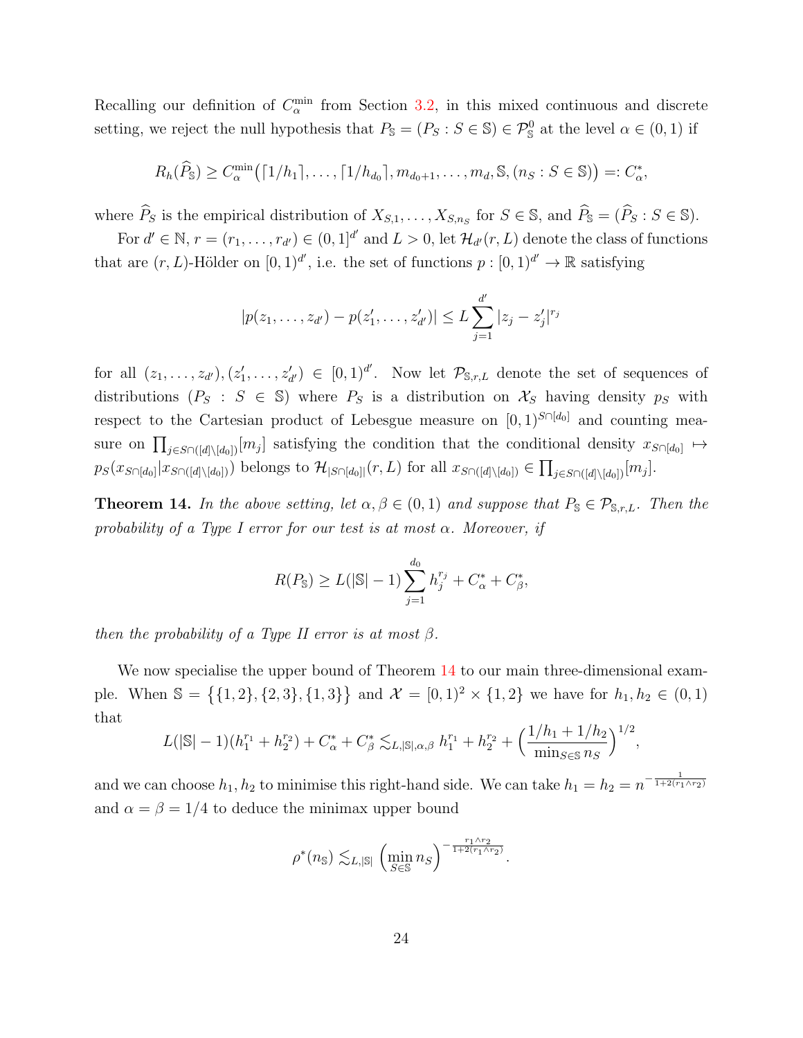Recalling our definition of $C_\alpha^{\min}$ from Section 3.2, in this mixed continuous and discrete setting, we reject the null hypothesis that $P_{\mathbb{S}} = (P_S : S \in \mathbb{S}) \in \mathcal{P}_{\mathbb{S}}^0$ at the level $\alpha \in (0,1)$ if

$$R_h(\widehat{P}_{\mathbb{S}}) \geq C_\alpha^{\min}\big(\lceil 1/h_1 \rceil, \ldots, \lceil 1/h_{d_0} \rceil, m_{d_0+1}, \ldots, m_d, \mathbb{S}, (n_S : S \in \mathbb{S})\big) =: C_\alpha^*,$$

where $\widehat{P}_S$ is the empirical distribution of $X_{S,1}, \ldots, X_{S,n_S}$ for $S \in \mathbb{S}$, and $\widehat{P}_{\mathbb{S}} = (\widehat{P}_S : S \in \mathbb{S})$.

For $d' \in \mathbb{N}$, $r = (r_1, \ldots, r_{d'}) \in (0,1]^{d'}$ and $L > 0$, let $\mathcal{H}_{d'}(r, L)$ denote the class of functions that are $(r, L)$-Hölder on $[0,1)^{d'}$, i.e. the set of functions $p : [0,1)^{d'} \to \mathbb{R}$ satisfying

$$|p(z_1, \ldots, z_{d'}) - p(z_1', \ldots, z_{d'}')| \leq L \sum_{j=1}^{d'} |z_j - z_j'|^{r_j}$$

for all $(z_1, \ldots, z_{d'}), (z_1', \ldots, z_{d'}') \in [0,1)^{d'}$. Now let $\mathcal{P}_{\mathbb{S},r,L}$ denote the set of sequences of distributions $(P_S : S \in \mathbb{S})$ where $P_S$ is a distribution on $\mathcal{X}_S$ having density $p_S$ with respect to the Cartesian product of Lebesgue measure on $[0,1)^{S \cap [d_0]}$ and counting measure on $\prod_{j \in S \cap ([d] \setminus [d_0])} [m_j]$ satisfying the condition that the conditional density $x_{S \cap [d_0]} \mapsto p_S(x_{S \cap [d_0]} | x_{S \cap ([d] \setminus [d_0])})$ belongs to $\mathcal{H}_{|S \cap [d_0]|}(r, L)$ for all $x_{S \cap ([d] \setminus [d_0])} \in \prod_{j \in S \cap ([d] \setminus [d_0])} [m_j]$.

**Theorem 14.** *In the above setting, let $\alpha, \beta \in (0,1)$ and suppose that $P_{\mathbb{S}} \in \mathcal{P}_{\mathbb{S},r,L}$. Then the probability of a Type I error for our test is at most $\alpha$. Moreover, if*

$$R(P_{\mathbb{S}}) \geq L(|\mathbb{S}| - 1) \sum_{j=1}^{d_0} h_j^{r_j} + C_\alpha^* + C_\beta^*,$$

*then the probability of a Type II error is at most $\beta$.*

We now specialise the upper bound of Theorem 14 to our main three-dimensional example. When $\mathbb{S} = \big\{\{1,2\}, \{2,3\}, \{1,3\}\big\}$ and $\mathcal{X} = [0,1)^2 \times \{1,2\}$ we have for $h_1, h_2 \in (0,1)$ that

$$L(|\mathbb{S}| - 1)(h_1^{r_1} + h_2^{r_2}) + C_\alpha^* + C_\beta^* \lesssim_{L, |\mathbb{S}|, \alpha, \beta} h_1^{r_1} + h_2^{r_2} + \Big(\frac{1/h_1 + 1/h_2}{\min_{S \in \mathbb{S}} n_S}\Big)^{1/2},$$

and we can choose $h_1, h_2$ to minimise this right-hand side. We can take $h_1 = h_2 = n^{-\frac{1}{1+2(r_1 \wedge r_2)}}$ and $\alpha = \beta = 1/4$ to deduce the minimax upper bound

$$\rho^*(n_{\mathbb{S}}) \lesssim_{L, |\mathbb{S}|} \Big(\min_{S \in \mathbb{S}} n_S\Big)^{-\frac{r_1 \wedge r_2}{1+2(r_1 \wedge r_2)}}.$$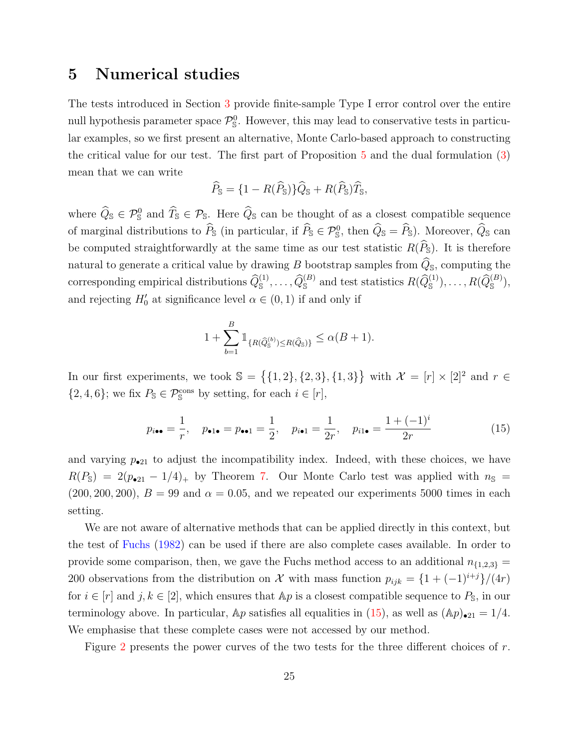# 5 Numerical studies

The tests introduced in Section 3 provide finite-sample Type I error control over the entire null hypothesis parameter space $\mathcal{P}_{\mathbb{S}}^0$. However, this may lead to conservative tests in particular examples, so we first present an alternative, Monte Carlo-based approach to constructing the critical value for our test. The first part of Proposition 5 and the dual formulation (3) mean that we can write

$$\widehat{P}_{\mathbb{S}} = \{1 - R(\widehat{P}_{\mathbb{S}})\}\widehat{Q}_{\mathbb{S}} + R(\widehat{P}_{\mathbb{S}})\widehat{T}_{\mathbb{S}},$$

where $\widehat{Q}_{\mathbb{S}} \in \mathcal{P}_{\mathbb{S}}^0$ and $\widehat{T}_{\mathbb{S}} \in \mathcal{P}_{\mathbb{S}}$. Here $\widehat{Q}_{\mathbb{S}}$ can be thought of as a closest compatible sequence of marginal distributions to $\widehat{P}_{\mathbb{S}}$ (in particular, if $\widehat{P}_{\mathbb{S}} \in \mathcal{P}_{\mathbb{S}}^0$, then $\widehat{Q}_{\mathbb{S}} = \widehat{P}_{\mathbb{S}}$). Moreover, $\widehat{Q}_{\mathbb{S}}$ can be computed straightforwardly at the same time as our test statistic $R(\widehat{P}_{\mathbb{S}})$. It is therefore natural to generate a critical value by drawing $B$ bootstrap samples from $\widehat{Q}_{\mathbb{S}}$, computing the corresponding empirical distributions $\widehat{Q}_{\mathbb{S}}^{(1)}, \ldots, \widehat{Q}_{\mathbb{S}}^{(B)}$ and test statistics $R(\widehat{Q}_{\mathbb{S}}^{(1)}), \ldots, R(\widehat{Q}_{\mathbb{S}}^{(B)})$, and rejecting $H_0'$ at significance level $\alpha \in (0,1)$ if and only if

$$1 + \sum_{b=1}^{B} \mathbb{1}_{\{R(\widehat{Q}_{\mathbb{S}}^{(b)}) \leq R(\widehat{Q}_{\mathbb{S}})\}} \leq \alpha(B+1).$$

In our first experiments, we took $\mathbb{S} = \bigl\{\{1,2\},\{2,3\},\{1,3\}\bigr\}$ with $\mathcal{X} = [r] \times [2]^2$ and $r \in \{2,4,6\}$; we fix $P_{\mathbb{S}} \in \mathcal{P}_{\mathbb{S}}^{\mathrm{cons}}$ by setting, for each $i \in [r]$,

$$p_{i\bullet\bullet} = \frac{1}{r}, \quad p_{\bullet 1 \bullet} = p_{\bullet\bullet 1} = \frac{1}{2}, \quad p_{i\bullet 1} = \frac{1}{2r}, \quad p_{i1\bullet} = \frac{1+(-1)^i}{2r} \tag{15}$$

and varying $p_{\bullet 21}$ to adjust the incompatibility index. Indeed, with these choices, we have $R(P_{\mathbb{S}}) = 2(p_{\bullet 21} - 1/4)_+$ by Theorem 7. Our Monte Carlo test was applied with $n_{\mathbb{S}} = (200, 200, 200)$, $B = 99$ and $\alpha = 0.05$, and we repeated our experiments 5000 times in each setting.

We are not aware of alternative methods that can be applied directly in this context, but the test of Fuchs (1982) can be used if there are also complete cases available. In order to provide some comparison, then, we gave the Fuchs method access to an additional $n_{\{1,2,3\}} = 200$ observations from the distribution on $\mathcal{X}$ with mass function $p_{ijk} = \{1 + (-1)^{i+j}\}/(4r)$ for $i \in [r]$ and $j, k \in [2]$, which ensures that $\mathbb{A}p$ is a closest compatible sequence to $P_{\mathbb{S}}$, in our terminology above. In particular, $\mathbb{A}p$ satisfies all equalities in (15), as well as $(\mathbb{A}p)_{\bullet 21} = 1/4$. We emphasise that these complete cases were not accessed by our method.

Figure 2 presents the power curves of the two tests for the three different choices of $r$.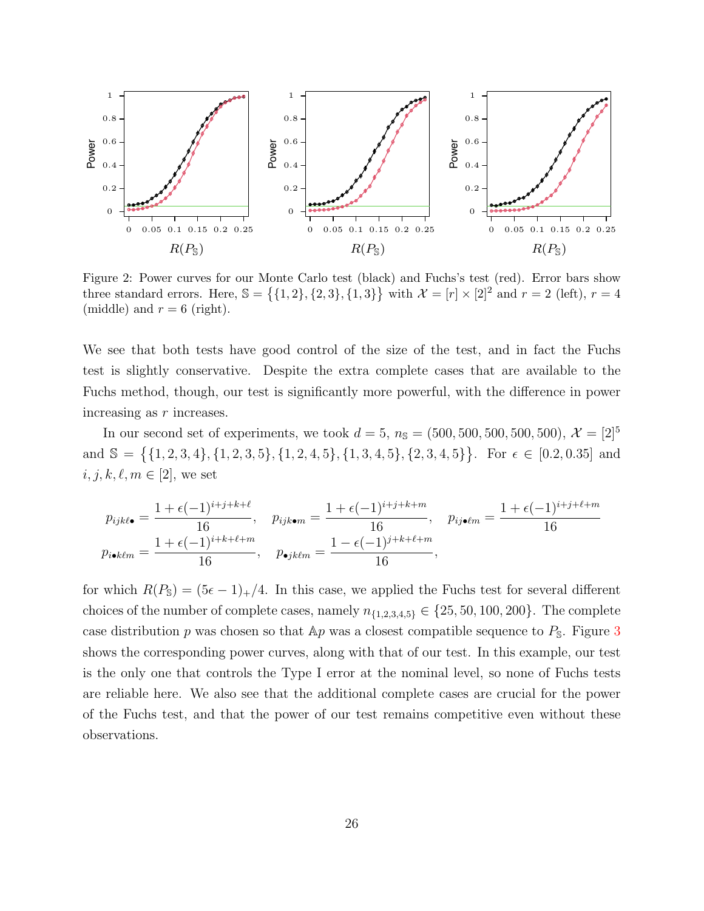Power

1

0.8

0.6

0.4

0.2

0

0 0.05 0.1 0.15 0.2 0.25

$R(P_{\mathbb{S}})$

Power

1

0.8

0.6

0.4

0.2

0

0 0.05 0.1 0.15 0.2 0.25

$R(P_{\mathbb{S}})$

Power

1

0.8

0.6

0.4

0.2

0

0 0.05 0.1 0.15 0.2 0.25

$R(P_{\mathbb{S}})$

Figure 2: Power curves for our Monte Carlo test (black) and Fuchs's test (red). Error bars show three standard errors. Here, $\mathbb{S} = \{\{1,2\},\{2,3\},\{1,3\}\}$ with $\mathcal{X} = [r] \times [2]^2$ and $r = 2$ (left), $r = 4$ (middle) and $r = 6$ (right).

We see that both tests have good control of the size of the test, and in fact the Fuchs test is slightly conservative. Despite the extra complete cases that are available to the Fuchs method, though, our test is significantly more powerful, with the difference in power increasing as $r$ increases.

In our second set of experiments, we took $d = 5$, $n_{\mathbb{S}} = (500, 500, 500, 500, 500)$, $\mathcal{X} = [2]^5$ and $\mathbb{S} = \{\{1,2,3,4\},\{1,2,3,5\},\{1,2,4,5\},\{1,3,4,5\},\{2,3,4,5\}\}$. For $\epsilon \in [0.2, 0.35]$ and $i, j, k, \ell, m \in [2]$, we set

$$p_{ijk\ell\bullet} = \frac{1 + \epsilon(-1)^{i+j+k+\ell}}{16}, \quad p_{ijk\bullet m} = \frac{1 + \epsilon(-1)^{i+j+k+m}}{16}, \quad p_{ij\bullet\ell m} = \frac{1 + \epsilon(-1)^{i+j+\ell+m}}{16}$$

$$p_{i\bullet k\ell m} = \frac{1 + \epsilon(-1)^{i+k+\ell+m}}{16}, \quad p_{\bullet jk\ell m} = \frac{1 - \epsilon(-1)^{j+k+\ell+m}}{16},$$

for which $R(P_{\mathbb{S}}) = (5\epsilon - 1)_+/4$. In this case, we applied the Fuchs test for several different choices of the number of complete cases, namely $n_{\{1,2,3,4,5\}} \in \{25, 50, 100, 200\}$. The complete case distribution $p$ was chosen so that $\mathbb{A}p$ was a closest compatible sequence to $P_{\mathbb{S}}$. Figure 3 shows the corresponding power curves, along with that of our test. In this example, our test is the only one that controls the Type I error at the nominal level, so none of Fuchs tests are reliable here. We also see that the additional complete cases are crucial for the power of the Fuchs test, and that the power of our test remains competitive even without these observations.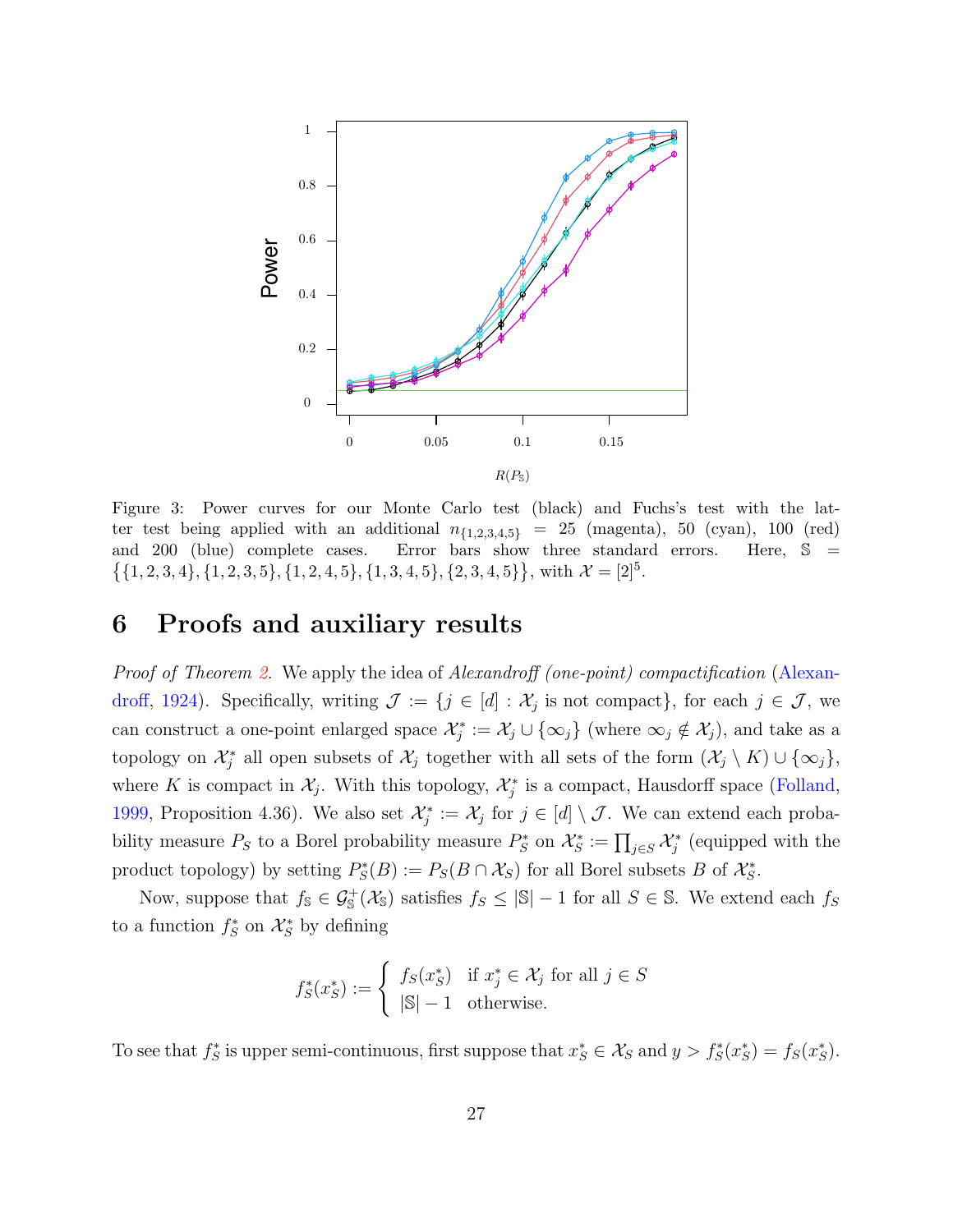Power

1

0.8

0.6

0.4

0.2

0

0

0.05

0.1

0.15

$R(P_{\mathbb{S}})$

Figure 3: Power curves for our Monte Carlo test (black) and Fuchs's test with the latter test being applied with an additional $n_{\{1,2,3,4,5\}} = 25$ (magenta), 50 (cyan), 100 (red) and 200 (blue) complete cases. Error bars show three standard errors. Here, $\mathbb{S} = \{\{1,2,3,4\},\{1,2,3,5\},\{1,2,4,5\},\{1,3,4,5\},\{2,3,4,5\}\}$, with $\mathcal{X} = [2]^5$.

# 6 Proofs and auxiliary results

*Proof of Theorem 2.* We apply the idea of *Alexandroff (one-point) compactification* (Alexandroff, 1924). Specifically, writing $\mathcal{J} := \{j \in [d] : \mathcal{X}_j \text{ is not compact}\}$, for each $j \in \mathcal{J}$, we can construct a one-point enlarged space $\mathcal{X}_j^* := \mathcal{X}_j \cup \{\infty_j\}$ (where $\infty_j \notin \mathcal{X}_j$), and take as a topology on $\mathcal{X}_j^*$ all open subsets of $\mathcal{X}_j$ together with all sets of the form $(\mathcal{X}_j \setminus K) \cup \{\infty_j\}$, where $K$ is compact in $\mathcal{X}_j$. With this topology, $\mathcal{X}_j^*$ is a compact, Hausdorff space (Folland, 1999, Proposition 4.36). We also set $\mathcal{X}_j^* := \mathcal{X}_j$ for $j \in [d] \setminus \mathcal{J}$. We can extend each probability measure $P_S$ to a Borel probability measure $P_S^*$ on $\mathcal{X}_S^* := \prod_{j \in S} \mathcal{X}_j^*$ (equipped with the product topology) by setting $P_S^*(B) := P_S(B \cap \mathcal{X}_S)$ for all Borel subsets $B$ of $\mathcal{X}_S^*$.

Now, suppose that $f_{\mathbb{S}} \in \mathcal{G}_{\mathbb{S}}^+(\mathcal{X}_{\mathbb{S}})$ satisfies $f_S \leq |\mathbb{S}| - 1$ for all $S \in \mathbb{S}$. We extend each $f_S$ to a function $f_S^*$ on $\mathcal{X}_S^*$ by defining

$$f_S^*(x_S^*) := \begin{cases} f_S(x_S^*) & \text{if } x_j^* \in \mathcal{X}_j \text{ for all } j \in S \\ |\mathbb{S}| - 1 & \text{otherwise.} \end{cases}$$

To see that $f_S^*$ is upper semi-continuous, first suppose that $x_S^* \in \mathcal{X}_S$ and $y > f_S^*(x_S^*) = f_S(x_S^*)$.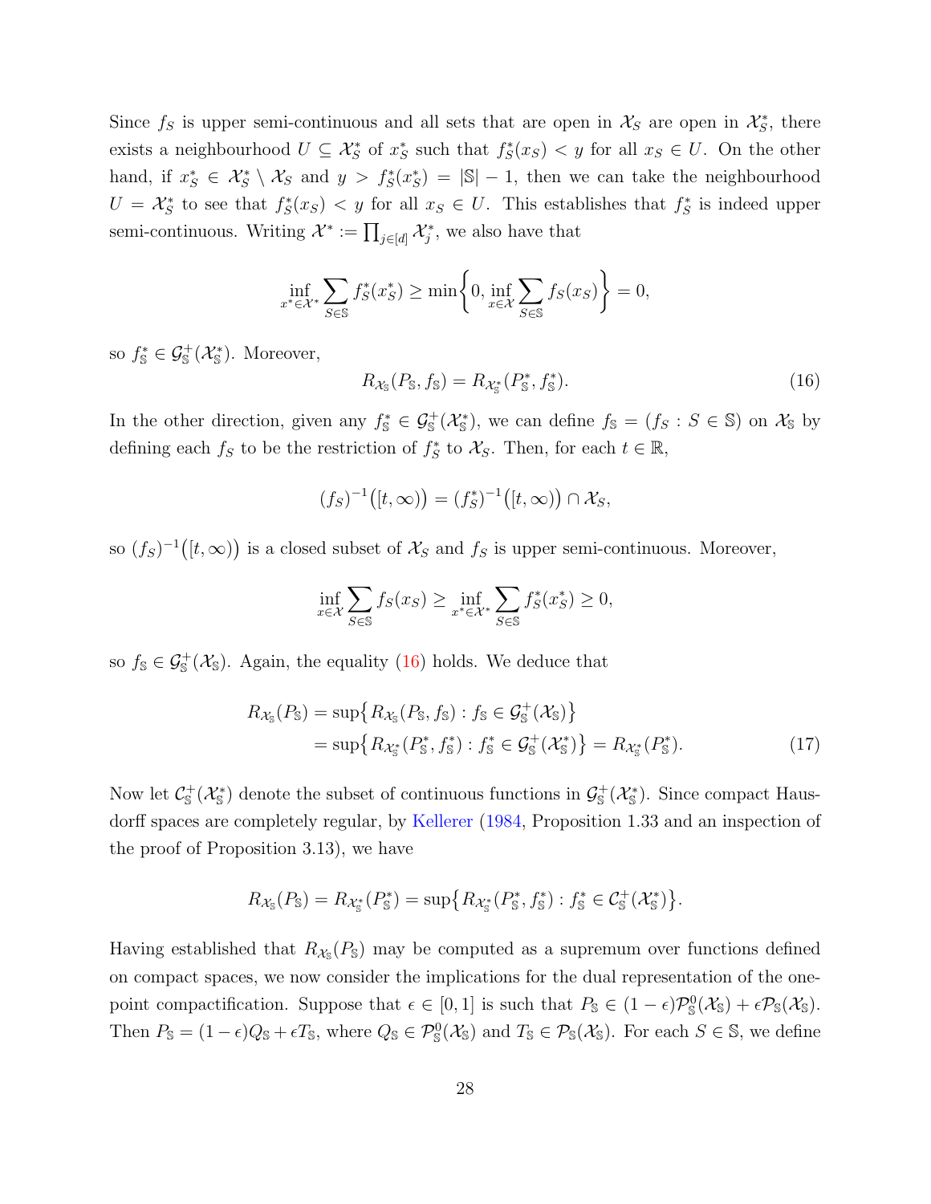Since $f_S$ is upper semi-continuous and all sets that are open in $\mathcal{X}_S$ are open in $\mathcal{X}_S^*$, there exists a neighbourhood $U \subseteq \mathcal{X}_S^*$ of $x_S^*$ such that $f_S^*(x_S) < y$ for all $x_S \in U$. On the other hand, if $x_S^* \in \mathcal{X}_S^* \setminus \mathcal{X}_S$ and $y > f_S^*(x_S^*) = |\mathbb{S}| - 1$, then we can take the neighbourhood $U = \mathcal{X}_S^*$ to see that $f_S^*(x_S) < y$ for all $x_S \in U$. This establishes that $f_S^*$ is indeed upper semi-continuous. Writing $\mathcal{X}^* := \prod_{j \in [d]} \mathcal{X}_j^*$, we also have that

$$\inf_{x^* \in \mathcal{X}^*} \sum_{S \in \mathbb{S}} f_S^*(x_S^*) \geq \min\biggl\{0, \inf_{x \in \mathcal{X}} \sum_{S \in \mathbb{S}} f_S(x_S)\biggr\} = 0,$$

so $f_{\mathbb{S}}^* \in \mathcal{G}_{\mathbb{S}}^+(\mathcal{X}_{\mathbb{S}}^*)$. Moreover,

$$R_{\mathcal{X}_{\mathbb{S}}}(P_{\mathbb{S}}, f_{\mathbb{S}}) = R_{\mathcal{X}_{\mathbb{S}}^*}(P_{\mathbb{S}}^*, f_{\mathbb{S}}^*). \tag{16}$$

In the other direction, given any $f_{\mathbb{S}}^* \in \mathcal{G}_{\mathbb{S}}^+(\mathcal{X}_{\mathbb{S}}^*)$, we can define $f_{\mathbb{S}} = (f_S : S \in \mathbb{S})$ on $\mathcal{X}_{\mathbb{S}}$ by defining each $f_S$ to be the restriction of $f_S^*$ to $\mathcal{X}_S$. Then, for each $t \in \mathbb{R}$,

$$(f_S)^{-1}\bigl([t, \infty)\bigr) = (f_S^*)^{-1}\bigl([t, \infty)\bigr) \cap \mathcal{X}_S,$$

so $(f_S)^{-1}\bigl([t, \infty)\bigr)$ is a closed subset of $\mathcal{X}_S$ and $f_S$ is upper semi-continuous. Moreover,

$$\inf_{x \in \mathcal{X}} \sum_{S \in \mathbb{S}} f_S(x_S) \geq \inf_{x^* \in \mathcal{X}^*} \sum_{S \in \mathbb{S}} f_S^*(x_S^*) \geq 0,$$

so $f_{\mathbb{S}} \in \mathcal{G}_{\mathbb{S}}^+(\mathcal{X}_{\mathbb{S}})$. Again, the equality (16) holds. We deduce that

$$\begin{aligned}
R_{\mathcal{X}_{\mathbb{S}}}(P_{\mathbb{S}}) &= \sup\bigl\{R_{\mathcal{X}_{\mathbb{S}}}(P_{\mathbb{S}}, f_{\mathbb{S}}) : f_{\mathbb{S}} \in \mathcal{G}_{\mathbb{S}}^+(\mathcal{X}_{\mathbb{S}})\bigr\} \\
&= \sup\bigl\{R_{\mathcal{X}_{\mathbb{S}}^*}(P_{\mathbb{S}}^*, f_{\mathbb{S}}^*) : f_{\mathbb{S}}^* \in \mathcal{G}_{\mathbb{S}}^+(\mathcal{X}_{\mathbb{S}}^*)\bigr\} = R_{\mathcal{X}_{\mathbb{S}}^*}(P_{\mathbb{S}}^*).
\end{aligned} \tag{17}$$

Now let $\mathcal{C}_{\mathbb{S}}^+(\mathcal{X}_{\mathbb{S}}^*)$ denote the subset of continuous functions in $\mathcal{G}_{\mathbb{S}}^+(\mathcal{X}_{\mathbb{S}}^*)$. Since compact Hausdorff spaces are completely regular, by Kellerer (1984, Proposition 1.33 and an inspection of the proof of Proposition 3.13), we have

$$R_{\mathcal{X}_{\mathbb{S}}}(P_{\mathbb{S}}) = R_{\mathcal{X}_{\mathbb{S}}^*}(P_{\mathbb{S}}^*) = \sup\bigl\{R_{\mathcal{X}_{\mathbb{S}}^*}(P_{\mathbb{S}}^*, f_{\mathbb{S}}^*) : f_{\mathbb{S}}^* \in \mathcal{C}_{\mathbb{S}}^+(\mathcal{X}_{\mathbb{S}}^*)\bigr\}.$$

Having established that $R_{\mathcal{X}_{\mathbb{S}}}(P_{\mathbb{S}})$ may be computed as a supremum over functions defined on compact spaces, we now consider the implications for the dual representation of the one-point compactification. Suppose that $\epsilon \in [0, 1]$ is such that $P_{\mathbb{S}} \in (1 - \epsilon)\mathcal{P}_{\mathbb{S}}^0(\mathcal{X}_{\mathbb{S}}) + \epsilon\mathcal{P}_{\mathbb{S}}(\mathcal{X}_{\mathbb{S}})$. Then $P_{\mathbb{S}} = (1 - \epsilon)Q_{\mathbb{S}} + \epsilon T_{\mathbb{S}}$, where $Q_{\mathbb{S}} \in \mathcal{P}_{\mathbb{S}}^0(\mathcal{X}_{\mathbb{S}})$ and $T_{\mathbb{S}} \in \mathcal{P}_{\mathbb{S}}(\mathcal{X}_{\mathbb{S}})$. For each $S \in \mathbb{S}$, we define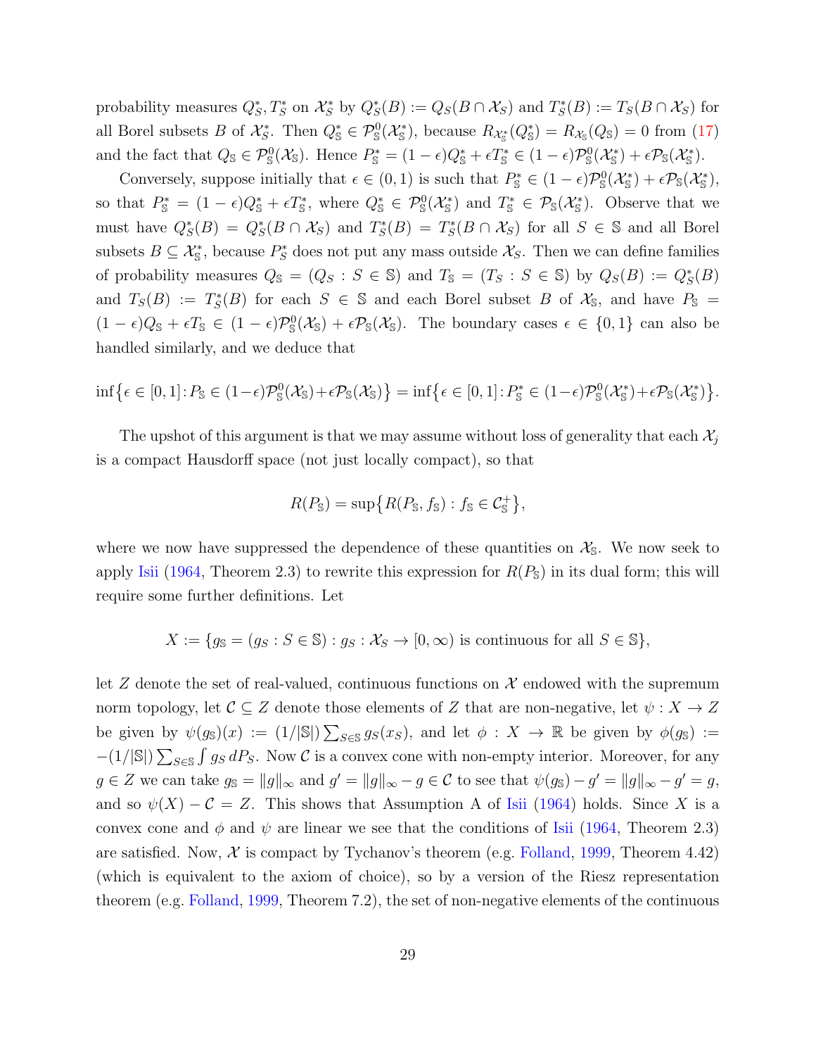probability measures $Q_S^*, T_S^*$ on $\mathcal{X}_S^*$ by $Q_S^*(B) := Q_S(B \cap \mathcal{X}_S)$ and $T_S^*(B) := T_S(B \cap \mathcal{X}_S)$ for all Borel subsets $B$ of $\mathcal{X}_S^*$. Then $Q_{\mathbb{S}}^* \in \mathcal{P}_{\mathbb{S}}^0(\mathcal{X}_{\mathbb{S}}^*)$, because $R_{\mathcal{X}_{\mathbb{S}}^*}(Q_{\mathbb{S}}^*) = R_{\mathcal{X}_{\mathbb{S}}}(Q_{\mathbb{S}}) = 0$ from (17) and the fact that $Q_{\mathbb{S}} \in \mathcal{P}_{\mathbb{S}}^0(\mathcal{X}_{\mathbb{S}})$. Hence $P_{\mathbb{S}}^* = (1-\epsilon)Q_{\mathbb{S}}^* + \epsilon T_{\mathbb{S}}^* \in (1-\epsilon)\mathcal{P}_{\mathbb{S}}^0(\mathcal{X}_{\mathbb{S}}^*) + \epsilon \mathcal{P}_{\mathbb{S}}(\mathcal{X}_{\mathbb{S}}^*)$.

Conversely, suppose initially that $\epsilon \in (0,1)$ is such that $P_{\mathbb{S}}^* \in (1-\epsilon)\mathcal{P}_{\mathbb{S}}^0(\mathcal{X}_{\mathbb{S}}^*) + \epsilon \mathcal{P}_{\mathbb{S}}(\mathcal{X}_{\mathbb{S}}^*)$, so that $P_{\mathbb{S}}^* = (1-\epsilon)Q_{\mathbb{S}}^* + \epsilon T_{\mathbb{S}}^*$, where $Q_{\mathbb{S}}^* \in \mathcal{P}_{\mathbb{S}}^0(\mathcal{X}_{\mathbb{S}}^*)$ and $T_{\mathbb{S}}^* \in \mathcal{P}_{\mathbb{S}}(\mathcal{X}_{\mathbb{S}}^*)$. Observe that we must have $Q_S^*(B) = Q_S^*(B \cap \mathcal{X}_S)$ and $T_S^*(B) = T_S^*(B \cap \mathcal{X}_S)$ for all $S \in \mathbb{S}$ and all Borel subsets $B \subseteq \mathcal{X}_S^*$, because $P_S^*$ does not put any mass outside $\mathcal{X}_S$. Then we can define families of probability measures $Q_{\mathbb{S}} = (Q_S : S \in \mathbb{S})$ and $T_{\mathbb{S}} = (T_S : S \in \mathbb{S})$ by $Q_S(B) := Q_S^*(B)$ and $T_S(B) := T_S^*(B)$ for each $S \in \mathbb{S}$ and each Borel subset $B$ of $\mathcal{X}_{\mathbb{S}}$, and have $P_{\mathbb{S}} = (1-\epsilon)Q_{\mathbb{S}} + \epsilon T_{\mathbb{S}} \in (1-\epsilon)\mathcal{P}_{\mathbb{S}}^0(\mathcal{X}_{\mathbb{S}}) + \epsilon \mathcal{P}_{\mathbb{S}}(\mathcal{X}_{\mathbb{S}})$. The boundary cases $\epsilon \in \{0,1\}$ can also be handled similarly, and we deduce that

$$\inf\bigl\{\epsilon \in [0,1] : P_{\mathbb{S}} \in (1-\epsilon)\mathcal{P}_{\mathbb{S}}^0(\mathcal{X}_{\mathbb{S}}) + \epsilon \mathcal{P}_{\mathbb{S}}(\mathcal{X}_{\mathbb{S}})\bigr\} = \inf\bigl\{\epsilon \in [0,1] : P_{\mathbb{S}}^* \in (1-\epsilon)\mathcal{P}_{\mathbb{S}}^0(\mathcal{X}_{\mathbb{S}}^*) + \epsilon \mathcal{P}_{\mathbb{S}}(\mathcal{X}_{\mathbb{S}}^*)\bigr\}.$$

The upshot of this argument is that we may assume without loss of generality that each $\mathcal{X}_j$ is a compact Hausdorff space (not just locally compact), so that

$$R(P_{\mathbb{S}}) = \sup\bigl\{R(P_{\mathbb{S}}, f_{\mathbb{S}}) : f_{\mathbb{S}} \in \mathcal{C}_{\mathbb{S}}^+\bigr\},$$

where we now have suppressed the dependence of these quantities on $\mathcal{X}_{\mathbb{S}}$. We now seek to apply Isii (1964, Theorem 2.3) to rewrite this expression for $R(P_{\mathbb{S}})$ in its dual form; this will require some further definitions. Let

$$X := \{g_{\mathbb{S}} = (g_S : S \in \mathbb{S}) : g_S : \mathcal{X}_S \to [0,\infty) \text{ is continuous for all } S \in \mathbb{S}\},$$

let $Z$ denote the set of real-valued, continuous functions on $\mathcal{X}$ endowed with the supremum norm topology, let $\mathcal{C} \subseteq Z$ denote those elements of $Z$ that are non-negative, let $\psi : X \to Z$ be given by $\psi(g_{\mathbb{S}})(x) := (1/|\mathbb{S}|)\sum_{S \in \mathbb{S}} g_S(x_S)$, and let $\phi : X \to \mathbb{R}$ be given by $\phi(g_{\mathbb{S}}) := -(1/|\mathbb{S}|)\sum_{S \in \mathbb{S}} \int g_S \, dP_S$. Now $\mathcal{C}$ is a convex cone with non-empty interior. Moreover, for any $g \in Z$ we can take $g_{\mathbb{S}} = \|g\|_\infty$ and $g' = \|g\|_\infty - g \in \mathcal{C}$ to see that $\psi(g_{\mathbb{S}}) - g' = \|g\|_\infty - g' = g$, and so $\psi(X) - \mathcal{C} = Z$. This shows that Assumption A of Isii (1964) holds. Since $X$ is a convex cone and $\phi$ and $\psi$ are linear we see that the conditions of Isii (1964, Theorem 2.3) are satisfied. Now, $\mathcal{X}$ is compact by Tychanov's theorem (e.g. Folland, 1999, Theorem 4.42) (which is equivalent to the axiom of choice), so by a version of the Riesz representation theorem (e.g. Folland, 1999, Theorem 7.2), the set of non-negative elements of the continuous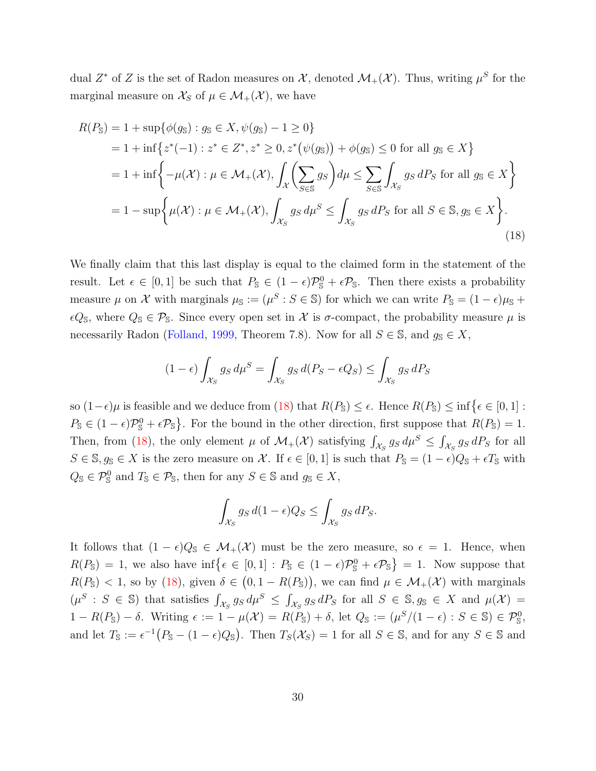dual $Z^*$ of $Z$ is the set of Radon measures on $\mathcal{X}$, denoted $\mathcal{M}_+(\mathcal{X})$. Thus, writing $\mu^S$ for the marginal measure on $\mathcal{X}_S$ of $\mu \in \mathcal{M}_+(\mathcal{X})$, we have

$$
\begin{aligned}
R(P_{\mathbb{S}}) &= 1 + \sup\{\phi(g_{\mathbb{S}}) : g_{\mathbb{S}} \in X, \psi(g_{\mathbb{S}}) - 1 \geq 0\} \\
&= 1 + \inf\bigl\{z^*(-1) : z^* \in Z^*, z^* \geq 0, z^*\bigl(\psi(g_{\mathbb{S}})\bigr) + \phi(g_{\mathbb{S}}) \leq 0 \text{ for all } g_{\mathbb{S}} \in X\bigr\} \\
&= 1 + \inf\biggl\{-\mu(\mathcal{X}) : \mu \in \mathcal{M}_+(\mathcal{X}), \int_{\mathcal{X}} \biggl(\sum_{S \in \mathbb{S}} g_S\biggr) d\mu \leq \sum_{S \in \mathbb{S}} \int_{\mathcal{X}_S} g_S \, dP_S \text{ for all } g_{\mathbb{S}} \in X\biggr\} \\
&= 1 - \sup\biggl\{\mu(\mathcal{X}) : \mu \in \mathcal{M}_+(\mathcal{X}), \int_{\mathcal{X}_S} g_S \, d\mu^S \leq \int_{\mathcal{X}_S} g_S \, dP_S \text{ for all } S \in \mathbb{S}, g_{\mathbb{S}} \in X\biggr\}.
\end{aligned} \tag{18}
$$

We finally claim that this last display is equal to the claimed form in the statement of the result. Let $\epsilon \in [0,1]$ be such that $P_{\mathbb{S}} \in (1-\epsilon)\mathcal{P}_{\mathbb{S}}^0 + \epsilon\mathcal{P}_{\mathbb{S}}$. Then there exists a probability measure $\mu$ on $\mathcal{X}$ with marginals $\mu_{\mathbb{S}} := (\mu^S : S \in \mathbb{S})$ for which we can write $P_{\mathbb{S}} = (1-\epsilon)\mu_{\mathbb{S}} + \epsilon Q_{\mathbb{S}}$, where $Q_{\mathbb{S}} \in \mathcal{P}_{\mathbb{S}}$. Since every open set in $\mathcal{X}$ is $\sigma$-compact, the probability measure $\mu$ is necessarily Radon (Folland, 1999, Theorem 7.8). Now for all $S \in \mathbb{S}$, and $g_{\mathbb{S}} \in X$,

$$
(1-\epsilon) \int_{\mathcal{X}_S} g_S \, d\mu^S = \int_{\mathcal{X}_S} g_S \, d(P_S - \epsilon Q_S) \leq \int_{\mathcal{X}_S} g_S \, dP_S
$$

so $(1-\epsilon)\mu$ is feasible and we deduce from (18) that $R(P_{\mathbb{S}}) \leq \epsilon$. Hence $R(P_{\mathbb{S}}) \leq \inf\bigl\{\epsilon \in [0,1] : P_{\mathbb{S}} \in (1-\epsilon)\mathcal{P}_{\mathbb{S}}^0 + \epsilon\mathcal{P}_{\mathbb{S}}\bigr\}$. For the bound in the other direction, first suppose that $R(P_{\mathbb{S}}) = 1$. Then, from (18), the only element $\mu$ of $\mathcal{M}_+(\mathcal{X})$ satisfying $\int_{\mathcal{X}_S} g_S \, d\mu^S \leq \int_{\mathcal{X}_S} g_S \, dP_S$ for all $S \in \mathbb{S}, g_{\mathbb{S}} \in X$ is the zero measure on $\mathcal{X}$. If $\epsilon \in [0,1]$ is such that $P_{\mathbb{S}} = (1-\epsilon)Q_{\mathbb{S}} + \epsilon T_{\mathbb{S}}$ with $Q_{\mathbb{S}} \in \mathcal{P}_{\mathbb{S}}^0$ and $T_{\mathbb{S}} \in \mathcal{P}_{\mathbb{S}}$, then for any $S \in \mathbb{S}$ and $g_{\mathbb{S}} \in X$,

$$
\int_{\mathcal{X}_S} g_S \, d(1-\epsilon)Q_S \leq \int_{\mathcal{X}_S} g_S \, dP_S.
$$

It follows that $(1-\epsilon)Q_{\mathbb{S}} \in \mathcal{M}_+(\mathcal{X})$ must be the zero measure, so $\epsilon = 1$. Hence, when $R(P_{\mathbb{S}}) = 1$, we also have $\inf\bigl\{\epsilon \in [0,1] : P_{\mathbb{S}} \in (1-\epsilon)\mathcal{P}_{\mathbb{S}}^0 + \epsilon\mathcal{P}_{\mathbb{S}}\bigr\} = 1$. Now suppose that $R(P_{\mathbb{S}}) < 1$, so by (18), given $\delta \in \bigl(0, 1 - R(P_{\mathbb{S}})\bigr)$, we can find $\mu \in \mathcal{M}_+(\mathcal{X})$ with marginals $(\mu^S : S \in \mathbb{S})$ that satisfies $\int_{\mathcal{X}_S} g_S \, d\mu^S \leq \int_{\mathcal{X}_S} g_S \, dP_S$ for all $S \in \mathbb{S}, g_{\mathbb{S}} \in X$ and $\mu(\mathcal{X}) = 1 - R(P_{\mathbb{S}}) - \delta$. Writing $\epsilon := 1 - \mu(\mathcal{X}) = R(P_{\mathbb{S}}) + \delta$, let $Q_{\mathbb{S}} := (\mu^S/(1-\epsilon) : S \in \mathbb{S}) \in \mathcal{P}_{\mathbb{S}}^0$, and let $T_{\mathbb{S}} := \epsilon^{-1}\bigl(P_{\mathbb{S}} - (1-\epsilon)Q_{\mathbb{S}}\bigr)$. Then $T_S(\mathcal{X}_S) = 1$ for all $S \in \mathbb{S}$, and for any $S \in \mathbb{S}$ and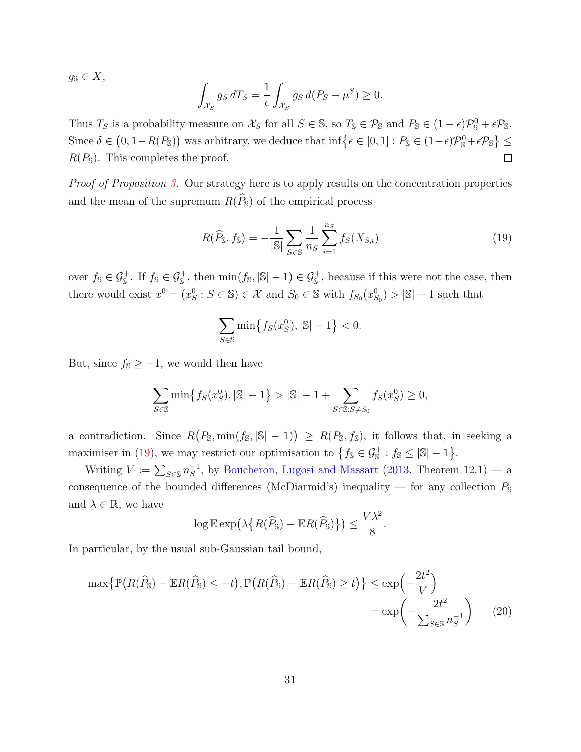$g_{\mathbb{S}} \in X$,

$$\int_{\mathcal{X}_S} g_S \, dT_S = \frac{1}{\epsilon} \int_{\mathcal{X}_S} g_S \, d(P_S - \mu^S) \geq 0.$$

Thus $T_S$ is a probability measure on $\mathcal{X}_S$ for all $S \in \mathbb{S}$, so $T_{\mathbb{S}} \in \mathcal{P}_{\mathbb{S}}$ and $P_{\mathbb{S}} \in (1-\epsilon)\mathcal{P}^0_{\mathbb{S}} + \epsilon \mathcal{P}_{\mathbb{S}}$. Since $\delta \in \big(0, 1 - R(P_{\mathbb{S}})\big)$ was arbitrary, we deduce that $\inf\{\epsilon \in [0,1] : P_{\mathbb{S}} \in (1-\epsilon)\mathcal{P}^0_{\mathbb{S}} + \epsilon \mathcal{P}_{\mathbb{S}}\} \leq R(P_{\mathbb{S}})$. This completes the proof. $\square$

*Proof of Proposition 3.* Our strategy here is to apply results on the concentration properties and the mean of the supremum $R(\widehat{P}_{\mathbb{S}})$ of the empirical process

$$R(\widehat{P}_{\mathbb{S}}, f_{\mathbb{S}}) = -\frac{1}{|\mathbb{S}|} \sum_{S \in \mathbb{S}} \frac{1}{n_S} \sum_{i=1}^{n_S} f_S(X_{S,i}) \tag{19}$$

over $f_{\mathbb{S}} \in \mathcal{G}^+_{\mathbb{S}}$. If $f_{\mathbb{S}} \in \mathcal{G}^+_{\mathbb{S}}$, then $\min(f_{\mathbb{S}}, |\mathbb{S}|-1) \in \mathcal{G}^+_{\mathbb{S}}$, because if this were not the case, then there would exist $x^0 = (x^0_S : S \in \mathbb{S}) \in \mathcal{X}$ and $S_0 \in \mathbb{S}$ with $f_{S_0}(x^0_{S_0}) > |\mathbb{S}| - 1$ such that

$$\sum_{S \in \mathbb{S}} \min\big\{f_S(x^0_S), |\mathbb{S}|-1\big\} < 0.$$

But, since $f_{\mathbb{S}} \geq -1$, we would then have

$$\sum_{S \in \mathbb{S}} \min\big\{f_S(x^0_S), |\mathbb{S}|-1\big\} > |\mathbb{S}| - 1 + \sum_{S \in \mathbb{S}: S \neq S_0} f_S(x^0_S) \geq 0,$$

a contradiction. Since $R\big(P_{\mathbb{S}}, \min(f_{\mathbb{S}}, |\mathbb{S}|-1)\big) \geq R(P_{\mathbb{S}}, f_{\mathbb{S}})$, it follows that, in seeking a maximiser in (19), we may restrict our optimisation to $\big\{f_{\mathbb{S}} \in \mathcal{G}^+_{\mathbb{S}} : f_{\mathbb{S}} \leq |\mathbb{S}| - 1\big\}$.

Writing $V := \sum_{S \in \mathbb{S}} n_S^{-1}$, by Boucheron, Lugosi and Massart (2013, Theorem 12.1) — a consequence of the bounded differences (McDiarmid's) inequality — for any collection $P_{\mathbb{S}}$ and $\lambda \in \mathbb{R}$, we have

$$\log \mathbb{E} \exp\big(\lambda\big\{R(\widehat{P}_{\mathbb{S}}) - \mathbb{E}R(\widehat{P}_{\mathbb{S}})\big\}\big) \leq \frac{V\lambda^2}{8}.$$

In particular, by the usual sub-Gaussian tail bound,

$$\begin{aligned}
\max\big\{\mathbb{P}\big(R(\widehat{P}_{\mathbb{S}}) - \mathbb{E}R(\widehat{P}_{\mathbb{S}}) \leq -t\big), \mathbb{P}\big(R(\widehat{P}_{\mathbb{S}}) - \mathbb{E}R(\widehat{P}_{\mathbb{S}}) \geq t\big)\big\} &\leq \exp\Big(-\frac{2t^2}{V}\Big) \\
&= \exp\Big(-\frac{2t^2}{\sum_{S \in \mathbb{S}} n_S^{-1}}\Big) \qquad (20)
\end{aligned}$$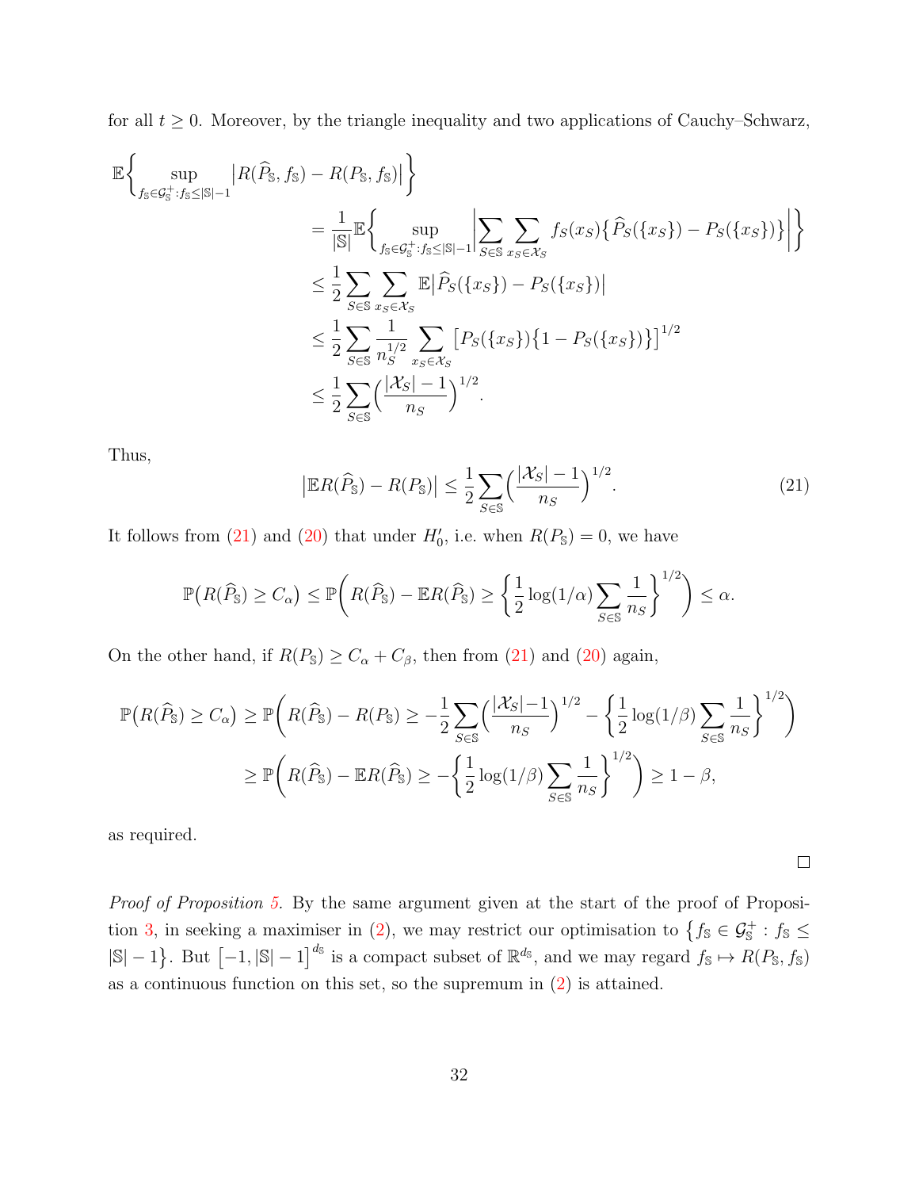for all $t \geq 0$. Moreover, by the triangle inequality and two applications of Cauchy–Schwarz,

$$
\begin{aligned}
\mathbb{E}\biggl\{ \sup_{f_{\mathbb{S}} \in \mathcal{G}_{\mathbb{S}}^{+} : f_{\mathbb{S}} \leq |\mathbb{S}|-1} \bigl| R(\widehat{P}_{\mathbb{S}}, f_{\mathbb{S}}) - R(P_{\mathbb{S}}, f_{\mathbb{S}}) \bigr| \biggr\} \\
&= \frac{1}{|\mathbb{S}|} \mathbb{E}\biggl\{ \sup_{f_{\mathbb{S}} \in \mathcal{G}_{\mathbb{S}}^{+} : f_{\mathbb{S}} \leq |\mathbb{S}|-1} \biggl| \sum_{S \in \mathbb{S}} \sum_{x_S \in \mathcal{X}_S} f_S(x_S) \bigl\{ \widehat{P}_S(\{x_S\}) - P_S(\{x_S\}) \bigr\} \biggr| \biggr\} \\
&\leq \frac{1}{2} \sum_{S \in \mathbb{S}} \sum_{x_S \in \mathcal{X}_S} \mathbb{E} \bigl| \widehat{P}_S(\{x_S\}) - P_S(\{x_S\}) \bigr| \\
&\leq \frac{1}{2} \sum_{S \in \mathbb{S}} \frac{1}{n_S^{1/2}} \sum_{x_S \in \mathcal{X}_S} \bigl[ P_S(\{x_S\}) \bigl\{ 1 - P_S(\{x_S\}) \bigr\} \bigr]^{1/2} \\
&\leq \frac{1}{2} \sum_{S \in \mathbb{S}} \Bigl( \frac{|\mathcal{X}_S| - 1}{n_S} \Bigr)^{1/2}.
\end{aligned}
$$

Thus,

$$
\bigl| \mathbb{E} R(\widehat{P}_{\mathbb{S}}) - R(P_{\mathbb{S}}) \bigr| \leq \frac{1}{2} \sum_{S \in \mathbb{S}} \Bigl( \frac{|\mathcal{X}_S| - 1}{n_S} \Bigr)^{1/2}. \tag{21}
$$

It follows from (21) and (20) that under $H_0'$, i.e. when $R(P_{\mathbb{S}}) = 0$, we have

$$
\mathbb{P}\bigl( R(\widehat{P}_{\mathbb{S}}) \geq C_\alpha \bigr) \leq \mathbb{P}\biggl( R(\widehat{P}_{\mathbb{S}}) - \mathbb{E} R(\widehat{P}_{\mathbb{S}}) \geq \biggl\{ \frac{1}{2} \log(1/\alpha) \sum_{S \in \mathbb{S}} \frac{1}{n_S} \biggr\}^{1/2} \biggr) \leq \alpha.
$$

On the other hand, if $R(P_{\mathbb{S}}) \geq C_\alpha + C_\beta$, then from (21) and (20) again,

$$
\begin{aligned}
\mathbb{P}\bigl( R(\widehat{P}_{\mathbb{S}}) \geq C_\alpha \bigr) &\geq \mathbb{P}\biggl( R(\widehat{P}_{\mathbb{S}}) - R(P_{\mathbb{S}}) \geq -\frac{1}{2} \sum_{S \in \mathbb{S}} \Bigl( \frac{|\mathcal{X}_S| - 1}{n_S} \Bigr)^{1/2} - \biggl\{ \frac{1}{2} \log(1/\beta) \sum_{S \in \mathbb{S}} \frac{1}{n_S} \biggr\}^{1/2} \biggr) \\
&\geq \mathbb{P}\biggl( R(\widehat{P}_{\mathbb{S}}) - \mathbb{E} R(\widehat{P}_{\mathbb{S}}) \geq -\biggl\{ \frac{1}{2} \log(1/\beta) \sum_{S \in \mathbb{S}} \frac{1}{n_S} \biggr\}^{1/2} \biggr) \geq 1 - \beta,
\end{aligned}
$$

as required.

□

*Proof of Proposition 5.* By the same argument given at the start of the proof of Proposition 3, in seeking a maximiser in (2), we may restrict our optimisation to $\bigl\{ f_{\mathbb{S}} \in \mathcal{G}_{\mathbb{S}}^{+} : f_{\mathbb{S}} \leq |\mathbb{S}| - 1 \bigr\}$. But $\bigl[ -1, |\mathbb{S}| - 1 \bigr]^{d_{\mathbb{S}}}$ is a compact subset of $\mathbb{R}^{d_{\mathbb{S}}}$, and we may regard $f_{\mathbb{S}} \mapsto R(P_{\mathbb{S}}, f_{\mathbb{S}})$ as a continuous function on this set, so the supremum in (2) is attained.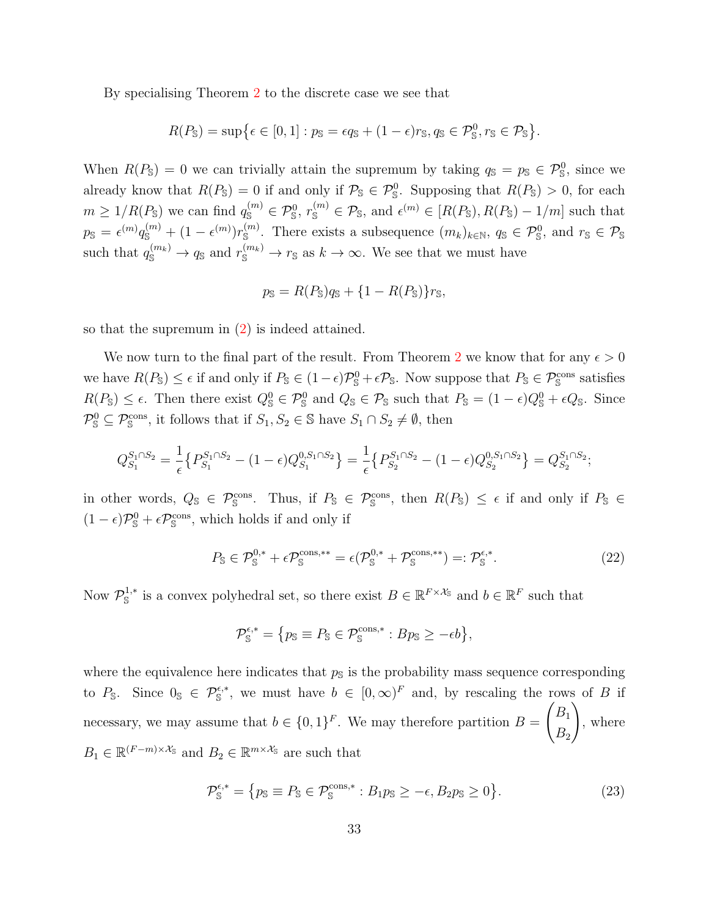By specialising Theorem 2 to the discrete case we see that

$$R(P_{\mathbb{S}}) = \sup\bigl\{\epsilon \in [0,1] : p_{\mathbb{S}} = \epsilon q_{\mathbb{S}} + (1-\epsilon) r_{\mathbb{S}}, q_{\mathbb{S}} \in \mathcal{P}_{\mathbb{S}}^0, r_{\mathbb{S}} \in \mathcal{P}_{\mathbb{S}}\bigr\}.$$

When $R(P_{\mathbb{S}}) = 0$ we can trivially attain the supremum by taking $q_{\mathbb{S}} = p_{\mathbb{S}} \in \mathcal{P}_{\mathbb{S}}^0$, since we already know that $R(P_{\mathbb{S}}) = 0$ if and only if $\mathcal{P}_{\mathbb{S}} \in \mathcal{P}_{\mathbb{S}}^0$. Supposing that $R(P_{\mathbb{S}}) > 0$, for each $m \geq 1/R(P_{\mathbb{S}})$ we can find $q_{\mathbb{S}}^{(m)} \in \mathcal{P}_{\mathbb{S}}^0$, $r_{\mathbb{S}}^{(m)} \in \mathcal{P}_{\mathbb{S}}$, and $\epsilon^{(m)} \in [R(P_{\mathbb{S}}), R(P_{\mathbb{S}}) - 1/m]$ such that $p_{\mathbb{S}} = \epsilon^{(m)} q_{\mathbb{S}}^{(m)} + (1-\epsilon^{(m)}) r_{\mathbb{S}}^{(m)}$. There exists a subsequence $(m_k)_{k\in\mathbb{N}}$, $q_{\mathbb{S}} \in \mathcal{P}_{\mathbb{S}}^0$, and $r_{\mathbb{S}} \in \mathcal{P}_{\mathbb{S}}$ such that $q_{\mathbb{S}}^{(m_k)} \to q_{\mathbb{S}}$ and $r_{\mathbb{S}}^{(m_k)} \to r_{\mathbb{S}}$ as $k \to \infty$. We see that we must have

$$p_{\mathbb{S}} = R(P_{\mathbb{S}}) q_{\mathbb{S}} + \{1 - R(P_{\mathbb{S}})\} r_{\mathbb{S}},$$

so that the supremum in (2) is indeed attained.

We now turn to the final part of the result. From Theorem 2 we know that for any $\epsilon > 0$ we have $R(P_{\mathbb{S}}) \leq \epsilon$ if and only if $P_{\mathbb{S}} \in (1-\epsilon)\mathcal{P}_{\mathbb{S}}^0 + \epsilon \mathcal{P}_{\mathbb{S}}$. Now suppose that $P_{\mathbb{S}} \in \mathcal{P}_{\mathbb{S}}^{\mathrm{cons}}$ satisfies $R(P_{\mathbb{S}}) \leq \epsilon$. Then there exist $Q_{\mathbb{S}}^0 \in \mathcal{P}_{\mathbb{S}}^0$ and $Q_{\mathbb{S}} \in \mathcal{P}_{\mathbb{S}}$ such that $P_{\mathbb{S}} = (1-\epsilon) Q_{\mathbb{S}}^0 + \epsilon Q_{\mathbb{S}}$. Since $\mathcal{P}_{\mathbb{S}}^0 \subseteq \mathcal{P}_{\mathbb{S}}^{\mathrm{cons}}$, it follows that if $S_1, S_2 \in \mathbb{S}$ have $S_1 \cap S_2 \neq \emptyset$, then

$$Q_{S_1}^{S_1 \cap S_2} = \frac{1}{\epsilon}\bigl\{P_{S_1}^{S_1\cap S_2} - (1-\epsilon) Q_{S_1}^{0, S_1 \cap S_2}\bigr\} = \frac{1}{\epsilon}\bigl\{P_{S_2}^{S_1\cap S_2} - (1-\epsilon) Q_{S_2}^{0, S_1 \cap S_2}\bigr\} = Q_{S_2}^{S_1 \cap S_2};$$

in other words, $Q_{\mathbb{S}} \in \mathcal{P}_{\mathbb{S}}^{\mathrm{cons}}$. Thus, if $P_{\mathbb{S}} \in \mathcal{P}_{\mathbb{S}}^{\mathrm{cons}}$, then $R(P_{\mathbb{S}}) \leq \epsilon$ if and only if $P_{\mathbb{S}} \in (1-\epsilon)\mathcal{P}_{\mathbb{S}}^0 + \epsilon \mathcal{P}_{\mathbb{S}}^{\mathrm{cons}}$, which holds if and only if

$$P_{\mathbb{S}} \in \mathcal{P}_{\mathbb{S}}^{0,*} + \epsilon \mathcal{P}_{\mathbb{S}}^{\mathrm{cons},**} = \epsilon(\mathcal{P}_{\mathbb{S}}^{0,*} + \mathcal{P}_{\mathbb{S}}^{\mathrm{cons},**}) =: \mathcal{P}_{\mathbb{S}}^{\epsilon,*}. \tag{22}$$

Now $\mathcal{P}_{\mathbb{S}}^{1,*}$ is a convex polyhedral set, so there exist $B \in \mathbb{R}^{F \times \mathcal{X}_{\mathbb{S}}}$ and $b \in \mathbb{R}^F$ such that

$$\mathcal{P}_{\mathbb{S}}^{\epsilon,*} = \bigl\{p_{\mathbb{S}} \equiv P_{\mathbb{S}} \in \mathcal{P}_{\mathbb{S}}^{\mathrm{cons},*} : B p_{\mathbb{S}} \geq -\epsilon b\bigr\},$$

where the equivalence here indicates that $p_{\mathbb{S}}$ is the probability mass sequence corresponding to $P_{\mathbb{S}}$. Since $0_{\mathbb{S}} \in \mathcal{P}_{\mathbb{S}}^{\epsilon,*}$, we must have $b \in [0,\infty)^F$ and, by rescaling the rows of $B$ if necessary, we may assume that $b \in \{0,1\}^F$. We may therefore partition $B = \begin{pmatrix} B_1 \\ B_2 \end{pmatrix}$, where $B_1 \in \mathbb{R}^{(F-m)\times \mathcal{X}_{\mathbb{S}}}$ and $B_2 \in \mathbb{R}^{m \times \mathcal{X}_{\mathbb{S}}}$ are such that

$$\mathcal{P}_{\mathbb{S}}^{\epsilon,*} = \bigl\{p_{\mathbb{S}} \equiv P_{\mathbb{S}} \in \mathcal{P}_{\mathbb{S}}^{\mathrm{cons},*} : B_1 p_{\mathbb{S}} \geq -\epsilon, B_2 p_{\mathbb{S}} \geq 0\bigr\}. \tag{23}$$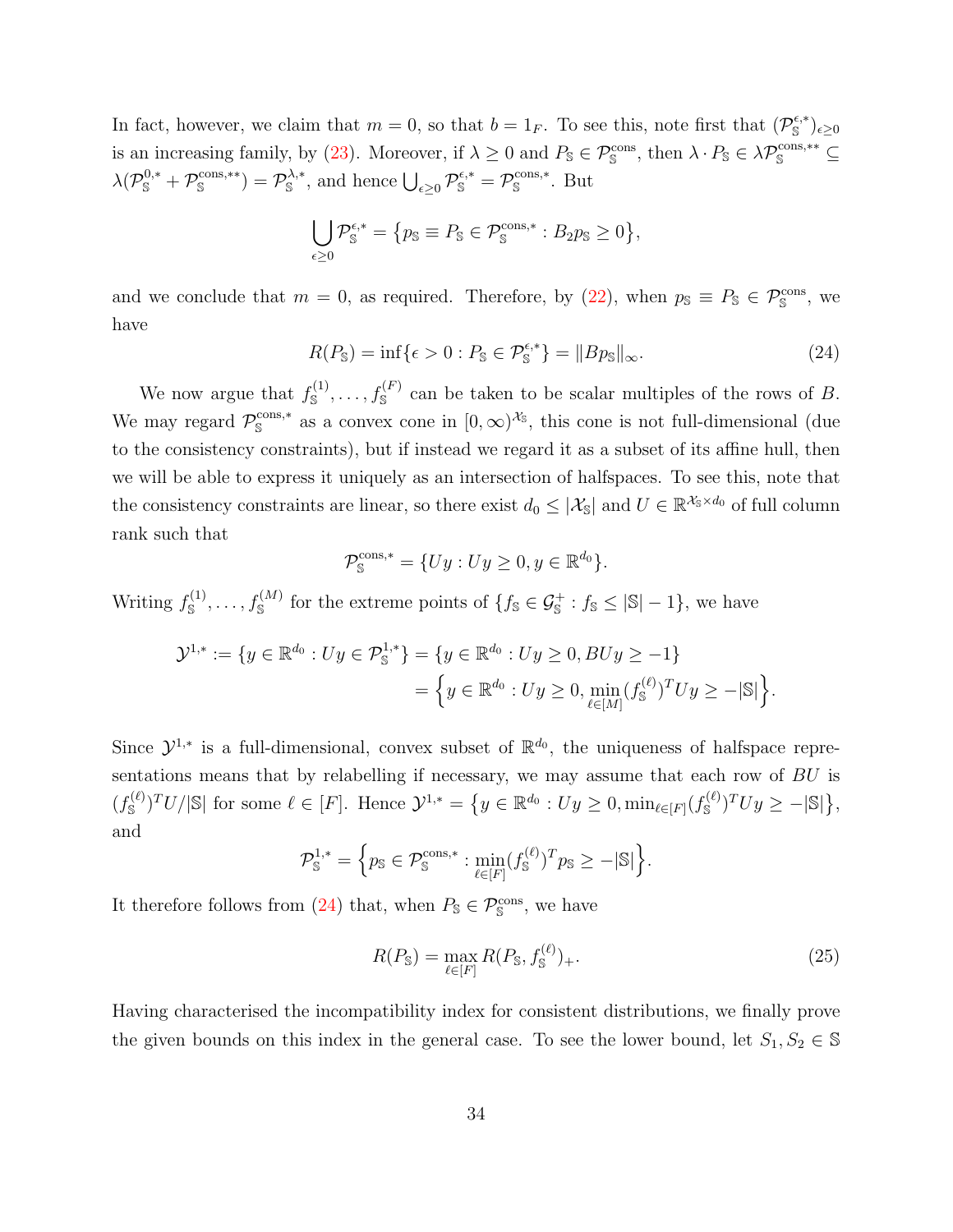In fact, however, we claim that $m = 0$, so that $b = 1_F$. To see this, note first that $(\mathcal{P}_{\mathbb{S}}^{\epsilon,*})_{\epsilon \geq 0}$ is an increasing family, by (23). Moreover, if $\lambda \geq 0$ and $P_{\mathbb{S}} \in \mathcal{P}_{\mathbb{S}}^{\mathrm{cons}}$, then $\lambda \cdot P_{\mathbb{S}} \in \lambda \mathcal{P}_{\mathbb{S}}^{\mathrm{cons},**} \subseteq \lambda(\mathcal{P}_{\mathbb{S}}^{0,*} + \mathcal{P}_{\mathbb{S}}^{\mathrm{cons},**}) = \mathcal{P}_{\mathbb{S}}^{\lambda,*}$, and hence $\bigcup_{\epsilon \geq 0} \mathcal{P}_{\mathbb{S}}^{\epsilon,*} = \mathcal{P}_{\mathbb{S}}^{\mathrm{cons},*}$. But

$$\bigcup_{\epsilon \geq 0} \mathcal{P}_{\mathbb{S}}^{\epsilon,*} = \{p_{\mathbb{S}} \equiv P_{\mathbb{S}} \in \mathcal{P}_{\mathbb{S}}^{\mathrm{cons},*} : B_2 p_{\mathbb{S}} \geq 0\},$$

and we conclude that $m = 0$, as required. Therefore, by (22), when $p_{\mathbb{S}} \equiv P_{\mathbb{S}} \in \mathcal{P}_{\mathbb{S}}^{\mathrm{cons}}$, we have

$$R(P_{\mathbb{S}}) = \inf\{\epsilon > 0 : P_{\mathbb{S}} \in \mathcal{P}_{\mathbb{S}}^{\epsilon,*}\} = \|Bp_{\mathbb{S}}\|_\infty. \tag{24}$$

We now argue that $f_{\mathbb{S}}^{(1)}, \ldots, f_{\mathbb{S}}^{(F)}$ can be taken to be scalar multiples of the rows of $B$. We may regard $\mathcal{P}_{\mathbb{S}}^{\mathrm{cons},*}$ as a convex cone in $[0,\infty)^{\mathcal{X}_{\mathbb{S}}}$, this cone is not full-dimensional (due to the consistency constraints), but if instead we regard it as a subset of its affine hull, then we will be able to express it uniquely as an intersection of halfspaces. To see this, note that the consistency constraints are linear, so there exist $d_0 \leq |\mathcal{X}_{\mathbb{S}}|$ and $U \in \mathbb{R}^{\mathcal{X}_{\mathbb{S}} \times d_0}$ of full column rank such that

$$\mathcal{P}_{\mathbb{S}}^{\mathrm{cons},*} = \{Uy : Uy \geq 0, y \in \mathbb{R}^{d_0}\}.$$

Writing $f_{\mathbb{S}}^{(1)}, \ldots, f_{\mathbb{S}}^{(M)}$ for the extreme points of $\{f_{\mathbb{S}} \in \mathcal{G}_{\mathbb{S}}^+ : f_{\mathbb{S}} \leq |\mathbb{S}| - 1\}$, we have

$$\begin{aligned}
\mathcal{Y}^{1,*} := \{y \in \mathbb{R}^{d_0} : Uy \in \mathcal{P}_{\mathbb{S}}^{1,*}\} &= \{y \in \mathbb{R}^{d_0} : Uy \geq 0, BUy \geq -1\} \\
&= \Big\{y \in \mathbb{R}^{d_0} : Uy \geq 0, \min_{\ell \in [M]} (f_{\mathbb{S}}^{(\ell)})^T Uy \geq -|\mathbb{S}|\Big\}.
\end{aligned}$$

Since $\mathcal{Y}^{1,*}$ is a full-dimensional, convex subset of $\mathbb{R}^{d_0}$, the uniqueness of halfspace representations means that by relabelling if necessary, we may assume that each row of $BU$ is $(f_{\mathbb{S}}^{(\ell)})^T U / |\mathbb{S}|$ for some $\ell \in [F]$. Hence $\mathcal{Y}^{1,*} = \big\{y \in \mathbb{R}^{d_0} : Uy \geq 0, \min_{\ell \in [F]} (f_{\mathbb{S}}^{(\ell)})^T Uy \geq -|\mathbb{S}|\big\}$, and

$$\mathcal{P}_{\mathbb{S}}^{1,*} = \Big\{p_{\mathbb{S}} \in \mathcal{P}_{\mathbb{S}}^{\mathrm{cons},*} : \min_{\ell \in [F]} (f_{\mathbb{S}}^{(\ell)})^T p_{\mathbb{S}} \geq -|\mathbb{S}|\Big\}.$$

It therefore follows from (24) that, when $P_{\mathbb{S}} \in \mathcal{P}_{\mathbb{S}}^{\mathrm{cons}}$, we have

$$R(P_{\mathbb{S}}) = \max_{\ell \in [F]} R(P_{\mathbb{S}}, f_{\mathbb{S}}^{(\ell)})_+. \tag{25}$$

Having characterised the incompatibility index for consistent distributions, we finally prove the given bounds on this index in the general case. To see the lower bound, let $S_1, S_2 \in \mathbb{S}$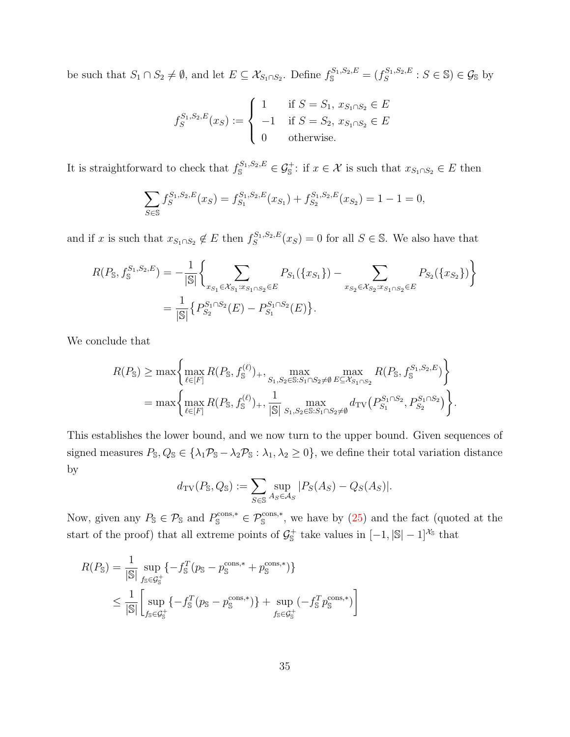be such that $S_1 \cap S_2 \neq \emptyset$, and let $E \subseteq \mathcal{X}_{S_1 \cap S_2}$. Define $f_{\mathbb{S}}^{S_1,S_2,E} = (f_S^{S_1,S_2,E} : S \in \mathbb{S}) \in \mathcal{G}_{\mathbb{S}}$ by

$$f_S^{S_1,S_2,E}(x_S) := \begin{cases} 1 & \text{if } S = S_1,\ x_{S_1 \cap S_2} \in E \\ -1 & \text{if } S = S_2,\ x_{S_1 \cap S_2} \in E \\ 0 & \text{otherwise.} \end{cases}$$

It is straightforward to check that $f_{\mathbb{S}}^{S_1,S_2,E} \in \mathcal{G}_{\mathbb{S}}^+$: if $x \in \mathcal{X}$ is such that $x_{S_1 \cap S_2} \in E$ then

$$\sum_{S \in \mathbb{S}} f_S^{S_1,S_2,E}(x_S) = f_{S_1}^{S_1,S_2,E}(x_{S_1}) + f_{S_2}^{S_1,S_2,E}(x_{S_2}) = 1 - 1 = 0,$$

and if $x$ is such that $x_{S_1 \cap S_2} \notin E$ then $f_S^{S_1,S_2,E}(x_S) = 0$ for all $S \in \mathbb{S}$. We also have that

$$\begin{aligned} R(P_{\mathbb{S}}, f_{\mathbb{S}}^{S_1,S_2,E}) &= -\frac{1}{|\mathbb{S}|}\biggl\{ \sum_{x_{S_1} \in \mathcal{X}_{S_1} : x_{S_1 \cap S_2} \in E} P_{S_1}(\{x_{S_1}\}) - \sum_{x_{S_2} \in \mathcal{X}_{S_2} : x_{S_1 \cap S_2} \in E} P_{S_2}(\{x_{S_2}\}) \biggr\} \\ &= \frac{1}{|\mathbb{S}|}\bigl\{ P_{S_2}^{S_1 \cap S_2}(E) - P_{S_1}^{S_1 \cap S_2}(E) \bigr\}. \end{aligned}$$

We conclude that

$$\begin{aligned} R(P_{\mathbb{S}}) &\geq \max\biggl\{ \max_{\ell \in [F]} R(P_{\mathbb{S}}, f_{\mathbb{S}}^{(\ell)})_+, \max_{S_1, S_2 \in \mathbb{S} : S_1 \cap S_2 \neq \emptyset} \max_{E \subseteq \mathcal{X}_{S_1 \cap S_2}} R(P_{\mathbb{S}}, f_{\mathbb{S}}^{S_1,S_2,E}) \biggr\} \\ &= \max\biggl\{ \max_{\ell \in [F]} R(P_{\mathbb{S}}, f_{\mathbb{S}}^{(\ell)})_+, \frac{1}{|\mathbb{S}|} \max_{S_1, S_2 \in \mathbb{S} : S_1 \cap S_2 \neq \emptyset} d_{\mathrm{TV}}\bigl(P_{S_1}^{S_1 \cap S_2}, P_{S_2}^{S_1 \cap S_2}\bigr) \biggr\}. \end{aligned}$$

This establishes the lower bound, and we now turn to the upper bound. Given sequences of signed measures $P_{\mathbb{S}}, Q_{\mathbb{S}} \in \{\lambda_1 \mathcal{P}_{\mathbb{S}} - \lambda_2 \mathcal{P}_{\mathbb{S}} : \lambda_1, \lambda_2 \geq 0\}$, we define their total variation distance by

$$d_{\mathrm{TV}}(P_{\mathbb{S}}, Q_{\mathbb{S}}) := \sum_{S \in \mathbb{S}} \sup_{A_S \in \mathcal{A}_S} |P_S(A_S) - Q_S(A_S)|.$$

Now, given any $P_{\mathbb{S}} \in \mathcal{P}_{\mathbb{S}}$ and $P_{\mathbb{S}}^{\mathrm{cons},*} \in \mathcal{P}_{\mathbb{S}}^{\mathrm{cons},*}$, we have by (25) and the fact (quoted at the start of the proof) that all extreme points of $\mathcal{G}_{\mathbb{S}}^+$ take values in $[-1, |\mathbb{S}| - 1]^{\mathcal{X}_{\mathbb{S}}}$ that

$$\begin{aligned} R(P_{\mathbb{S}}) &= \frac{1}{|\mathbb{S}|} \sup_{f_{\mathbb{S}} \in \mathcal{G}_{\mathbb{S}}^+} \{ -f_{\mathbb{S}}^T (p_{\mathbb{S}} - p_{\mathbb{S}}^{\mathrm{cons},*} + p_{\mathbb{S}}^{\mathrm{cons},*}) \} \\ &\leq \frac{1}{|\mathbb{S}|} \biggl[ \sup_{f_{\mathbb{S}} \in \mathcal{G}_{\mathbb{S}}^+} \{ -f_{\mathbb{S}}^T (p_{\mathbb{S}} - p_{\mathbb{S}}^{\mathrm{cons},*}) \} + \sup_{f_{\mathbb{S}} \in \mathcal{G}_{\mathbb{S}}^+} (-f_{\mathbb{S}}^T p_{\mathbb{S}}^{\mathrm{cons},*}) \biggr] \end{aligned}$$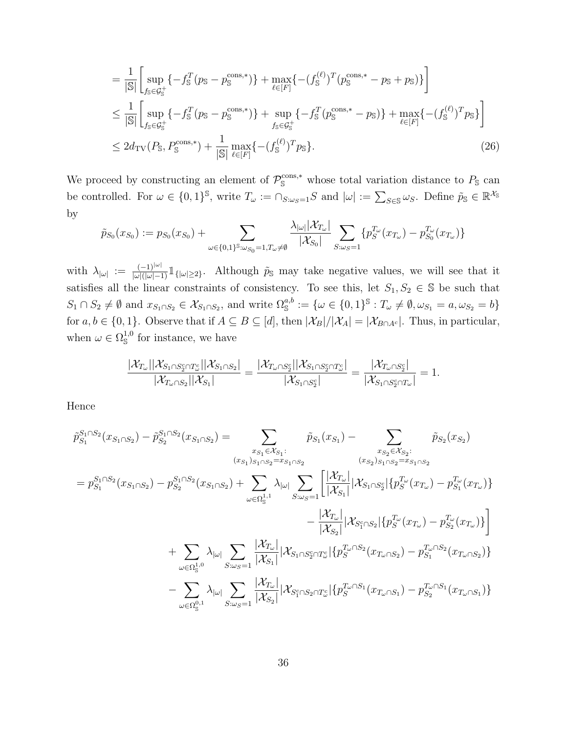$$
\begin{aligned}
&= \frac{1}{|\mathbb{S}|}\left[\sup_{f_{\mathbb{S}}\in\mathcal{G}_{\mathbb{S}}^{+}}\{-f_{\mathbb{S}}^{T}(p_{\mathbb{S}}-p_{\mathbb{S}}^{\mathrm{cons},*})\} + \max_{\ell\in[F]}\{-(f_{\mathbb{S}}^{(\ell)})^{T}(p_{\mathbb{S}}^{\mathrm{cons},*}-p_{\mathbb{S}}+p_{\mathbb{S}})\}\right] \\
&\leq \frac{1}{|\mathbb{S}|}\left[\sup_{f_{\mathbb{S}}\in\mathcal{G}_{\mathbb{S}}^{+}}\{-f_{\mathbb{S}}^{T}(p_{\mathbb{S}}-p_{\mathbb{S}}^{\mathrm{cons},*})\} + \sup_{f_{\mathbb{S}}\in\mathcal{G}_{\mathbb{S}}^{+}}\{-f_{\mathbb{S}}^{T}(p_{\mathbb{S}}^{\mathrm{cons},*}-p_{\mathbb{S}})\} + \max_{\ell\in[F]}\{-(f_{\mathbb{S}}^{(\ell)})^{T}p_{\mathbb{S}}\}\right] \\
&\leq 2d_{\mathrm{TV}}(P_{\mathbb{S}},P_{\mathbb{S}}^{\mathrm{cons},*}) + \frac{1}{|\mathbb{S}|}\max_{\ell\in[F]}\{-(f_{\mathbb{S}}^{(\ell)})^{T}p_{\mathbb{S}}\}. 
\end{aligned} \tag{26}
$$

We proceed by constructing an element of $\mathcal{P}_{\mathbb{S}}^{\mathrm{cons},*}$ whose total variation distance to $P_{\mathbb{S}}$ can be controlled. For $\omega \in \{0,1\}^{\mathbb{S}}$, write $T_\omega := \cap_{S:\omega_S=1} S$ and $|\omega| := \sum_{S\in\mathbb{S}} \omega_S$. Define $\tilde{p}_{\mathbb{S}} \in \mathbb{R}^{\mathcal{X}_{\mathbb{S}}}$ by

$$
\tilde{p}_{S_0}(x_{S_0}) := p_{S_0}(x_{S_0}) + \sum_{\omega\in\{0,1\}^{\mathbb{S}}:\omega_{S_0}=1,T_\omega\neq\emptyset} \frac{\lambda_{|\omega|}|\mathcal{X}_{T_\omega}|}{|\mathcal{X}_{S_0}|} \sum_{S:\omega_S=1}\{p_S^{T_\omega}(x_{T_\omega}) - p_{S_0}^{T_\omega}(x_{T_\omega})\}
$$

with $\lambda_{|\omega|} := \frac{(-1)^{|\omega|}}{|\omega|(|\omega|-1)}\mathbb{1}_{\{|\omega|\geq 2\}}$. Although $\tilde{p}_{\mathbb{S}}$ may take negative values, we will see that it satisfies all the linear constraints of consistency. To see this, let $S_1, S_2 \in \mathbb{S}$ be such that $S_1 \cap S_2 \neq \emptyset$ and $x_{S_1\cap S_2} \in \mathcal{X}_{S_1\cap S_2}$, and write $\Omega_{\mathbb{S}}^{a,b} := \{\omega \in \{0,1\}^{\mathbb{S}} : T_\omega \neq \emptyset, \omega_{S_1} = a, \omega_{S_2} = b\}$ for $a, b \in \{0,1\}$. Observe that if $A \subseteq B \subseteq [d]$, then $|\mathcal{X}_B|/|\mathcal{X}_A| = |\mathcal{X}_{B\cap A^c}|$. Thus, in particular, when $\omega \in \Omega_{\mathbb{S}}^{1,0}$ for instance, we have

$$
\frac{|\mathcal{X}_{T_\omega}||\mathcal{X}_{S_1\cap S_2^c\cap T_\omega^c}||\mathcal{X}_{S_1\cap S_2}|}{|\mathcal{X}_{T_\omega\cap S_2}||\mathcal{X}_{S_1}|} = \frac{|\mathcal{X}_{T_\omega\cap S_2^c}||\mathcal{X}_{S_1\cap S_2^c\cap T_\omega^c}|}{|\mathcal{X}_{S_1\cap S_2^c}|} = \frac{|\mathcal{X}_{T_\omega\cap S_2^c}|}{|\mathcal{X}_{S_1\cap S_2^c\cap T_\omega}|} = 1.
$$

Hence

$$
\begin{aligned}
\tilde{p}_{S_1}^{S_1\cap S_2}(x_{S_1\cap S_2}) - \tilde{p}_{S_2}^{S_1\cap S_2}(x_{S_1\cap S_2}) &= \sum_{\substack{x_{S_1}\in\mathcal{X}_{S_1}:\\(x_{S_1})_{S_1\cap S_2}=x_{S_1\cap S_2}}} \tilde{p}_{S_1}(x_{S_1}) - \sum_{\substack{x_{S_2}\in\mathcal{X}_{S_2}:\\(x_{S_2})_{S_1\cap S_2}=x_{S_1\cap S_2}}} \tilde{p}_{S_2}(x_{S_2}) \\
= p_{S_1}^{S_1\cap S_2}(x_{S_1\cap S_2}) - p_{S_2}^{S_1\cap S_2}(x_{S_1\cap S_2}) &+ \sum_{\omega\in\Omega_{\mathbb{S}}^{1,1}} \lambda_{|\omega|} \sum_{S:\omega_S=1}\left[\frac{|\mathcal{X}_{T_\omega}|}{|\mathcal{X}_{S_1}|}|\mathcal{X}_{S_1\cap S_2^c}|\{p_S^{T_\omega}(x_{T_\omega}) - p_{S_1}^{T_\omega}(x_{T_\omega})\}\right. \\
&\qquad\left. - \frac{|\mathcal{X}_{T_\omega}|}{|\mathcal{X}_{S_2}|}|\mathcal{X}_{S_1^c\cap S_2}|\{p_S^{T_\omega}(x_{T_\omega}) - p_{S_2}^{T_\omega}(x_{T_\omega})\}\right] \\
&+ \sum_{\omega\in\Omega_{\mathbb{S}}^{1,0}} \lambda_{|\omega|} \sum_{S:\omega_S=1} \frac{|\mathcal{X}_{T_\omega}|}{|\mathcal{X}_{S_1}|}|\mathcal{X}_{S_1\cap S_2^c\cap T_\omega^c}|\{p_S^{T_\omega\cap S_2}(x_{T_\omega\cap S_2}) - p_{S_1}^{T_\omega\cap S_2}(x_{T_\omega\cap S_2})\} \\
&- \sum_{\omega\in\Omega_{\mathbb{S}}^{0,1}} \lambda_{|\omega|} \sum_{S:\omega_S=1} \frac{|\mathcal{X}_{T_\omega}|}{|\mathcal{X}_{S_2}|}|\mathcal{X}_{S_1^c\cap S_2\cap T_\omega^c}|\{p_S^{T_\omega\cap S_1}(x_{T_\omega\cap S_1}) - p_{S_2}^{T_\omega\cap S_1}(x_{T_\omega\cap S_1})\}
\end{aligned}
$$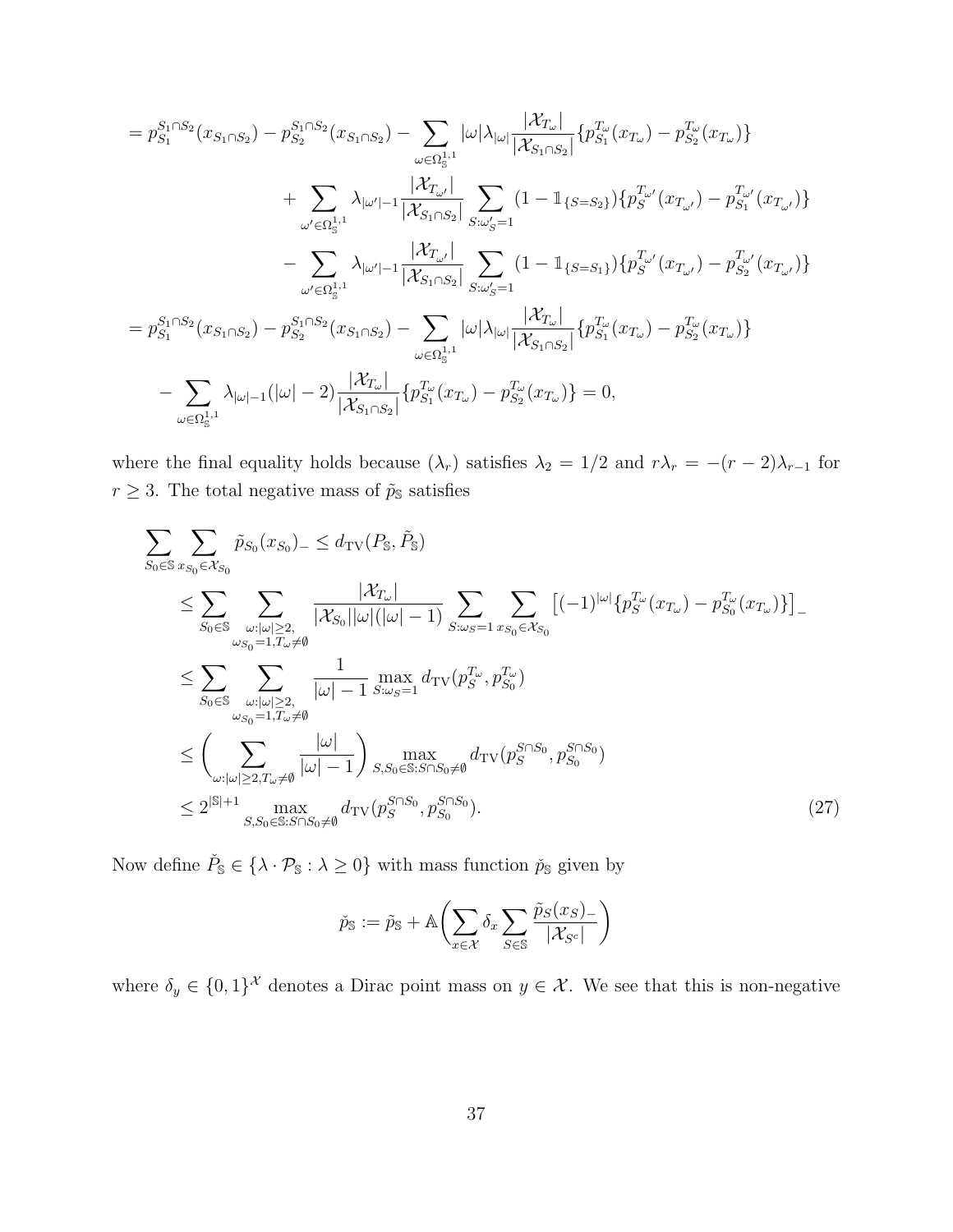$$
\begin{aligned}
&= p_{S_1}^{S_1\cap S_2}(x_{S_1\cap S_2}) - p_{S_2}^{S_1\cap S_2}(x_{S_1\cap S_2}) - \sum_{\omega\in\Omega_{\mathbb{S}}^{1,1}} |\omega|\lambda_{|\omega|}\frac{|\mathcal{X}_{T_\omega}|}{|\mathcal{X}_{S_1\cap S_2}|}\{p_{S_1}^{T_\omega}(x_{T_\omega}) - p_{S_2}^{T_\omega}(x_{T_\omega})\} \\
&\qquad + \sum_{\omega'\in\Omega_{\mathbb{S}}^{1,1}} \lambda_{|\omega'|-1}\frac{|\mathcal{X}_{T_{\omega'}}|}{|\mathcal{X}_{S_1\cap S_2}|}\sum_{S:\omega'_S=1}(1-\mathbb{1}_{\{S=S_2\}})\{p_S^{T_{\omega'}}(x_{T_{\omega'}}) - p_{S_1}^{T_{\omega'}}(x_{T_{\omega'}})\} \\
&\qquad - \sum_{\omega'\in\Omega_{\mathbb{S}}^{1,1}} \lambda_{|\omega'|-1}\frac{|\mathcal{X}_{T_{\omega'}}|}{|\mathcal{X}_{S_1\cap S_2}|}\sum_{S:\omega'_S=1}(1-\mathbb{1}_{\{S=S_1\}})\{p_S^{T_{\omega'}}(x_{T_{\omega'}}) - p_{S_2}^{T_{\omega'}}(x_{T_{\omega'}})\} \\
&= p_{S_1}^{S_1\cap S_2}(x_{S_1\cap S_2}) - p_{S_2}^{S_1\cap S_2}(x_{S_1\cap S_2}) - \sum_{\omega\in\Omega_{\mathbb{S}}^{1,1}} |\omega|\lambda_{|\omega|}\frac{|\mathcal{X}_{T_\omega}|}{|\mathcal{X}_{S_1\cap S_2}|}\{p_{S_1}^{T_\omega}(x_{T_\omega}) - p_{S_2}^{T_\omega}(x_{T_\omega})\} \\
&\quad - \sum_{\omega\in\Omega_{\mathbb{S}}^{1,1}} \lambda_{|\omega|-1}(|\omega|-2)\frac{|\mathcal{X}_{T_\omega}|}{|\mathcal{X}_{S_1\cap S_2}|}\{p_{S_1}^{T_\omega}(x_{T_\omega}) - p_{S_2}^{T_\omega}(x_{T_\omega})\} = 0,
\end{aligned}
$$

where the final equality holds because $(\lambda_r)$ satisfies $\lambda_2 = 1/2$ and $r\lambda_r = -(r-2)\lambda_{r-1}$ for $r \geq 3$. The total negative mass of $\tilde{p}_{\mathbb{S}}$ satisfies

$$
\begin{aligned}
\sum_{S_0\in\mathbb{S}}\sum_{x_{S_0}\in\mathcal{X}_{S_0}} \tilde{p}_{S_0}(x_{S_0})_- &\leq d_{\mathrm{TV}}(P_{\mathbb{S}}, \tilde{P}_{\mathbb{S}}) \\
&\leq \sum_{S_0\in\mathbb{S}} \sum_{\substack{\omega:|\omega|\geq 2,\\ \omega_{S_0}=1, T_\omega\neq\emptyset}} \frac{|\mathcal{X}_{T_\omega}|}{|\mathcal{X}_{S_0}||\omega|(|\omega|-1)} \sum_{S:\omega_S=1}\sum_{x_{S_0}\in\mathcal{X}_{S_0}} \bigl[(-1)^{|\omega|}\{p_S^{T_\omega}(x_{T_\omega}) - p_{S_0}^{T_\omega}(x_{T_\omega})\}\bigr]_- \\
&\leq \sum_{S_0\in\mathbb{S}} \sum_{\substack{\omega:|\omega|\geq 2,\\ \omega_{S_0}=1, T_\omega\neq\emptyset}} \frac{1}{|\omega|-1}\max_{S:\omega_S=1} d_{\mathrm{TV}}(p_S^{T_\omega}, p_{S_0}^{T_\omega}) \\
&\leq \biggl(\sum_{\omega:|\omega|\geq 2, T_\omega\neq\emptyset} \frac{|\omega|}{|\omega|-1}\biggr) \max_{S,S_0\in\mathbb{S}:S\cap S_0\neq\emptyset} d_{\mathrm{TV}}(p_S^{S\cap S_0}, p_{S_0}^{S\cap S_0}) \\
&\leq 2^{|\mathbb{S}|+1}\max_{S,S_0\in\mathbb{S}:S\cap S_0\neq\emptyset} d_{\mathrm{TV}}(p_S^{S\cap S_0}, p_{S_0}^{S\cap S_0}). \qquad (27)
\end{aligned}
$$

Now define $\check{P}_{\mathbb{S}} \in \{\lambda\cdot\mathcal{P}_{\mathbb{S}} : \lambda \geq 0\}$ with mass function $\check{p}_{\mathbb{S}}$ given by

$$
\check{p}_{\mathbb{S}} := \tilde{p}_{\mathbb{S}} + \mathbb{A}\biggl(\sum_{x\in\mathcal{X}}\delta_x\sum_{S\in\mathbb{S}}\frac{\tilde{p}_S(x_S)_-}{|\mathcal{X}_{S^c}|}\biggr)
$$

where $\delta_y \in \{0,1\}^{\mathcal{X}}$ denotes a Dirac point mass on $y \in \mathcal{X}$. We see that this is non-negative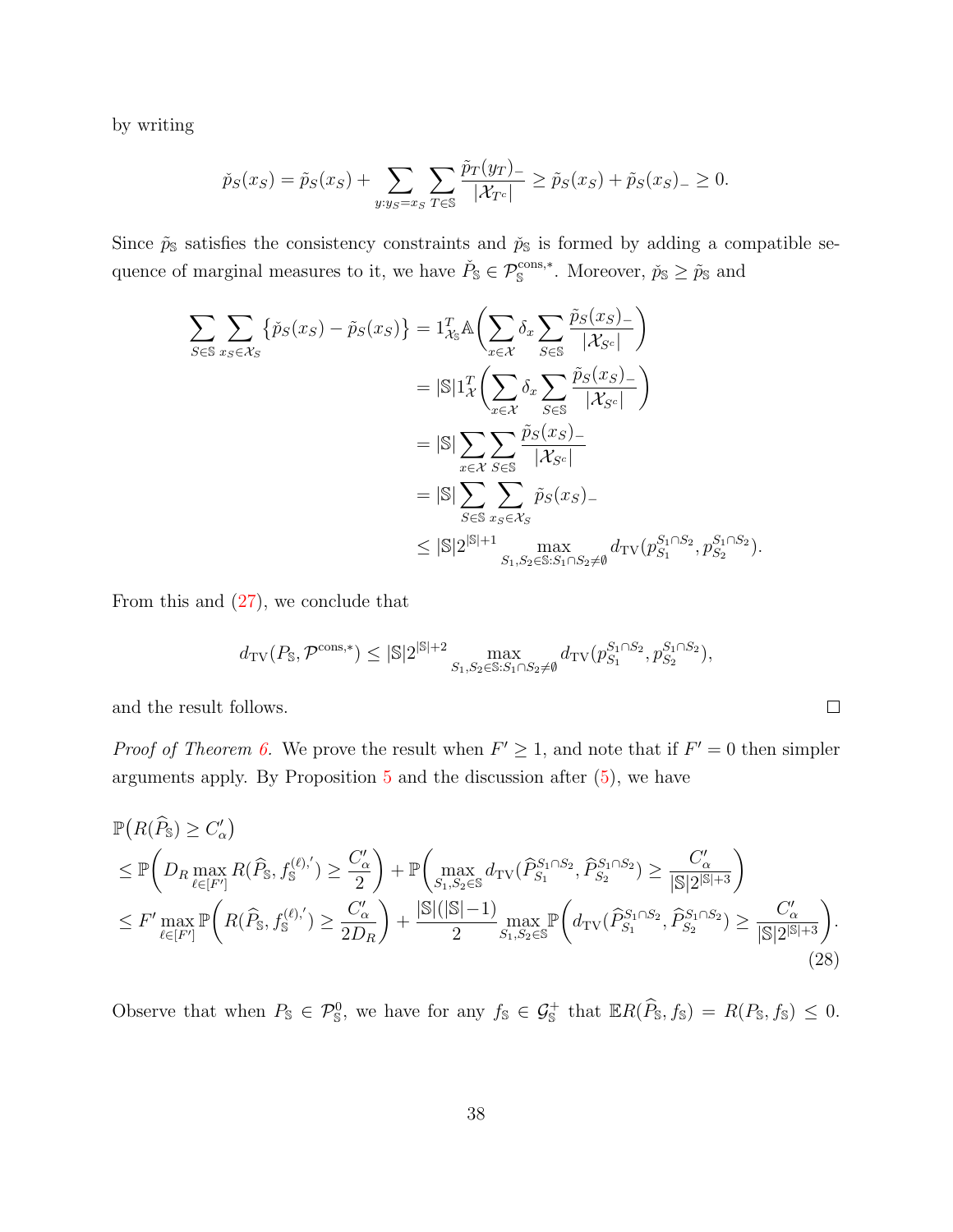by writing

$$\check{p}_S(x_S) = \tilde{p}_S(x_S) + \sum_{y:y_S=x_S} \sum_{T\in\mathbb{S}} \frac{\tilde{p}_T(y_T)_-}{|\mathcal{X}_{T^c}|} \geq \tilde{p}_S(x_S) + \tilde{p}_S(x_S)_- \geq 0.$$

Since $\tilde{p}_{\mathbb{S}}$ satisfies the consistency constraints and $\check{p}_{\mathbb{S}}$ is formed by adding a compatible sequence of marginal measures to it, we have $\check{P}_{\mathbb{S}} \in \mathcal{P}_{\mathbb{S}}^{\mathrm{cons},*}$. Moreover, $\check{p}_{\mathbb{S}} \geq \tilde{p}_{\mathbb{S}}$ and

$$\begin{aligned}
\sum_{S\in\mathbb{S}} \sum_{x_S\in\mathcal{X}_S} \{\check{p}_S(x_S) - \tilde{p}_S(x_S)\} &= 1_{\mathcal{X}_{\mathbb{S}}}^T \mathbb{A}\biggl(\sum_{x\in\mathcal{X}} \delta_x \sum_{S\in\mathbb{S}} \frac{\tilde{p}_S(x_S)_-}{|\mathcal{X}_{S^c}|}\biggr) \\
&= |\mathbb{S}| 1_{\mathcal{X}}^T \biggl(\sum_{x\in\mathcal{X}} \delta_x \sum_{S\in\mathbb{S}} \frac{\tilde{p}_S(x_S)_-}{|\mathcal{X}_{S^c}|}\biggr) \\
&= |\mathbb{S}| \sum_{x\in\mathcal{X}} \sum_{S\in\mathbb{S}} \frac{\tilde{p}_S(x_S)_-}{|\mathcal{X}_{S^c}|} \\
&= |\mathbb{S}| \sum_{S\in\mathbb{S}} \sum_{x_S\in\mathcal{X}_S} \tilde{p}_S(x_S)_- \\
&\leq |\mathbb{S}| 2^{|\mathbb{S}|+1} \max_{S_1,S_2\in\mathbb{S}:S_1\cap S_2\neq\emptyset} d_{\mathrm{TV}}(p_{S_1}^{S_1\cap S_2}, p_{S_2}^{S_1\cap S_2}).
\end{aligned}$$

From this and (27), we conclude that

$$d_{\mathrm{TV}}(P_{\mathbb{S}}, \mathcal{P}^{\mathrm{cons},*}) \leq |\mathbb{S}| 2^{|\mathbb{S}|+2} \max_{S_1,S_2\in\mathbb{S}:S_1\cap S_2\neq\emptyset} d_{\mathrm{TV}}(p_{S_1}^{S_1\cap S_2}, p_{S_2}^{S_1\cap S_2}),$$

and the result follows. □

*Proof of Theorem 6.* We prove the result when $F' \geq 1$, and note that if $F' = 0$ then simpler arguments apply. By Proposition 5 and the discussion after (5), we have

$$\begin{aligned}
&\mathbb{P}\bigl(R(\widehat{P}_{\mathbb{S}}) \geq C'_\alpha\bigr) \\
&\leq \mathbb{P}\biggl(D_R \max_{\ell\in[F']} R(\widehat{P}_{\mathbb{S}}, f_{\mathbb{S}}^{(\ell),\prime}) \geq \frac{C'_\alpha}{2}\biggr) + \mathbb{P}\biggl(\max_{S_1,S_2\in\mathbb{S}} d_{\mathrm{TV}}(\widehat{P}_{S_1}^{S_1\cap S_2}, \widehat{P}_{S_2}^{S_1\cap S_2}) \geq \frac{C'_\alpha}{|\mathbb{S}| 2^{|\mathbb{S}|+3}}\biggr) \\
&\leq F' \max_{\ell\in[F']} \mathbb{P}\biggl(R(\widehat{P}_{\mathbb{S}}, f_{\mathbb{S}}^{(\ell),\prime}) \geq \frac{C'_\alpha}{2D_R}\biggr) + \frac{|\mathbb{S}|(|\mathbb{S}|-1)}{2} \max_{S_1,S_2\in\mathbb{S}} \mathbb{P}\biggl(d_{\mathrm{TV}}(\widehat{P}_{S_1}^{S_1\cap S_2}, \widehat{P}_{S_2}^{S_1\cap S_2}) \geq \frac{C'_\alpha}{|\mathbb{S}| 2^{|\mathbb{S}|+3}}\biggr).
\end{aligned} \tag{28}$$

Observe that when $P_{\mathbb{S}} \in \mathcal{P}_{\mathbb{S}}^0$, we have for any $f_{\mathbb{S}} \in \mathcal{G}_{\mathbb{S}}^+$ that $\mathbb{E}R(\widehat{P}_{\mathbb{S}}, f_{\mathbb{S}}) = R(P_{\mathbb{S}}, f_{\mathbb{S}}) \leq 0$.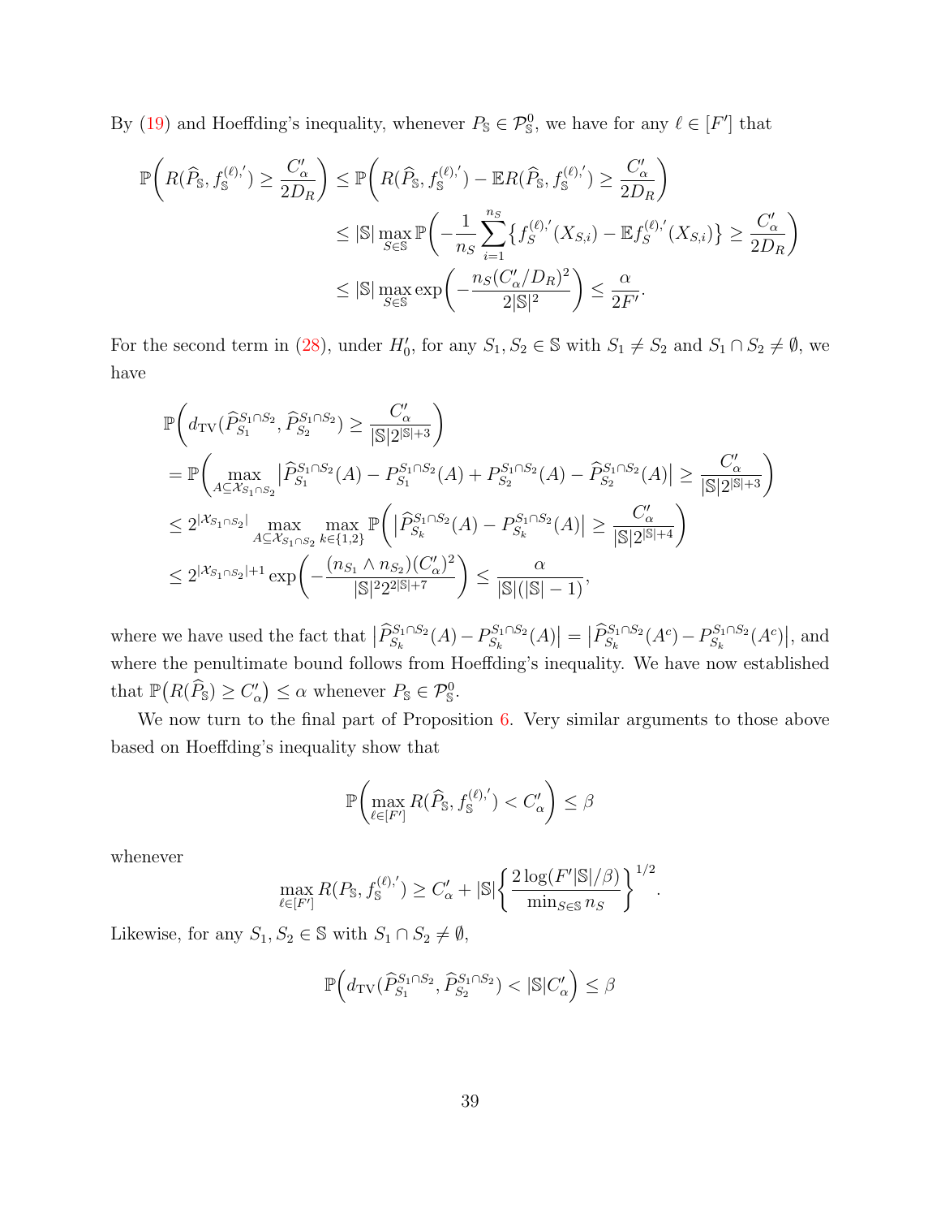By (19) and Hoeffding's inequality, whenever $P_{\mathbb{S}} \in \mathcal{P}_{\mathbb{S}}^0$, we have for any $\ell \in [F']$ that

$$
\begin{aligned}
\mathbb{P}\biggl( R(\widehat{P}_{\mathbb{S}}, f_{\mathbb{S}}^{(\ell),'}) \geq \frac{C'_\alpha}{2D_R} \biggr) &\leq \mathbb{P}\biggl( R(\widehat{P}_{\mathbb{S}}, f_{\mathbb{S}}^{(\ell),'}) - \mathbb{E}R(\widehat{P}_{\mathbb{S}}, f_{\mathbb{S}}^{(\ell),'}) \geq \frac{C'_\alpha}{2D_R} \biggr) \\
&\leq |\mathbb{S}| \max_{S \in \mathbb{S}} \mathbb{P}\biggl( -\frac{1}{n_S} \sum_{i=1}^{n_S} \bigl\{ f_S^{(\ell),'}(X_{S,i}) - \mathbb{E} f_S^{(\ell),'}(X_{S,i}) \bigr\} \geq \frac{C'_\alpha}{2D_R} \biggr) \\
&\leq |\mathbb{S}| \max_{S \in \mathbb{S}} \exp\biggl( -\frac{n_S (C'_\alpha / D_R)^2}{2|\mathbb{S}|^2} \biggr) \leq \frac{\alpha}{2F'}.
\end{aligned}
$$

For the second term in (28), under $H'_0$, for any $S_1, S_2 \in \mathbb{S}$ with $S_1 \neq S_2$ and $S_1 \cap S_2 \neq \emptyset$, we have

$$
\begin{aligned}
&\mathbb{P}\biggl( d_{\mathrm{TV}}(\widehat{P}_{S_1}^{S_1 \cap S_2}, \widehat{P}_{S_2}^{S_1 \cap S_2}) \geq \frac{C'_\alpha}{|\mathbb{S}| 2^{|\mathbb{S}|+3}} \biggr) \\
&= \mathbb{P}\biggl( \max_{A \subseteq \mathcal{X}_{S_1 \cap S_2}} \bigl| \widehat{P}_{S_1}^{S_1 \cap S_2}(A) - P_{S_1}^{S_1 \cap S_2}(A) + P_{S_2}^{S_1 \cap S_2}(A) - \widehat{P}_{S_2}^{S_1 \cap S_2}(A) \bigr| \geq \frac{C'_\alpha}{|\mathbb{S}| 2^{|\mathbb{S}|+3}} \biggr) \\
&\leq 2^{|\mathcal{X}_{S_1 \cap S_2}|} \max_{A \subseteq \mathcal{X}_{S_1 \cap S_2}} \max_{k \in \{1,2\}} \mathbb{P}\biggl( \bigl| \widehat{P}_{S_k}^{S_1 \cap S_2}(A) - P_{S_k}^{S_1 \cap S_2}(A) \bigr| \geq \frac{C'_\alpha}{|\mathbb{S}| 2^{|\mathbb{S}|+4}} \biggr) \\
&\leq 2^{|\mathcal{X}_{S_1 \cap S_2}|+1} \exp\biggl( -\frac{(n_{S_1} \wedge n_{S_2})(C'_\alpha)^2}{|\mathbb{S}|^2 2^{2|\mathbb{S}|+7}} \biggr) \leq \frac{\alpha}{|\mathbb{S}|(|\mathbb{S}|-1)},
\end{aligned}
$$

where we have used the fact that $\bigl| \widehat{P}_{S_k}^{S_1 \cap S_2}(A) - P_{S_k}^{S_1 \cap S_2}(A) \bigr| = \bigl| \widehat{P}_{S_k}^{S_1 \cap S_2}(A^c) - P_{S_k}^{S_1 \cap S_2}(A^c) \bigr|$, and where the penultimate bound follows from Hoeffding's inequality. We have now established that $\mathbb{P}\bigl( R(\widehat{P}_{\mathbb{S}}) \geq C'_\alpha \bigr) \leq \alpha$ whenever $P_{\mathbb{S}} \in \mathcal{P}_{\mathbb{S}}^0$.

We now turn to the final part of Proposition 6. Very similar arguments to those above based on Hoeffding's inequality show that

$$
\mathbb{P}\biggl( \max_{\ell \in [F']} R(\widehat{P}_{\mathbb{S}}, f_{\mathbb{S}}^{(\ell),'}) < C'_\alpha \biggr) \leq \beta
$$

whenever

$$
\max_{\ell \in [F']} R(P_{\mathbb{S}}, f_{\mathbb{S}}^{(\ell),'}) \geq C'_\alpha + |\mathbb{S}| \biggl\{ \frac{2 \log(F' |\mathbb{S}| / \beta)}{\min_{S \in \mathbb{S}} n_S} \biggr\}^{1/2}.
$$

Likewise, for any $S_1, S_2 \in \mathbb{S}$ with $S_1 \cap S_2 \neq \emptyset$,

$$
\mathbb{P}\Bigl( d_{\mathrm{TV}}(\widehat{P}_{S_1}^{S_1 \cap S_2}, \widehat{P}_{S_2}^{S_1 \cap S_2}) < |\mathbb{S}| C'_\alpha \Bigr) \leq \beta
$$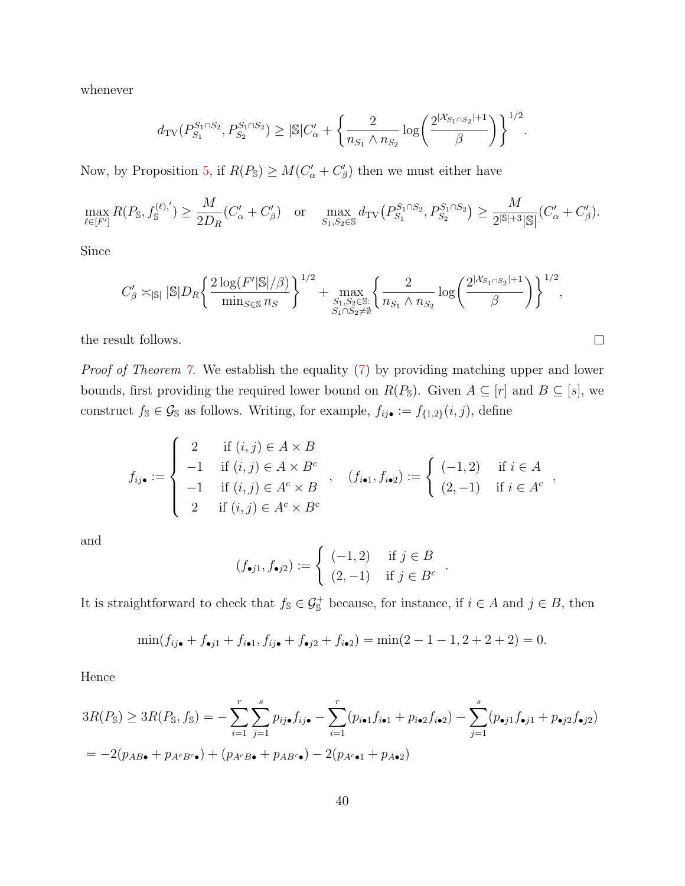whenever

$$d_{\mathrm{TV}}(P_{S_1}^{S_1\cap S_2}, P_{S_2}^{S_1\cap S_2}) \geq |\mathbb{S}|C'_\alpha + \biggl\{\frac{2}{n_{S_1}\wedge n_{S_2}}\log\biggl(\frac{2^{|\mathcal{X}_{S_1\cap S_2}|+1}}{\beta}\biggr)\biggr\}^{1/2}.$$

Now, by Proposition 5, if $R(P_{\mathbb{S}}) \geq M(C'_\alpha + C'_\beta)$ then we must either have

$$\max_{\ell\in[F']} R(P_{\mathbb{S}}, f_{\mathbb{S}}^{(\ell),'}) \geq \frac{M}{2D_R}(C'_\alpha + C'_\beta) \quad \text{or} \quad \max_{S_1,S_2\in\mathbb{S}} d_{\mathrm{TV}}\bigl(P_{S_1}^{S_1\cap S_2}, P_{S_2}^{S_1\cap S_2}\bigr) \geq \frac{M}{2^{|\mathbb{S}|+3}|\mathbb{S}|}(C'_\alpha + C'_\beta).$$

Since

$$C'_\beta \asymp_{|\mathbb{S}|} |\mathbb{S}|D_R\biggl\{\frac{2\log(F'|\mathbb{S}|/\beta)}{\min_{S\in\mathbb{S}} n_S}\biggr\}^{1/2} + \max_{\substack{S_1,S_2\in\mathbb{S}:\\ S_1\cap S_2\neq\emptyset}}\biggl\{\frac{2}{n_{S_1}\wedge n_{S_2}}\log\biggl(\frac{2^{|\mathcal{X}_{S_1\cap S_2}|+1}}{\beta}\biggr)\biggr\}^{1/2},$$

the result follows. □

*Proof of Theorem 7.* We establish the equality (7) by providing matching upper and lower bounds, first providing the required lower bound on $R(P_{\mathbb{S}})$. Given $A \subseteq [r]$ and $B \subseteq [s]$, we construct $f_{\mathbb{S}} \in \mathcal{G}_{\mathbb{S}}$ as follows. Writing, for example, $f_{ij\bullet} := f_{\{1,2\}}(i,j)$, define

$$f_{ij\bullet} := \begin{cases} 2 & \text{if } (i,j)\in A\times B \\ -1 & \text{if } (i,j)\in A\times B^c \\ -1 & \text{if } (i,j)\in A^c\times B \\ 2 & \text{if } (i,j)\in A^c\times B^c \end{cases}, \quad (f_{i\bullet 1}, f_{i\bullet 2}) := \begin{cases} (-1,2) & \text{if } i\in A \\ (2,-1) & \text{if } i\in A^c \end{cases},$$

and

$$(f_{\bullet j1}, f_{\bullet j2}) := \begin{cases} (-1,2) & \text{if } j\in B \\ (2,-1) & \text{if } j\in B^c \end{cases}.$$

It is straightforward to check that $f_{\mathbb{S}} \in \mathcal{G}_{\mathbb{S}}^+$ because, for instance, if $i\in A$ and $j\in B$, then

$$\min(f_{ij\bullet} + f_{\bullet j1} + f_{i\bullet 1}, f_{ij\bullet} + f_{\bullet j2} + f_{i\bullet 2}) = \min(2-1-1, 2+2+2) = 0.$$

Hence

$$3R(P_{\mathbb{S}}) \geq 3R(P_{\mathbb{S}}, f_{\mathbb{S}}) = -\sum_{i=1}^r\sum_{j=1}^s p_{ij\bullet}f_{ij\bullet} - \sum_{i=1}^r(p_{i\bullet 1}f_{i\bullet 1} + p_{i\bullet 2}f_{i\bullet 2}) - \sum_{j=1}^s(p_{\bullet j1}f_{\bullet j1} + p_{\bullet j2}f_{\bullet j2})$$
$$= -2(p_{AB\bullet} + p_{A^cB^c\bullet}) + (p_{A^cB\bullet} + p_{AB^c\bullet}) - 2(p_{A^c\bullet 1} + p_{A\bullet 2})$$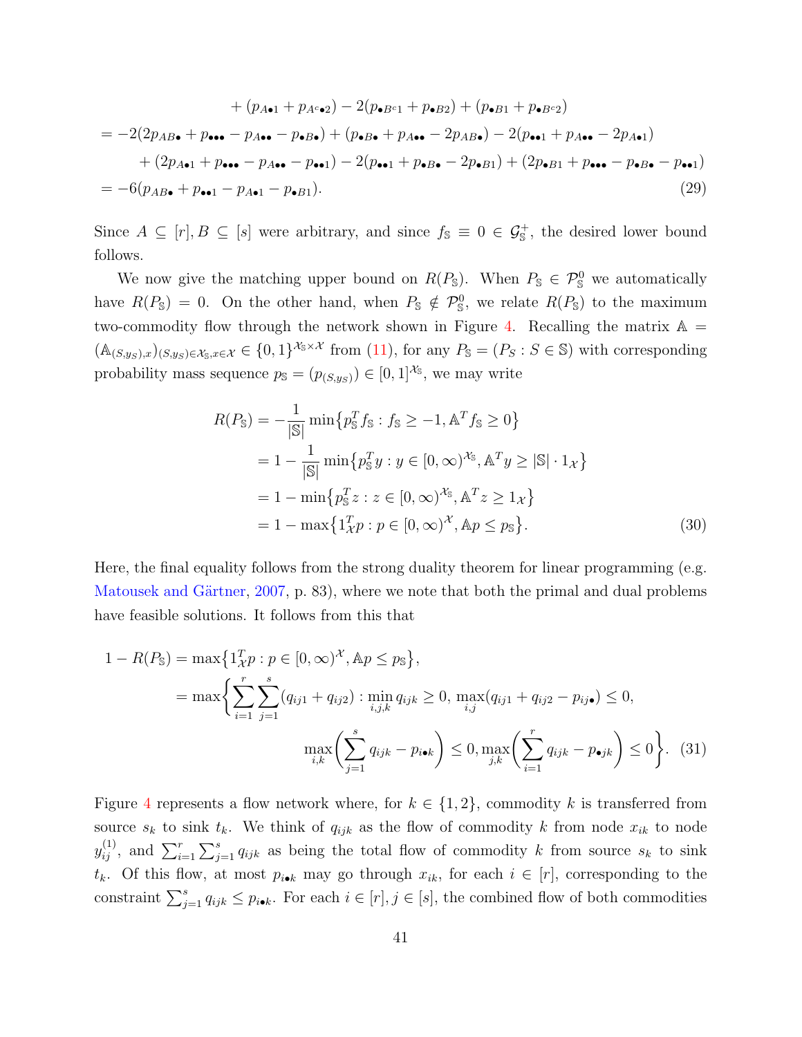$$
\begin{aligned}
&\quad + (p_{A\bullet 1} + p_{A^c \bullet 2}) - 2(p_{\bullet B^c 1} + p_{\bullet B 2}) + (p_{\bullet B 1} + p_{\bullet B^c 2}) \\
&= -2(2p_{AB\bullet} + p_{\bullet\bullet\bullet} - p_{A\bullet\bullet} - p_{\bullet B\bullet}) + (p_{\bullet B\bullet} + p_{A\bullet\bullet} - 2p_{AB\bullet}) - 2(p_{\bullet\bullet 1} + p_{A\bullet\bullet} - 2p_{A\bullet 1}) \\
&\quad + (2p_{A\bullet 1} + p_{\bullet\bullet\bullet} - p_{A\bullet\bullet} - p_{\bullet\bullet 1}) - 2(p_{\bullet\bullet 1} + p_{\bullet B\bullet} - 2p_{\bullet B1}) + (2p_{\bullet B1} + p_{\bullet\bullet\bullet} - p_{\bullet B\bullet} - p_{\bullet\bullet 1}) \\
&= -6(p_{AB\bullet} + p_{\bullet\bullet 1} - p_{A\bullet 1} - p_{\bullet B1}). \qquad (29)
\end{aligned}
$$

Since $A \subseteq [r], B \subseteq [s]$ were arbitrary, and since $f_{\mathbb{S}} \equiv 0 \in \mathcal{G}_{\mathbb{S}}^+$, the desired lower bound follows.

We now give the matching upper bound on $R(P_{\mathbb{S}})$. When $P_{\mathbb{S}} \in \mathcal{P}_{\mathbb{S}}^0$ we automatically have $R(P_{\mathbb{S}}) = 0$. On the other hand, when $P_{\mathbb{S}} \notin \mathcal{P}_{\mathbb{S}}^0$, we relate $R(P_{\mathbb{S}})$ to the maximum two-commodity flow through the network shown in Figure 4. Recalling the matrix $\mathbb{A} = (\mathbb{A}_{(S,y_S),x})_{(S,y_S)\in\mathcal{X}_{\mathbb{S}},x\in\mathcal{X}} \in \{0,1\}^{\mathcal{X}_{\mathbb{S}}\times\mathcal{X}}$ from (11), for any $P_{\mathbb{S}} = (P_S : S \in \mathbb{S})$ with corresponding probability mass sequence $p_{\mathbb{S}} = (p_{(S,y_S)}) \in [0,1]^{\mathcal{X}_{\mathbb{S}}}$, we may write

$$
\begin{aligned}
R(P_{\mathbb{S}}) &= -\frac{1}{|\mathbb{S}|} \min\bigl\{p_{\mathbb{S}}^T f_{\mathbb{S}} : f_{\mathbb{S}} \geq -1, \mathbb{A}^T f_{\mathbb{S}} \geq 0\bigr\} \\
&= 1 - \frac{1}{|\mathbb{S}|} \min\bigl\{p_{\mathbb{S}}^T y : y \in [0,\infty)^{\mathcal{X}_{\mathbb{S}}}, \mathbb{A}^T y \geq |\mathbb{S}| \cdot 1_{\mathcal{X}}\bigr\} \\
&= 1 - \min\bigl\{p_{\mathbb{S}}^T z : z \in [0,\infty)^{\mathcal{X}_{\mathbb{S}}}, \mathbb{A}^T z \geq 1_{\mathcal{X}}\bigr\} \\
&= 1 - \max\bigl\{1_{\mathcal{X}}^T p : p \in [0,\infty)^{\mathcal{X}}, \mathbb{A} p \leq p_{\mathbb{S}}\bigr\}. \qquad (30)
\end{aligned}
$$

Here, the final equality follows from the strong duality theorem for linear programming (e.g. Matousek and Gärtner, 2007, p. 83), where we note that both the primal and dual problems have feasible solutions. It follows from this that

$$
\begin{aligned}
1 - R(P_{\mathbb{S}}) &= \max\bigl\{1_{\mathcal{X}}^T p : p \in [0,\infty)^{\mathcal{X}}, \mathbb{A} p \leq p_{\mathbb{S}}\bigr\}, \\
&= \max\biggl\{\sum_{i=1}^r \sum_{j=1}^s (q_{ij1} + q_{ij2}) : \min_{i,j,k} q_{ijk} \geq 0, \max_{i,j}(q_{ij1} + q_{ij2} - p_{ij\bullet}) \leq 0, \\
&\qquad \max_{i,k}\biggl(\sum_{j=1}^s q_{ijk} - p_{i\bullet k}\biggr) \leq 0, \max_{j,k}\biggl(\sum_{i=1}^r q_{ijk} - p_{\bullet jk}\biggr) \leq 0\biggr\}. \qquad (31)
\end{aligned}
$$

Figure 4 represents a flow network where, for $k \in \{1,2\}$, commodity $k$ is transferred from source $s_k$ to sink $t_k$. We think of $q_{ijk}$ as the flow of commodity $k$ from node $x_{ik}$ to node $y_{ij}^{(1)}$, and $\sum_{i=1}^r \sum_{j=1}^s q_{ijk}$ as being the total flow of commodity $k$ from source $s_k$ to sink $t_k$. Of this flow, at most $p_{i\bullet k}$ may go through $x_{ik}$, for each $i \in [r]$, corresponding to the constraint $\sum_{j=1}^s q_{ijk} \leq p_{i\bullet k}$. For each $i \in [r], j \in [s]$, the combined flow of both commodities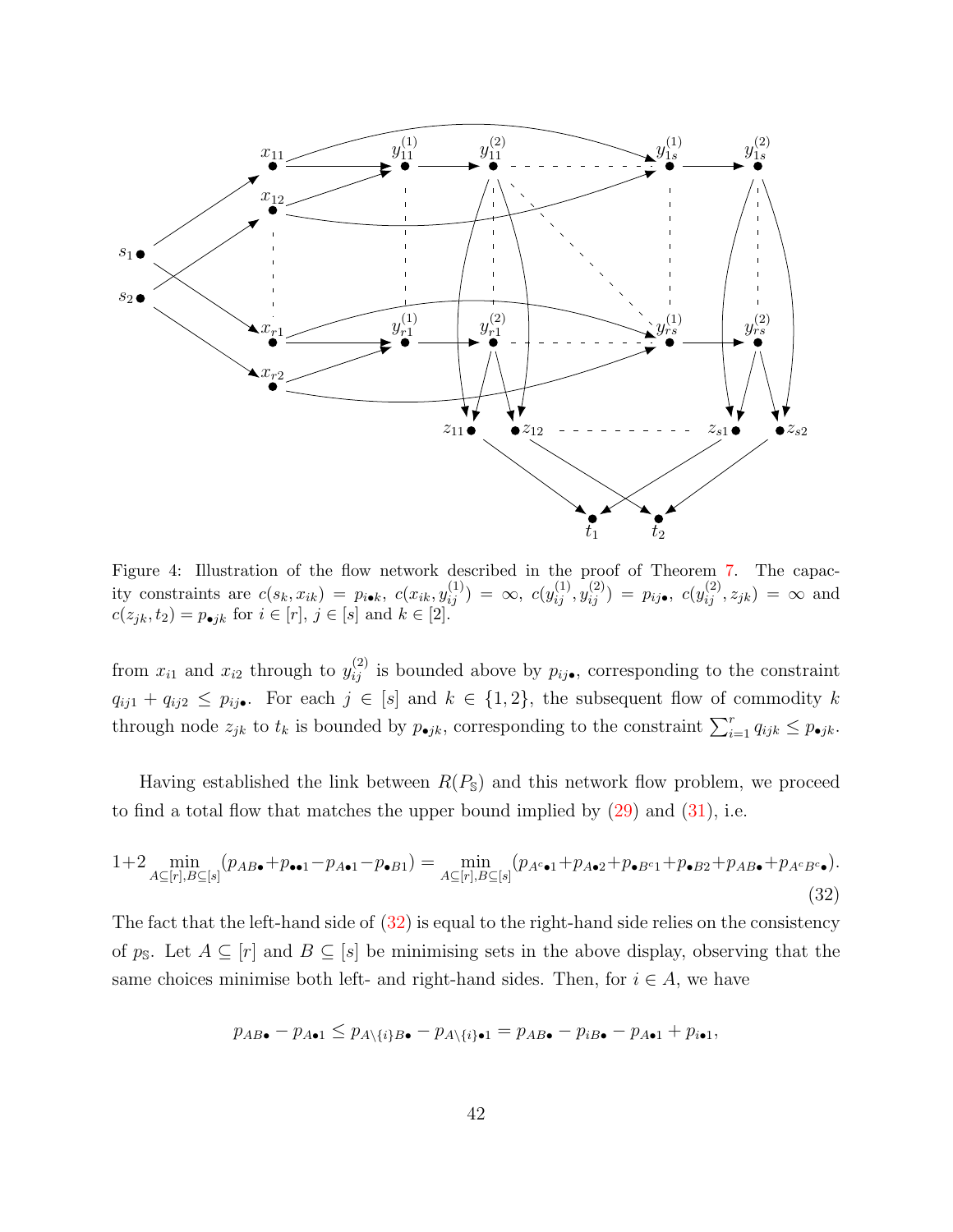Figure 4: Illustration of the flow network described in the proof of Theorem 7. The capacity constraints are $c(s_k, x_{ik}) = p_{i\bullet k}$, $c(x_{ik}, y_{ij}^{(1)}) = \infty$, $c(y_{ij}^{(1)}, y_{ij}^{(2)}) = p_{ij\bullet}$, $c(y_{ij}^{(2)}, z_{jk}) = \infty$ and $c(z_{jk}, t_2) = p_{\bullet jk}$ for $i \in [r]$, $j \in [s]$ and $k \in [2]$.

from $x_{i1}$ and $x_{i2}$ through to $y_{ij}^{(2)}$ is bounded above by $p_{ij\bullet}$, corresponding to the constraint $q_{ij1} + q_{ij2} \leq p_{ij\bullet}$. For each $j \in [s]$ and $k \in \{1, 2\}$, the subsequent flow of commodity $k$ through node $z_{jk}$ to $t_k$ is bounded by $p_{\bullet jk}$, corresponding to the constraint $\sum_{i=1}^{r} q_{ijk} \leq p_{\bullet jk}$.

Having established the link between $R(P_{\mathbb{S}})$ and this network flow problem, we proceed to find a total flow that matches the upper bound implied by (29) and (31), i.e.

$$
1+2 \min_{A \subseteq [r], B \subseteq [s]} (p_{AB\bullet} + p_{\bullet\bullet 1} - p_{A\bullet 1} - p_{\bullet B1}) = \min_{A \subseteq [r], B \subseteq [s]} (p_{A^c\bullet 1} + p_{A\bullet 2} + p_{\bullet B^c 1} + p_{\bullet B2} + p_{AB\bullet} + p_{A^cB^c\bullet}). \tag{32}
$$

The fact that the left-hand side of (32) is equal to the right-hand side relies on the consistency of $p_{\mathbb{S}}$. Let $A \subseteq [r]$ and $B \subseteq [s]$ be minimising sets in the above display, observing that the same choices minimise both left- and right-hand sides. Then, for $i \in A$, we have

$$
p_{AB\bullet} - p_{A\bullet 1} \leq p_{A\setminus\{i\}B\bullet} - p_{A\setminus\{i\}\bullet 1} = p_{AB\bullet} - p_{iB\bullet} - p_{A\bullet 1} + p_{i\bullet 1},
$$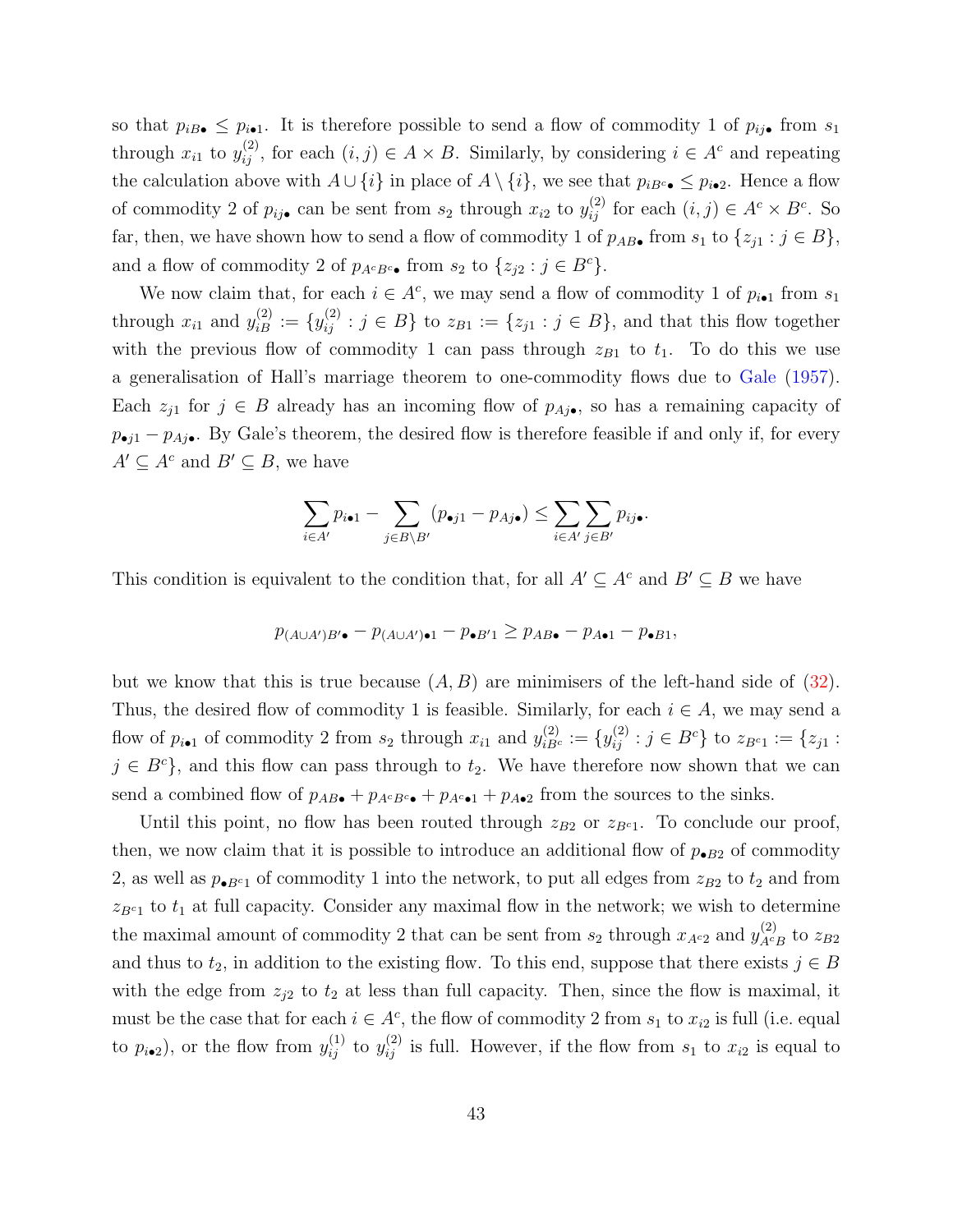so that $p_{iB\bullet} \leq p_{i\bullet 1}$. It is therefore possible to send a flow of commodity 1 of $p_{ij\bullet}$ from $s_1$ through $x_{i1}$ to $y_{ij}^{(2)}$, for each $(i,j) \in A \times B$. Similarly, by considering $i \in A^c$ and repeating the calculation above with $A \cup \{i\}$ in place of $A \setminus \{i\}$, we see that $p_{iB^c\bullet} \leq p_{i\bullet 2}$. Hence a flow of commodity 2 of $p_{ij\bullet}$ can be sent from $s_2$ through $x_{i2}$ to $y_{ij}^{(2)}$ for each $(i,j) \in A^c \times B^c$. So far, then, we have shown how to send a flow of commodity 1 of $p_{AB\bullet}$ from $s_1$ to $\{z_{j1} : j \in B\}$, and a flow of commodity 2 of $p_{A^cB^c\bullet}$ from $s_2$ to $\{z_{j2} : j \in B^c\}$.

We now claim that, for each $i \in A^c$, we may send a flow of commodity 1 of $p_{i\bullet 1}$ from $s_1$ through $x_{i1}$ and $y_{iB}^{(2)} := \{y_{ij}^{(2)} : j \in B\}$ to $z_{B1} := \{z_{j1} : j \in B\}$, and that this flow together with the previous flow of commodity 1 can pass through $z_{B1}$ to $t_1$. To do this we use a generalisation of Hall's marriage theorem to one-commodity flows due to Gale (1957). Each $z_{j1}$ for $j \in B$ already has an incoming flow of $p_{Aj\bullet}$, so has a remaining capacity of $p_{\bullet j1} - p_{Aj\bullet}$. By Gale's theorem, the desired flow is therefore feasible if and only if, for every $A' \subseteq A^c$ and $B' \subseteq B$, we have

$$\sum_{i \in A'} p_{i\bullet 1} - \sum_{j \in B \setminus B'} (p_{\bullet j1} - p_{Aj\bullet}) \leq \sum_{i \in A'} \sum_{j \in B'} p_{ij\bullet}.$$

This condition is equivalent to the condition that, for all $A' \subseteq A^c$ and $B' \subseteq B$ we have

$$p_{(A \cup A')B'\bullet} - p_{(A\cup A')\bullet 1} - p_{\bullet B'1} \geq p_{AB\bullet} - p_{A\bullet 1} - p_{\bullet B1},$$

but we know that this is true because $(A,B)$ are minimisers of the left-hand side of (32). Thus, the desired flow of commodity 1 is feasible. Similarly, for each $i \in A$, we may send a flow of $p_{i\bullet 1}$ of commodity 2 from $s_2$ through $x_{i1}$ and $y_{iB^c}^{(2)} := \{y_{ij}^{(2)} : j \in B^c\}$ to $z_{B^c1} := \{z_{j1} : j \in B^c\}$, and this flow can pass through to $t_2$. We have therefore now shown that we can send a combined flow of $p_{AB\bullet} + p_{A^cB^c\bullet} + p_{A^c\bullet 1} + p_{A\bullet 2}$ from the sources to the sinks.

Until this point, no flow has been routed through $z_{B2}$ or $z_{B^c1}$. To conclude our proof, then, we now claim that it is possible to introduce an additional flow of $p_{\bullet B2}$ of commodity 2, as well as $p_{\bullet B^c 1}$ of commodity 1 into the network, to put all edges from $z_{B2}$ to $t_2$ and from $z_{B^c1}$ to $t_1$ at full capacity. Consider any maximal flow in the network; we wish to determine the maximal amount of commodity 2 that can be sent from $s_2$ through $x_{A^c2}$ and $y_{A^cB}^{(2)}$ to $z_{B2}$ and thus to $t_2$, in addition to the existing flow. To this end, suppose that there exists $j \in B$ with the edge from $z_{j2}$ to $t_2$ at less than full capacity. Then, since the flow is maximal, it must be the case that for each $i \in A^c$, the flow of commodity 2 from $s_1$ to $x_{i2}$ is full (i.e. equal to $p_{i\bullet 2}$), or the flow from $y_{ij}^{(1)}$ to $y_{ij}^{(2)}$ is full. However, if the flow from $s_1$ to $x_{i2}$ is equal to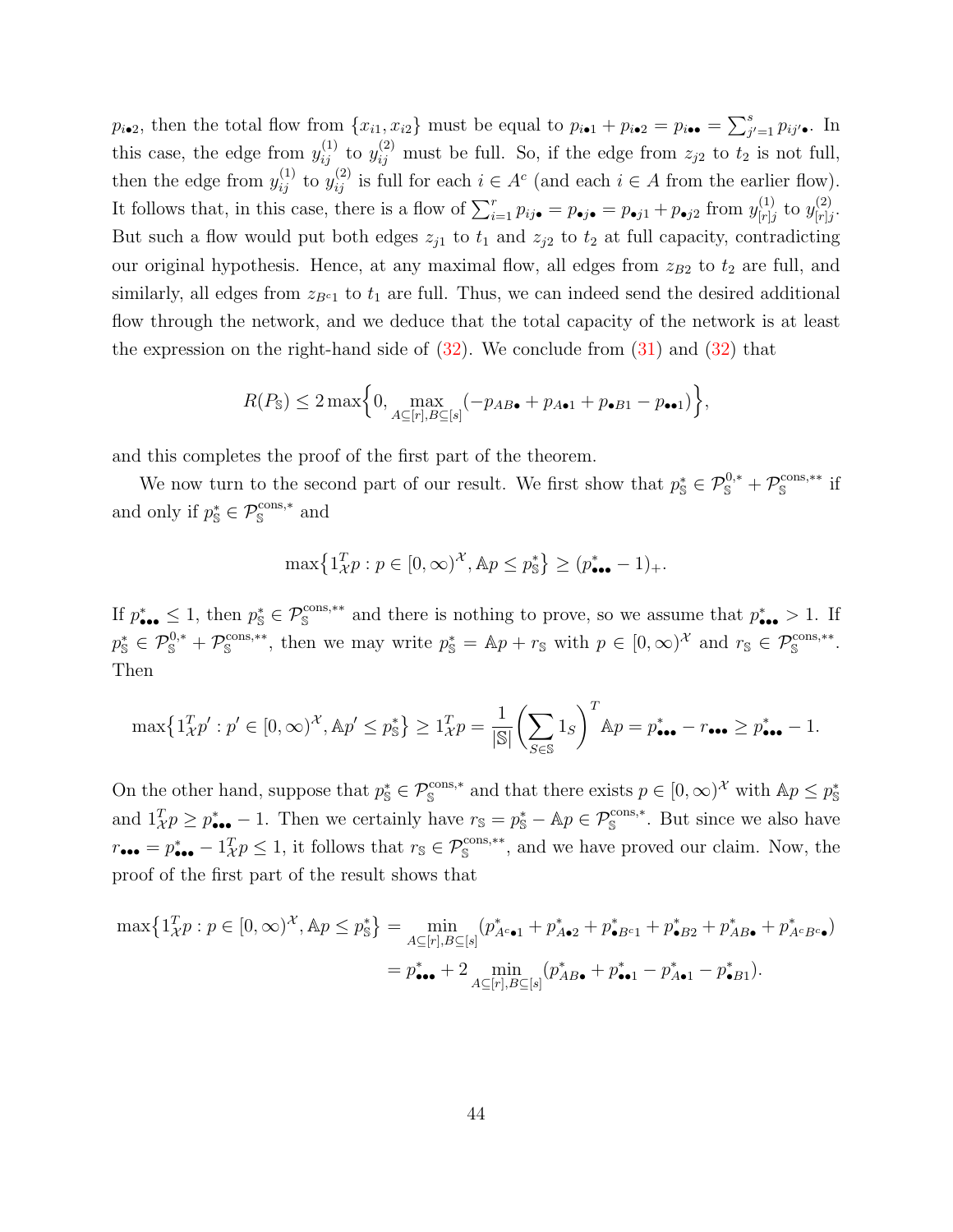$p_{i\bullet 2}$, then the total flow from $\{x_{i1}, x_{i2}\}$ must be equal to $p_{i\bullet 1} + p_{i\bullet 2} = p_{i\bullet\bullet} = \sum_{j'=1}^{s} p_{ij'\bullet}$. In this case, the edge from $y_{ij}^{(1)}$ to $y_{ij}^{(2)}$ must be full. So, if the edge from $z_{j2}$ to $t_2$ is not full, then the edge from $y_{ij}^{(1)}$ to $y_{ij}^{(2)}$ is full for each $i \in A^c$ (and each $i \in A$ from the earlier flow). It follows that, in this case, there is a flow of $\sum_{i=1}^{r} p_{ij\bullet} = p_{\bullet j\bullet} = p_{\bullet j1} + p_{\bullet j2}$ from $y_{[r]j}^{(1)}$ to $y_{[r]j}^{(2)}$. But such a flow would put both edges $z_{j1}$ to $t_1$ and $z_{j2}$ to $t_2$ at full capacity, contradicting our original hypothesis. Hence, at any maximal flow, all edges from $z_{B2}$ to $t_2$ are full, and similarly, all edges from $z_{B^c 1}$ to $t_1$ are full. Thus, we can indeed send the desired additional flow through the network, and we deduce that the total capacity of the network is at least the expression on the right-hand side of (32). We conclude from (31) and (32) that

$$R(P_{\mathbb{S}}) \leq 2 \max\Big\{0, \max_{A \subseteq [r], B \subseteq [s]} (-p_{AB\bullet} + p_{A\bullet 1} + p_{\bullet B1} - p_{\bullet\bullet 1})\Big\},$$

and this completes the proof of the first part of the theorem.

We now turn to the second part of our result. We first show that $p_{\mathbb{S}}^* \in \mathcal{P}_{\mathbb{S}}^{0,*} + \mathcal{P}_{\mathbb{S}}^{\mathrm{cons},**}$ if and only if $p_{\mathbb{S}}^* \in \mathcal{P}_{\mathbb{S}}^{\mathrm{cons},*}$ and

$$\max\big\{1_{\mathcal{X}}^T p : p \in [0,\infty)^{\mathcal{X}}, \mathbb{A}p \leq p_{\mathbb{S}}^*\big\} \geq (p_{\bullet\bullet\bullet}^* - 1)_+.$$

If $p_{\bullet\bullet\bullet}^* \leq 1$, then $p_{\mathbb{S}}^* \in \mathcal{P}_{\mathbb{S}}^{\mathrm{cons},**}$ and there is nothing to prove, so we assume that $p_{\bullet\bullet\bullet}^* > 1$. If $p_{\mathbb{S}}^* \in \mathcal{P}_{\mathbb{S}}^{0,*} + \mathcal{P}_{\mathbb{S}}^{\mathrm{cons},**}$, then we may write $p_{\mathbb{S}}^* = \mathbb{A}p + r_{\mathbb{S}}$ with $p \in [0,\infty)^{\mathcal{X}}$ and $r_{\mathbb{S}} \in \mathcal{P}_{\mathbb{S}}^{\mathrm{cons},**}$. Then

$$\max\big\{1_{\mathcal{X}}^T p' : p' \in [0,\infty)^{\mathcal{X}}, \mathbb{A}p' \leq p_{\mathbb{S}}^*\big\} \geq 1_{\mathcal{X}}^T p = \frac{1}{|\mathbb{S}|}\bigg(\sum_{S \in \mathbb{S}} 1_S\bigg)^T \mathbb{A}p = p_{\bullet\bullet\bullet}^* - r_{\bullet\bullet\bullet} \geq p_{\bullet\bullet\bullet}^* - 1.$$

On the other hand, suppose that $p_{\mathbb{S}}^* \in \mathcal{P}_{\mathbb{S}}^{\mathrm{cons},*}$ and that there exists $p \in [0,\infty)^{\mathcal{X}}$ with $\mathbb{A}p \leq p_{\mathbb{S}}^*$ and $1_{\mathcal{X}}^T p \geq p_{\bullet\bullet\bullet}^* - 1$. Then we certainly have $r_{\mathbb{S}} = p_{\mathbb{S}}^* - \mathbb{A}p \in \mathcal{P}_{\mathbb{S}}^{\mathrm{cons},*}$. But since we also have $r_{\bullet\bullet\bullet} = p_{\bullet\bullet\bullet}^* - 1_{\mathcal{X}}^T p \leq 1$, it follows that $r_{\mathbb{S}} \in \mathcal{P}_{\mathbb{S}}^{\mathrm{cons},**}$, and we have proved our claim. Now, the proof of the first part of the result shows that

$$\begin{aligned}
\max\big\{1_{\mathcal{X}}^T p : p \in [0,\infty)^{\mathcal{X}}, \mathbb{A}p \leq p_{\mathbb{S}}^*\big\} &= \min_{A \subseteq [r], B \subseteq [s]} (p_{A^c\bullet 1}^* + p_{A\bullet 2}^* + p_{\bullet B^c 1}^* + p_{\bullet B2}^* + p_{AB\bullet}^* + p_{A^c B^c \bullet}^*) \\
&= p_{\bullet\bullet\bullet}^* + 2 \min_{A \subseteq [r], B \subseteq [s]} (p_{AB\bullet}^* + p_{\bullet\bullet 1}^* - p_{A\bullet 1}^* - p_{\bullet B1}^*).
\end{aligned}$$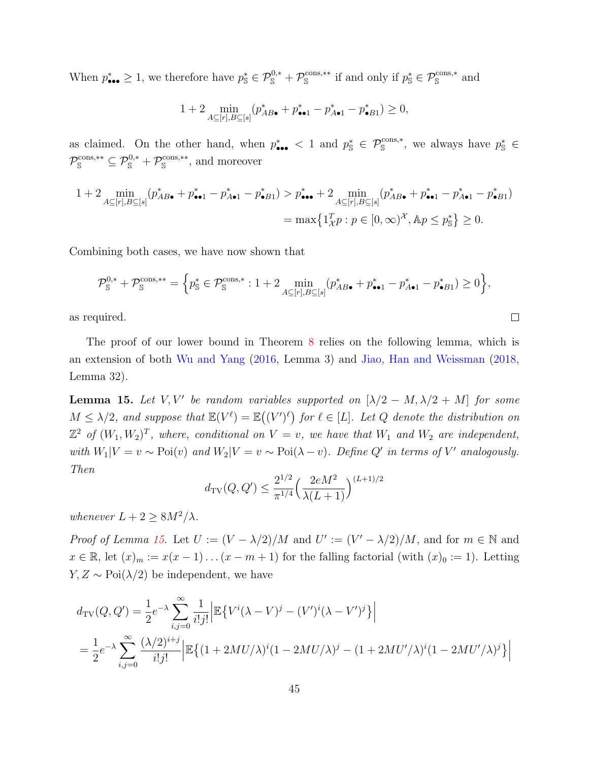When $p^*_{\bullet\bullet\bullet} \geq 1$, we therefore have $p^*_{\mathbb{S}} \in \mathcal{P}^{0,*}_{\mathbb{S}} + \mathcal{P}^{\mathrm{cons},**}_{\mathbb{S}}$ if and only if $p^*_{\mathbb{S}} \in \mathcal{P}^{\mathrm{cons},*}_{\mathbb{S}}$ and

$$1 + 2 \min_{A \subseteq [r], B \subseteq [s]} (p^*_{AB\bullet} + p^*_{\bullet\bullet 1} - p^*_{A\bullet 1} - p^*_{\bullet B1}) \geq 0,$$

as claimed. On the other hand, when $p^*_{\bullet\bullet\bullet} < 1$ and $p^*_{\mathbb{S}} \in \mathcal{P}^{\mathrm{cons},*}_{\mathbb{S}}$, we always have $p^*_{\mathbb{S}} \in \mathcal{P}^{\mathrm{cons},**}_{\mathbb{S}} \subseteq \mathcal{P}^{0,*}_{\mathbb{S}} + \mathcal{P}^{\mathrm{cons},**}_{\mathbb{S}}$, and moreover

$$\begin{aligned}
1 + 2 \min_{A \subseteq [r], B \subseteq [s]} (p^*_{AB\bullet} + p^*_{\bullet\bullet 1} - p^*_{A\bullet 1} - p^*_{\bullet B1}) &> p^*_{\bullet\bullet\bullet} + 2 \min_{A \subseteq [r], B \subseteq [s]} (p^*_{AB\bullet} + p^*_{\bullet\bullet 1} - p^*_{A\bullet 1} - p^*_{\bullet B1}) \\
&= \max\bigl\{ 1_{\mathcal{X}}^T p : p \in [0,\infty)^{\mathcal{X}}, \mathbb{A}p \leq p^*_{\mathbb{S}} \bigr\} \geq 0.
\end{aligned}$$

Combining both cases, we have now shown that

$$\mathcal{P}^{0,*}_{\mathbb{S}} + \mathcal{P}^{\mathrm{cons},**}_{\mathbb{S}} = \Bigl\{ p^*_{\mathbb{S}} \in \mathcal{P}^{\mathrm{cons},*}_{\mathbb{S}} : 1 + 2 \min_{A \subseteq [r], B \subseteq [s]} (p^*_{AB\bullet} + p^*_{\bullet\bullet 1} - p^*_{A\bullet 1} - p^*_{\bullet B1}) \geq 0 \Bigr\},$$

as required. $\square$

The proof of our lower bound in Theorem 8 relies on the following lemma, which is an extension of both Wu and Yang (2016, Lemma 3) and Jiao, Han and Weissman (2018, Lemma 32).

**Lemma 15.** *Let $V, V'$ be random variables supported on $[\lambda/2 - M, \lambda/2 + M]$ for some $M \leq \lambda/2$, and suppose that $\mathbb{E}(V^\ell) = \mathbb{E}\bigl((V')^\ell\bigr)$ for $\ell \in [L]$. Let $Q$ denote the distribution on $\mathbb{Z}^2$ of $(W_1, W_2)^T$, where, conditional on $V = v$, we have that $W_1$ and $W_2$ are independent, with $W_1 | V = v \sim \mathrm{Poi}(v)$ and $W_2 | V = v \sim \mathrm{Poi}(\lambda - v)$. Define $Q'$ in terms of $V'$ analogously. Then*

$$d_{\mathrm{TV}}(Q, Q') \leq \frac{2^{1/2}}{\pi^{1/4}} \Bigl( \frac{2eM^2}{\lambda(L+1)} \Bigr)^{(L+1)/2}$$

*whenever $L + 2 \geq 8M^2/\lambda$.*

*Proof of Lemma 15.* Let $U := (V - \lambda/2)/M$ and $U' := (V' - \lambda/2)/M$, and for $m \in \mathbb{N}$ and $x \in \mathbb{R}$, let $(x)_m := x(x-1)\ldots(x-m+1)$ for the falling factorial (with $(x)_0 := 1$). Letting $Y, Z \sim \mathrm{Poi}(\lambda/2)$ be independent, we have

$$\begin{aligned}
d_{\mathrm{TV}}(Q, Q') &= \frac{1}{2} e^{-\lambda} \sum_{i,j=0}^{\infty} \frac{1}{i!j!} \Bigl| \mathbb{E}\bigl\{ V^i (\lambda - V)^j - (V')^i (\lambda - V')^j \bigr\} \Bigr| \\
&= \frac{1}{2} e^{-\lambda} \sum_{i,j=0}^{\infty} \frac{(\lambda/2)^{i+j}}{i!j!} \Bigl| \mathbb{E}\bigl\{ (1 + 2MU/\lambda)^i (1 - 2MU/\lambda)^j - (1 + 2MU'/\lambda)^i (1 - 2MU'/\lambda)^j \bigr\} \Bigr|
\end{aligned}$$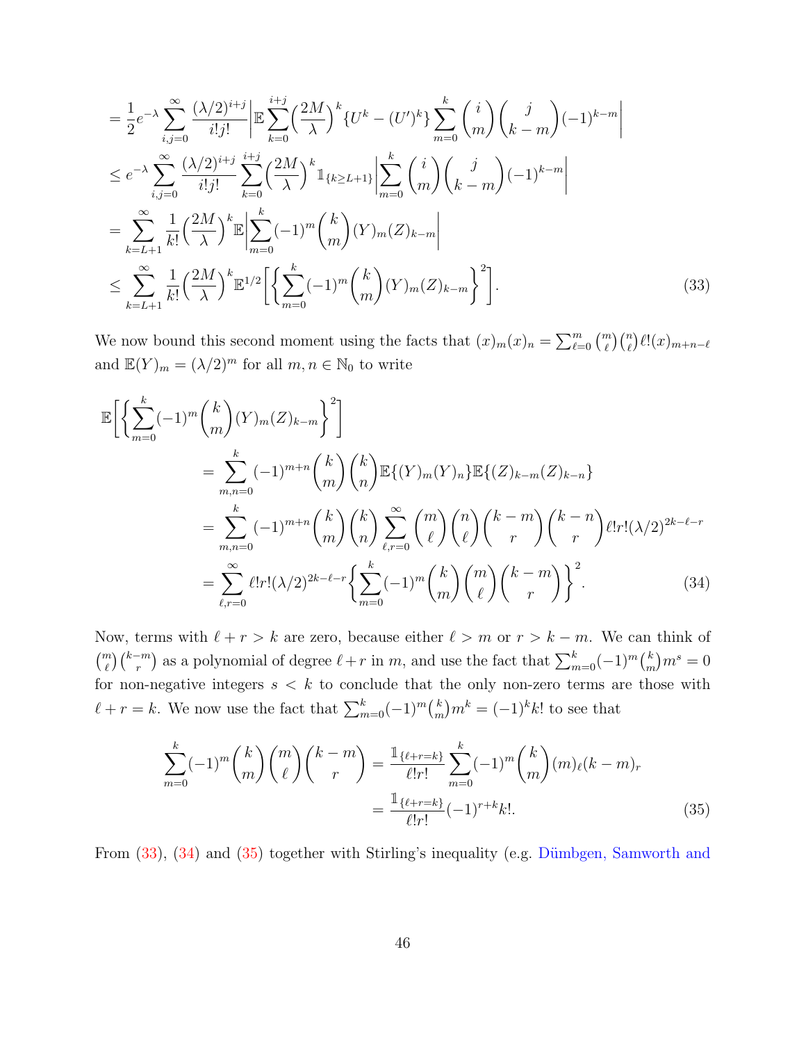$$
\begin{aligned}
&= \frac{1}{2} e^{-\lambda} \sum_{i,j=0}^{\infty} \frac{(\lambda/2)^{i+j}}{i!j!} \biggl| \mathbb{E} \sum_{k=0}^{i+j} \Bigl(\frac{2M}{\lambda}\Bigr)^k \{U^k - (U')^k\} \sum_{m=0}^{k} \binom{i}{m}\binom{j}{k-m} (-1)^{k-m} \biggr| \\
&\leq e^{-\lambda} \sum_{i,j=0}^{\infty} \frac{(\lambda/2)^{i+j}}{i!j!} \sum_{k=0}^{i+j} \Bigl(\frac{2M}{\lambda}\Bigr)^k \mathbb{1}_{\{k \geq L+1\}} \biggl| \sum_{m=0}^{k} \binom{i}{m}\binom{j}{k-m} (-1)^{k-m} \biggr| \\
&= \sum_{k=L+1}^{\infty} \frac{1}{k!} \Bigl(\frac{2M}{\lambda}\Bigr)^k \mathbb{E} \biggl| \sum_{m=0}^{k} (-1)^m \binom{k}{m} (Y)_m (Z)_{k-m} \biggr| \\
&\leq \sum_{k=L+1}^{\infty} \frac{1}{k!} \Bigl(\frac{2M}{\lambda}\Bigr)^k \mathbb{E}^{1/2} \biggl[ \biggl\{ \sum_{m=0}^{k} (-1)^m \binom{k}{m} (Y)_m (Z)_{k-m} \biggr\}^2 \biggr]. \qquad (33)
\end{aligned}
$$

We now bound this second moment using the facts that $(x)_m (x)_n = \sum_{\ell=0}^{m} \binom{m}{\ell}\binom{n}{\ell} \ell! (x)_{m+n-\ell}$ and $\mathbb{E}(Y)_m = (\lambda/2)^m$ for all $m, n \in \mathbb{N}_0$ to write

$$
\begin{aligned}
&\mathbb{E}\biggl[ \biggl\{ \sum_{m=0}^{k} (-1)^m \binom{k}{m} (Y)_m (Z)_{k-m} \biggr\}^2 \biggr] \\
&\qquad = \sum_{m,n=0}^{k} (-1)^{m+n} \binom{k}{m}\binom{k}{n} \mathbb{E}\{(Y)_m (Y)_n\} \mathbb{E}\{(Z)_{k-m} (Z)_{k-n}\} \\
&\qquad = \sum_{m,n=0}^{k} (-1)^{m+n} \binom{k}{m}\binom{k}{n} \sum_{\ell,r=0}^{\infty} \binom{m}{\ell}\binom{n}{\ell}\binom{k-m}{r}\binom{k-n}{r} \ell! r! (\lambda/2)^{2k-\ell-r} \\
&\qquad = \sum_{\ell,r=0}^{\infty} \ell! r! (\lambda/2)^{2k-\ell-r} \biggl\{ \sum_{m=0}^{k} (-1)^m \binom{k}{m}\binom{m}{\ell}\binom{k-m}{r} \biggr\}^2. \qquad (34)
\end{aligned}
$$

Now, terms with $\ell + r > k$ are zero, because either $\ell > m$ or $r > k - m$. We can think of $\binom{m}{\ell}\binom{k-m}{r}$ as a polynomial of degree $\ell + r$ in $m$, and use the fact that $\sum_{m=0}^{k} (-1)^m \binom{k}{m} m^s = 0$ for non-negative integers $s < k$ to conclude that the only non-zero terms are those with $\ell + r = k$. We now use the fact that $\sum_{m=0}^{k} (-1)^m \binom{k}{m} m^k = (-1)^k k!$ to see that

$$
\begin{aligned}
\sum_{m=0}^{k} (-1)^m \binom{k}{m}\binom{m}{\ell}\binom{k-m}{r} &= \frac{\mathbb{1}_{\{\ell+r=k\}}}{\ell! r!} \sum_{m=0}^{k} (-1)^m \binom{k}{m} (m)_\ell (k-m)_r \\
&= \frac{\mathbb{1}_{\{\ell+r=k\}}}{\ell! r!} (-1)^{r+k} k!. \qquad (35)
\end{aligned}
$$

From (33), (34) and (35) together with Stirling's inequality (e.g. Dümbgen, Samworth and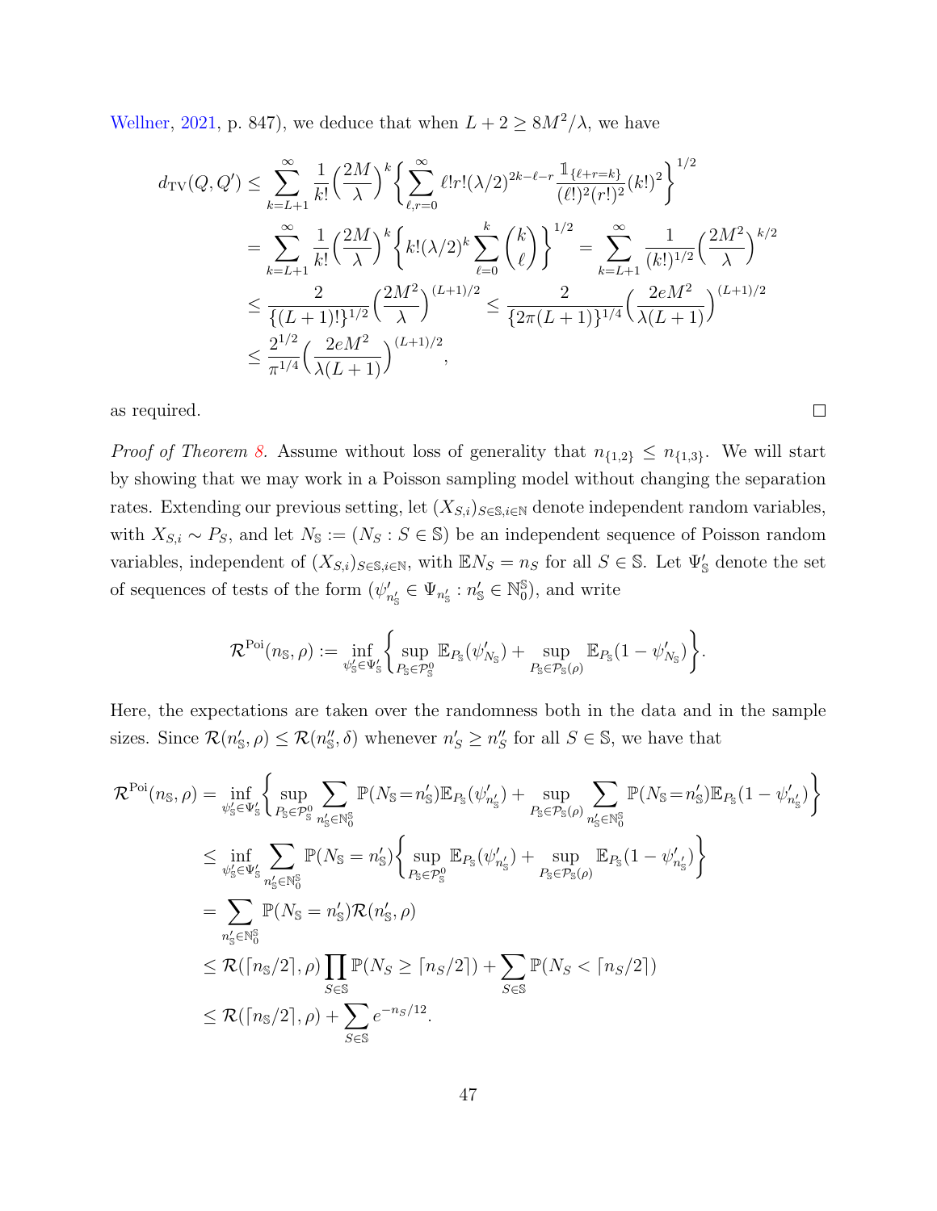Wellner, 2021, p. 847), we deduce that when $L + 2 \geq 8M^2/\lambda$, we have

$$
\begin{aligned}
d_{\mathrm{TV}}(Q, Q') &\leq \sum_{k=L+1}^{\infty} \frac{1}{k!}\Big(\frac{2M}{\lambda}\Big)^k \bigg\{ \sum_{\ell,r=0}^{\infty} \ell! r! (\lambda/2)^{2k-\ell-r} \frac{\mathbb{1}_{\{\ell+r=k\}}}{(\ell!)^2 (r!)^2} (k!)^2 \bigg\}^{1/2} \\
&= \sum_{k=L+1}^{\infty} \frac{1}{k!}\Big(\frac{2M}{\lambda}\Big)^k \bigg\{ k! (\lambda/2)^k \sum_{\ell=0}^{k} \binom{k}{\ell} \bigg\}^{1/2} = \sum_{k=L+1}^{\infty} \frac{1}{(k!)^{1/2}} \Big(\frac{2M^2}{\lambda}\Big)^{k/2} \\
&\leq \frac{2}{\{(L+1)!\}^{1/2}} \Big(\frac{2M^2}{\lambda}\Big)^{(L+1)/2} \leq \frac{2}{\{2\pi(L+1)\}^{1/4}} \Big(\frac{2eM^2}{\lambda(L+1)}\Big)^{(L+1)/2} \\
&\leq \frac{2^{1/2}}{\pi^{1/4}} \Big(\frac{2eM^2}{\lambda(L+1)}\Big)^{(L+1)/2},
\end{aligned}
$$

as required. □

*Proof of Theorem 8.* Assume without loss of generality that $n_{\{1,2\}} \leq n_{\{1,3\}}$. We will start by showing that we may work in a Poisson sampling model without changing the separation rates. Extending our previous setting, let $(X_{S,i})_{S \in \mathbb{S}, i \in \mathbb{N}}$ denote independent random variables, with $X_{S,i} \sim P_S$, and let $N_{\mathbb{S}} := (N_S : S \in \mathbb{S})$ be an independent sequence of Poisson random variables, independent of $(X_{S,i})_{S \in \mathbb{S}, i \in \mathbb{N}}$, with $\mathbb{E}N_S = n_S$ for all $S \in \mathbb{S}$. Let $\Psi'_{\mathbb{S}}$ denote the set of sequences of tests of the form $(\psi'_{n'_{\mathbb{S}}} \in \Psi_{n'_{\mathbb{S}}} : n'_{\mathbb{S}} \in \mathbb{N}_0^{\mathbb{S}})$, and write

$$
\mathcal{R}^{\mathrm{Poi}}(n_{\mathbb{S}}, \rho) := \inf_{\psi'_{\mathbb{S}} \in \Psi'_{\mathbb{S}}} \bigg\{ \sup_{P_{\mathbb{S}} \in \mathcal{P}^0_{\mathbb{S}}} \mathbb{E}_{P_{\mathbb{S}}}(\psi'_{N_{\mathbb{S}}}) + \sup_{P_{\mathbb{S}} \in \mathcal{P}_{\mathbb{S}}(\rho)} \mathbb{E}_{P_{\mathbb{S}}}(1 - \psi'_{N_{\mathbb{S}}}) \bigg\}.
$$

Here, the expectations are taken over the randomness both in the data and in the sample sizes. Since $\mathcal{R}(n'_{\mathbb{S}}, \rho) \leq \mathcal{R}(n''_{\mathbb{S}}, \delta)$ whenever $n'_S \geq n''_S$ for all $S \in \mathbb{S}$, we have that

$$
\begin{aligned}
\mathcal{R}^{\mathrm{Poi}}(n_{\mathbb{S}}, \rho) &= \inf_{\psi'_{\mathbb{S}} \in \Psi'_{\mathbb{S}}} \bigg\{ \sup_{P_{\mathbb{S}} \in \mathcal{P}^0_{\mathbb{S}}} \sum_{n'_{\mathbb{S}} \in \mathbb{N}_0^{\mathbb{S}}} \mathbb{P}(N_{\mathbb{S}} = n'_{\mathbb{S}}) \mathbb{E}_{P_{\mathbb{S}}}(\psi'_{n'_{\mathbb{S}}}) + \sup_{P_{\mathbb{S}} \in \mathcal{P}_{\mathbb{S}}(\rho)} \sum_{n'_{\mathbb{S}} \in \mathbb{N}_0^{\mathbb{S}}} \mathbb{P}(N_{\mathbb{S}} = n'_{\mathbb{S}}) \mathbb{E}_{P_{\mathbb{S}}}(1 - \psi'_{n'_{\mathbb{S}}}) \bigg\} \\
&\leq \inf_{\psi'_{\mathbb{S}} \in \Psi'_{\mathbb{S}}} \sum_{n'_{\mathbb{S}} \in \mathbb{N}_0^{\mathbb{S}}} \mathbb{P}(N_{\mathbb{S}} = n'_{\mathbb{S}}) \bigg\{ \sup_{P_{\mathbb{S}} \in \mathcal{P}^0_{\mathbb{S}}} \mathbb{E}_{P_{\mathbb{S}}}(\psi'_{n'_{\mathbb{S}}}) + \sup_{P_{\mathbb{S}} \in \mathcal{P}_{\mathbb{S}}(\rho)} \mathbb{E}_{P_{\mathbb{S}}}(1 - \psi'_{n'_{\mathbb{S}}}) \bigg\} \\
&= \sum_{n'_{\mathbb{S}} \in \mathbb{N}_0^{\mathbb{S}}} \mathbb{P}(N_{\mathbb{S}} = n'_{\mathbb{S}}) \mathcal{R}(n'_{\mathbb{S}}, \rho) \\
&\leq \mathcal{R}(\lceil n_{\mathbb{S}}/2 \rceil, \rho) \prod_{S \in \mathbb{S}} \mathbb{P}(N_S \geq \lceil n_S/2 \rceil) + \sum_{S \in \mathbb{S}} \mathbb{P}(N_S < \lceil n_S/2 \rceil) \\
&\leq \mathcal{R}(\lceil n_{\mathbb{S}}/2 \rceil, \rho) + \sum_{S \in \mathbb{S}} e^{-n_S/12}.
\end{aligned}
$$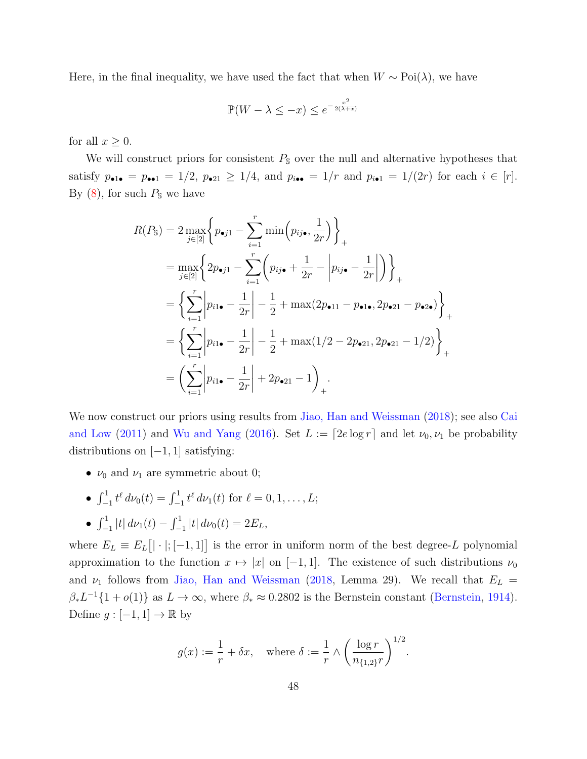Here, in the final inequality, we have used the fact that when $W \sim \mathrm{Poi}(\lambda)$, we have

$$\mathbb{P}(W - \lambda \leq -x) \leq e^{-\frac{x^2}{2(\lambda+x)}}$$

for all $x \geq 0$.

We will construct priors for consistent $P_{\mathbb{S}}$ over the null and alternative hypotheses that satisfy $p_{\bullet 1 \bullet} = p_{\bullet\bullet 1} = 1/2$, $p_{\bullet 21} \geq 1/4$, and $p_{i\bullet\bullet} = 1/r$ and $p_{i\bullet 1} = 1/(2r)$ for each $i \in [r]$. By (8), for such $P_{\mathbb{S}}$ we have

$$\begin{aligned}
R(P_{\mathbb{S}}) &= 2 \max_{j \in [2]} \biggl\{ p_{\bullet j1} - \sum_{i=1}^{r} \min\Bigl(p_{ij\bullet}, \frac{1}{2r}\Bigr) \biggr\}_+ \\
&= \max_{j \in [2]} \biggl\{ 2p_{\bullet j1} - \sum_{i=1}^{r} \biggl( p_{ij\bullet} + \frac{1}{2r} - \biggl| p_{ij\bullet} - \frac{1}{2r} \biggr| \biggr) \biggr\}_+ \\
&= \biggl\{ \sum_{i=1}^{r} \biggl| p_{i1\bullet} - \frac{1}{2r} \biggr| - \frac{1}{2} + \max(2p_{\bullet 11} - p_{\bullet 1\bullet}, 2p_{\bullet 21} - p_{\bullet 2\bullet}) \biggr\}_+ \\
&= \biggl\{ \sum_{i=1}^{r} \biggl| p_{i1\bullet} - \frac{1}{2r} \biggr| - \frac{1}{2} + \max(1/2 - 2p_{\bullet 21}, 2p_{\bullet 21} - 1/2) \biggr\}_+ \\
&= \biggl( \sum_{i=1}^{r} \biggl| p_{i1\bullet} - \frac{1}{2r} \biggr| + 2p_{\bullet 21} - 1 \biggr)_+.
\end{aligned}$$

We now construct our priors using results from Jiao, Han and Weissman (2018); see also Cai and Low (2011) and Wu and Yang (2016). Set $L := \lceil 2e \log r \rceil$ and let $\nu_0, \nu_1$ be probability distributions on $[-1, 1]$ satisfying:

- $\nu_0$ and $\nu_1$ are symmetric about 0;
- $\int_{-1}^{1} t^\ell \, d\nu_0(t) = \int_{-1}^{1} t^\ell \, d\nu_1(t)$ for $\ell = 0, 1, \ldots, L$;
- $\int_{-1}^{1} |t| \, d\nu_1(t) - \int_{-1}^{1} |t| \, d\nu_0(t) = 2E_L$,

where $E_L \equiv E_L\bigl[|\cdot|; [-1, 1]\bigr]$ is the error in uniform norm of the best degree-$L$ polynomial approximation to the function $x \mapsto |x|$ on $[-1, 1]$. The existence of such distributions $\nu_0$ and $\nu_1$ follows from Jiao, Han and Weissman (2018, Lemma 29). We recall that $E_L = \beta_* L^{-1}\{1 + o(1)\}$ as $L \to \infty$, where $\beta_* \approx 0.2802$ is the Bernstein constant (Bernstein, 1914). Define $g : [-1, 1] \to \mathbb{R}$ by

$$g(x) := \frac{1}{r} + \delta x, \quad \text{where } \delta := \frac{1}{r} \wedge \left( \frac{\log r}{n_{\{1,2\}} r} \right)^{1/2}.$$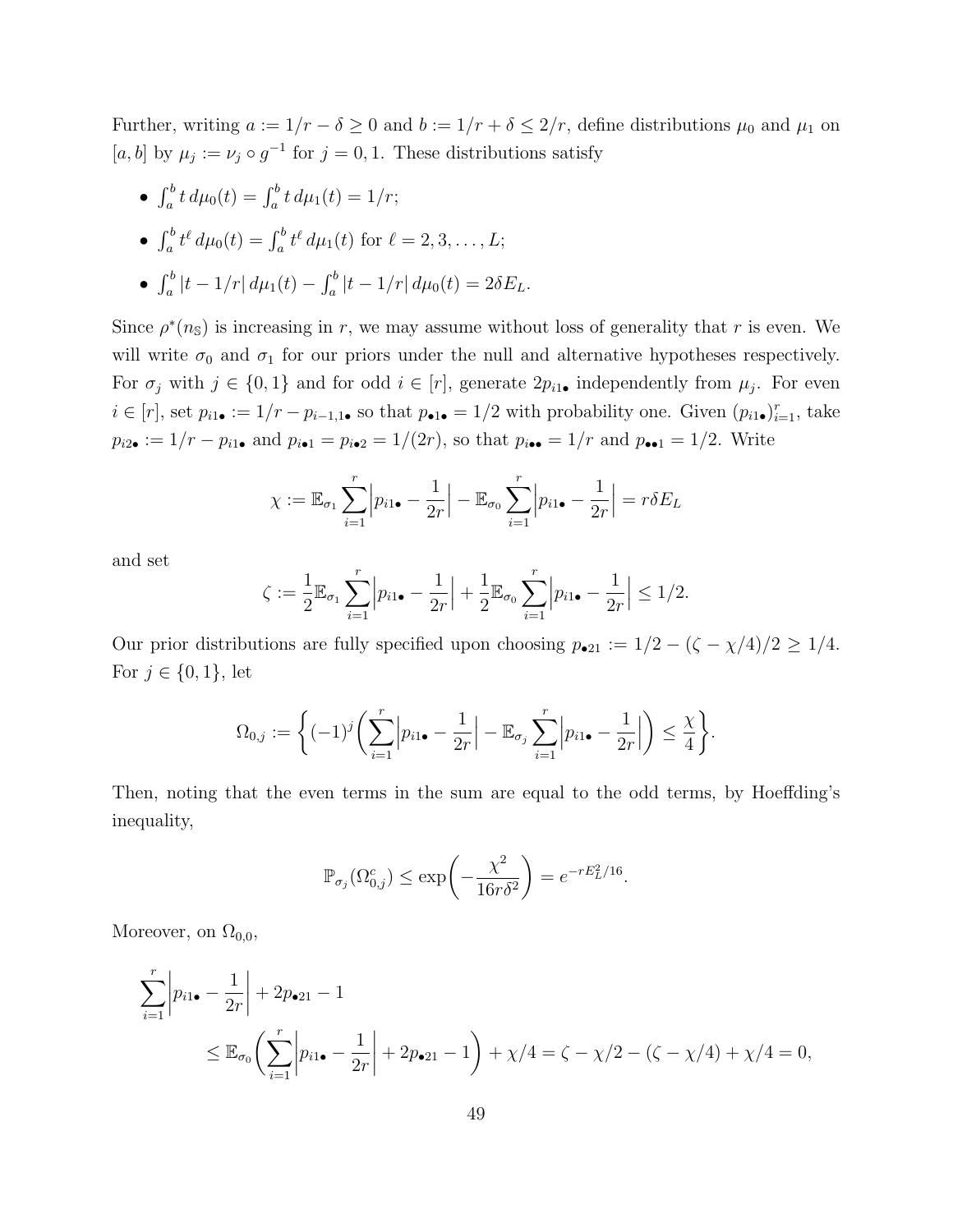Further, writing $a := 1/r - \delta \geq 0$ and $b := 1/r + \delta \leq 2/r$, define distributions $\mu_0$ and $\mu_1$ on $[a, b]$ by $\mu_j := \nu_j \circ g^{-1}$ for $j = 0, 1$. These distributions satisfy

- $\int_a^b t \, d\mu_0(t) = \int_a^b t \, d\mu_1(t) = 1/r$;
- $\int_a^b t^\ell \, d\mu_0(t) = \int_a^b t^\ell \, d\mu_1(t)$ for $\ell = 2, 3, \ldots, L$;
- $\int_a^b |t - 1/r| \, d\mu_1(t) - \int_a^b |t - 1/r| \, d\mu_0(t) = 2\delta E_L$.

Since $\rho^*(n_{\mathbb{S}})$ is increasing in $r$, we may assume without loss of generality that $r$ is even. We will write $\sigma_0$ and $\sigma_1$ for our priors under the null and alternative hypotheses respectively. For $\sigma_j$ with $j \in \{0, 1\}$ and for odd $i \in [r]$, generate $2p_{i1\bullet}$ independently from $\mu_j$. For even $i \in [r]$, set $p_{i1\bullet} := 1/r - p_{i-1,1\bullet}$ so that $p_{\bullet 1 \bullet} = 1/2$ with probability one. Given $(p_{i1\bullet})_{i=1}^r$, take $p_{i2\bullet} := 1/r - p_{i1\bullet}$ and $p_{i\bullet 1} = p_{i\bullet 2} = 1/(2r)$, so that $p_{i\bullet\bullet} = 1/r$ and $p_{\bullet\bullet 1} = 1/2$. Write

$$
\chi := \mathbb{E}_{\sigma_1} \sum_{i=1}^r \Big| p_{i1\bullet} - \frac{1}{2r} \Big| - \mathbb{E}_{\sigma_0} \sum_{i=1}^r \Big| p_{i1\bullet} - \frac{1}{2r} \Big| = r\delta E_L
$$

and set

$$
\zeta := \frac{1}{2} \mathbb{E}_{\sigma_1} \sum_{i=1}^r \Big| p_{i1\bullet} - \frac{1}{2r} \Big| + \frac{1}{2} \mathbb{E}_{\sigma_0} \sum_{i=1}^r \Big| p_{i1\bullet} - \frac{1}{2r} \Big| \leq 1/2.
$$

Our prior distributions are fully specified upon choosing $p_{\bullet 21} := 1/2 - (\zeta - \chi/4)/2 \geq 1/4$. For $j \in \{0, 1\}$, let

$$
\Omega_{0,j} := \bigg\{ (-1)^j \bigg( \sum_{i=1}^r \Big| p_{i1\bullet} - \frac{1}{2r} \Big| - \mathbb{E}_{\sigma_j} \sum_{i=1}^r \Big| p_{i1\bullet} - \frac{1}{2r} \Big| \bigg) \leq \frac{\chi}{4} \bigg\}.
$$

Then, noting that the even terms in the sum are equal to the odd terms, by Hoeffding's inequality,

$$
\mathbb{P}_{\sigma_j}(\Omega_{0,j}^c) \leq \exp\bigg( -\frac{\chi^2}{16 r \delta^2} \bigg) = e^{-r E_L^2 / 16}.
$$

Moreover, on $\Omega_{0,0}$,

$$
\begin{aligned}
&\sum_{i=1}^r \Big| p_{i1\bullet} - \frac{1}{2r} \Big| + 2p_{\bullet 21} - 1 \\
&\qquad \leq \mathbb{E}_{\sigma_0} \bigg( \sum_{i=1}^r \Big| p_{i1\bullet} - \frac{1}{2r} \Big| + 2p_{\bullet 21} - 1 \bigg) + \chi/4 = \zeta - \chi/2 - (\zeta - \chi/4) + \chi/4 = 0,
\end{aligned}
$$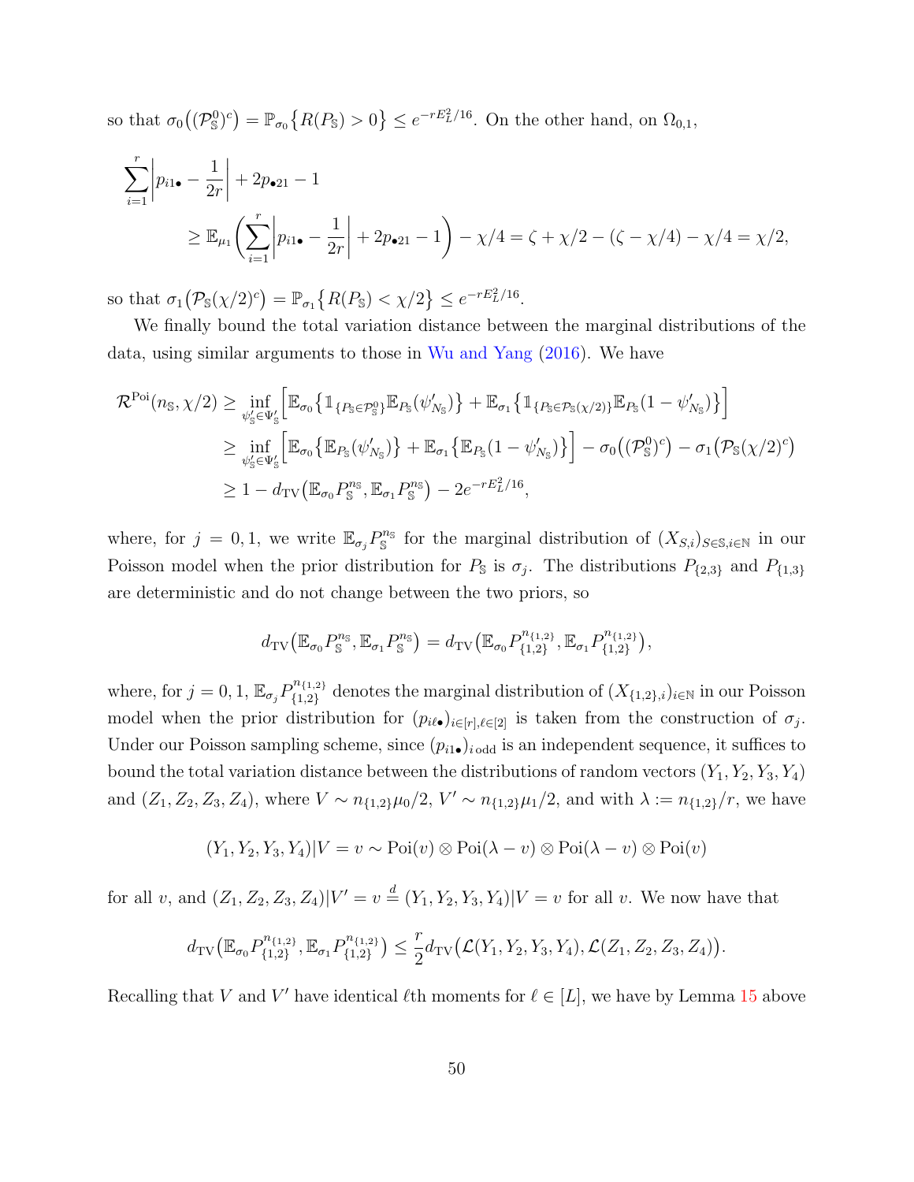so that $\sigma_0\big((\mathcal{P}_{\mathbb{S}}^0)^c\big) = \mathbb{P}_{\sigma_0}\big\{R(P_{\mathbb{S}}) > 0\big\} \leq e^{-rE_L^2/16}$. On the other hand, on $\Omega_{0,1}$,

$$
\begin{aligned}
&\sum_{i=1}^r \left| p_{i1\bullet} - \frac{1}{2r} \right| + 2p_{\bullet 21} - 1 \\
&\qquad \geq \mathbb{E}_{\mu_1}\biggl( \sum_{i=1}^r \left| p_{i1\bullet} - \frac{1}{2r} \right| + 2p_{\bullet 21} - 1 \biggr) - \chi/4 = \zeta + \chi/2 - (\zeta - \chi/4) - \chi/4 = \chi/2,
\end{aligned}
$$

so that $\sigma_1\big(\mathcal{P}_{\mathbb{S}}(\chi/2)^c\big) = \mathbb{P}_{\sigma_1}\big\{R(P_{\mathbb{S}}) < \chi/2\big\} \leq e^{-rE_L^2/16}$.

We finally bound the total variation distance between the marginal distributions of the data, using similar arguments to those in Wu and Yang (2016). We have

$$
\begin{aligned}
\mathcal{R}^{\mathrm{Poi}}(n_{\mathbb{S}}, \chi/2) &\geq \inf_{\psi'_{\mathbb{S}} \in \Psi'_{\mathbb{S}}} \Big[ \mathbb{E}_{\sigma_0}\big\{ \mathbb{1}_{\{P_{\mathbb{S}} \in \mathcal{P}_{\mathbb{S}}^0\}} \mathbb{E}_{P_{\mathbb{S}}}(\psi'_{N_{\mathbb{S}}}) \big\} + \mathbb{E}_{\sigma_1}\big\{ \mathbb{1}_{\{P_{\mathbb{S}} \in \mathcal{P}_{\mathbb{S}}(\chi/2)\}} \mathbb{E}_{P_{\mathbb{S}}}(1 - \psi'_{N_{\mathbb{S}}}) \big\} \Big] \\
&\geq \inf_{\psi'_{\mathbb{S}} \in \Psi'_{\mathbb{S}}} \Big[ \mathbb{E}_{\sigma_0}\big\{ \mathbb{E}_{P_{\mathbb{S}}}(\psi'_{N_{\mathbb{S}}}) \big\} + \mathbb{E}_{\sigma_1}\big\{ \mathbb{E}_{P_{\mathbb{S}}}(1 - \psi'_{N_{\mathbb{S}}}) \big\} \Big] - \sigma_0\big((\mathcal{P}_{\mathbb{S}}^0)^c\big) - \sigma_1\big(\mathcal{P}_{\mathbb{S}}(\chi/2)^c\big) \\
&\geq 1 - d_{\mathrm{TV}}\big(\mathbb{E}_{\sigma_0} P_{\mathbb{S}}^{n_{\mathbb{S}}}, \mathbb{E}_{\sigma_1} P_{\mathbb{S}}^{n_{\mathbb{S}}}\big) - 2e^{-rE_L^2/16},
\end{aligned}
$$

where, for $j = 0, 1$, we write $\mathbb{E}_{\sigma_j} P_{\mathbb{S}}^{n_{\mathbb{S}}}$ for the marginal distribution of $(X_{S,i})_{S \in \mathbb{S}, i \in \mathbb{N}}$ in our Poisson model when the prior distribution for $P_{\mathbb{S}}$ is $\sigma_j$. The distributions $P_{\{2,3\}}$ and $P_{\{1,3\}}$ are deterministic and do not change between the two priors, so

$$
d_{\mathrm{TV}}\big(\mathbb{E}_{\sigma_0} P_{\mathbb{S}}^{n_{\mathbb{S}}}, \mathbb{E}_{\sigma_1} P_{\mathbb{S}}^{n_{\mathbb{S}}}\big) = d_{\mathrm{TV}}\big(\mathbb{E}_{\sigma_0} P_{\{1,2\}}^{n_{\{1,2\}}}, \mathbb{E}_{\sigma_1} P_{\{1,2\}}^{n_{\{1,2\}}}\big),
$$

where, for $j = 0, 1$, $\mathbb{E}_{\sigma_j} P_{\{1,2\}}^{n_{\{1,2\}}}$ denotes the marginal distribution of $(X_{\{1,2\},i})_{i \in \mathbb{N}}$ in our Poisson model when the prior distribution for $(p_{i\ell\bullet})_{i \in [r], \ell \in [2]}$ is taken from the construction of $\sigma_j$. Under our Poisson sampling scheme, since $(p_{i1\bullet})_{i\,\mathrm{odd}}$ is an independent sequence, it suffices to bound the total variation distance between the distributions of random vectors $(Y_1, Y_2, Y_3, Y_4)$ and $(Z_1, Z_2, Z_3, Z_4)$, where $V \sim n_{\{1,2\}}\mu_0/2$, $V' \sim n_{\{1,2\}}\mu_1/2$, and with $\lambda := n_{\{1,2\}}/r$, we have

$$
(Y_1, Y_2, Y_3, Y_4) | V = v \sim \mathrm{Poi}(v) \otimes \mathrm{Poi}(\lambda - v) \otimes \mathrm{Poi}(\lambda - v) \otimes \mathrm{Poi}(v)
$$

for all $v$, and $(Z_1, Z_2, Z_3, Z_4) | V' = v \overset{d}{=} (Y_1, Y_2, Y_3, Y_4) | V = v$ for all $v$. We now have that

$$
d_{\mathrm{TV}}\big(\mathbb{E}_{\sigma_0} P_{\{1,2\}}^{n_{\{1,2\}}}, \mathbb{E}_{\sigma_1} P_{\{1,2\}}^{n_{\{1,2\}}}\big) \leq \frac{r}{2} d_{\mathrm{TV}}\big(\mathcal{L}(Y_1, Y_2, Y_3, Y_4), \mathcal{L}(Z_1, Z_2, Z_3, Z_4)\big).
$$

Recalling that $V$ and $V'$ have identical $\ell$th moments for $\ell \in [L]$, we have by Lemma 15 above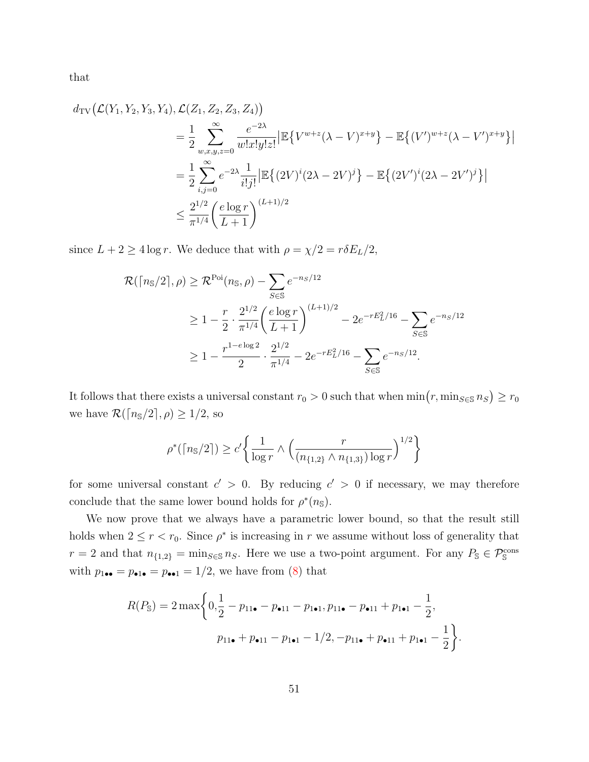that

$$
\begin{aligned}
d_{\mathrm{TV}}\big(\mathcal{L}(Y_1,Y_2,Y_3,Y_4),\mathcal{L}(Z_1,Z_2,Z_3,Z_4)\big)
&= \frac{1}{2}\sum_{w,x,y,z=0}^{\infty} \frac{e^{-2\lambda}}{w!x!y!z!}\big|\mathbb{E}\big\{V^{w+z}(\lambda-V)^{x+y}\big\} - \mathbb{E}\big\{(V')^{w+z}(\lambda-V')^{x+y}\big\}\big| \\
&= \frac{1}{2}\sum_{i,j=0}^{\infty} e^{-2\lambda}\frac{1}{i!j!}\big|\mathbb{E}\big\{(2V)^i(2\lambda-2V)^j\big\} - \mathbb{E}\big\{(2V')^i(2\lambda-2V')^j\big\}\big| \\
&\leq \frac{2^{1/2}}{\pi^{1/4}}\Big(\frac{e\log r}{L+1}\Big)^{(L+1)/2}
\end{aligned}
$$

since $L+2 \geq 4\log r$. We deduce that with $\rho = \chi/2 = r\delta E_L/2$,

$$
\begin{aligned}
\mathcal{R}(\lceil n_{\mathbb{S}}/2\rceil,\rho) &\geq \mathcal{R}^{\mathrm{Poi}}(n_{\mathbb{S}},\rho) - \sum_{S\in\mathbb{S}} e^{-n_S/12} \\
&\geq 1 - \frac{r}{2}\cdot\frac{2^{1/2}}{\pi^{1/4}}\Big(\frac{e\log r}{L+1}\Big)^{(L+1)/2} - 2e^{-rE_L^2/16} - \sum_{S\in\mathbb{S}} e^{-n_S/12} \\
&\geq 1 - \frac{r^{1-e\log 2}}{2}\cdot\frac{2^{1/2}}{\pi^{1/4}} - 2e^{-rE_L^2/16} - \sum_{S\in\mathbb{S}} e^{-n_S/12}.
\end{aligned}
$$

It follows that there exists a universal constant $r_0 > 0$ such that when $\min\big(r, \min_{S\in\mathbb{S}} n_S\big) \geq r_0$ we have $\mathcal{R}(\lceil n_{\mathbb{S}}/2\rceil,\rho) \geq 1/2$, so

$$
\rho^*(\lceil n_{\mathbb{S}}/2\rceil) \geq c'\bigg\{\frac{1}{\log r} \wedge \Big(\frac{r}{(n_{\{1,2\}}\wedge n_{\{1,3\}})\log r}\Big)^{1/2}\bigg\}
$$

for some universal constant $c' > 0$. By reducing $c' > 0$ if necessary, we may therefore conclude that the same lower bound holds for $\rho^*(n_{\mathbb{S}})$.

We now prove that we always have a parametric lower bound, so that the result still holds when $2 \leq r < r_0$. Since $\rho^*$ is increasing in $r$ we assume without loss of generality that $r = 2$ and that $n_{\{1,2\}} = \min_{S\in\mathbb{S}} n_S$. Here we use a two-point argument. For any $P_{\mathbb{S}} \in \mathcal{P}_{\mathbb{S}}^{\mathrm{cons}}$ with $p_{1\bullet\bullet} = p_{\bullet1\bullet} = p_{\bullet\bullet1} = 1/2$, we have from (8) that

$$
\begin{aligned}
R(P_{\mathbb{S}}) = 2\max\bigg\{0, \frac{1}{2} - p_{11\bullet} - p_{\bullet11} - p_{1\bullet1}, p_{11\bullet} - p_{\bullet11} + p_{1\bullet1} - \frac{1}{2}, \\
p_{11\bullet} + p_{\bullet11} - p_{1\bullet1} - 1/2, -p_{11\bullet} + p_{\bullet11} + p_{1\bullet1} - \frac{1}{2}\bigg\}.
\end{aligned}
$$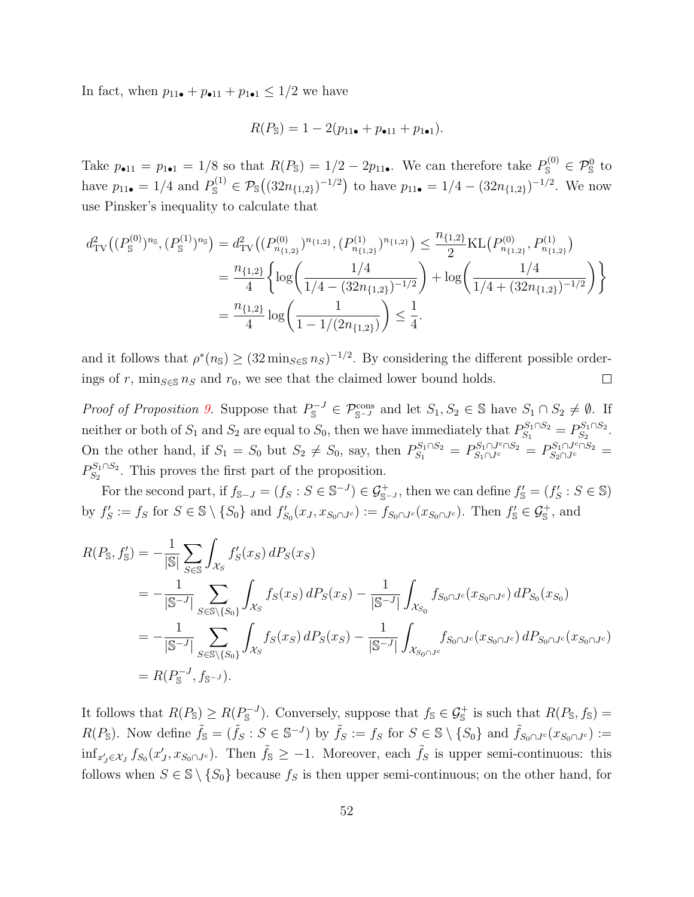In fact, when $p_{11\bullet} + p_{\bullet 11} + p_{1\bullet 1} \leq 1/2$ we have

$$R(P_{\mathbb{S}}) = 1 - 2(p_{11\bullet} + p_{\bullet 11} + p_{1\bullet 1}).$$

Take $p_{\bullet 11} = p_{1\bullet 1} = 1/8$ so that $R(P_{\mathbb{S}}) = 1/2 - 2p_{11\bullet}$. We can therefore take $P_{\mathbb{S}}^{(0)} \in \mathcal{P}_{\mathbb{S}}^0$ to have $p_{11\bullet} = 1/4$ and $P_{\mathbb{S}}^{(1)} \in \mathcal{P}_{\mathbb{S}}\big((32n_{\{1,2\}})^{-1/2}\big)$ to have $p_{11\bullet} = 1/4 - (32n_{\{1,2\}})^{-1/2}$. We now use Pinsker's inequality to calculate that

$$\begin{aligned}
d_{\mathrm{TV}}^2\big((P_{\mathbb{S}}^{(0)})^{n_{\mathbb{S}}}, (P_{\mathbb{S}}^{(1)})^{n_{\mathbb{S}}}\big) &= d_{\mathrm{TV}}^2\big((P_{n_{\{1,2\}}}^{(0)})^{n_{\{1,2\}}}, (P_{n_{\{1,2\}}}^{(1)})^{n_{\{1,2\}}}\big) \leq \frac{n_{\{1,2\}}}{2}\mathrm{KL}\big(P_{n_{\{1,2\}}}^{(0)}, P_{n_{\{1,2\}}}^{(1)}\big) \\
&= \frac{n_{\{1,2\}}}{4}\bigg\{\log\bigg(\frac{1/4}{1/4 - (32n_{\{1,2\}})^{-1/2}}\bigg) + \log\bigg(\frac{1/4}{1/4 + (32n_{\{1,2\}})^{-1/2}}\bigg)\bigg\} \\
&= \frac{n_{\{1,2\}}}{4}\log\bigg(\frac{1}{1 - 1/(2n_{\{1,2\}})}\bigg) \leq \frac{1}{4}.
\end{aligned}$$

and it follows that $\rho^*(n_{\mathbb{S}}) \geq (32\min_{S\in\mathbb{S}} n_S)^{-1/2}$. By considering the different possible orderings of $r$, $\min_{S\in\mathbb{S}} n_S$ and $r_0$, we see that the claimed lower bound holds. □

*Proof of Proposition 9.* Suppose that $P_{\mathbb{S}}^{-J} \in \mathcal{P}_{\mathbb{S}^{-J}}^{\mathrm{cons}}$ and let $S_1, S_2 \in \mathbb{S}$ have $S_1 \cap S_2 \neq \emptyset$. If neither or both of $S_1$ and $S_2$ are equal to $S_0$, then we have immediately that $P_{S_1}^{S_1\cap S_2} = P_{S_2}^{S_1\cap S_2}$. On the other hand, if $S_1 = S_0$ but $S_2 \neq S_0$, say, then $P_{S_1}^{S_1\cap S_2} = P_{S_1\cap J^c}^{S_1\cap J^c\cap S_2} = P_{S_2\cap J^c}^{S_1\cap J^c\cap S_2} = P_{S_2}^{S_1\cap S_2}$. This proves the first part of the proposition.

For the second part, if $f_{\mathbb{S}^{-J}} = (f_S : S \in \mathbb{S}^{-J}) \in \mathcal{G}_{\mathbb{S}^{-J}}^+$, then we can define $f'_{\mathbb{S}} = (f'_S : S \in \mathbb{S})$ by $f'_S := f_S$ for $S \in \mathbb{S}\setminus\{S_0\}$ and $f'_{S_0}(x_J, x_{S_0\cap J^c}) := f_{S_0\cap J^c}(x_{S_0\cap J^c})$. Then $f'_{\mathbb{S}} \in \mathcal{G}_{\mathbb{S}}^+$, and

$$\begin{aligned}
R(P_{\mathbb{S}}, f'_{\mathbb{S}}) &= -\frac{1}{|\mathbb{S}|}\sum_{S\in\mathbb{S}}\int_{\mathcal{X}_S} f'_S(x_S)\, dP_S(x_S) \\
&= -\frac{1}{|\mathbb{S}^{-J}|}\sum_{S\in\mathbb{S}\setminus\{S_0\}}\int_{\mathcal{X}_S} f_S(x_S)\, dP_S(x_S) - \frac{1}{|\mathbb{S}^{-J}|}\int_{\mathcal{X}_{S_0}} f_{S_0\cap J^c}(x_{S_0\cap J^c})\, dP_{S_0}(x_{S_0}) \\
&= -\frac{1}{|\mathbb{S}^{-J}|}\sum_{S\in\mathbb{S}\setminus\{S_0\}}\int_{\mathcal{X}_S} f_S(x_S)\, dP_S(x_S) - \frac{1}{|\mathbb{S}^{-J}|}\int_{\mathcal{X}_{S_0\cap J^c}} f_{S_0\cap J^c}(x_{S_0\cap J^c})\, dP_{S_0\cap J^c}(x_{S_0\cap J^c}) \\
&= R(P_{\mathbb{S}}^{-J}, f_{\mathbb{S}^{-J}}).
\end{aligned}$$

It follows that $R(P_{\mathbb{S}}) \geq R(P_{\mathbb{S}}^{-J})$. Conversely, suppose that $f_{\mathbb{S}} \in \mathcal{G}_{\mathbb{S}}^+$ is such that $R(P_{\mathbb{S}}, f_{\mathbb{S}}) = R(P_{\mathbb{S}})$. Now define $\tilde{f}_{\mathbb{S}} = (\tilde{f}_S : S \in \mathbb{S}^{-J})$ by $\tilde{f}_S := f_S$ for $S \in \mathbb{S}\setminus\{S_0\}$ and $\tilde{f}_{S_0\cap J^c}(x_{S_0\cap J^c}) := \inf_{x'_J\in\mathcal{X}_J} f_{S_0}(x'_J, x_{S_0\cap J^c})$. Then $\tilde{f}_{\mathbb{S}} \geq -1$. Moreover, each $\tilde{f}_S$ is upper semi-continuous: this follows when $S \in \mathbb{S}\setminus\{S_0\}$ because $f_S$ is then upper semi-continuous; on the other hand, for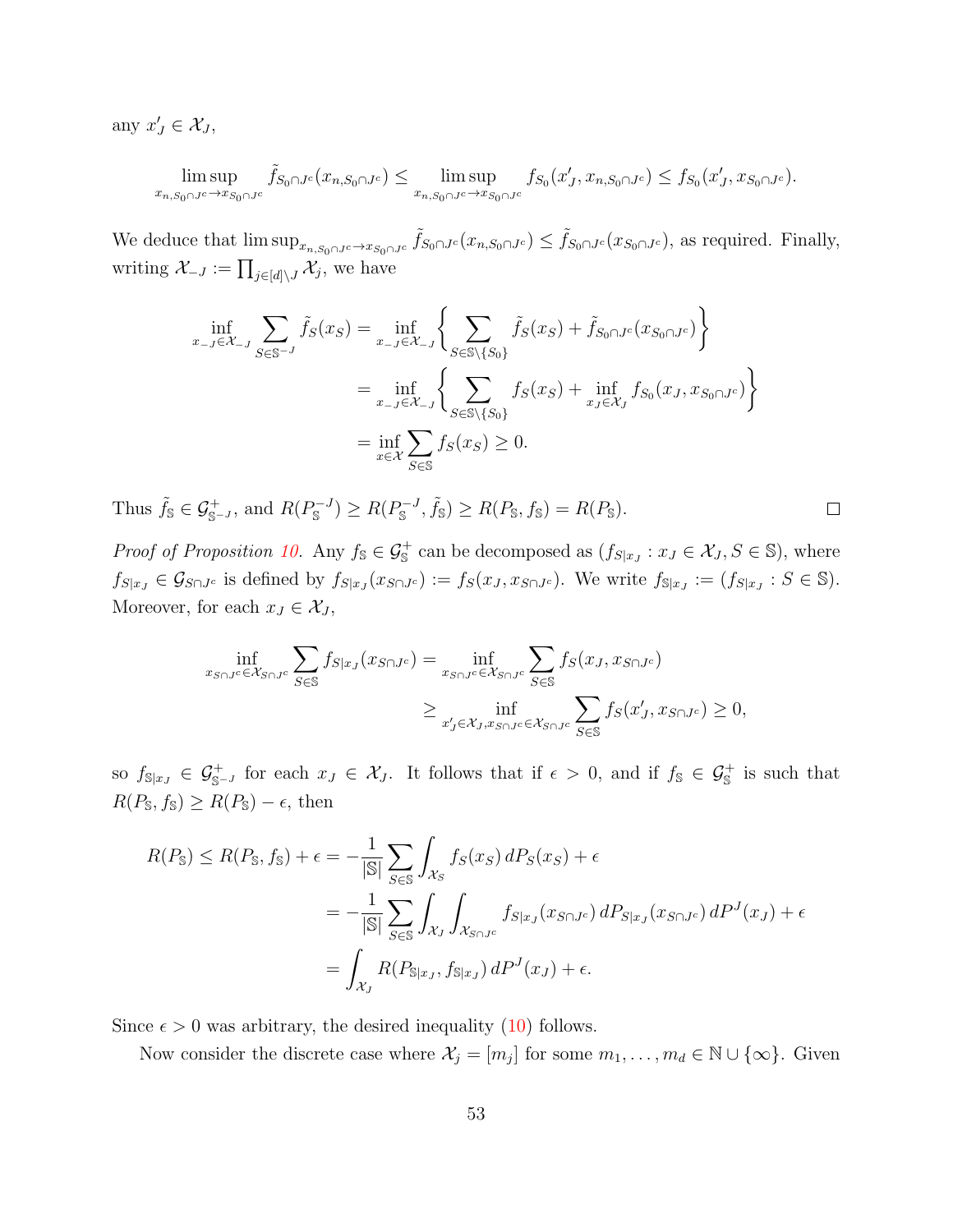any $x'_J \in \mathcal{X}_J$,

$$\limsup_{x_{n,S_0\cap J^c}\to x_{S_0\cap J^c}} \tilde{f}_{S_0\cap J^c}(x_{n,S_0\cap J^c}) \le \limsup_{x_{n,S_0\cap J^c}\to x_{S_0\cap J^c}} f_{S_0}(x'_J, x_{n,S_0\cap J^c}) \le f_{S_0}(x'_J, x_{S_0\cap J^c}).$$

We deduce that $\limsup_{x_{n,S_0\cap J^c}\to x_{S_0\cap J^c}} \tilde{f}_{S_0\cap J^c}(x_{n,S_0\cap J^c}) \le \tilde{f}_{S_0\cap J^c}(x_{S_0\cap J^c})$, as required. Finally, writing $\mathcal{X}_{-J} := \prod_{j\in[d]\setminus J} \mathcal{X}_j$, we have

$$\begin{aligned}
\inf_{x_{-J}\in\mathcal{X}_{-J}} \sum_{S\in\mathbb{S}^{-J}} \tilde{f}_S(x_S) &= \inf_{x_{-J}\in\mathcal{X}_{-J}} \biggl\{ \sum_{S\in\mathbb{S}\setminus\{S_0\}} \tilde{f}_S(x_S) + \tilde{f}_{S_0\cap J^c}(x_{S_0\cap J^c}) \biggr\} \\
&= \inf_{x_{-J}\in\mathcal{X}_{-J}} \biggl\{ \sum_{S\in\mathbb{S}\setminus\{S_0\}} f_S(x_S) + \inf_{x_J\in\mathcal{X}_J} f_{S_0}(x_J, x_{S_0\cap J^c}) \biggr\} \\
&= \inf_{x\in\mathcal{X}} \sum_{S\in\mathbb{S}} f_S(x_S) \ge 0.
\end{aligned}$$

Thus $\tilde{f}_{\mathbb{S}} \in \mathcal{G}^+_{\mathbb{S}^{-J}}$, and $R(P^{-J}_{\mathbb{S}}) \ge R(P^{-J}_{\mathbb{S}}, \tilde{f}_{\mathbb{S}}) \ge R(P_{\mathbb{S}}, f_{\mathbb{S}}) = R(P_{\mathbb{S}})$. □

*Proof of Proposition 10.* Any $f_{\mathbb{S}} \in \mathcal{G}^+_{\mathbb{S}}$ can be decomposed as $(f_{S|x_J} : x_J \in \mathcal{X}_J, S \in \mathbb{S})$, where $f_{S|x_J} \in \mathcal{G}_{S\cap J^c}$ is defined by $f_{S|x_J}(x_{S\cap J^c}) := f_S(x_J, x_{S\cap J^c})$. We write $f_{\mathbb{S}|x_J} := (f_{S|x_J} : S \in \mathbb{S})$. Moreover, for each $x_J \in \mathcal{X}_J$,

$$\begin{aligned}
\inf_{x_{S\cap J^c}\in\mathcal{X}_{S\cap J^c}} \sum_{S\in\mathbb{S}} f_{S|x_J}(x_{S\cap J^c}) &= \inf_{x_{S\cap J^c}\in\mathcal{X}_{S\cap J^c}} \sum_{S\in\mathbb{S}} f_S(x_J, x_{S\cap J^c}) \\
&\ge \inf_{x'_J\in\mathcal{X}_J, x_{S\cap J^c}\in\mathcal{X}_{S\cap J^c}} \sum_{S\in\mathbb{S}} f_S(x'_J, x_{S\cap J^c}) \ge 0,
\end{aligned}$$

so $f_{\mathbb{S}|x_J} \in \mathcal{G}^+_{\mathbb{S}^{-J}}$ for each $x_J \in \mathcal{X}_J$. It follows that if $\epsilon > 0$, and if $f_{\mathbb{S}} \in \mathcal{G}^+_{\mathbb{S}}$ is such that $R(P_{\mathbb{S}}, f_{\mathbb{S}}) \ge R(P_{\mathbb{S}}) - \epsilon$, then

$$\begin{aligned}
R(P_{\mathbb{S}}) \le R(P_{\mathbb{S}}, f_{\mathbb{S}}) + \epsilon &= -\frac{1}{|\mathbb{S}|} \sum_{S\in\mathbb{S}} \int_{\mathcal{X}_S} f_S(x_S)\, dP_S(x_S) + \epsilon \\
&= -\frac{1}{|\mathbb{S}|} \sum_{S\in\mathbb{S}} \int_{\mathcal{X}_J} \int_{\mathcal{X}_{S\cap J^c}} f_{S|x_J}(x_{S\cap J^c})\, dP_{S|x_J}(x_{S\cap J^c})\, dP^J(x_J) + \epsilon \\
&= \int_{\mathcal{X}_J} R(P_{\mathbb{S}|x_J}, f_{\mathbb{S}|x_J})\, dP^J(x_J) + \epsilon.
\end{aligned}$$

Since $\epsilon > 0$ was arbitrary, the desired inequality (10) follows.

Now consider the discrete case where $\mathcal{X}_j = [m_j]$ for some $m_1, \ldots, m_d \in \mathbb{N} \cup \{\infty\}$. Given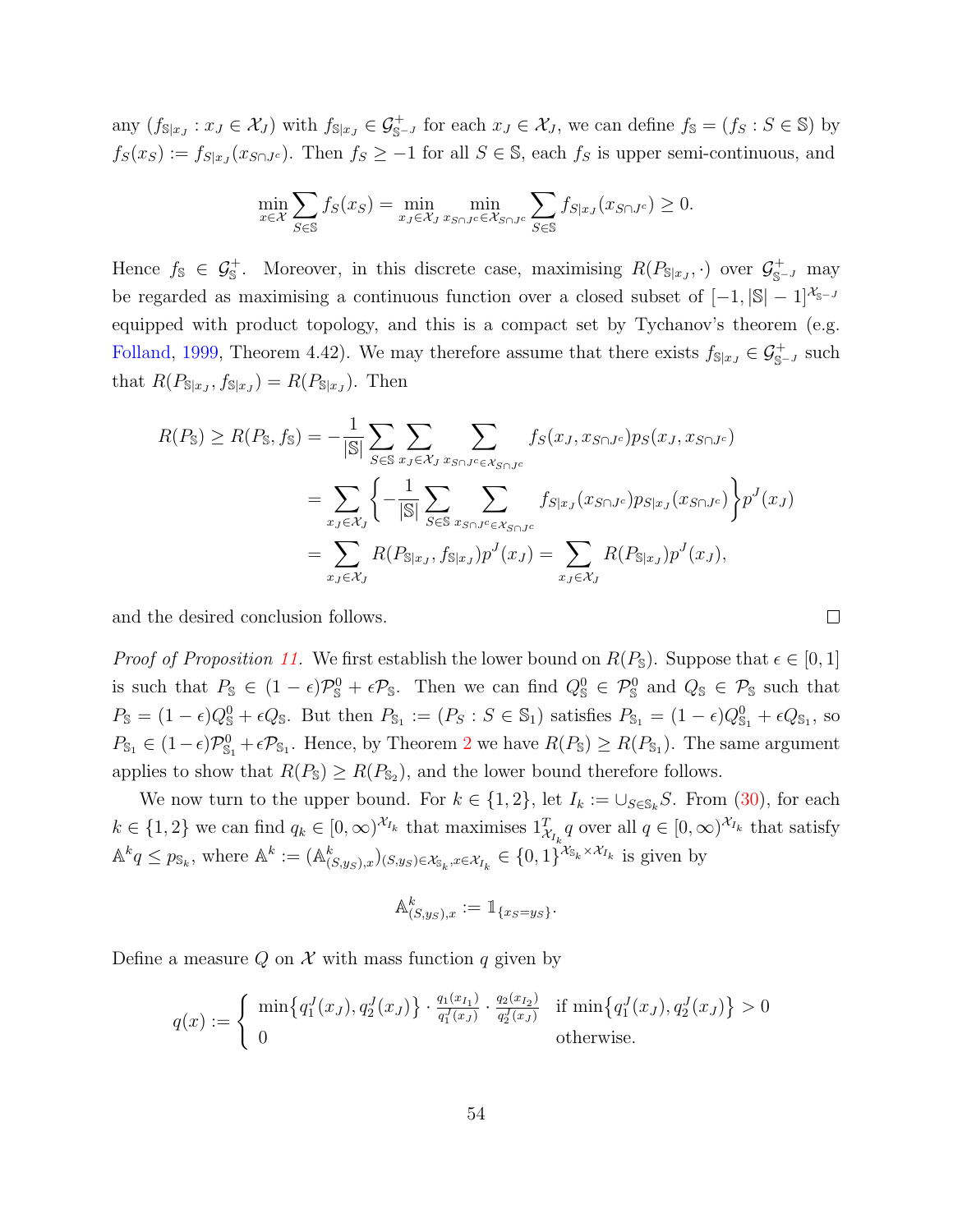any $(f_{\mathbb{S}|x_J} : x_J \in \mathcal{X}_J)$ with $f_{\mathbb{S}|x_J} \in \mathcal{G}^+_{\mathbb{S}_{-J}}$ for each $x_J \in \mathcal{X}_J$, we can define $f_{\mathbb{S}} = (f_S : S \in \mathbb{S})$ by $f_S(x_S) := f_{S|x_J}(x_{S\cap J^c})$. Then $f_S \geq -1$ for all $S \in \mathbb{S}$, each $f_S$ is upper semi-continuous, and

$$\min_{x\in\mathcal{X}} \sum_{S\in\mathbb{S}} f_S(x_S) = \min_{x_J\in\mathcal{X}_J} \min_{x_{S\cap J^c}\in\mathcal{X}_{S\cap J^c}} \sum_{S\in\mathbb{S}} f_{S|x_J}(x_{S\cap J^c}) \geq 0.$$

Hence $f_{\mathbb{S}} \in \mathcal{G}^+_{\mathbb{S}}$. Moreover, in this discrete case, maximising $R(P_{\mathbb{S}|x_J}, \cdot)$ over $\mathcal{G}^+_{\mathbb{S}_{-J}}$ may be regarded as maximising a continuous function over a closed subset of $[-1, |\mathbb{S}|-1]^{\mathcal{X}_{\mathbb{S}_{-J}}}$ equipped with product topology, and this is a compact set by Tychanov's theorem (e.g. Folland, 1999, Theorem 4.42). We may therefore assume that there exists $f_{\mathbb{S}|x_J} \in \mathcal{G}^+_{\mathbb{S}_{-J}}$ such that $R(P_{\mathbb{S}|x_J}, f_{\mathbb{S}|x_J}) = R(P_{\mathbb{S}|x_J})$. Then

$$\begin{aligned}
R(P_{\mathbb{S}}) \geq R(P_{\mathbb{S}}, f_{\mathbb{S}}) &= -\frac{1}{|\mathbb{S}|} \sum_{S\in\mathbb{S}} \sum_{x_J\in\mathcal{X}_J} \sum_{x_{S\cap J^c}\in\mathcal{X}_{S\cap J^c}} f_S(x_J, x_{S\cap J^c}) p_S(x_J, x_{S\cap J^c}) \\
&= \sum_{x_J\in\mathcal{X}_J} \biggl\{ -\frac{1}{|\mathbb{S}|} \sum_{S\in\mathbb{S}} \sum_{x_{S\cap J^c}\in\mathcal{X}_{S\cap J^c}} f_{S|x_J}(x_{S\cap J^c}) p_{S|x_J}(x_{S\cap J^c}) \biggr\} p^J(x_J) \\
&= \sum_{x_J\in\mathcal{X}_J} R(P_{\mathbb{S}|x_J}, f_{\mathbb{S}|x_J}) p^J(x_J) = \sum_{x_J\in\mathcal{X}_J} R(P_{\mathbb{S}|x_J}) p^J(x_J),
\end{aligned}$$

and the desired conclusion follows. $\square$

*Proof of Proposition 11.* We first establish the lower bound on $R(P_{\mathbb{S}})$. Suppose that $\epsilon \in [0,1]$ is such that $P_{\mathbb{S}} \in (1-\epsilon)\mathcal{P}^0_{\mathbb{S}} + \epsilon\mathcal{P}_{\mathbb{S}}$. Then we can find $Q^0_{\mathbb{S}} \in \mathcal{P}^0_{\mathbb{S}}$ and $Q_{\mathbb{S}} \in \mathcal{P}_{\mathbb{S}}$ such that $P_{\mathbb{S}} = (1-\epsilon)Q^0_{\mathbb{S}} + \epsilon Q_{\mathbb{S}}$. But then $P_{\mathbb{S}_1} := (P_S : S \in \mathbb{S}_1)$ satisfies $P_{\mathbb{S}_1} = (1-\epsilon)Q^0_{\mathbb{S}_1} + \epsilon Q_{\mathbb{S}_1}$, so $P_{\mathbb{S}_1} \in (1-\epsilon)\mathcal{P}^0_{\mathbb{S}_1} + \epsilon\mathcal{P}_{\mathbb{S}_1}$. Hence, by Theorem 2 we have $R(P_{\mathbb{S}}) \geq R(P_{\mathbb{S}_1})$. The same argument applies to show that $R(P_{\mathbb{S}}) \geq R(P_{\mathbb{S}_2})$, and the lower bound therefore follows.

We now turn to the upper bound. For $k \in \{1,2\}$, let $I_k := \cup_{S\in\mathbb{S}_k} S$. From (30), for each $k \in \{1,2\}$ we can find $q_k \in [0,\infty)^{\mathcal{X}_{I_k}}$ that maximises $1^T_{\mathcal{X}_{I_k}} q$ over all $q \in [0,\infty)^{\mathcal{X}_{I_k}}$ that satisfy $\mathbb{A}^k q \leq p_{\mathbb{S}_k}$, where $\mathbb{A}^k := (\mathbb{A}^k_{(S,y_S),x})_{(S,y_S)\in\mathcal{X}_{\mathbb{S}_k}, x\in\mathcal{X}_{I_k}} \in \{0,1\}^{\mathcal{X}_{\mathbb{S}_k}\times\mathcal{X}_{I_k}}$ is given by

$$\mathbb{A}^k_{(S,y_S),x} := \mathbb{1}_{\{x_S = y_S\}}.$$

Define a measure $Q$ on $\mathcal{X}$ with mass function $q$ given by

$$q(x) := \begin{cases} \min\{q_1^J(x_J), q_2^J(x_J)\} \cdot \frac{q_1(x_{I_1})}{q_1^J(x_J)} \cdot \frac{q_2(x_{I_2})}{q_2^J(x_J)} & \text{if } \min\{q_1^J(x_J), q_2^J(x_J)\} > 0 \\ 0 & \text{otherwise.} \end{cases}$$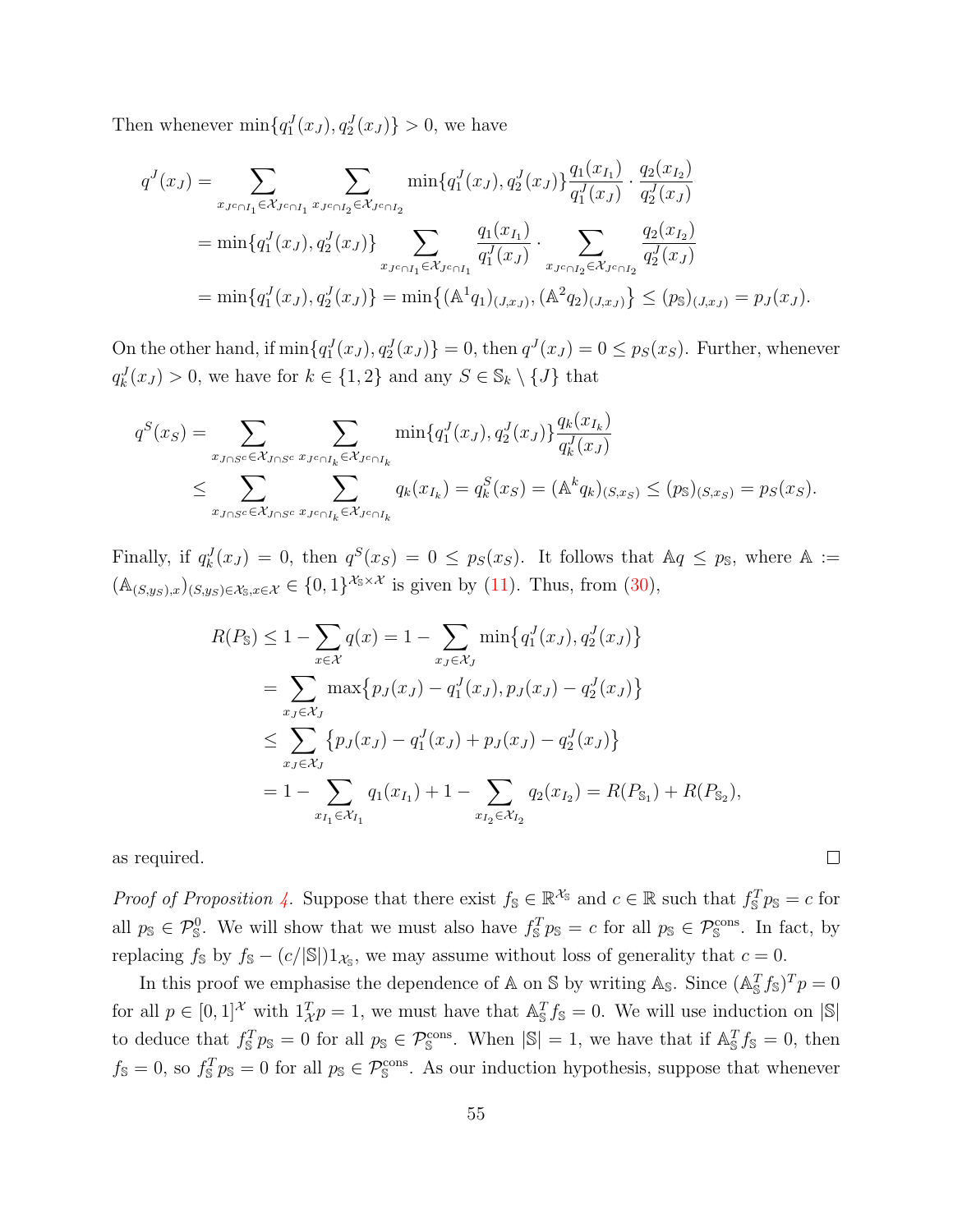Then whenever $\min\{q_1^J(x_J), q_2^J(x_J)\} > 0$, we have

$$
\begin{aligned}
q^J(x_J) &= \sum_{x_{J^c\cap I_1} \in \mathcal{X}_{J^c\cap I_1}} \sum_{x_{J^c\cap I_2} \in \mathcal{X}_{J^c\cap I_2}} \min\{q_1^J(x_J), q_2^J(x_J)\} \frac{q_1(x_{I_1})}{q_1^J(x_J)} \cdot \frac{q_2(x_{I_2})}{q_2^J(x_J)} \\
&= \min\{q_1^J(x_J), q_2^J(x_J)\} \sum_{x_{J^c\cap I_1} \in \mathcal{X}_{J^c\cap I_1}} \frac{q_1(x_{I_1})}{q_1^J(x_J)} \cdot \sum_{x_{J^c\cap I_2} \in \mathcal{X}_{J^c\cap I_2}} \frac{q_2(x_{I_2})}{q_2^J(x_J)} \\
&= \min\{q_1^J(x_J), q_2^J(x_J)\} = \min\big\{(\mathbb{A}^1 q_1)_{(J,x_J)}, (\mathbb{A}^2 q_2)_{(J,x_J)}\big\} \leq (p_{\mathbb{S}})_{(J,x_J)} = p_J(x_J).
\end{aligned}
$$

On the other hand, if $\min\{q_1^J(x_J), q_2^J(x_J)\} = 0$, then $q^J(x_J) = 0 \leq p_S(x_S)$. Further, whenever $q_k^J(x_J) > 0$, we have for $k \in \{1,2\}$ and any $S \in \mathbb{S}_k \setminus \{J\}$ that

$$
\begin{aligned}
q^S(x_S) &= \sum_{x_{J\cap S^c} \in \mathcal{X}_{J\cap S^c}} \sum_{x_{J^c\cap I_k} \in \mathcal{X}_{J^c\cap I_k}} \min\{q_1^J(x_J), q_2^J(x_J)\} \frac{q_k(x_{I_k})}{q_k^J(x_J)} \\
&\leq \sum_{x_{J\cap S^c} \in \mathcal{X}_{J\cap S^c}} \sum_{x_{J^c\cap I_k} \in \mathcal{X}_{J^c\cap I_k}} q_k(x_{I_k}) = q_k^S(x_S) = (\mathbb{A}^k q_k)_{(S,x_S)} \leq (p_{\mathbb{S}})_{(S,x_S)} = p_S(x_S).
\end{aligned}
$$

Finally, if $q_k^J(x_J) = 0$, then $q^S(x_S) = 0 \leq p_S(x_S)$. It follows that $\mathbb{A}q \leq p_{\mathbb{S}}$, where $\mathbb{A} := (\mathbb{A}_{(S,y_S),x})_{(S,y_S)\in\mathcal{X}_{\mathbb{S}}, x\in\mathcal{X}} \in \{0,1\}^{\mathcal{X}_{\mathbb{S}}\times\mathcal{X}}$ is given by (11). Thus, from (30),

$$
\begin{aligned}
R(P_{\mathbb{S}}) &\leq 1 - \sum_{x\in\mathcal{X}} q(x) = 1 - \sum_{x_J\in\mathcal{X}_J} \min\big\{q_1^J(x_J), q_2^J(x_J)\big\} \\
&= \sum_{x_J\in\mathcal{X}_J} \max\big\{p_J(x_J) - q_1^J(x_J), p_J(x_J) - q_2^J(x_J)\big\} \\
&\leq \sum_{x_J\in\mathcal{X}_J} \big\{p_J(x_J) - q_1^J(x_J) + p_J(x_J) - q_2^J(x_J)\big\} \\
&= 1 - \sum_{x_{I_1}\in\mathcal{X}_{I_1}} q_1(x_{I_1}) + 1 - \sum_{x_{I_2}\in\mathcal{X}_{I_2}} q_2(x_{I_2}) = R(P_{\mathbb{S}_1}) + R(P_{\mathbb{S}_2}),
\end{aligned}
$$

as required. $\square$

*Proof of Proposition 4.* Suppose that there exist $f_{\mathbb{S}} \in \mathbb{R}^{\mathcal{X}_{\mathbb{S}}}$ and $c \in \mathbb{R}$ such that $f_{\mathbb{S}}^T p_{\mathbb{S}} = c$ for all $p_{\mathbb{S}} \in \mathcal{P}_{\mathbb{S}}^0$. We will show that we must also have $f_{\mathbb{S}}^T p_{\mathbb{S}} = c$ for all $p_{\mathbb{S}} \in \mathcal{P}_{\mathbb{S}}^{\mathrm{cons}}$. In fact, by replacing $f_{\mathbb{S}}$ by $f_{\mathbb{S}} - (c/|\mathbb{S}|)1_{\mathcal{X}_{\mathbb{S}}}$, we may assume without loss of generality that $c = 0$.

In this proof we emphasise the dependence of $\mathbb{A}$ on $\mathbb{S}$ by writing $\mathbb{A}_{\mathbb{S}}$. Since $(\mathbb{A}_{\mathbb{S}}^T f_{\mathbb{S}})^T p = 0$ for all $p \in [0,1]^{\mathcal{X}}$ with $1_{\mathcal{X}}^T p = 1$, we must have that $\mathbb{A}_{\mathbb{S}}^T f_{\mathbb{S}} = 0$. We will use induction on $|\mathbb{S}|$ to deduce that $f_{\mathbb{S}}^T p_{\mathbb{S}} = 0$ for all $p_{\mathbb{S}} \in \mathcal{P}_{\mathbb{S}}^{\mathrm{cons}}$. When $|\mathbb{S}| = 1$, we have that if $\mathbb{A}_{\mathbb{S}}^T f_{\mathbb{S}} = 0$, then $f_{\mathbb{S}} = 0$, so $f_{\mathbb{S}}^T p_{\mathbb{S}} = 0$ for all $p_{\mathbb{S}} \in \mathcal{P}_{\mathbb{S}}^{\mathrm{cons}}$. As our induction hypothesis, suppose that whenever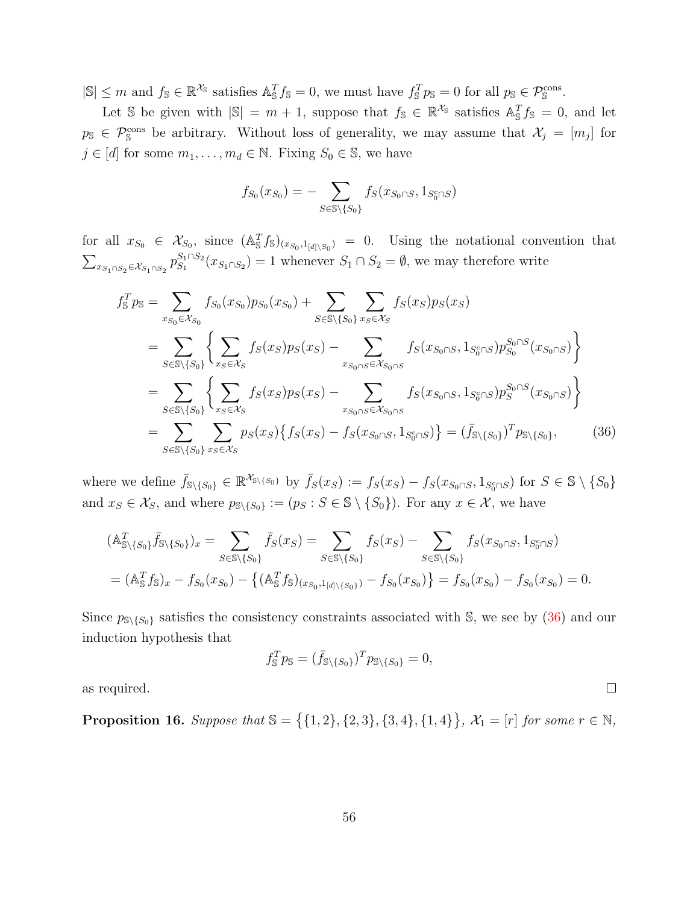$|\mathbb{S}| \leq m$ and $f_{\mathbb{S}} \in \mathbb{R}^{\mathcal{X}_{\mathbb{S}}}$ satisfies $\mathbb{A}_{\mathbb{S}}^T f_{\mathbb{S}} = 0$, we must have $f_{\mathbb{S}}^T p_{\mathbb{S}} = 0$ for all $p_{\mathbb{S}} \in \mathcal{P}_{\mathbb{S}}^{\mathrm{cons}}$.

Let $\mathbb{S}$ be given with $|\mathbb{S}| = m+1$, suppose that $f_{\mathbb{S}} \in \mathbb{R}^{\mathcal{X}_{\mathbb{S}}}$ satisfies $\mathbb{A}_{\mathbb{S}}^T f_{\mathbb{S}} = 0$, and let $p_{\mathbb{S}} \in \mathcal{P}_{\mathbb{S}}^{\mathrm{cons}}$ be arbitrary. Without loss of generality, we may assume that $\mathcal{X}_j = [m_j]$ for $j \in [d]$ for some $m_1, \ldots, m_d \in \mathbb{N}$. Fixing $S_0 \in \mathbb{S}$, we have

$$f_{S_0}(x_{S_0}) = -\sum_{S \in \mathbb{S} \setminus \{S_0\}} f_S(x_{S_0 \cap S}, 1_{S_0^c \cap S})$$

for all $x_{S_0} \in \mathcal{X}_{S_0}$, since $(\mathbb{A}_{\mathbb{S}}^T f_{\mathbb{S}})_{(x_{S_0}, 1_{[d]\setminus S_0})} = 0$. Using the notational convention that $\sum_{x_{S_1 \cap S_2} \in \mathcal{X}_{S_1 \cap S_2}} p_{S_1}^{S_1 \cap S_2}(x_{S_1 \cap S_2}) = 1$ whenever $S_1 \cap S_2 = \emptyset$, we may therefore write

$$\begin{aligned}
f_{\mathbb{S}}^T p_{\mathbb{S}} &= \sum_{x_{S_0} \in \mathcal{X}_{S_0}} f_{S_0}(x_{S_0}) p_{S_0}(x_{S_0}) + \sum_{S \in \mathbb{S} \setminus \{S_0\}} \sum_{x_S \in \mathcal{X}_S} f_S(x_S) p_S(x_S) \\
&= \sum_{S \in \mathbb{S} \setminus \{S_0\}} \biggl\{ \sum_{x_S \in \mathcal{X}_S} f_S(x_S) p_S(x_S) - \sum_{x_{S_0 \cap S} \in \mathcal{X}_{S_0 \cap S}} f_S(x_{S_0 \cap S}, 1_{S_0^c \cap S}) p_{S_0}^{S_0 \cap S}(x_{S_0 \cap S}) \biggr\} \\
&= \sum_{S \in \mathbb{S} \setminus \{S_0\}} \biggl\{ \sum_{x_S \in \mathcal{X}_S} f_S(x_S) p_S(x_S) - \sum_{x_{S_0 \cap S} \in \mathcal{X}_{S_0 \cap S}} f_S(x_{S_0 \cap S}, 1_{S_0^c \cap S}) p_{S}^{S_0 \cap S}(x_{S_0 \cap S}) \biggr\} \\
&= \sum_{S \in \mathbb{S} \setminus \{S_0\}} \sum_{x_S \in \mathcal{X}_S} p_S(x_S) \bigl\{ f_S(x_S) - f_S(x_{S_0 \cap S}, 1_{S_0^c \cap S}) \bigr\} = (\bar{f}_{\mathbb{S} \setminus \{S_0\}})^T p_{\mathbb{S} \setminus \{S_0\}}, \qquad (36)
\end{aligned}$$

where we define $\bar{f}_{\mathbb{S} \setminus \{S_0\}} \in \mathbb{R}^{\mathcal{X}_{\mathbb{S} \setminus \{S_0\}}}$ by $\bar{f}_S(x_S) := f_S(x_S) - f_S(x_{S_0 \cap S}, 1_{S_0^c \cap S})$ for $S \in \mathbb{S} \setminus \{S_0\}$ and $x_S \in \mathcal{X}_S$, and where $p_{\mathbb{S} \setminus \{S_0\}} := (p_S : S \in \mathbb{S} \setminus \{S_0\})$. For any $x \in \mathcal{X}$, we have

$$\begin{aligned}
(\mathbb{A}_{\mathbb{S} \setminus \{S_0\}}^T \bar{f}_{\mathbb{S} \setminus \{S_0\}})_x &= \sum_{S \in \mathbb{S} \setminus \{S_0\}} \bar{f}_S(x_S) = \sum_{S \in \mathbb{S} \setminus \{S_0\}} f_S(x_S) - \sum_{S \in \mathbb{S} \setminus \{S_0\}} f_S(x_{S_0 \cap S}, 1_{S_0^c \cap S}) \\
&= (\mathbb{A}_{\mathbb{S}}^T f_{\mathbb{S}})_x - f_{S_0}(x_{S_0}) - \bigl\{ (\mathbb{A}_{\mathbb{S}}^T f_{\mathbb{S}})_{(x_{S_0}, 1_{[d] \setminus \{S_0\}})} - f_{S_0}(x_{S_0}) \bigr\} = f_{S_0}(x_{S_0}) - f_{S_0}(x_{S_0}) = 0.
\end{aligned}$$

Since $p_{\mathbb{S} \setminus \{S_0\}}$ satisfies the consistency constraints associated with $\mathbb{S}$, we see by (36) and our induction hypothesis that

$$f_{\mathbb{S}}^T p_{\mathbb{S}} = (\bar{f}_{\mathbb{S} \setminus \{S_0\}})^T p_{\mathbb{S} \setminus \{S_0\}} = 0,$$

as required. □

**Proposition 16.** *Suppose that* $\mathbb{S} = \bigl\{\{1,2\}, \{2,3\}, \{3,4\}, \{1,4\}\bigr\}$*,* $\mathcal{X}_1 = [r]$ *for some* $r \in \mathbb{N}$*,*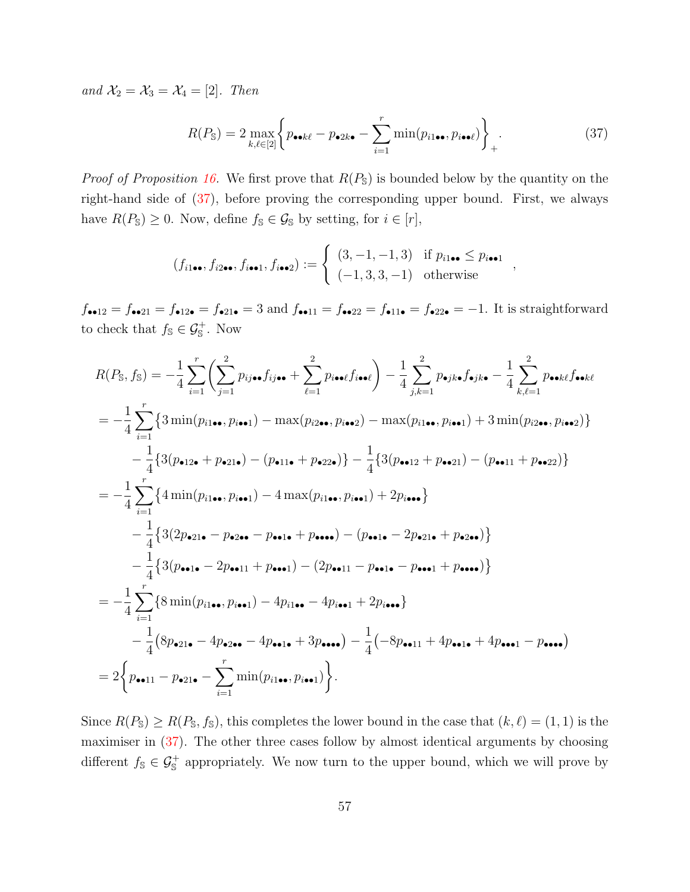*and* $\mathcal{X}_2 = \mathcal{X}_3 = \mathcal{X}_4 = [2]$. *Then*

$$
R(P_{\mathbb{S}}) = 2 \max_{k,\ell \in [2]} \biggl\{ p_{\bullet\bullet k\ell} - p_{\bullet 2k\bullet} - \sum_{i=1}^{r} \min(p_{i1\bullet\bullet}, p_{i\bullet\bullet\ell}) \biggr\}_{+}. \tag{37}
$$

*Proof of Proposition 16.* We first prove that $R(P_{\mathbb{S}})$ is bounded below by the quantity on the right-hand side of (37), before proving the corresponding upper bound. First, we always have $R(P_{\mathbb{S}}) \geq 0$. Now, define $f_{\mathbb{S}} \in \mathcal{G}_{\mathbb{S}}$ by setting, for $i \in [r]$,

$$
(f_{i1\bullet\bullet}, f_{i2\bullet\bullet}, f_{i\bullet\bullet 1}, f_{i\bullet\bullet 2}) := \left\{ \begin{array}{ll} (3,-1,-1,3) & \text{if } p_{i1\bullet\bullet} \leq p_{i\bullet\bullet 1} \\ (-1,3,3,-1) & \text{otherwise} \end{array} \right. ,
$$

$f_{\bullet\bullet 12} = f_{\bullet\bullet 21} = f_{\bullet 12\bullet} = f_{\bullet 21\bullet} = 3$ and $f_{\bullet\bullet 11} = f_{\bullet\bullet 22} = f_{\bullet 11\bullet} = f_{\bullet 22\bullet} = -1$. It is straightforward to check that $f_{\mathbb{S}} \in \mathcal{G}_{\mathbb{S}}^{+}$. Now

$$
\begin{aligned}
R(P_{\mathbb{S}}, f_{\mathbb{S}}) &= -\frac{1}{4}\sum_{i=1}^{r}\biggl(\sum_{j=1}^{2} p_{ij\bullet\bullet} f_{ij\bullet\bullet} + \sum_{\ell=1}^{2} p_{i\bullet\bullet\ell} f_{i\bullet\bullet\ell}\biggr) - \frac{1}{4}\sum_{j,k=1}^{2} p_{\bullet jk\bullet} f_{\bullet jk\bullet} - \frac{1}{4}\sum_{k,\ell=1}^{2} p_{\bullet\bullet k\ell} f_{\bullet\bullet k\ell} \\
&= -\frac{1}{4}\sum_{i=1}^{r}\bigl\{3\min(p_{i1\bullet\bullet}, p_{i\bullet\bullet 1}) - \max(p_{i2\bullet\bullet}, p_{i\bullet\bullet 2}) - \max(p_{i1\bullet\bullet}, p_{i\bullet\bullet 1}) + 3\min(p_{i2\bullet\bullet}, p_{i\bullet\bullet 2})\bigr\} \\
&\quad - \frac{1}{4}\bigl\{3(p_{\bullet 12\bullet} + p_{\bullet 21\bullet}) - (p_{\bullet 11\bullet} + p_{\bullet 22\bullet})\bigr\} - \frac{1}{4}\bigl\{3(p_{\bullet\bullet 12} + p_{\bullet\bullet 21}) - (p_{\bullet\bullet 11} + p_{\bullet\bullet 22})\bigr\} \\
&= -\frac{1}{4}\sum_{i=1}^{r}\bigl\{4\min(p_{i1\bullet\bullet}, p_{i\bullet\bullet 1}) - 4\max(p_{i1\bullet\bullet}, p_{i\bullet\bullet 1}) + 2p_{i\bullet\bullet\bullet}\bigr\} \\
&\quad - \frac{1}{4}\bigl\{3(2p_{\bullet 21\bullet} - p_{\bullet 2\bullet\bullet} - p_{\bullet\bullet 1\bullet} + p_{\bullet\bullet\bullet\bullet}) - (p_{\bullet\bullet 1\bullet} - 2p_{\bullet 21\bullet} + p_{\bullet 2\bullet\bullet})\bigr\} \\
&\quad - \frac{1}{4}\bigl\{3(p_{\bullet\bullet 1\bullet} - 2p_{\bullet\bullet 11} + p_{\bullet\bullet\bullet 1}) - (2p_{\bullet\bullet 11} - p_{\bullet\bullet 1\bullet} - p_{\bullet\bullet\bullet 1} + p_{\bullet\bullet\bullet\bullet})\bigr\} \\
&= -\frac{1}{4}\sum_{i=1}^{r}\{8\min(p_{i1\bullet\bullet}, p_{i\bullet\bullet 1}) - 4p_{i1\bullet\bullet} - 4p_{i\bullet\bullet 1} + 2p_{i\bullet\bullet\bullet}\} \\
&\quad - \frac{1}{4}\bigl(8p_{\bullet 21\bullet} - 4p_{\bullet 2\bullet\bullet} - 4p_{\bullet\bullet 1\bullet} + 3p_{\bullet\bullet\bullet\bullet}\bigr) - \frac{1}{4}\bigl(-8p_{\bullet\bullet 11} + 4p_{\bullet\bullet 1\bullet} + 4p_{\bullet\bullet\bullet 1} - p_{\bullet\bullet\bullet\bullet}\bigr) \\
&= 2\biggl\{p_{\bullet\bullet 11} - p_{\bullet 21\bullet} - \sum_{i=1}^{r}\min(p_{i1\bullet\bullet}, p_{i\bullet\bullet 1})\biggr\}.
\end{aligned}
$$

Since $R(P_{\mathbb{S}}) \geq R(P_{\mathbb{S}}, f_{\mathbb{S}})$, this completes the lower bound in the case that $(k,\ell) = (1,1)$ is the maximiser in (37). The other three cases follow by almost identical arguments by choosing different $f_{\mathbb{S}} \in \mathcal{G}_{\mathbb{S}}^{+}$ appropriately. We now turn to the upper bound, which we will prove by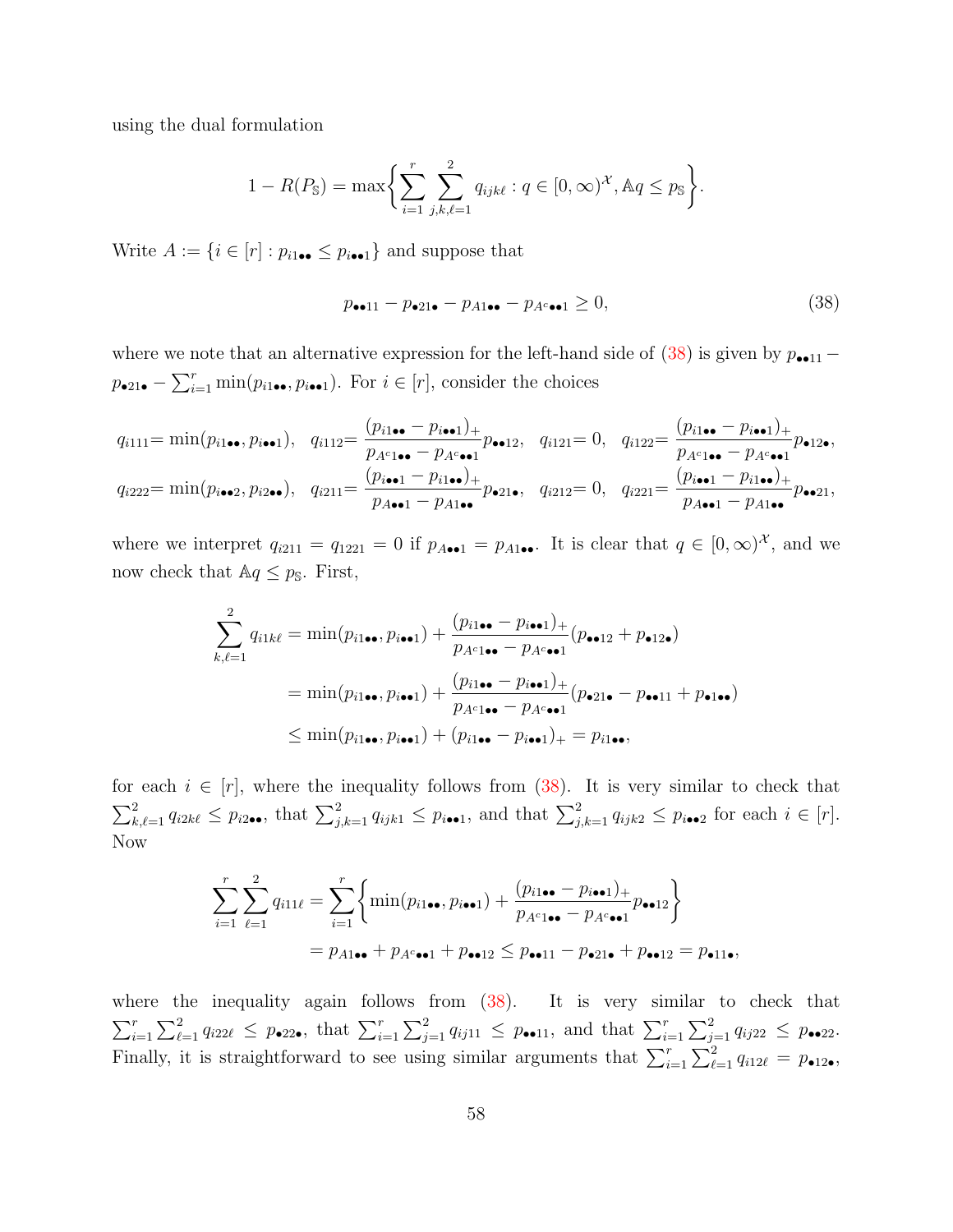using the dual formulation

$$1 - R(P_{\mathbb{S}}) = \max\biggl\{\sum_{i=1}^{r}\sum_{j,k,\ell=1}^{2} q_{ijk\ell} : q \in [0,\infty)^{\mathcal{X}}, \mathbb{A}q \le p_{\mathbb{S}}\biggr\}.$$

Write $A := \{i \in [r] : p_{i1\bullet\bullet} \le p_{i\bullet\bullet 1}\}$ and suppose that

$$p_{\bullet\bullet 11} - p_{\bullet 21\bullet} - p_{A1\bullet\bullet} - p_{A^c\bullet\bullet 1} \ge 0, \tag{38}$$

where we note that an alternative expression for the left-hand side of (38) is given by $p_{\bullet\bullet 11} - p_{\bullet 21\bullet} - \sum_{i=1}^{r} \min(p_{i1\bullet\bullet}, p_{i\bullet\bullet 1})$. For $i \in [r]$, consider the choices

$$q_{i111} = \min(p_{i1\bullet\bullet}, p_{i\bullet\bullet 1}), \quad q_{i112} = \frac{(p_{i1\bullet\bullet} - p_{i\bullet\bullet 1})_+}{p_{A^c1\bullet\bullet} - p_{A^c\bullet\bullet 1}} p_{\bullet\bullet 12}, \quad q_{i121} = 0, \quad q_{i122} = \frac{(p_{i1\bullet\bullet} - p_{i\bullet\bullet 1})_+}{p_{A^c1\bullet\bullet} - p_{A^c\bullet\bullet 1}} p_{\bullet 12\bullet},$$
$$q_{i222} = \min(p_{i\bullet\bullet 2}, p_{i2\bullet\bullet}), \quad q_{i211} = \frac{(p_{i\bullet\bullet 1} - p_{i1\bullet\bullet})_+}{p_{A\bullet\bullet 1} - p_{A1\bullet\bullet}} p_{\bullet 21\bullet}, \quad q_{i212} = 0, \quad q_{i221} = \frac{(p_{i\bullet\bullet 1} - p_{i1\bullet\bullet})_+}{p_{A\bullet\bullet 1} - p_{A1\bullet\bullet}} p_{\bullet\bullet 21},$$

where we interpret $q_{i211} = q_{1221} = 0$ if $p_{A\bullet\bullet 1} = p_{A1\bullet\bullet}$. It is clear that $q \in [0,\infty)^{\mathcal{X}}$, and we now check that $\mathbb{A}q \le p_{\mathbb{S}}$. First,

$$\begin{aligned}
\sum_{k,\ell=1}^{2} q_{i1k\ell} &= \min(p_{i1\bullet\bullet}, p_{i\bullet\bullet 1}) + \frac{(p_{i1\bullet\bullet} - p_{i\bullet\bullet 1})_+}{p_{A^c1\bullet\bullet} - p_{A^c\bullet\bullet 1}}(p_{\bullet\bullet 12} + p_{\bullet 12\bullet}) \\
&= \min(p_{i1\bullet\bullet}, p_{i\bullet\bullet 1}) + \frac{(p_{i1\bullet\bullet} - p_{i\bullet\bullet 1})_+}{p_{A^c1\bullet\bullet} - p_{A^c\bullet\bullet 1}}(p_{\bullet 21\bullet} - p_{\bullet\bullet 11} + p_{\bullet 1\bullet\bullet}) \\
&\le \min(p_{i1\bullet\bullet}, p_{i\bullet\bullet 1}) + (p_{i1\bullet\bullet} - p_{i\bullet\bullet 1})_+ = p_{i1\bullet\bullet},
\end{aligned}$$

for each $i \in [r]$, where the inequality follows from (38). It is very similar to check that $\sum_{k,\ell=1}^{2} q_{i2k\ell} \le p_{i2\bullet\bullet}$, that $\sum_{j,k=1}^{2} q_{ijk1} \le p_{i\bullet\bullet 1}$, and that $\sum_{j,k=1}^{2} q_{ijk2} \le p_{i\bullet\bullet 2}$ for each $i \in [r]$. Now

$$\begin{aligned}
\sum_{i=1}^{r}\sum_{\ell=1}^{2} q_{i11\ell} &= \sum_{i=1}^{r}\biggl\{\min(p_{i1\bullet\bullet}, p_{i\bullet\bullet 1}) + \frac{(p_{i1\bullet\bullet} - p_{i\bullet\bullet 1})_+}{p_{A^c1\bullet\bullet} - p_{A^c\bullet\bullet 1}} p_{\bullet\bullet 12}\biggr\} \\
&= p_{A1\bullet\bullet} + p_{A^c\bullet\bullet 1} + p_{\bullet\bullet 12} \le p_{\bullet\bullet 11} - p_{\bullet 21\bullet} + p_{\bullet\bullet 12} = p_{\bullet 11\bullet},
\end{aligned}$$

where the inequality again follows from (38). It is very similar to check that $\sum_{i=1}^{r}\sum_{\ell=1}^{2} q_{i22\ell} \le p_{\bullet 22\bullet}$, that $\sum_{i=1}^{r}\sum_{j=1}^{2} q_{ij11} \le p_{\bullet\bullet 11}$, and that $\sum_{i=1}^{r}\sum_{j=1}^{2} q_{ij22} \le p_{\bullet\bullet 22}$. Finally, it is straightforward to see using similar arguments that $\sum_{i=1}^{r}\sum_{\ell=1}^{2} q_{i12\ell} = p_{\bullet 12\bullet}$,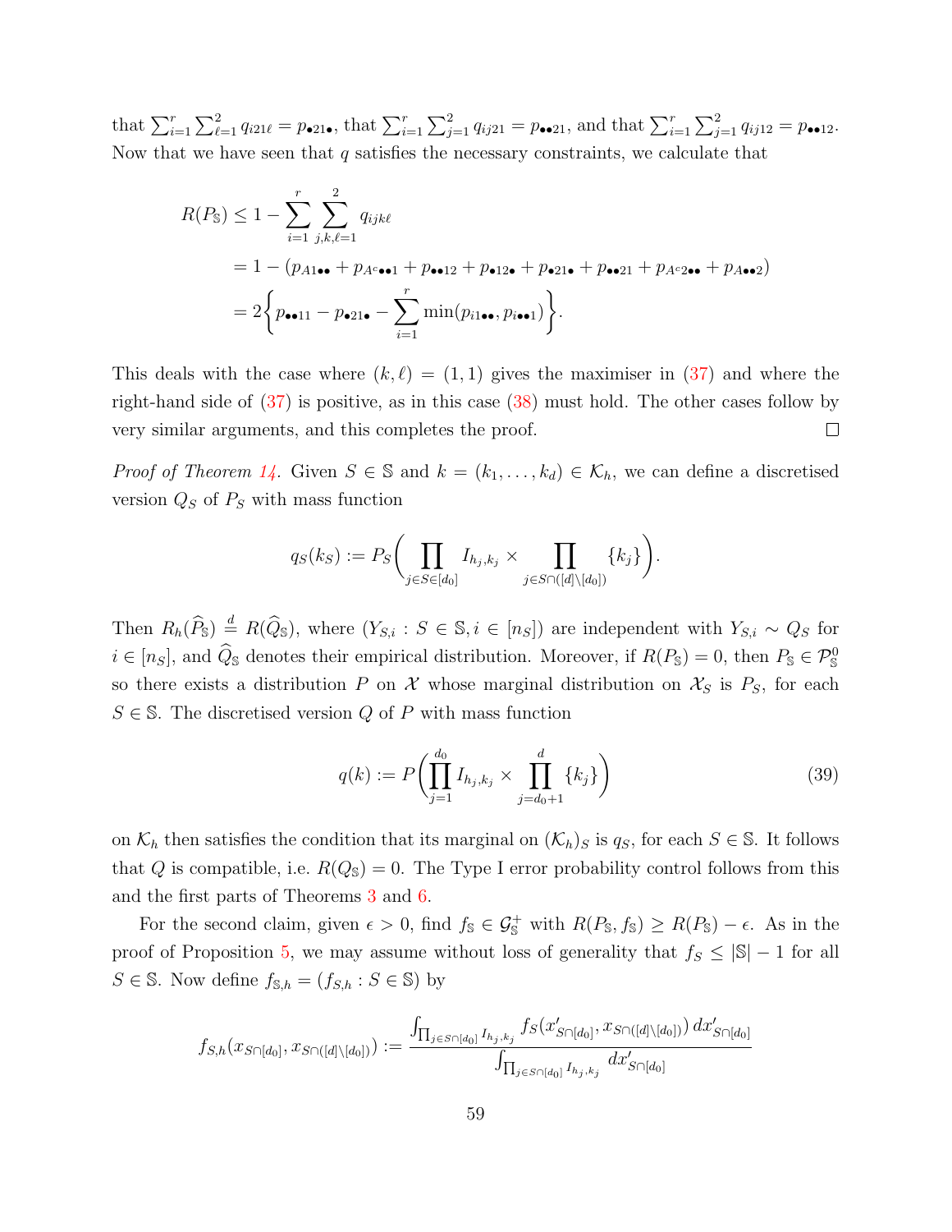that $\sum_{i=1}^r \sum_{\ell=1}^2 q_{i21\ell} = p_{\bullet 21 \bullet}$, that $\sum_{i=1}^r \sum_{j=1}^2 q_{ij21} = p_{\bullet\bullet 21}$, and that $\sum_{i=1}^r \sum_{j=1}^2 q_{ij12} = p_{\bullet\bullet 12}$. Now that we have seen that $q$ satisfies the necessary constraints, we calculate that

$$
\begin{aligned}
R(P_{\mathbb{S}}) &\leq 1 - \sum_{i=1}^r \sum_{j,k,\ell=1}^2 q_{ijk\ell} \\
&= 1 - (p_{A1\bullet\bullet} + p_{A^c\bullet\bullet 1} + p_{\bullet\bullet 12} + p_{\bullet 12\bullet} + p_{\bullet 21\bullet} + p_{\bullet\bullet 21} + p_{A^c 2\bullet\bullet} + p_{A\bullet\bullet 2}) \\
&= 2\biggl\{ p_{\bullet\bullet 11} - p_{\bullet 21\bullet} - \sum_{i=1}^r \min(p_{i1\bullet\bullet}, p_{i\bullet\bullet 1}) \biggr\}.
\end{aligned}
$$

This deals with the case where $(k,\ell) = (1,1)$ gives the maximiser in (37) and where the right-hand side of (37) is positive, as in this case (38) must hold. The other cases follow by very similar arguments, and this completes the proof. $\square$

*Proof of Theorem 14.* Given $S \in \mathbb{S}$ and $k = (k_1, \ldots, k_d) \in \mathcal{K}_h$, we can define a discretised version $Q_S$ of $P_S$ with mass function

$$
q_S(k_S) := P_S\biggl( \prod_{j \in S \in [d_0]} I_{h_j,k_j} \times \prod_{j \in S \cap ([d]\setminus[d_0])} \{k_j\} \biggr).
$$

Then $R_h(\widehat{P}_{\mathbb{S}}) \overset{d}{=} R(\widehat{Q}_{\mathbb{S}})$, where $(Y_{S,i} : S \in \mathbb{S}, i \in [n_S])$ are independent with $Y_{S,i} \sim Q_S$ for $i \in [n_S]$, and $\widehat{Q}_{\mathbb{S}}$ denotes their empirical distribution. Moreover, if $R(P_{\mathbb{S}}) = 0$, then $P_{\mathbb{S}} \in \mathcal{P}_{\mathbb{S}}^0$ so there exists a distribution $P$ on $\mathcal{X}$ whose marginal distribution on $\mathcal{X}_S$ is $P_S$, for each $S \in \mathbb{S}$. The discretised version $Q$ of $P$ with mass function

$$
q(k) := P\biggl( \prod_{j=1}^{d_0} I_{h_j,k_j} \times \prod_{j=d_0+1}^{d} \{k_j\} \biggr) \tag{39}
$$

on $\mathcal{K}_h$ then satisfies the condition that its marginal on $(\mathcal{K}_h)_S$ is $q_S$, for each $S \in \mathbb{S}$. It follows that $Q$ is compatible, i.e. $R(Q_{\mathbb{S}}) = 0$. The Type I error probability control follows from this and the first parts of Theorems 3 and 6.

For the second claim, given $\epsilon > 0$, find $f_{\mathbb{S}} \in \mathcal{G}_{\mathbb{S}}^+$ with $R(P_{\mathbb{S}}, f_{\mathbb{S}}) \geq R(P_{\mathbb{S}}) - \epsilon$. As in the proof of Proposition 5, we may assume without loss of generality that $f_S \leq |\mathbb{S}| - 1$ for all $S \in \mathbb{S}$. Now define $f_{\mathbb{S},h} = (f_{S,h} : S \in \mathbb{S})$ by

$$
f_{S,h}(x_{S\cap[d_0]}, x_{S\cap([d]\setminus[d_0])}) := \frac{\int_{\prod_{j \in S\cap[d_0]} I_{h_j,k_j}} f_S(x'_{S\cap[d_0]}, x_{S\cap([d]\setminus[d_0])})\, dx'_{S\cap[d_0]}}{\int_{\prod_{j \in S\cap[d_0]} I_{h_j,k_j}} dx'_{S\cap[d_0]}}
$$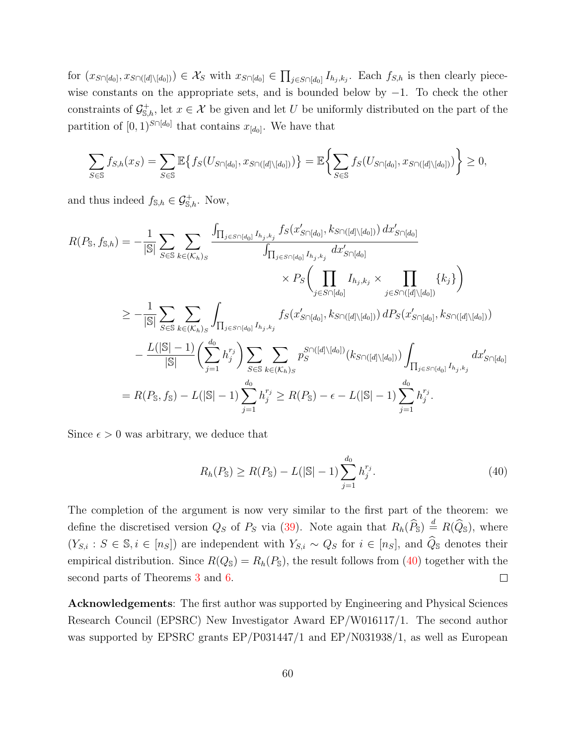for $(x_{S\cap[d_0]}, x_{S\cap([d]\setminus[d_0])}) \in \mathcal{X}_S$ with $x_{S\cap[d_0]} \in \prod_{j\in S\cap[d_0]} I_{h_j,k_j}$. Each $f_{S,h}$ is then clearly piecewise constants on the appropriate sets, and is bounded below by $-1$. To check the other constraints of $\mathcal{G}^+_{\mathbb{S},h}$, let $x \in \mathcal{X}$ be given and let $U$ be uniformly distributed on the part of the partition of $[0,1)^{S\cap[d_0]}$ that contains $x_{[d_0]}$. We have that

$$\sum_{S\in\mathbb{S}} f_{S,h}(x_S) = \sum_{S\in\mathbb{S}} \mathbb{E}\{f_S(U_{S\cap[d_0]}, x_{S\cap([d]\setminus[d_0])})\} = \mathbb{E}\biggl\{\sum_{S\in\mathbb{S}} f_S(U_{S\cap[d_0]}, x_{S\cap([d]\setminus[d_0])})\biggr\} \geq 0,$$

and thus indeed $f_{\mathbb{S},h} \in \mathcal{G}^+_{\mathbb{S},h}$. Now,

$$\begin{aligned}
R(P_{\mathbb{S}}, f_{\mathbb{S},h}) &= -\frac{1}{|\mathbb{S}|}\sum_{S\in\mathbb{S}}\sum_{k\in(\mathcal{K}_h)_S} \frac{\int_{\prod_{j\in S\cap[d_0]} I_{h_j,k_j}} f_S(x'_{S\cap[d_0]}, k_{S\cap([d]\setminus[d_0])})\,dx'_{S\cap[d_0]}}{\int_{\prod_{j\in S\cap[d_0]} I_{h_j,k_j}} dx'_{S\cap[d_0]}} \\
&\qquad\qquad\qquad \times P_S\biggl(\prod_{j\in S\cap[d_0]} I_{h_j,k_j} \times \prod_{j\in S\cap([d]\setminus[d_0])} \{k_j\}\biggr) \\
&\geq -\frac{1}{|\mathbb{S}|}\sum_{S\in\mathbb{S}}\sum_{k\in(\mathcal{K}_h)_S} \int_{\prod_{j\in S\cap[d_0]} I_{h_j,k_j}} f_S(x'_{S\cap[d_0]}, k_{S\cap([d]\setminus[d_0])})\,dP_S(x'_{S\cap[d_0]}, k_{S\cap([d]\setminus[d_0])}) \\
&\quad - \frac{L(|\mathbb{S}|-1)}{|\mathbb{S}|}\biggl(\sum_{j=1}^{d_0} h_j^{r_j}\biggr)\sum_{S\in\mathbb{S}}\sum_{k\in(\mathcal{K}_h)_S} p_S^{S\cap([d]\setminus[d_0])}(k_{S\cap([d]\setminus[d_0])}) \int_{\prod_{j\in S\cap[d_0]} I_{h_j,k_j}} dx'_{S\cap[d_0]} \\
&= R(P_{\mathbb{S}}, f_{\mathbb{S}}) - L(|\mathbb{S}|-1)\sum_{j=1}^{d_0} h_j^{r_j} \geq R(P_{\mathbb{S}}) - \epsilon - L(|\mathbb{S}|-1)\sum_{j=1}^{d_0} h_j^{r_j}.
\end{aligned}$$

Since $\epsilon > 0$ was arbitrary, we deduce that

$$R_h(P_{\mathbb{S}}) \geq R(P_{\mathbb{S}}) - L(|\mathbb{S}|-1)\sum_{j=1}^{d_0} h_j^{r_j}. \tag{40}$$

The completion of the argument is now very similar to the first part of the theorem: we define the discretised version $Q_S$ of $P_S$ via (39). Note again that $R_h(\widehat{P}_{\mathbb{S}}) \overset{d}{=} R(\widehat{Q}_{\mathbb{S}})$, where $(Y_{S,i} : S \in \mathbb{S}, i \in [n_S])$ are independent with $Y_{S,i} \sim Q_S$ for $i \in [n_S]$, and $\widehat{Q}_{\mathbb{S}}$ denotes their empirical distribution. Since $R(Q_{\mathbb{S}}) = R_h(P_{\mathbb{S}})$, the result follows from (40) together with the second parts of Theorems 3 and 6. □

**Acknowledgements**: The first author was supported by Engineering and Physical Sciences Research Council (EPSRC) New Investigator Award EP/W016117/1. The second author was supported by EPSRC grants EP/P031447/1 and EP/N031938/1, as well as European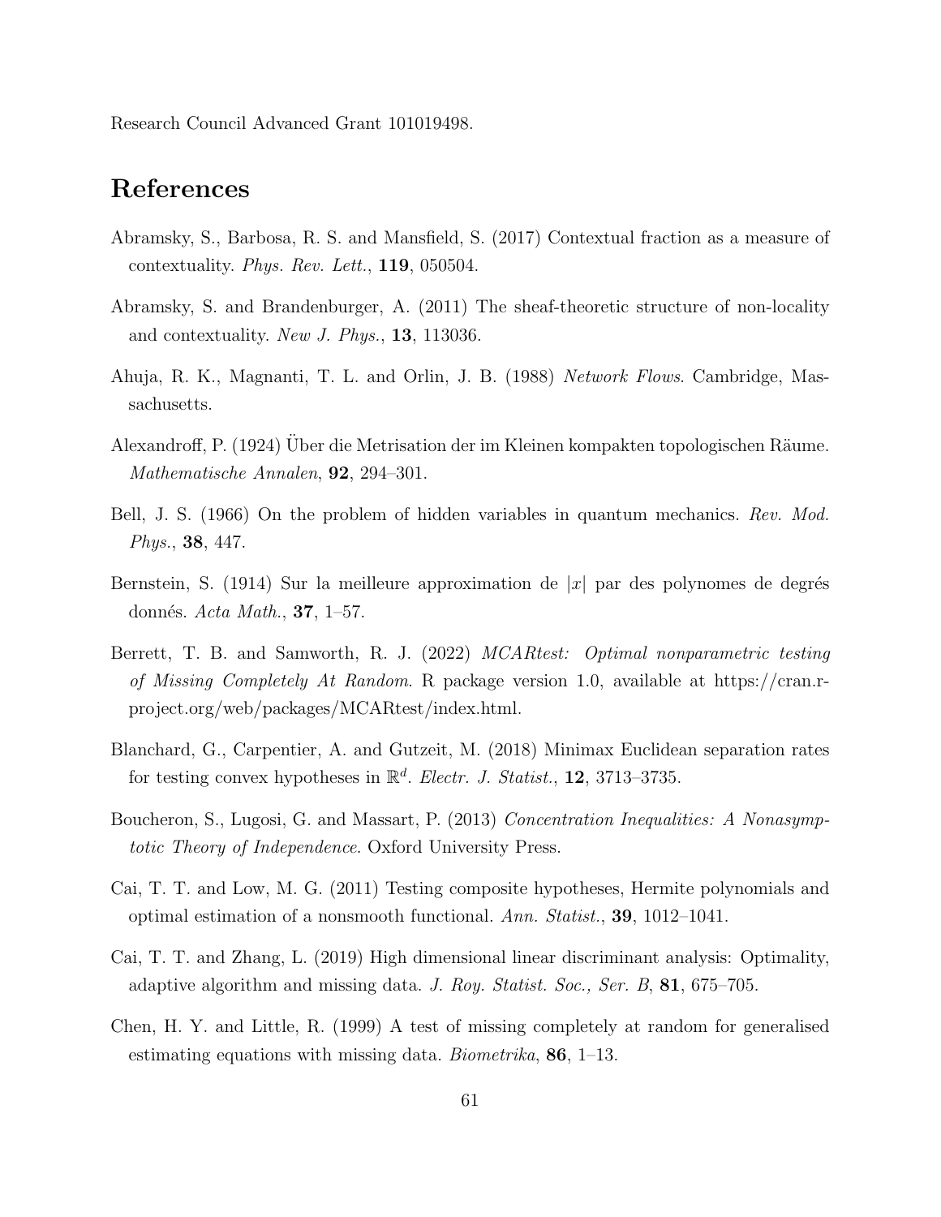Research Council Advanced Grant 101019498.

# References

Abramsky, S., Barbosa, R. S. and Mansfield, S. (2017) Contextual fraction as a measure of contextuality. *Phys. Rev. Lett.*, **119**, 050504.

Abramsky, S. and Brandenburger, A. (2011) The sheaf-theoretic structure of non-locality and contextuality. *New J. Phys.*, **13**, 113036.

Ahuja, R. K., Magnanti, T. L. and Orlin, J. B. (1988) *Network Flows*. Cambridge, Massachusetts.

Alexandroff, P. (1924) Über die Metrisation der im Kleinen kompakten topologischen Räume. *Mathematische Annalen*, **92**, 294–301.

Bell, J. S. (1966) On the problem of hidden variables in quantum mechanics. *Rev. Mod. Phys.*, **38**, 447.

Bernstein, S. (1914) Sur la meilleure approximation de $|x|$ par des polynomes de degrés donnés. *Acta Math.*, **37**, 1–57.

Berrett, T. B. and Samworth, R. J. (2022) *MCARtest: Optimal nonparametric testing of Missing Completely At Random*. R package version 1.0, available at https://cran.r-project.org/web/packages/MCARtest/index.html.

Blanchard, G., Carpentier, A. and Gutzeit, M. (2018) Minimax Euclidean separation rates for testing convex hypotheses in $\mathbb{R}^d$. *Electr. J. Statist.*, **12**, 3713–3735.

Boucheron, S., Lugosi, G. and Massart, P. (2013) *Concentration Inequalities: A Nonasymptotic Theory of Independence*. Oxford University Press.

Cai, T. T. and Low, M. G. (2011) Testing composite hypotheses, Hermite polynomials and optimal estimation of a nonsmooth functional. *Ann. Statist.*, **39**, 1012–1041.

Cai, T. T. and Zhang, L. (2019) High dimensional linear discriminant analysis: Optimality, adaptive algorithm and missing data. *J. Roy. Statist. Soc., Ser. B*, **81**, 675–705.

Chen, H. Y. and Little, R. (1999) A test of missing completely at random for generalised estimating equations with missing data. *Biometrika*, **86**, 1–13.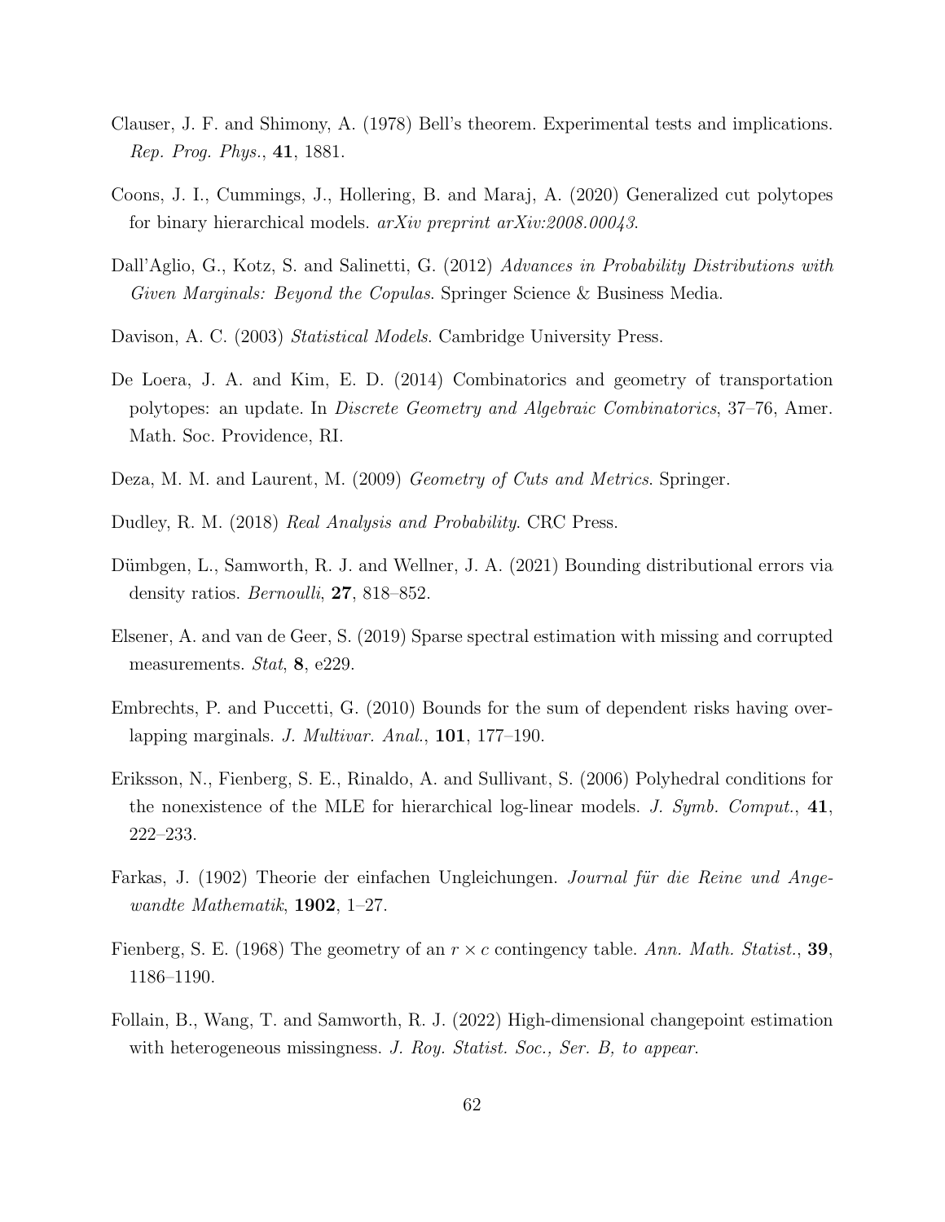Clauser, J. F. and Shimony, A. (1978) Bell's theorem. Experimental tests and implications. *Rep. Prog. Phys.*, **41**, 1881.

Coons, J. I., Cummings, J., Hollering, B. and Maraj, A. (2020) Generalized cut polytopes for binary hierarchical models. *arXiv preprint arXiv:2008.00043*.

Dall'Aglio, G., Kotz, S. and Salinetti, G. (2012) *Advances in Probability Distributions with Given Marginals: Beyond the Copulas*. Springer Science & Business Media.

Davison, A. C. (2003) *Statistical Models*. Cambridge University Press.

De Loera, J. A. and Kim, E. D. (2014) Combinatorics and geometry of transportation polytopes: an update. In *Discrete Geometry and Algebraic Combinatorics*, 37–76, Amer. Math. Soc. Providence, RI.

Deza, M. M. and Laurent, M. (2009) *Geometry of Cuts and Metrics*. Springer.

Dudley, R. M. (2018) *Real Analysis and Probability*. CRC Press.

Dümbgen, L., Samworth, R. J. and Wellner, J. A. (2021) Bounding distributional errors via density ratios. *Bernoulli*, **27**, 818–852.

Elsener, A. and van de Geer, S. (2019) Sparse spectral estimation with missing and corrupted measurements. *Stat*, **8**, e229.

Embrechts, P. and Puccetti, G. (2010) Bounds for the sum of dependent risks having overlapping marginals. *J. Multivar. Anal.*, **101**, 177–190.

Eriksson, N., Fienberg, S. E., Rinaldo, A. and Sullivant, S. (2006) Polyhedral conditions for the nonexistence of the MLE for hierarchical log-linear models. *J. Symb. Comput.*, **41**, 222–233.

Farkas, J. (1902) Theorie der einfachen Ungleichungen. *Journal für die Reine und Angewandte Mathematik*, **1902**, 1–27.

Fienberg, S. E. (1968) The geometry of an $r \times c$ contingency table. *Ann. Math. Statist.*, **39**, 1186–1190.

Follain, B., Wang, T. and Samworth, R. J. (2022) High-dimensional changepoint estimation with heterogeneous missingness. *J. Roy. Statist. Soc., Ser. B, to appear*.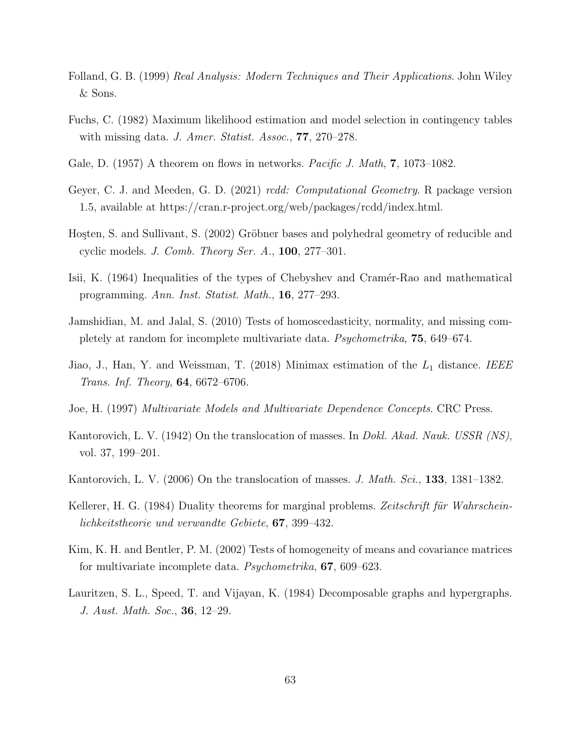Folland, G. B. (1999) *Real Analysis: Modern Techniques and Their Applications*. John Wiley & Sons.

Fuchs, C. (1982) Maximum likelihood estimation and model selection in contingency tables with missing data. *J. Amer. Statist. Assoc.*, **77**, 270–278.

Gale, D. (1957) A theorem on flows in networks. *Pacific J. Math*, **7**, 1073–1082.

Geyer, C. J. and Meeden, G. D. (2021) *rcdd: Computational Geometry*. R package version 1.5, available at https://cran.r-project.org/web/packages/rcdd/index.html.

Hoşten, S. and Sullivant, S. (2002) Gröbner bases and polyhedral geometry of reducible and cyclic models. *J. Comb. Theory Ser. A.*, **100**, 277–301.

Isii, K. (1964) Inequalities of the types of Chebyshev and Cramér-Rao and mathematical programming. *Ann. Inst. Statist. Math.*, **16**, 277–293.

Jamshidian, M. and Jalal, S. (2010) Tests of homoscedasticity, normality, and missing completely at random for incomplete multivariate data. *Psychometrika*, **75**, 649–674.

Jiao, J., Han, Y. and Weissman, T. (2018) Minimax estimation of the $L_1$ distance. *IEEE Trans. Inf. Theory*, **64**, 6672–6706.

Joe, H. (1997) *Multivariate Models and Multivariate Dependence Concepts*. CRC Press.

Kantorovich, L. V. (1942) On the translocation of masses. In *Dokl. Akad. Nauk. USSR (NS)*, vol. 37, 199–201.

Kantorovich, L. V. (2006) On the translocation of masses. *J. Math. Sci.*, **133**, 1381–1382.

Kellerer, H. G. (1984) Duality theorems for marginal problems. *Zeitschrift für Wahrscheinlichkeitstheorie und verwandte Gebiete*, **67**, 399–432.

Kim, K. H. and Bentler, P. M. (2002) Tests of homogeneity of means and covariance matrices for multivariate incomplete data. *Psychometrika*, **67**, 609–623.

Lauritzen, S. L., Speed, T. and Vijayan, K. (1984) Decomposable graphs and hypergraphs. *J. Aust. Math. Soc.*, **36**, 12–29.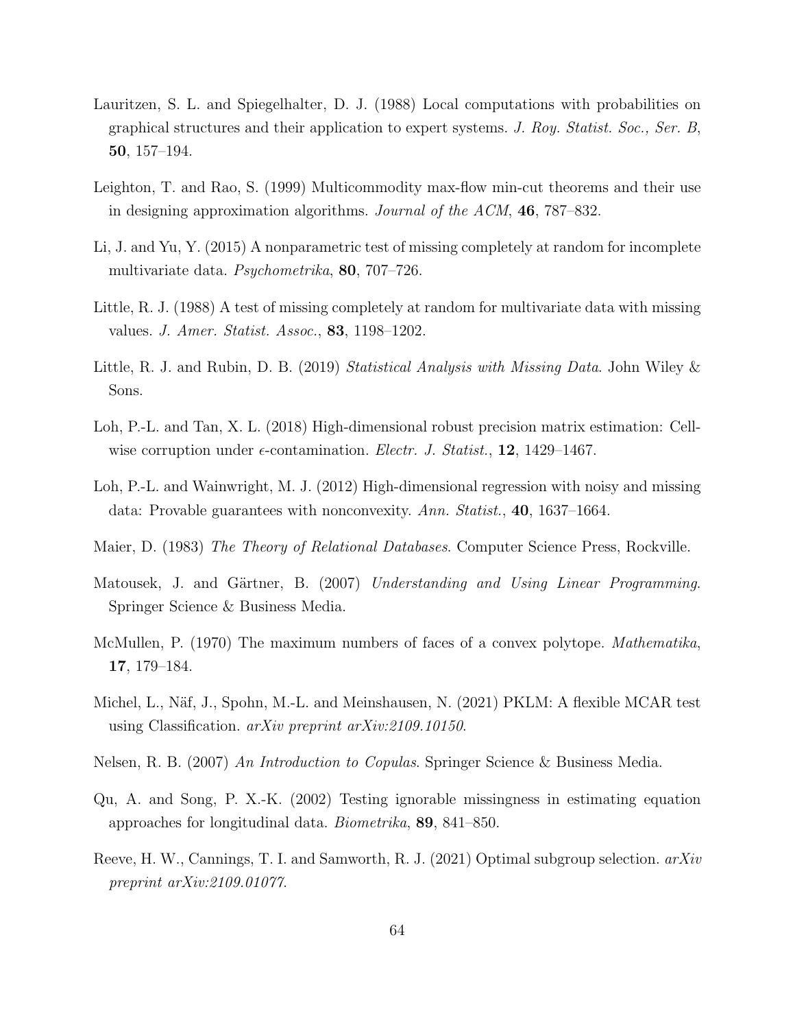Lauritzen, S. L. and Spiegelhalter, D. J. (1988) Local computations with probabilities on graphical structures and their application to expert systems. *J. Roy. Statist. Soc., Ser. B*, **50**, 157–194.

Leighton, T. and Rao, S. (1999) Multicommodity max-flow min-cut theorems and their use in designing approximation algorithms. *Journal of the ACM*, **46**, 787–832.

Li, J. and Yu, Y. (2015) A nonparametric test of missing completely at random for incomplete multivariate data. *Psychometrika*, **80**, 707–726.

Little, R. J. (1988) A test of missing completely at random for multivariate data with missing values. *J. Amer. Statist. Assoc.*, **83**, 1198–1202.

Little, R. J. and Rubin, D. B. (2019) *Statistical Analysis with Missing Data*. John Wiley & Sons.

Loh, P.-L. and Tan, X. L. (2018) High-dimensional robust precision matrix estimation: Cellwise corruption under $\epsilon$-contamination. *Electr. J. Statist.*, **12**, 1429–1467.

Loh, P.-L. and Wainwright, M. J. (2012) High-dimensional regression with noisy and missing data: Provable guarantees with nonconvexity. *Ann. Statist.*, **40**, 1637–1664.

Maier, D. (1983) *The Theory of Relational Databases*. Computer Science Press, Rockville.

Matousek, J. and Gärtner, B. (2007) *Understanding and Using Linear Programming*. Springer Science & Business Media.

McMullen, P. (1970) The maximum numbers of faces of a convex polytope. *Mathematika*, **17**, 179–184.

Michel, L., Näf, J., Spohn, M.-L. and Meinshausen, N. (2021) PKLM: A flexible MCAR test using Classification. *arXiv preprint arXiv:2109.10150*.

Nelsen, R. B. (2007) *An Introduction to Copulas*. Springer Science & Business Media.

Qu, A. and Song, P. X.-K. (2002) Testing ignorable missingness in estimating equation approaches for longitudinal data. *Biometrika*, **89**, 841–850.

Reeve, H. W., Cannings, T. I. and Samworth, R. J. (2021) Optimal subgroup selection. *arXiv preprint arXiv:2109.01077*.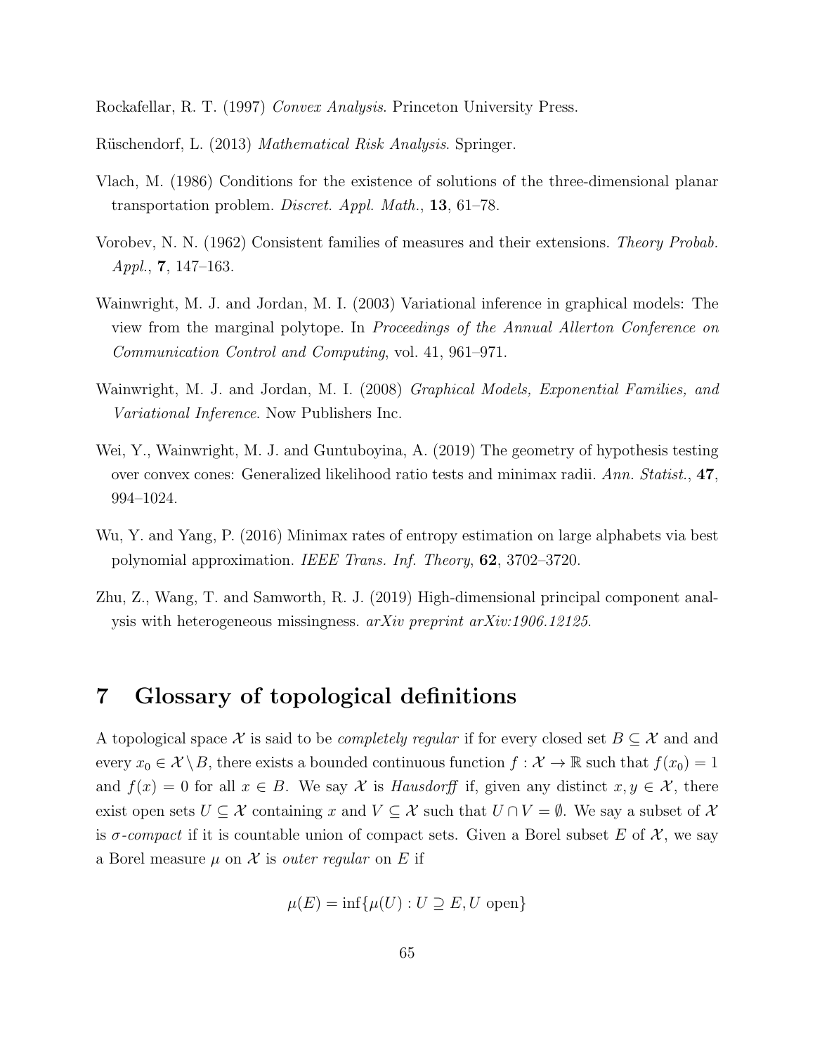Rockafellar, R. T. (1997) *Convex Analysis*. Princeton University Press.

Rüschendorf, L. (2013) *Mathematical Risk Analysis*. Springer.

Vlach, M. (1986) Conditions for the existence of solutions of the three-dimensional planar transportation problem. *Discret. Appl. Math.*, **13**, 61–78.

Vorobev, N. N. (1962) Consistent families of measures and their extensions. *Theory Probab. Appl.*, **7**, 147–163.

Wainwright, M. J. and Jordan, M. I. (2003) Variational inference in graphical models: The view from the marginal polytope. In *Proceedings of the Annual Allerton Conference on Communication Control and Computing*, vol. 41, 961–971.

Wainwright, M. J. and Jordan, M. I. (2008) *Graphical Models, Exponential Families, and Variational Inference*. Now Publishers Inc.

Wei, Y., Wainwright, M. J. and Guntuboyina, A. (2019) The geometry of hypothesis testing over convex cones: Generalized likelihood ratio tests and minimax radii. *Ann. Statist.*, **47**, 994–1024.

Wu, Y. and Yang, P. (2016) Minimax rates of entropy estimation on large alphabets via best polynomial approximation. *IEEE Trans. Inf. Theory*, **62**, 3702–3720.

Zhu, Z., Wang, T. and Samworth, R. J. (2019) High-dimensional principal component analysis with heterogeneous missingness. *arXiv preprint arXiv:1906.12125*.

# 7 Glossary of topological definitions

A topological space $\mathcal{X}$ is said to be *completely regular* if for every closed set $B \subseteq \mathcal{X}$ and and every $x_0 \in \mathcal{X} \setminus B$, there exists a bounded continuous function $f : \mathcal{X} \to \mathbb{R}$ such that $f(x_0) = 1$ and $f(x) = 0$ for all $x \in B$. We say $\mathcal{X}$ is *Hausdorff* if, given any distinct $x, y \in \mathcal{X}$, there exist open sets $U \subseteq \mathcal{X}$ containing $x$ and $V \subseteq \mathcal{X}$ such that $U \cap V = \emptyset$. We say a subset of $\mathcal{X}$ is *$\sigma$-compact* if it is countable union of compact sets. Given a Borel subset $E$ of $\mathcal{X}$, we say a Borel measure $\mu$ on $\mathcal{X}$ is *outer regular* on $E$ if

$$\mu(E) = \inf\{\mu(U) : U \supseteq E, U \text{ open}\}$$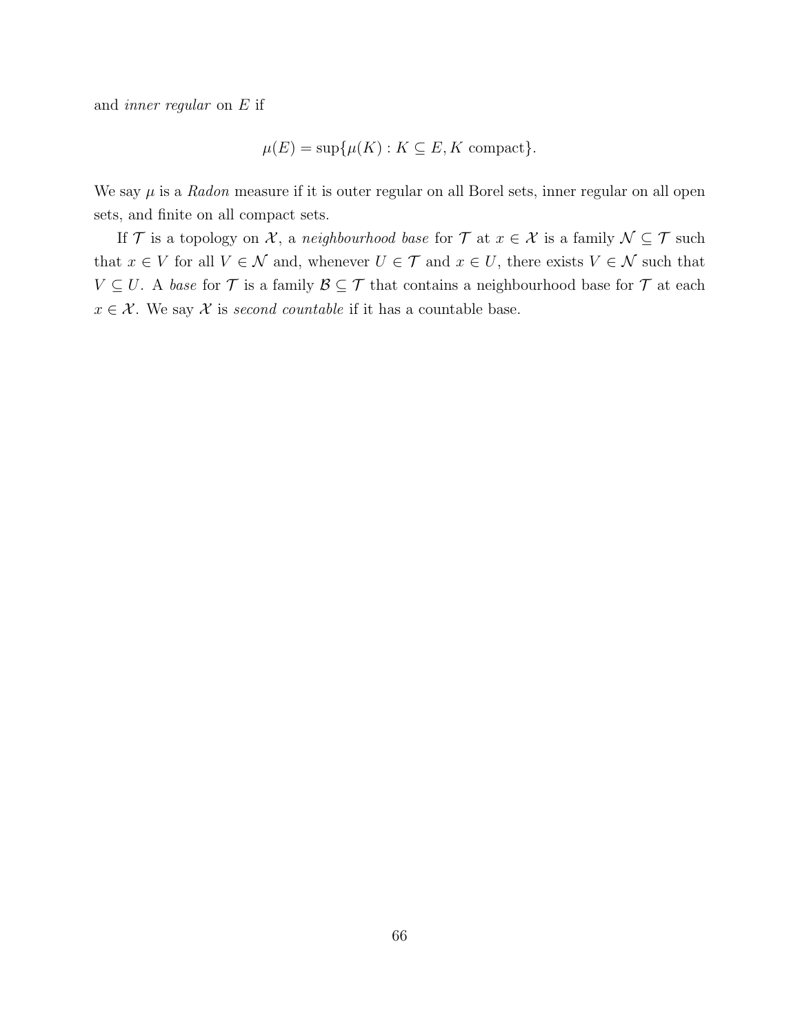and *inner regular* on $E$ if

$$\mu(E) = \sup\{\mu(K) : K \subseteq E, K \text{ compact}\}.$$

We say $\mu$ is a *Radon* measure if it is outer regular on all Borel sets, inner regular on all open sets, and finite on all compact sets.

If $\mathcal{T}$ is a topology on $\mathcal{X}$, a *neighbourhood base* for $\mathcal{T}$ at $x \in \mathcal{X}$ is a family $\mathcal{N} \subseteq \mathcal{T}$ such that $x \in V$ for all $V \in \mathcal{N}$ and, whenever $U \in \mathcal{T}$ and $x \in U$, there exists $V \in \mathcal{N}$ such that $V \subseteq U$. A *base* for $\mathcal{T}$ is a family $\mathcal{B} \subseteq \mathcal{T}$ that contains a neighbourhood base for $\mathcal{T}$ at each $x \in \mathcal{X}$. We say $\mathcal{X}$ is *second countable* if it has a countable base.